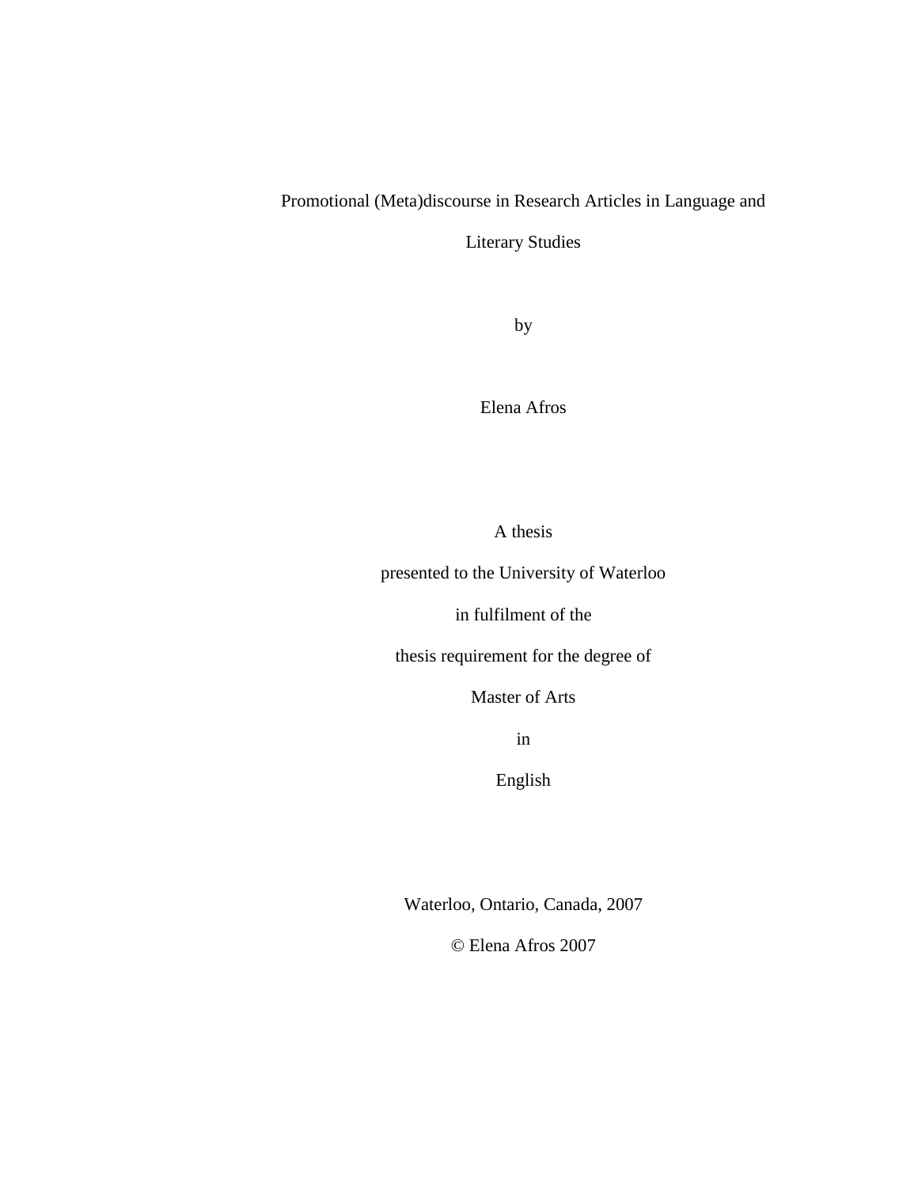# Promotional (Meta)discourse in Research Articles in Language and Literary Studies

by

Elena Afros

A thesis

presented to the University of Waterloo

in fulfilment of the

thesis requirement for the degree of

Master of Arts

in

English

Waterloo, Ontario, Canada, 2007

© Elena Afros 2007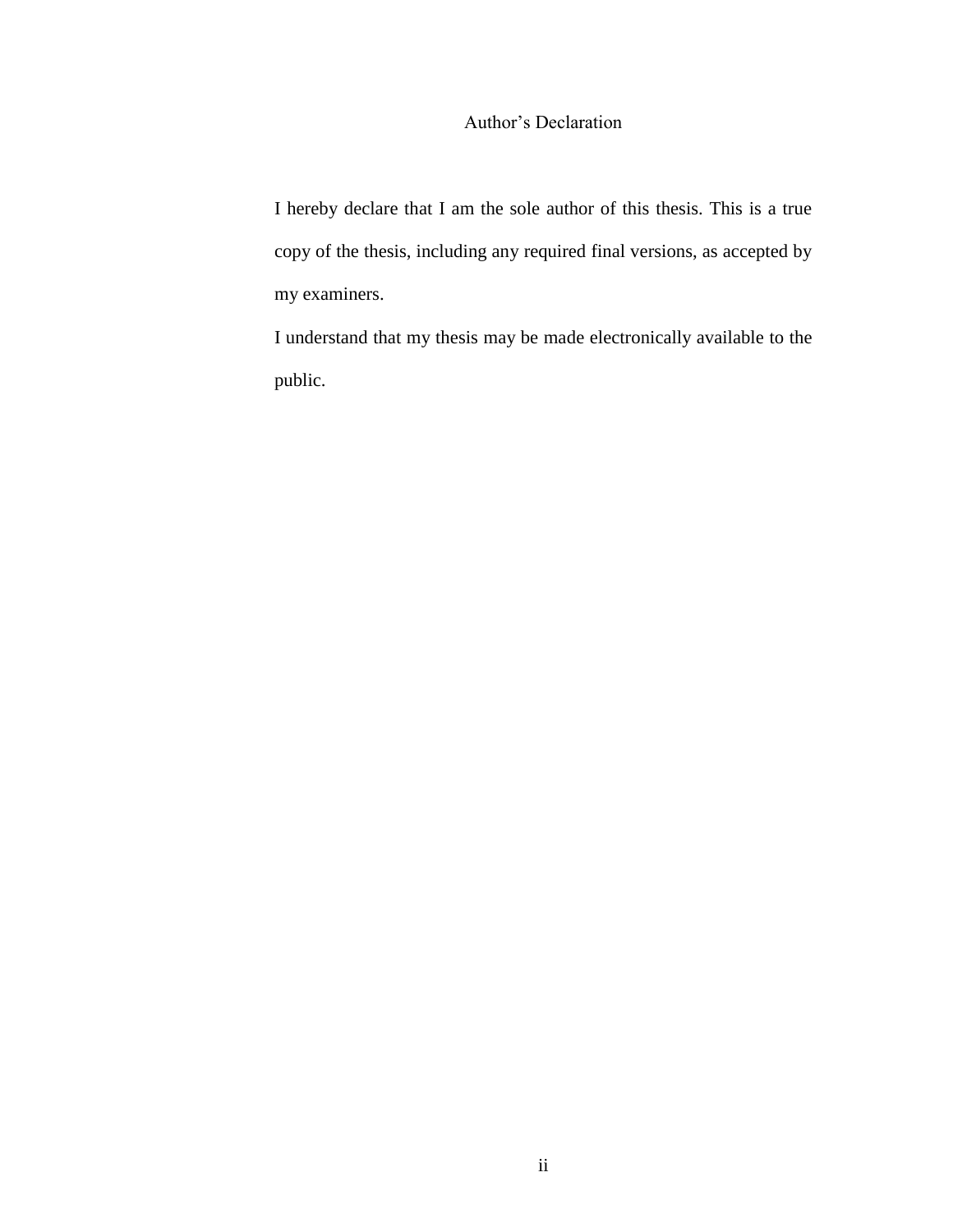# Author's Declaration

I hereby declare that I am the sole author of this thesis. This is a true copy of the thesis, including any required final versions, as accepted by my examiners.

I understand that my thesis may be made electronically available to the public.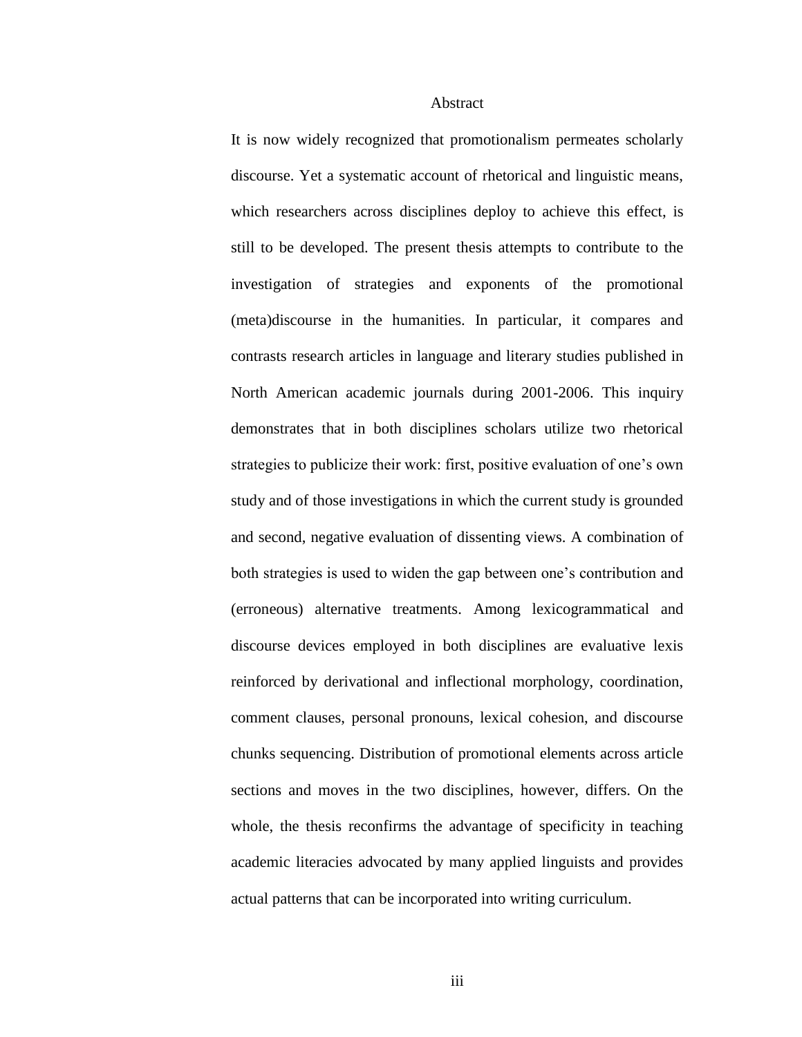# Abstract

It is now widely recognized that promotionalism permeates scholarly discourse. Yet a systematic account of rhetorical and linguistic means, which researchers across disciplines deploy to achieve this effect, is still to be developed. The present thesis attempts to contribute to the investigation of strategies and exponents of the promotional (meta)discourse in the humanities. In particular, it compares and contrasts research articles in language and literary studies published in North American academic journals during 2001-2006. This inquiry demonstrates that in both disciplines scholars utilize two rhetorical strategies to publicize their work: first, positive evaluation of one's own study and of those investigations in which the current study is grounded and second, negative evaluation of dissenting views. A combination of both strategies is used to widen the gap between one's contribution and (erroneous) alternative treatments. Among lexicogrammatical and discourse devices employed in both disciplines are evaluative lexis reinforced by derivational and inflectional morphology, coordination, comment clauses, personal pronouns, lexical cohesion, and discourse chunks sequencing. Distribution of promotional elements across article sections and moves in the two disciplines, however, differs. On the whole, the thesis reconfirms the advantage of specificity in teaching academic literacies advocated by many applied linguists and provides actual patterns that can be incorporated into writing curriculum.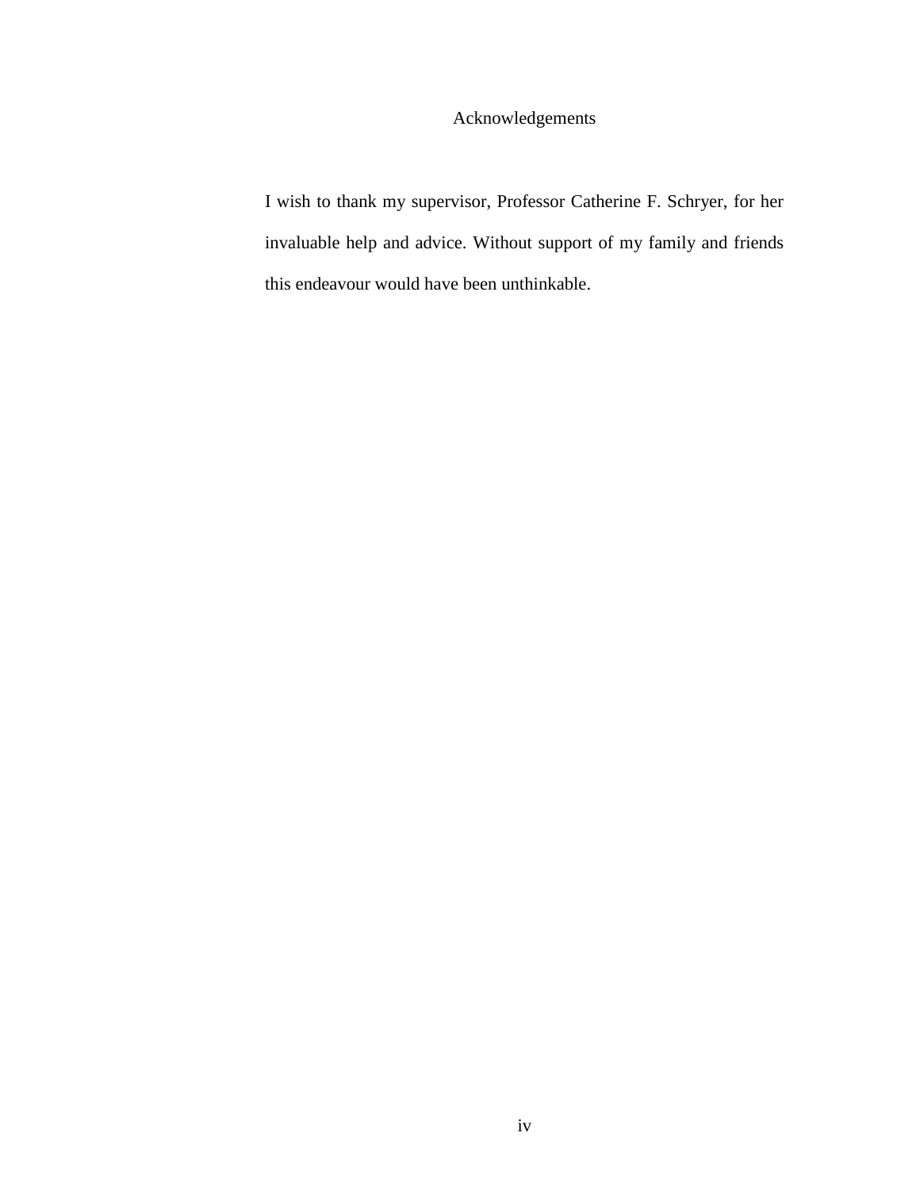# Acknowledgements

I wish to thank my supervisor, Professor Catherine F. Schryer, for her invaluable help and advice. Without support of my family and friends this endeavour would have been unthinkable.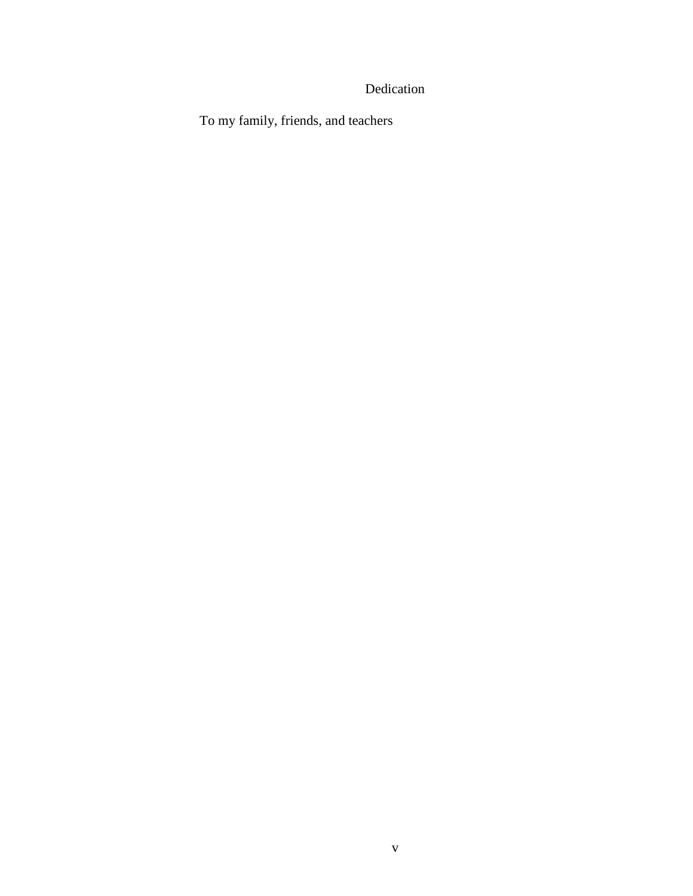# Dedication

To my family, friends, and teachers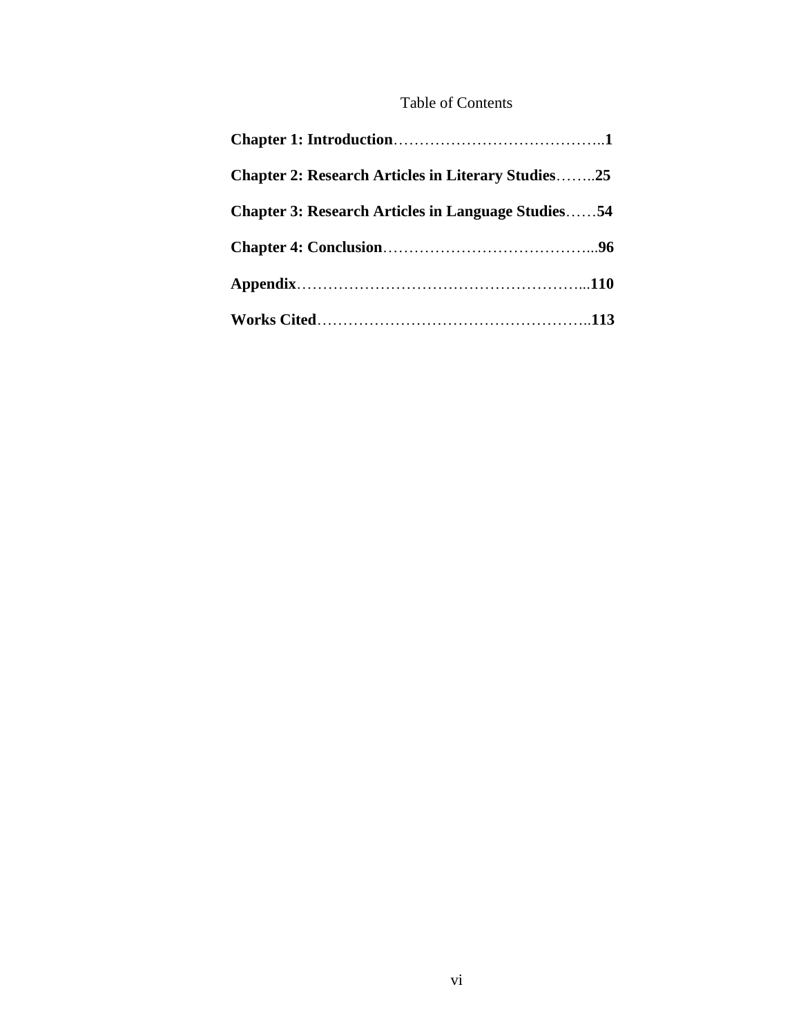# Table of Contents

**Chapter 1: Introduction**…………………………………..**1**

**Chapter 2: Research Articles in Literary Studies**……..**25**

**Chapter 3: Research Articles in Language Studies**……**54**

**Chapter 4: Conclusion**…………………………………...**96**

**Appendix**………………………………………………...**110**

**Works Cited**……………………………………………..**113**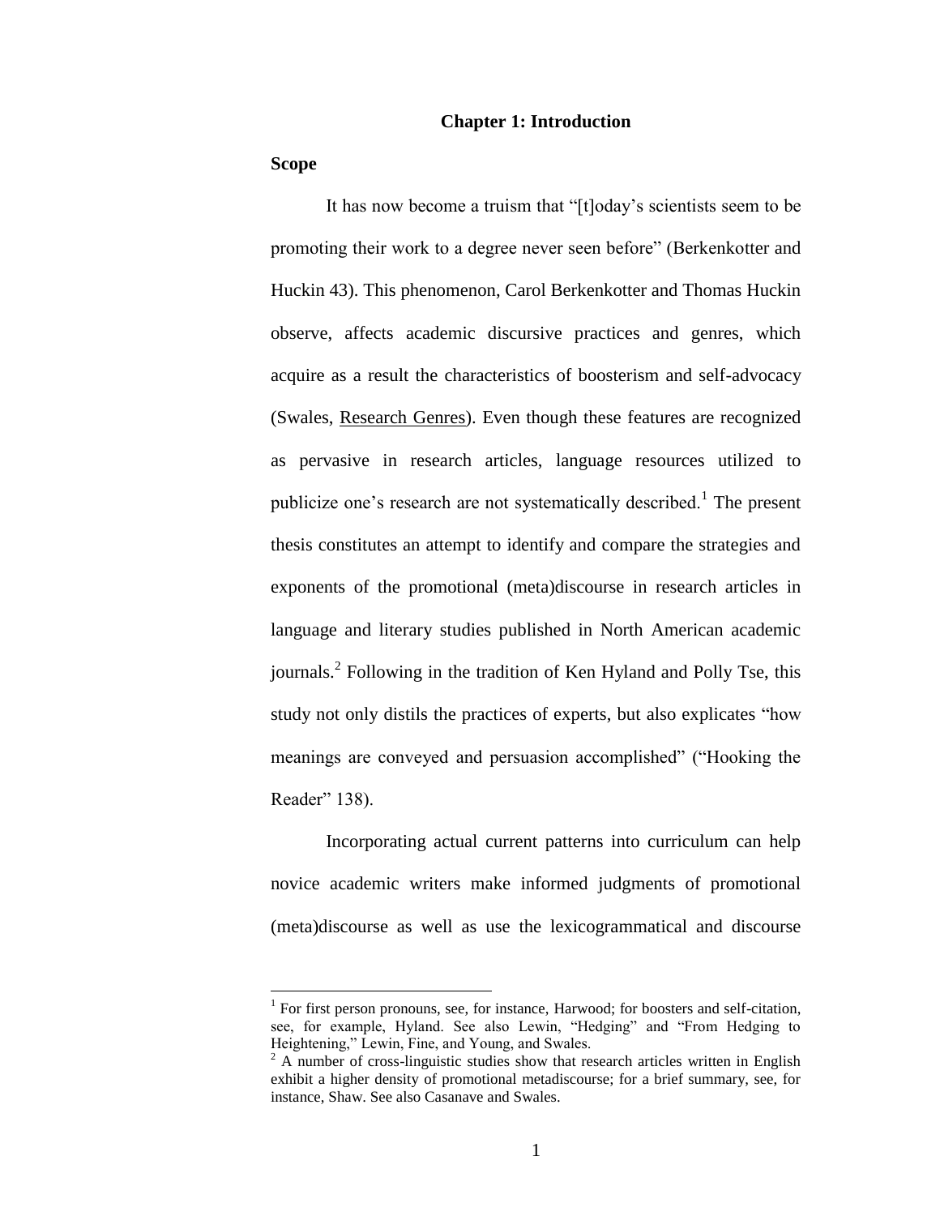# Chapter 1: Introduction

## Scope

It has now become a truism that "[t]oday's scientists seem to be promoting their work to a degree never seen before" (Berkenkotter and Huckin 43). This phenomenon, Carol Berkenkotter and Thomas Huckin observe, affects academic discursive practices and genres, which acquire as a result the characteristics of boosterism and self-advocacy (Swales, Research Genres). Even though these features are recognized as pervasive in research articles, language resources utilized to publicize one's research are not systematically described.[1] The present thesis constitutes an attempt to identify and compare the strategies and exponents of the promotional (meta)discourse in research articles in language and literary studies published in North American academic journals.[2] Following in the tradition of Ken Hyland and Polly Tse, this study not only distils the practices of experts, but also explicates "how meanings are conveyed and persuasion accomplished" ("Hooking the Reader" 138).

Incorporating actual current patterns into curriculum can help novice academic writers make informed judgments of promotional (meta)discourse as well as use the lexicogrammatical and discourse

---

[1] For first person pronouns, see, for instance, Harwood; for boosters and self-citation, see, for example, Hyland. See also Lewin, "Hedging" and "From Hedging to Heightening," Lewin, Fine, and Young, and Swales.

[2] A number of cross-linguistic studies show that research articles written in English exhibit a higher density of promotional metadiscourse; for a brief summary, see, for instance, Shaw. See also Casanave and Swales.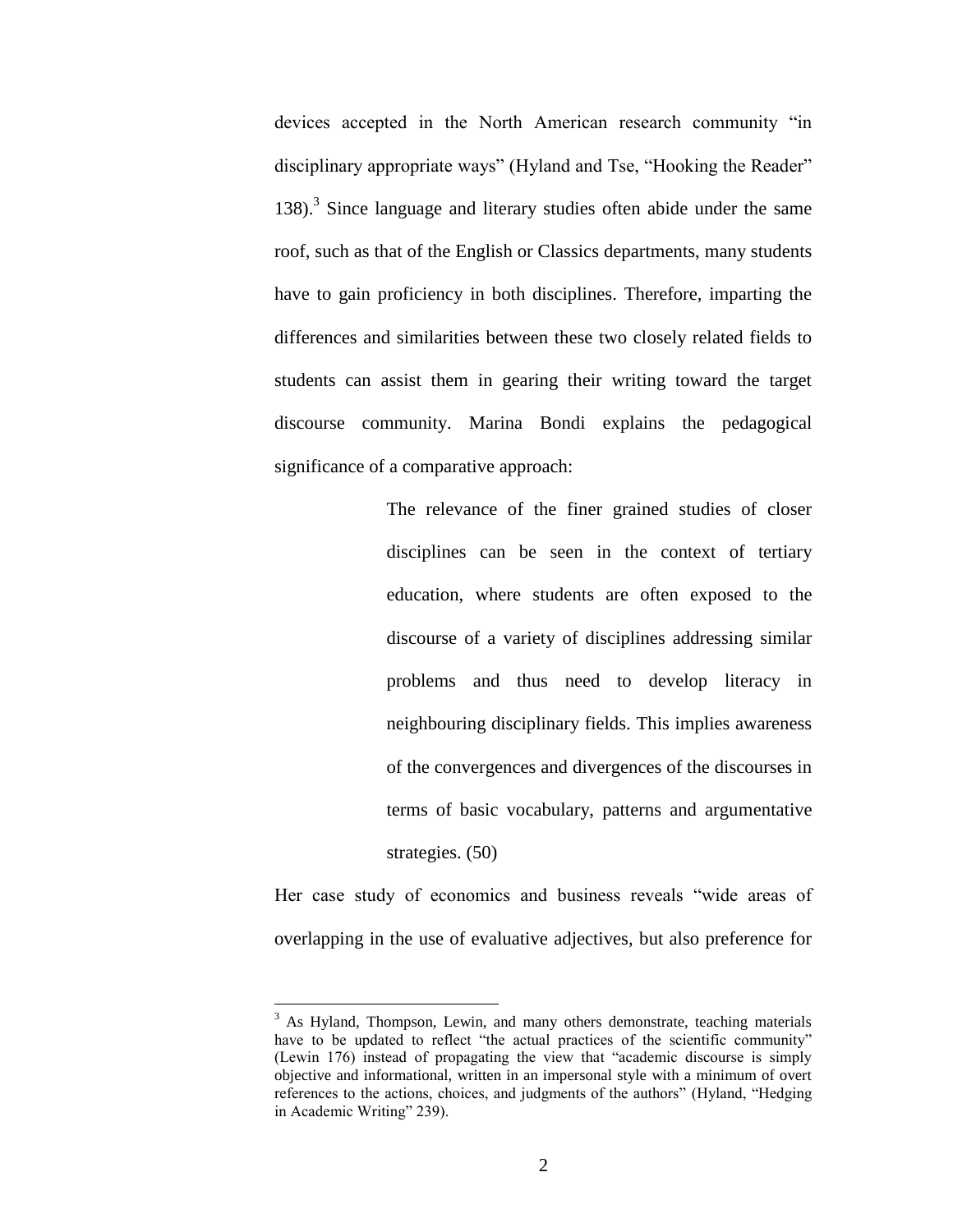devices accepted in the North American research community "in disciplinary appropriate ways" (Hyland and Tse, "Hooking the Reader" 138).[3] Since language and literary studies often abide under the same roof, such as that of the English or Classics departments, many students have to gain proficiency in both disciplines. Therefore, imparting the differences and similarities between these two closely related fields to students can assist them in gearing their writing toward the target discourse community. Marina Bondi explains the pedagogical significance of a comparative approach:

> The relevance of the finer grained studies of closer disciplines can be seen in the context of tertiary education, where students are often exposed to the discourse of a variety of disciplines addressing similar problems and thus need to develop literacy in neighbouring disciplinary fields. This implies awareness of the convergences and divergences of the discourses in terms of basic vocabulary, patterns and argumentative strategies. (50)

Her case study of economics and business reveals "wide areas of overlapping in the use of evaluative adjectives, but also preference for

[3] As Hyland, Thompson, Lewin, and many others demonstrate, teaching materials have to be updated to reflect "the actual practices of the scientific community" (Lewin 176) instead of propagating the view that "academic discourse is simply objective and informational, written in an impersonal style with a minimum of overt references to the actions, choices, and judgments of the authors" (Hyland, "Hedging in Academic Writing" 239).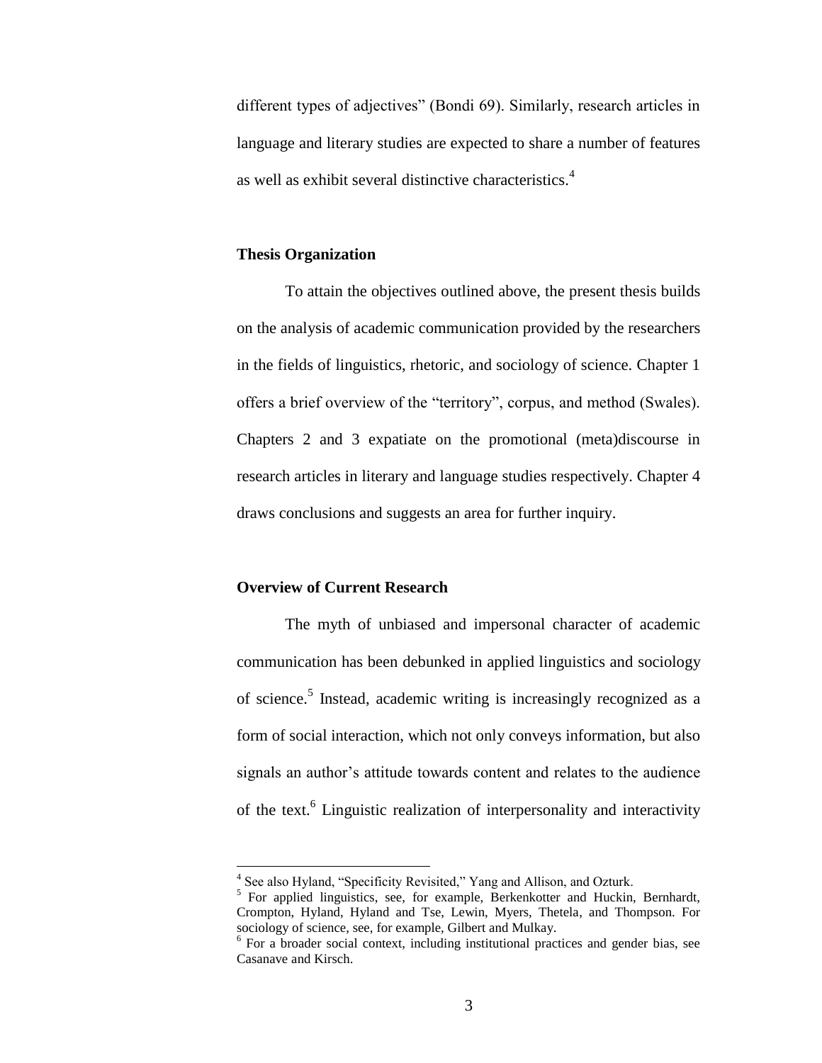different types of adjectives" (Bondi 69). Similarly, research articles in language and literary studies are expected to share a number of features as well as exhibit several distinctive characteristics.[4]

## Thesis Organization

To attain the objectives outlined above, the present thesis builds on the analysis of academic communication provided by the researchers in the fields of linguistics, rhetoric, and sociology of science. Chapter 1 offers a brief overview of the "territory", corpus, and method (Swales). Chapters 2 and 3 expatiate on the promotional (meta)discourse in research articles in literary and language studies respectively. Chapter 4 draws conclusions and suggests an area for further inquiry.

## Overview of Current Research

The myth of unbiased and impersonal character of academic communication has been debunked in applied linguistics and sociology of science.[5] Instead, academic writing is increasingly recognized as a form of social interaction, which not only conveys information, but also signals an author's attitude towards content and relates to the audience of the text.[6] Linguistic realization of interpersonality and interactivity

---

[4] See also Hyland, "Specificity Revisited," Yang and Allison, and Ozturk.

[5] For applied linguistics, see, for example, Berkenkotter and Huckin, Bernhardt, Crompton, Hyland, Hyland and Tse, Lewin, Myers, Thetela, and Thompson. For sociology of science, see, for example, Gilbert and Mulkay.

[6] For a broader social context, including institutional practices and gender bias, see Casanave and Kirsch.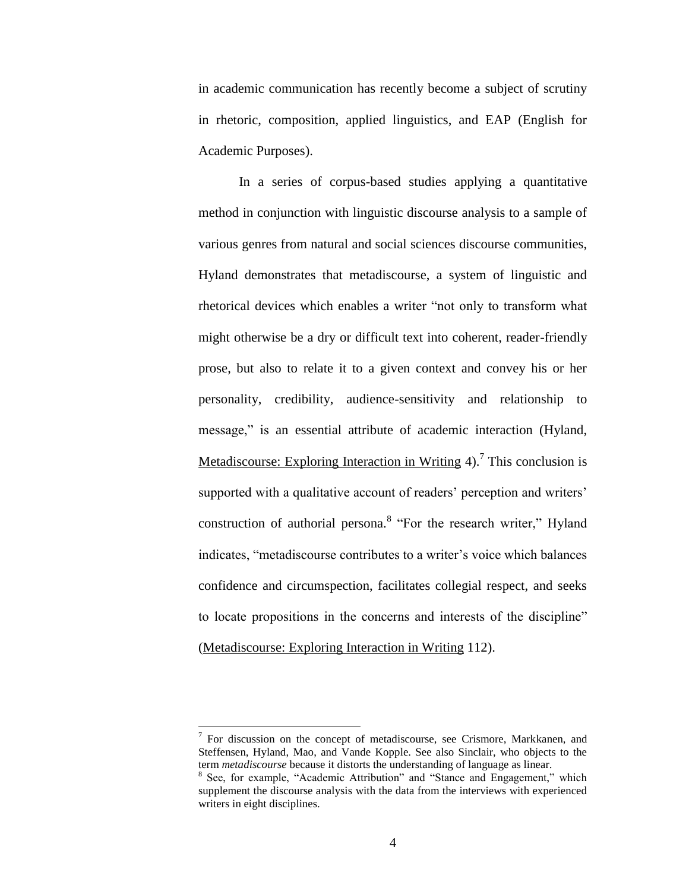in academic communication has recently become a subject of scrutiny in rhetoric, composition, applied linguistics, and EAP (English for Academic Purposes).

In a series of corpus-based studies applying a quantitative method in conjunction with linguistic discourse analysis to a sample of various genres from natural and social sciences discourse communities, Hyland demonstrates that metadiscourse, a system of linguistic and rhetorical devices which enables a writer "not only to transform what might otherwise be a dry or difficult text into coherent, reader-friendly prose, but also to relate it to a given context and convey his or her personality, credibility, audience-sensitivity and relationship to message," is an essential attribute of academic interaction (Hyland, Metadiscourse: Exploring Interaction in Writing 4).[7] This conclusion is supported with a qualitative account of readers' perception and writers' construction of authorial persona.[8] "For the research writer," Hyland indicates, "metadiscourse contributes to a writer's voice which balances confidence and circumspection, facilitates collegial respect, and seeks to locate propositions in the concerns and interests of the discipline" (Metadiscourse: Exploring Interaction in Writing 112).

---

[7] For discussion on the concept of metadiscourse, see Crismore, Markkanen, and Steffensen, Hyland, Mao, and Vande Kopple. See also Sinclair, who objects to the term *metadiscourse* because it distorts the understanding of language as linear.

[8] See, for example, "Academic Attribution" and "Stance and Engagement," which supplement the discourse analysis with the data from the interviews with experienced writers in eight disciplines.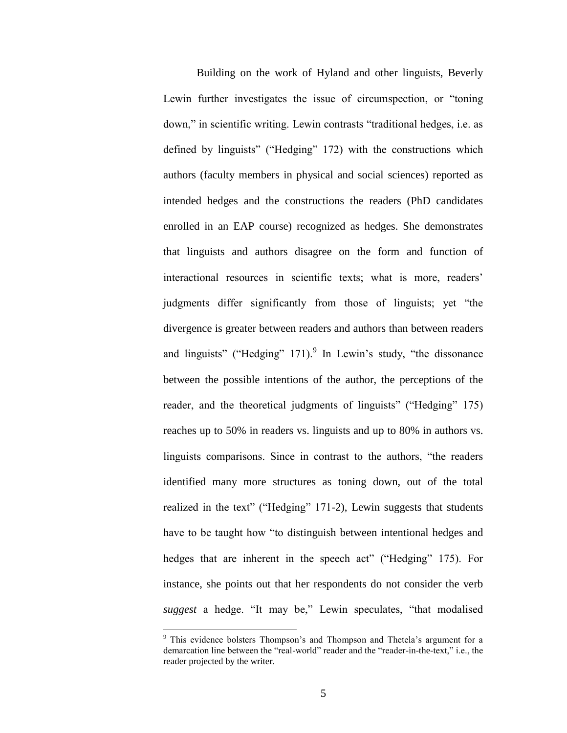Building on the work of Hyland and other linguists, Beverly Lewin further investigates the issue of circumspection, or "toning down," in scientific writing. Lewin contrasts "traditional hedges, i.e. as defined by linguists" ("Hedging" 172) with the constructions which authors (faculty members in physical and social sciences) reported as intended hedges and the constructions the readers (PhD candidates enrolled in an EAP course) recognized as hedges. She demonstrates that linguists and authors disagree on the form and function of interactional resources in scientific texts; what is more, readers' judgments differ significantly from those of linguists; yet "the divergence is greater between readers and authors than between readers and linguists" ("Hedging" 171).[9] In Lewin's study, "the dissonance between the possible intentions of the author, the perceptions of the reader, and the theoretical judgments of linguists" ("Hedging" 175) reaches up to 50% in readers vs. linguists and up to 80% in authors vs. linguists comparisons. Since in contrast to the authors, "the readers identified many more structures as toning down, out of the total realized in the text" ("Hedging" 171-2), Lewin suggests that students have to be taught how "to distinguish between intentional hedges and hedges that are inherent in the speech act" ("Hedging" 175). For instance, she points out that her respondents do not consider the verb *suggest* a hedge. "It may be," Lewin speculates, "that modalised

---

[9] This evidence bolsters Thompson's and Thompson and Thetela's argument for a demarcation line between the "real-world" reader and the "reader-in-the-text," i.e., the reader projected by the writer.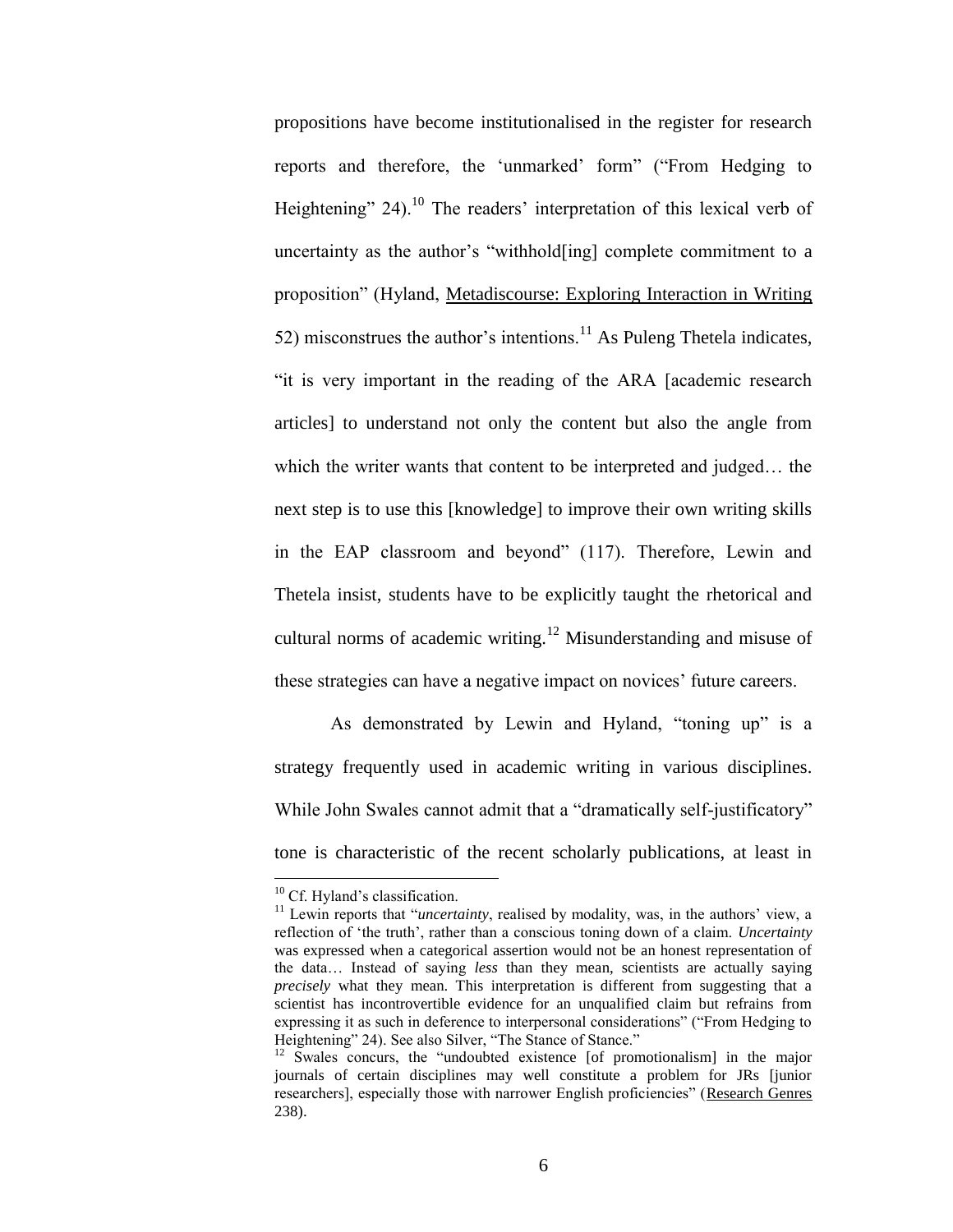propositions have become institutionalised in the register for research reports and therefore, the 'unmarked' form" ("From Hedging to Heightening" 24).[10] The readers' interpretation of this lexical verb of uncertainty as the author's "withhold[ing] complete commitment to a proposition" (Hyland, Metadiscourse: Exploring Interaction in Writing 52) misconstrues the author's intentions.[11] As Puleng Thetela indicates, "it is very important in the reading of the ARA [academic research articles] to understand not only the content but also the angle from which the writer wants that content to be interpreted and judged… the next step is to use this [knowledge] to improve their own writing skills in the EAP classroom and beyond" (117). Therefore, Lewin and Thetela insist, students have to be explicitly taught the rhetorical and cultural norms of academic writing.[12] Misunderstanding and misuse of these strategies can have a negative impact on novices' future careers.

As demonstrated by Lewin and Hyland, "toning up" is a strategy frequently used in academic writing in various disciplines. While John Swales cannot admit that a "dramatically self-justificatory" tone is characteristic of the recent scholarly publications, at least in

---

[10] Cf. Hyland's classification.

[11] Lewin reports that "*uncertainty*, realised by modality, was, in the authors' view, a reflection of 'the truth', rather than a conscious toning down of a claim. *Uncertainty* was expressed when a categorical assertion would not be an honest representation of the data… Instead of saying *less* than they mean, scientists are actually saying *precisely* what they mean. This interpretation is different from suggesting that a scientist has incontrovertible evidence for an unqualified claim but refrains from expressing it as such in deference to interpersonal considerations" ("From Hedging to Heightening" 24). See also Silver, "The Stance of Stance."

[12] Swales concurs, the "undoubted existence [of promotionalism] in the major journals of certain disciplines may well constitute a problem for JRs [junior researchers], especially those with narrower English proficiencies" (Research Genres 238).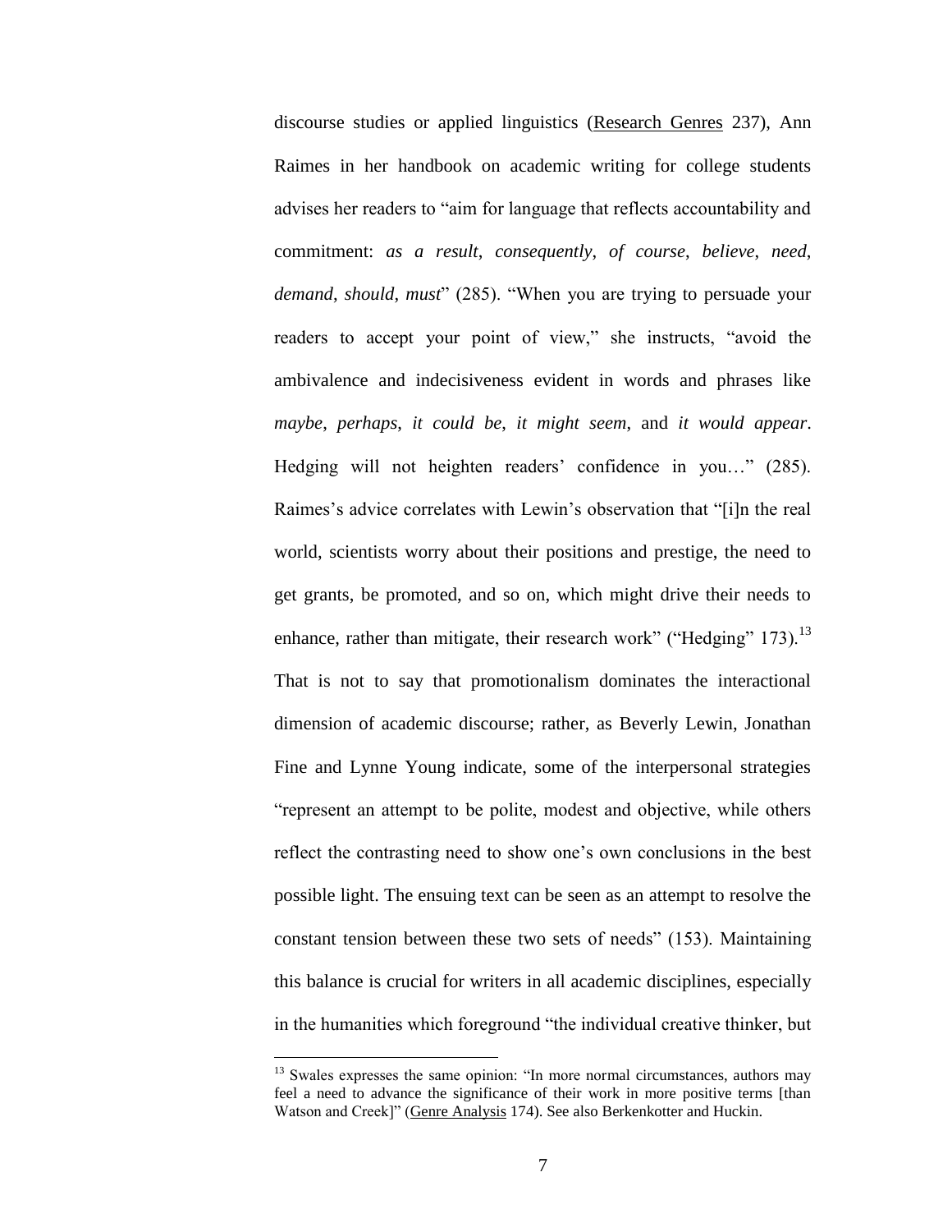discourse studies or applied linguistics (Research Genres 237), Ann Raimes in her handbook on academic writing for college students advises her readers to "aim for language that reflects accountability and commitment: *as a result*, *consequently*, *of course*, *believe*, *need*, *demand*, *should*, *must*" (285). "When you are trying to persuade your readers to accept your point of view," she instructs, "avoid the ambivalence and indecisiveness evident in words and phrases like *maybe*, *perhaps*, *it could be*, *it might seem*, and *it would appear*. Hedging will not heighten readers' confidence in you…" (285). Raimes's advice correlates with Lewin's observation that "[i]n the real world, scientists worry about their positions and prestige, the need to get grants, be promoted, and so on, which might drive their needs to enhance, rather than mitigate, their research work" ("Hedging" 173).[13] That is not to say that promotionalism dominates the interactional dimension of academic discourse; rather, as Beverly Lewin, Jonathan Fine and Lynne Young indicate, some of the interpersonal strategies "represent an attempt to be polite, modest and objective, while others reflect the contrasting need to show one's own conclusions in the best possible light. The ensuing text can be seen as an attempt to resolve the constant tension between these two sets of needs" (153). Maintaining this balance is crucial for writers in all academic disciplines, especially in the humanities which foreground "the individual creative thinker, but

[13] Swales expresses the same opinion: "In more normal circumstances, authors may feel a need to advance the significance of their work in more positive terms [than Watson and Creek]" (Genre Analysis 174). See also Berkenkotter and Huckin.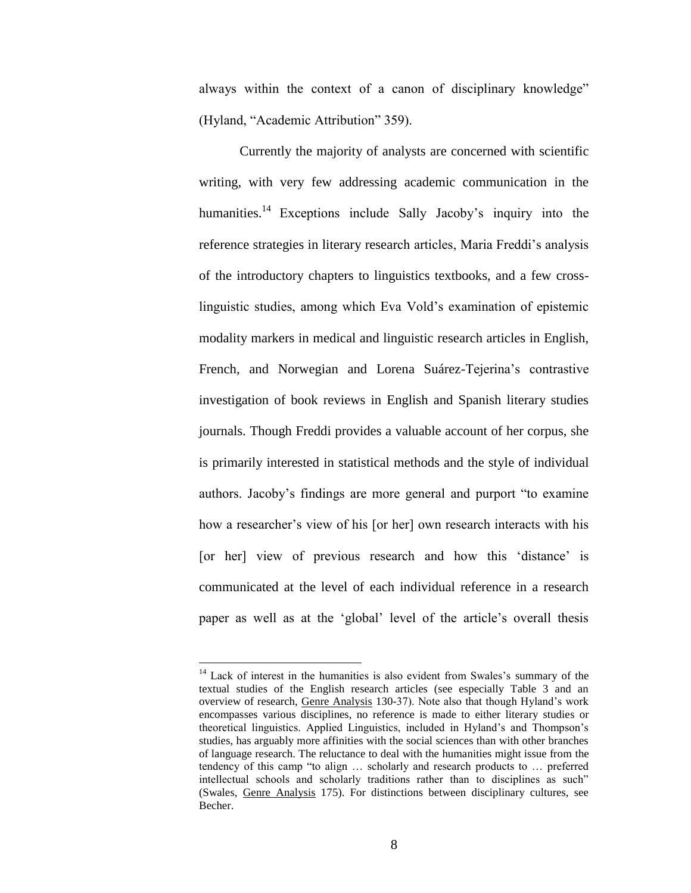always within the context of a canon of disciplinary knowledge" (Hyland, "Academic Attribution" 359).

Currently the majority of analysts are concerned with scientific writing, with very few addressing academic communication in the humanities.[14] Exceptions include Sally Jacoby's inquiry into the reference strategies in literary research articles, Maria Freddi's analysis of the introductory chapters to linguistics textbooks, and a few cross-linguistic studies, among which Eva Vold's examination of epistemic modality markers in medical and linguistic research articles in English, French, and Norwegian and Lorena Suárez-Tejerina's contrastive investigation of book reviews in English and Spanish literary studies journals. Though Freddi provides a valuable account of her corpus, she is primarily interested in statistical methods and the style of individual authors. Jacoby's findings are more general and purport "to examine how a researcher's view of his [or her] own research interacts with his [or her] view of previous research and how this 'distance' is communicated at the level of each individual reference in a research paper as well as at the 'global' level of the article's overall thesis

---

[14] Lack of interest in the humanities is also evident from Swales's summary of the textual studies of the English research articles (see especially Table 3 and an overview of research, Genre Analysis 130-37). Note also that though Hyland's work encompasses various disciplines, no reference is made to either literary studies or theoretical linguistics. Applied Linguistics, included in Hyland's and Thompson's studies, has arguably more affinities with the social sciences than with other branches of language research. The reluctance to deal with the humanities might issue from the tendency of this camp "to align … scholarly and research products to … preferred intellectual schools and scholarly traditions rather than to disciplines as such" (Swales, Genre Analysis 175). For distinctions between disciplinary cultures, see Becher.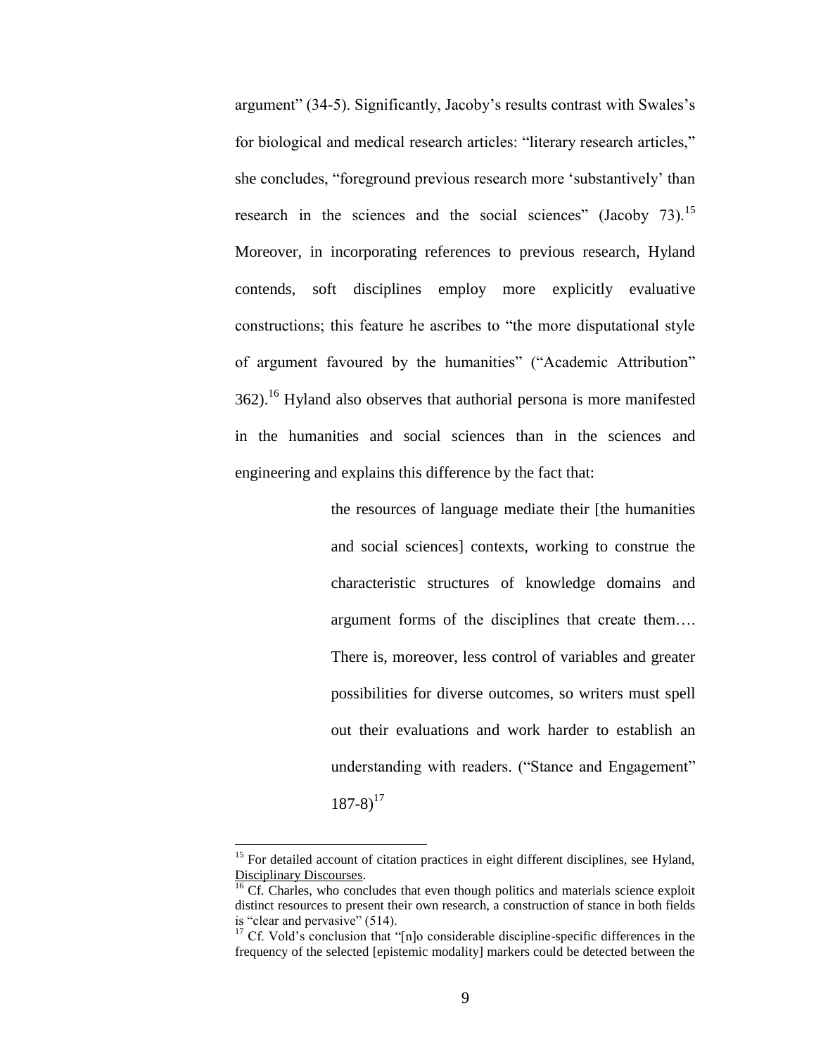argument" (34-5). Significantly, Jacoby's results contrast with Swales's for biological and medical research articles: "literary research articles," she concludes, "foreground previous research more 'substantively' than research in the sciences and the social sciences" (Jacoby 73).[15] Moreover, in incorporating references to previous research, Hyland contends, soft disciplines employ more explicitly evaluative constructions; this feature he ascribes to "the more disputational style of argument favoured by the humanities" ("Academic Attribution" 362).[16] Hyland also observes that authorial persona is more manifested in the humanities and social sciences than in the sciences and engineering and explains this difference by the fact that:

> the resources of language mediate their [the humanities and social sciences] contexts, working to construe the characteristic structures of knowledge domains and argument forms of the disciplines that create them…. There is, moreover, less control of variables and greater possibilities for diverse outcomes, so writers must spell out their evaluations and work harder to establish an understanding with readers. ("Stance and Engagement" 187-8)[17]

---

[15] For detailed account of citation practices in eight different disciplines, see Hyland, Disciplinary Discourses.

[16] Cf. Charles, who concludes that even though politics and materials science exploit distinct resources to present their own research, a construction of stance in both fields is "clear and pervasive" (514).

[17] Cf. Vold's conclusion that "[n]o considerable discipline-specific differences in the frequency of the selected [epistemic modality] markers could be detected between the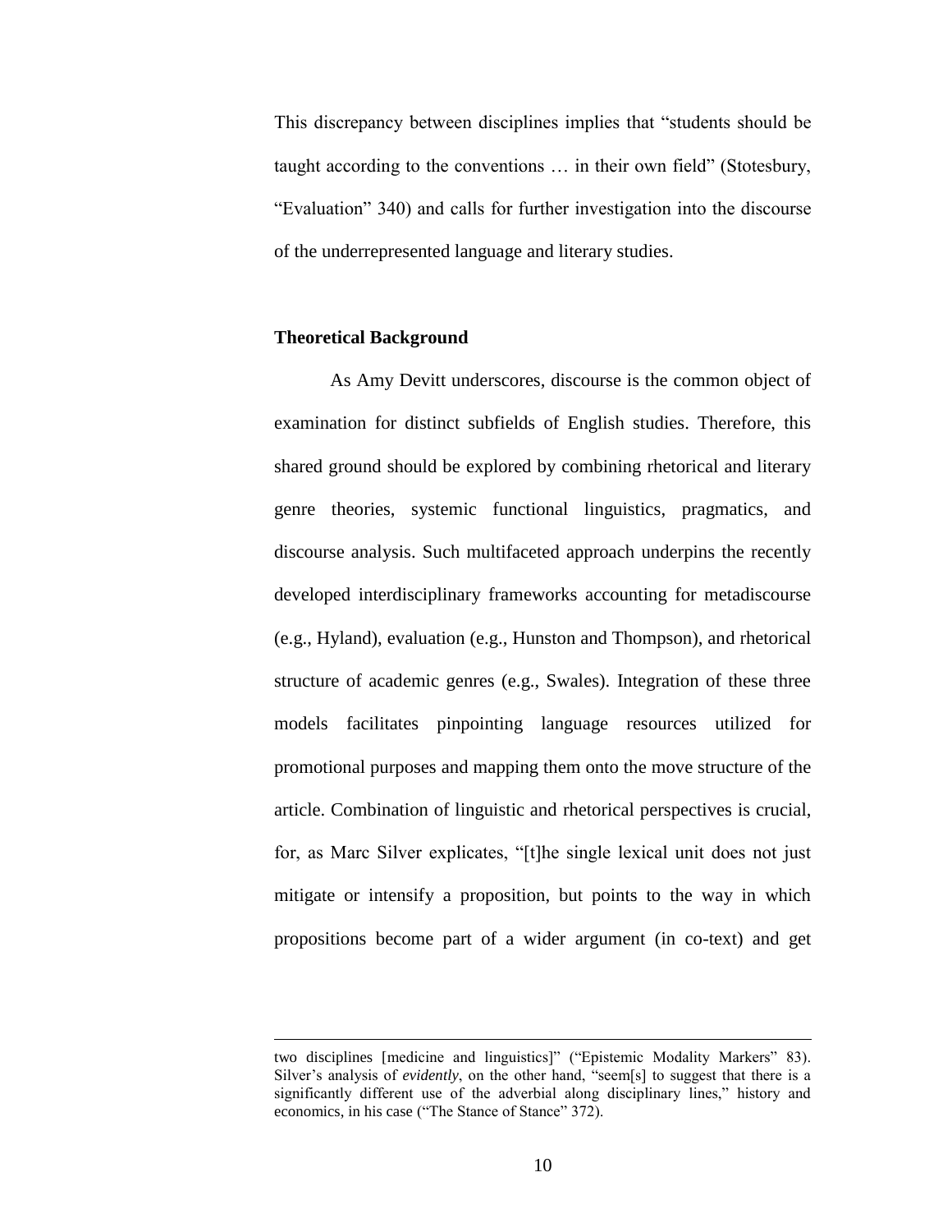This discrepancy between disciplines implies that "students should be taught according to the conventions … in their own field" (Stotesbury, "Evaluation" 340) and calls for further investigation into the discourse of the underrepresented language and literary studies.

## Theoretical Background

As Amy Devitt underscores, discourse is the common object of examination for distinct subfields of English studies. Therefore, this shared ground should be explored by combining rhetorical and literary genre theories, systemic functional linguistics, pragmatics, and discourse analysis. Such multifaceted approach underpins the recently developed interdisciplinary frameworks accounting for metadiscourse (e.g., Hyland), evaluation (e.g., Hunston and Thompson), and rhetorical structure of academic genres (e.g., Swales). Integration of these three models facilitates pinpointing language resources utilized for promotional purposes and mapping them onto the move structure of the article. Combination of linguistic and rhetorical perspectives is crucial, for, as Marc Silver explicates, "[t]he single lexical unit does not just mitigate or intensify a proposition, but points to the way in which propositions become part of a wider argument (in co-text) and get

---

two disciplines [medicine and linguistics]" ("Epistemic Modality Markers" 83). Silver's analysis of *evidently*, on the other hand, "seem[s] to suggest that there is a significantly different use of the adverbial along disciplinary lines," history and economics, in his case ("The Stance of Stance" 372).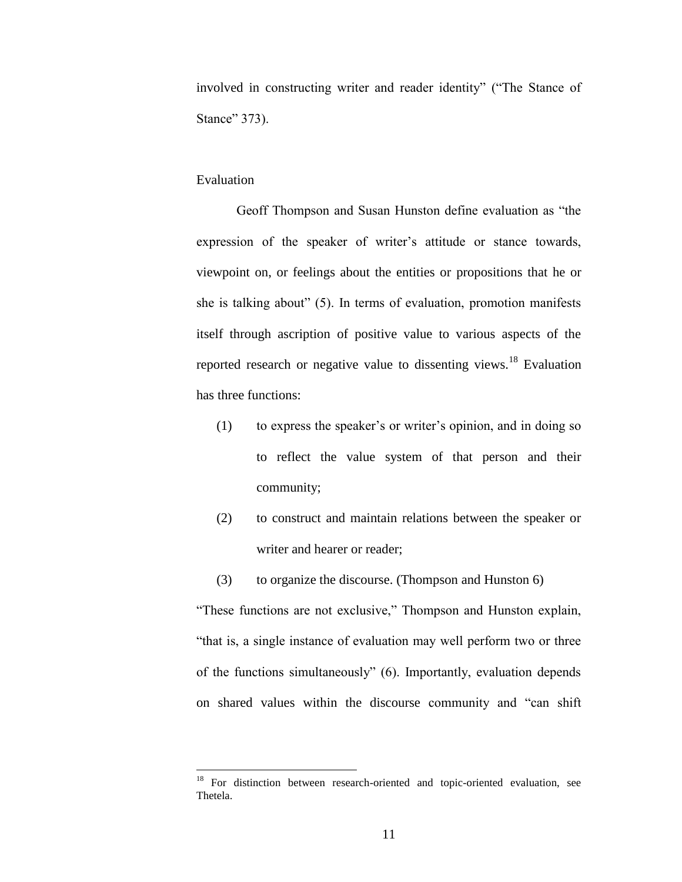involved in constructing writer and reader identity" ("The Stance of Stance" 373).

## Evaluation

Geoff Thompson and Susan Hunston define evaluation as "the expression of the speaker of writer's attitude or stance towards, viewpoint on, or feelings about the entities or propositions that he or she is talking about" (5). In terms of evaluation, promotion manifests itself through ascription of positive value to various aspects of the reported research or negative value to dissenting views.[18] Evaluation has three functions:

> (1) to express the speaker's or writer's opinion, and in doing so to reflect the value system of that person and their community;
>
> (2) to construct and maintain relations between the speaker or writer and hearer or reader;
>
> (3) to organize the discourse. (Thompson and Hunston 6)

"These functions are not exclusive," Thompson and Hunston explain, "that is, a single instance of evaluation may well perform two or three of the functions simultaneously" (6). Importantly, evaluation depends on shared values within the discourse community and "can shift

---

[18] For distinction between research-oriented and topic-oriented evaluation, see Thetela.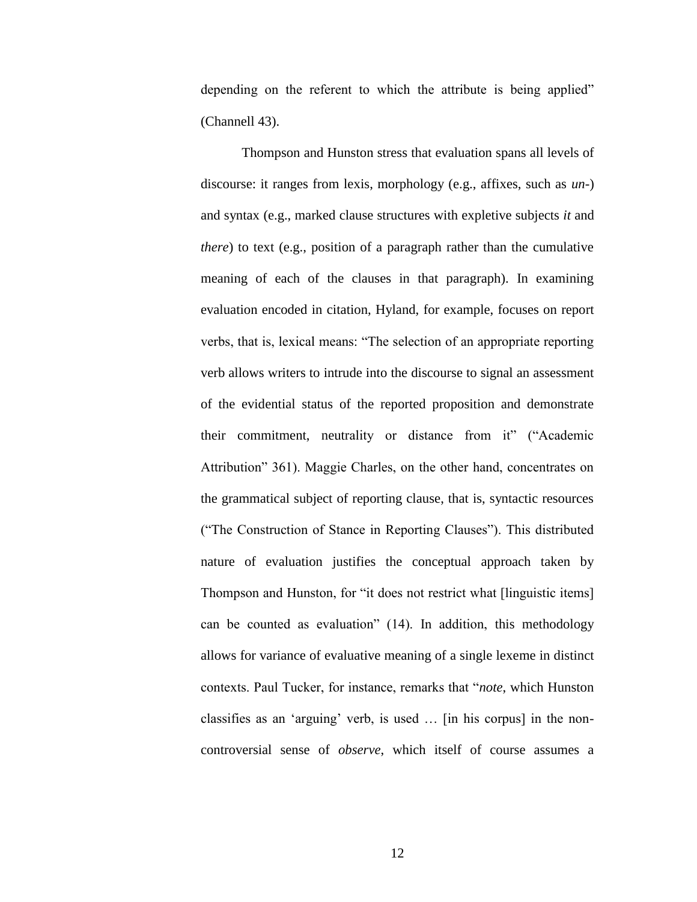depending on the referent to which the attribute is being applied" (Channell 43).

Thompson and Hunston stress that evaluation spans all levels of discourse: it ranges from lexis, morphology (e.g., affixes, such as *un-*) and syntax (e.g., marked clause structures with expletive subjects *it* and *there*) to text (e.g., position of a paragraph rather than the cumulative meaning of each of the clauses in that paragraph). In examining evaluation encoded in citation, Hyland, for example, focuses on report verbs, that is, lexical means: "The selection of an appropriate reporting verb allows writers to intrude into the discourse to signal an assessment of the evidential status of the reported proposition and demonstrate their commitment, neutrality or distance from it" ("Academic Attribution" 361). Maggie Charles, on the other hand, concentrates on the grammatical subject of reporting clause, that is, syntactic resources ("The Construction of Stance in Reporting Clauses"). This distributed nature of evaluation justifies the conceptual approach taken by Thompson and Hunston, for "it does not restrict what [linguistic items] can be counted as evaluation" (14). In addition, this methodology allows for variance of evaluative meaning of a single lexeme in distinct contexts. Paul Tucker, for instance, remarks that "*note*, which Hunston classifies as an 'arguing' verb, is used … [in his corpus] in the non-controversial sense of *observe*, which itself of course assumes a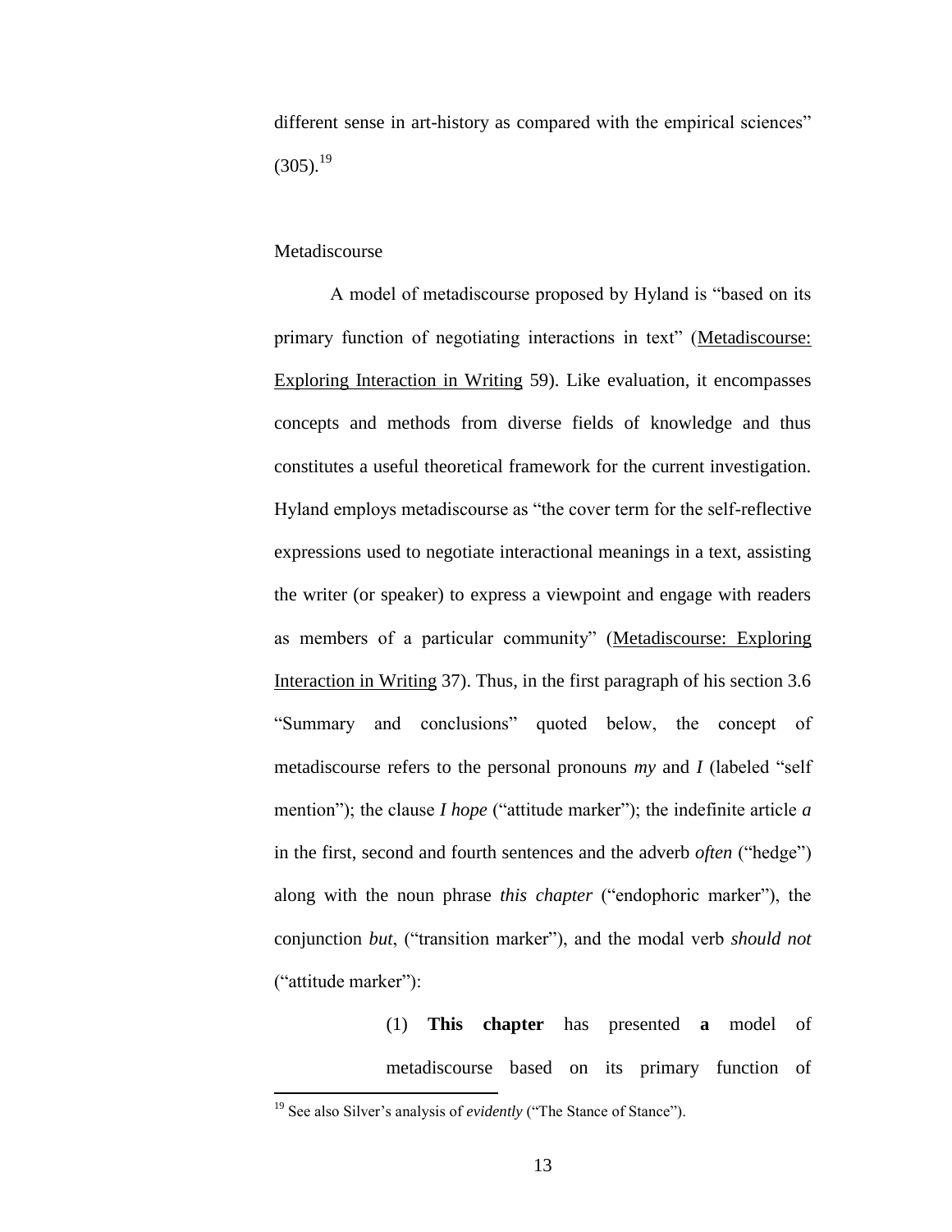different sense in art-history as compared with the empirical sciences" (305).[19]

## Metadiscourse

A model of metadiscourse proposed by Hyland is "based on its primary function of negotiating interactions in text" (Metadiscourse: Exploring Interaction in Writing 59). Like evaluation, it encompasses concepts and methods from diverse fields of knowledge and thus constitutes a useful theoretical framework for the current investigation. Hyland employs metadiscourse as "the cover term for the self-reflective expressions used to negotiate interactional meanings in a text, assisting the writer (or speaker) to express a viewpoint and engage with readers as members of a particular community" (Metadiscourse: Exploring Interaction in Writing 37). Thus, in the first paragraph of his section 3.6 "Summary and conclusions" quoted below, the concept of metadiscourse refers to the personal pronouns *my* and *I* (labeled "self mention"); the clause *I hope* ("attitude marker"); the indefinite article *a* in the first, second and fourth sentences and the adverb *often* ("hedge") along with the noun phrase *this chapter* ("endophoric marker"), the conjunction *but*, ("transition marker"), and the modal verb *should not* ("attitude marker"):

> (1) **This chapter** has presented **a** model of metadiscourse based on its primary function of

[19] See also Silver's analysis of *evidently* ("The Stance of Stance").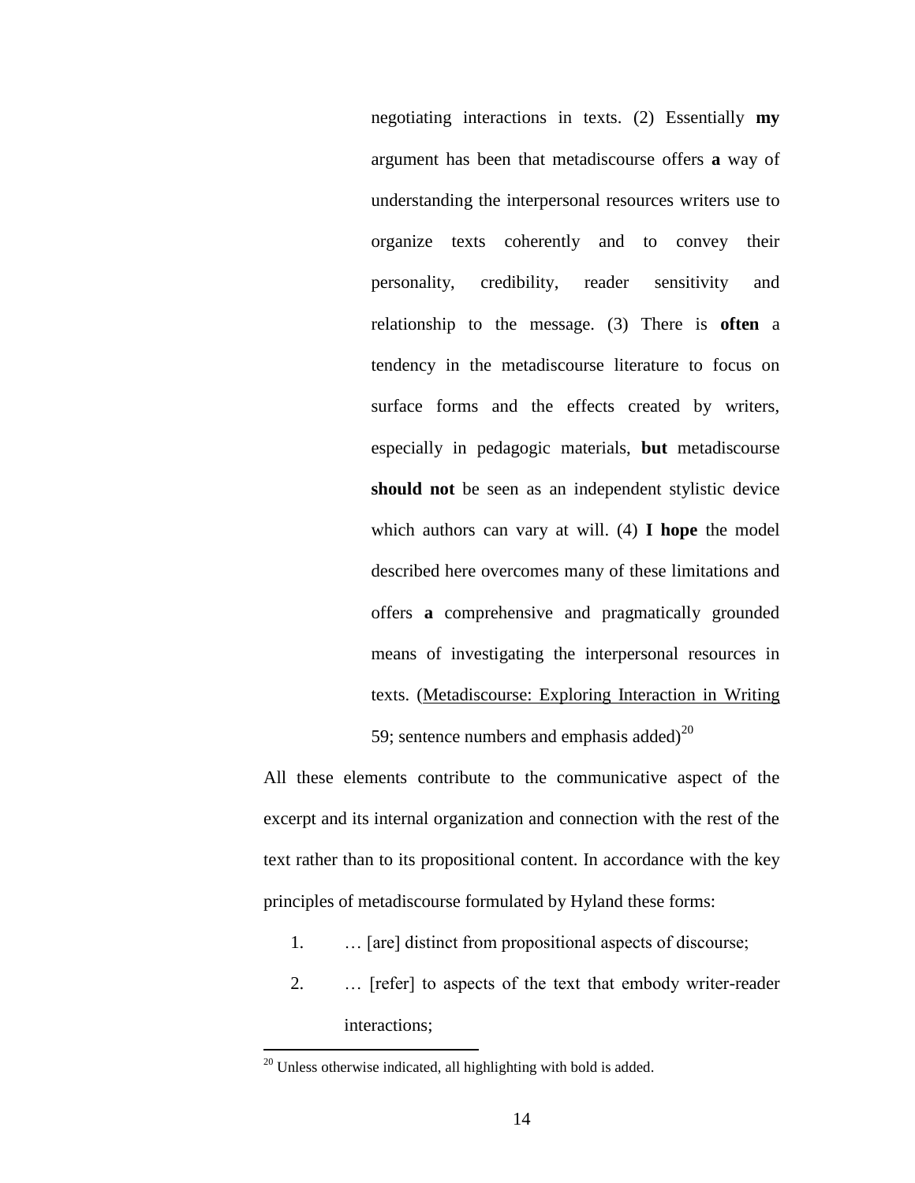> negotiating interactions in texts. (2) Essentially **my** argument has been that metadiscourse offers **a** way of understanding the interpersonal resources writers use to organize texts coherently and to convey their personality, credibility, reader sensitivity and relationship to the message. (3) There is **often** a tendency in the metadiscourse literature to focus on surface forms and the effects created by writers, especially in pedagogic materials, **but** metadiscourse **should not** be seen as an independent stylistic device which authors can vary at will. (4) **I hope** the model described here overcomes many of these limitations and offers **a** comprehensive and pragmatically grounded means of investigating the interpersonal resources in texts. (Metadiscourse: Exploring Interaction in Writing 59; sentence numbers and emphasis added)[20]

All these elements contribute to the communicative aspect of the excerpt and its internal organization and connection with the rest of the text rather than to its propositional content. In accordance with the key principles of metadiscourse formulated by Hyland these forms:

1. … [are] distinct from propositional aspects of discourse;
2. … [refer] to aspects of the text that embody writer-reader interactions;

[20] Unless otherwise indicated, all highlighting with bold is added.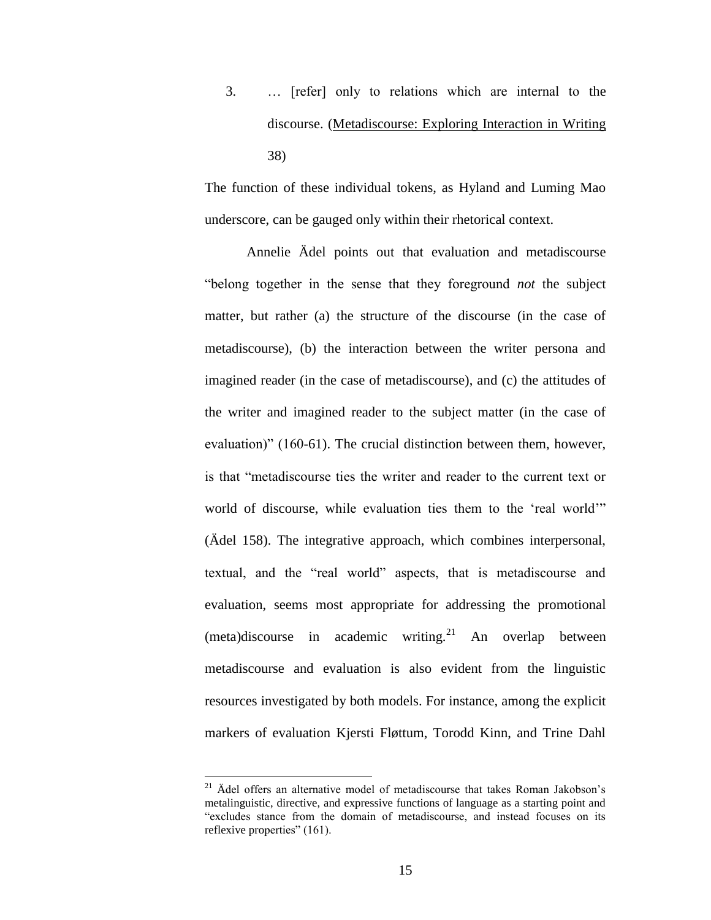3. … [refer] only to relations which are internal to the discourse. (Metadiscourse: Exploring Interaction in Writing 38)

The function of these individual tokens, as Hyland and Luming Mao underscore, can be gauged only within their rhetorical context.

Annelie Ädel points out that evaluation and metadiscourse "belong together in the sense that they foreground *not* the subject matter, but rather (a) the structure of the discourse (in the case of metadiscourse), (b) the interaction between the writer persona and imagined reader (in the case of metadiscourse), and (c) the attitudes of the writer and imagined reader to the subject matter (in the case of evaluation)" (160-61). The crucial distinction between them, however, is that "metadiscourse ties the writer and reader to the current text or world of discourse, while evaluation ties them to the 'real world'" (Ädel 158). The integrative approach, which combines interpersonal, textual, and the "real world" aspects, that is metadiscourse and evaluation, seems most appropriate for addressing the promotional (meta)discourse in academic writing.[21] An overlap between metadiscourse and evaluation is also evident from the linguistic resources investigated by both models. For instance, among the explicit markers of evaluation Kjersti Fløttum, Torodd Kinn, and Trine Dahl

[21] Ädel offers an alternative model of metadiscourse that takes Roman Jakobson's metalinguistic, directive, and expressive functions of language as a starting point and "excludes stance from the domain of metadiscourse, and instead focuses on its reflexive properties" (161).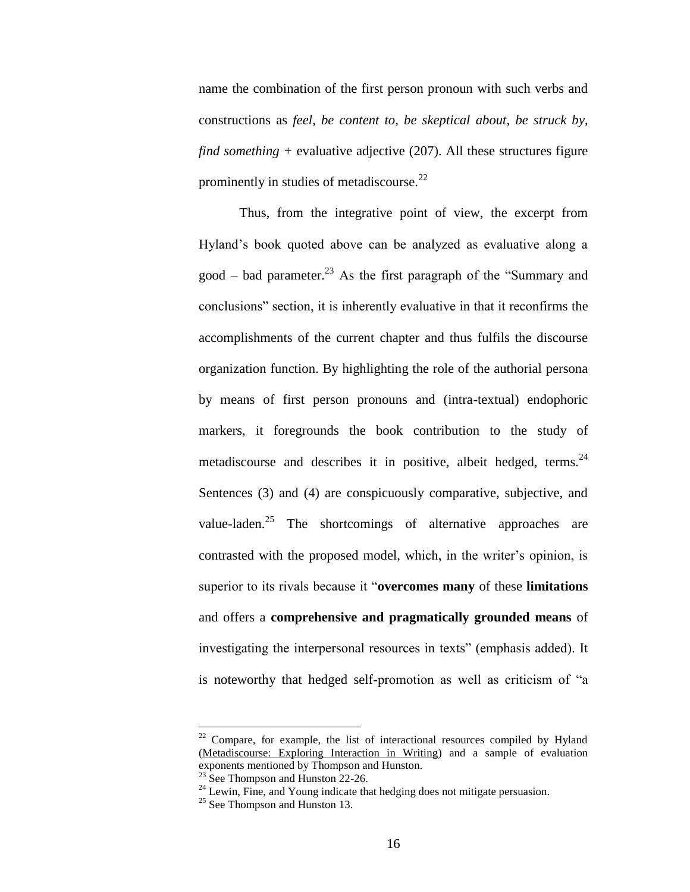name the combination of the first person pronoun with such verbs and constructions as *feel*, *be content to*, *be skeptical about*, *be struck by*, *find something* + evaluative adjective (207). All these structures figure prominently in studies of metadiscourse.[22]

Thus, from the integrative point of view, the excerpt from Hyland's book quoted above can be analyzed as evaluative along a good – bad parameter.[23] As the first paragraph of the "Summary and conclusions" section, it is inherently evaluative in that it reconfirms the accomplishments of the current chapter and thus fulfils the discourse organization function. By highlighting the role of the authorial persona by means of first person pronouns and (intra-textual) endophoric markers, it foregrounds the book contribution to the study of metadiscourse and describes it in positive, albeit hedged, terms.[24] Sentences (3) and (4) are conspicuously comparative, subjective, and value-laden.[25] The shortcomings of alternative approaches are contrasted with the proposed model, which, in the writer's opinion, is superior to its rivals because it "**overcomes many** of these **limitations** and offers a **comprehensive and pragmatically grounded means** of investigating the interpersonal resources in texts" (emphasis added). It is noteworthy that hedged self-promotion as well as criticism of "a

---

[22] Compare, for example, the list of interactional resources compiled by Hyland (Metadiscourse: Exploring Interaction in Writing) and a sample of evaluation exponents mentioned by Thompson and Hunston.

[23] See Thompson and Hunston 22-26.

[24] Lewin, Fine, and Young indicate that hedging does not mitigate persuasion.

[25] See Thompson and Hunston 13.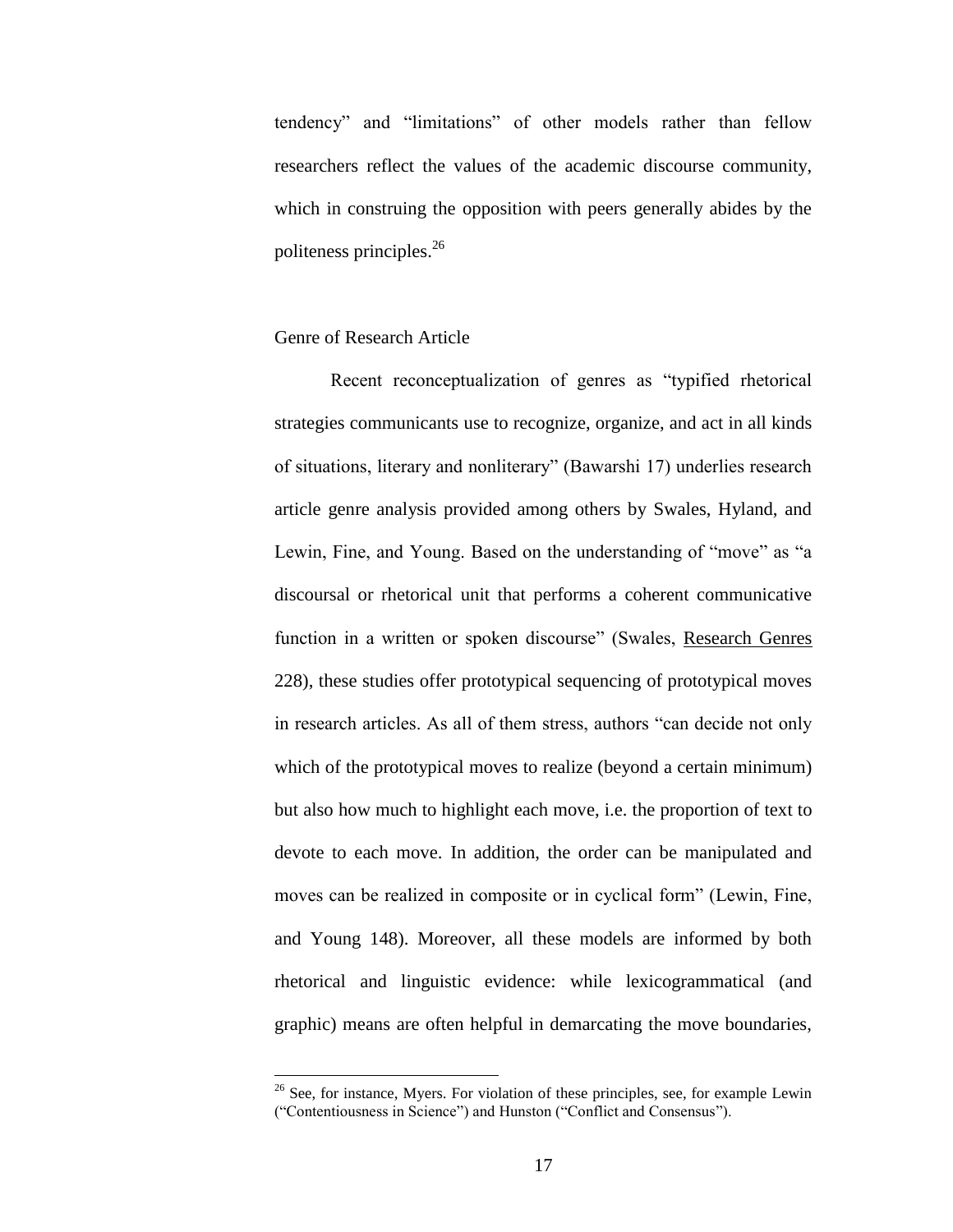tendency" and "limitations" of other models rather than fellow researchers reflect the values of the academic discourse community, which in construing the opposition with peers generally abides by the politeness principles.[26]

## Genre of Research Article

Recent reconceptualization of genres as "typified rhetorical strategies communicants use to recognize, organize, and act in all kinds of situations, literary and nonliterary" (Bawarshi 17) underlies research article genre analysis provided among others by Swales, Hyland, and Lewin, Fine, and Young. Based on the understanding of "move" as "a discoursal or rhetorical unit that performs a coherent communicative function in a written or spoken discourse" (Swales, Research Genres 228), these studies offer prototypical sequencing of prototypical moves in research articles. As all of them stress, authors "can decide not only which of the prototypical moves to realize (beyond a certain minimum) but also how much to highlight each move, i.e. the proportion of text to devote to each move. In addition, the order can be manipulated and moves can be realized in composite or in cyclical form" (Lewin, Fine, and Young 148). Moreover, all these models are informed by both rhetorical and linguistic evidence: while lexicogrammatical (and graphic) means are often helpful in demarcating the move boundaries,

[26] See, for instance, Myers. For violation of these principles, see, for example Lewin ("Contentiousness in Science") and Hunston ("Conflict and Consensus").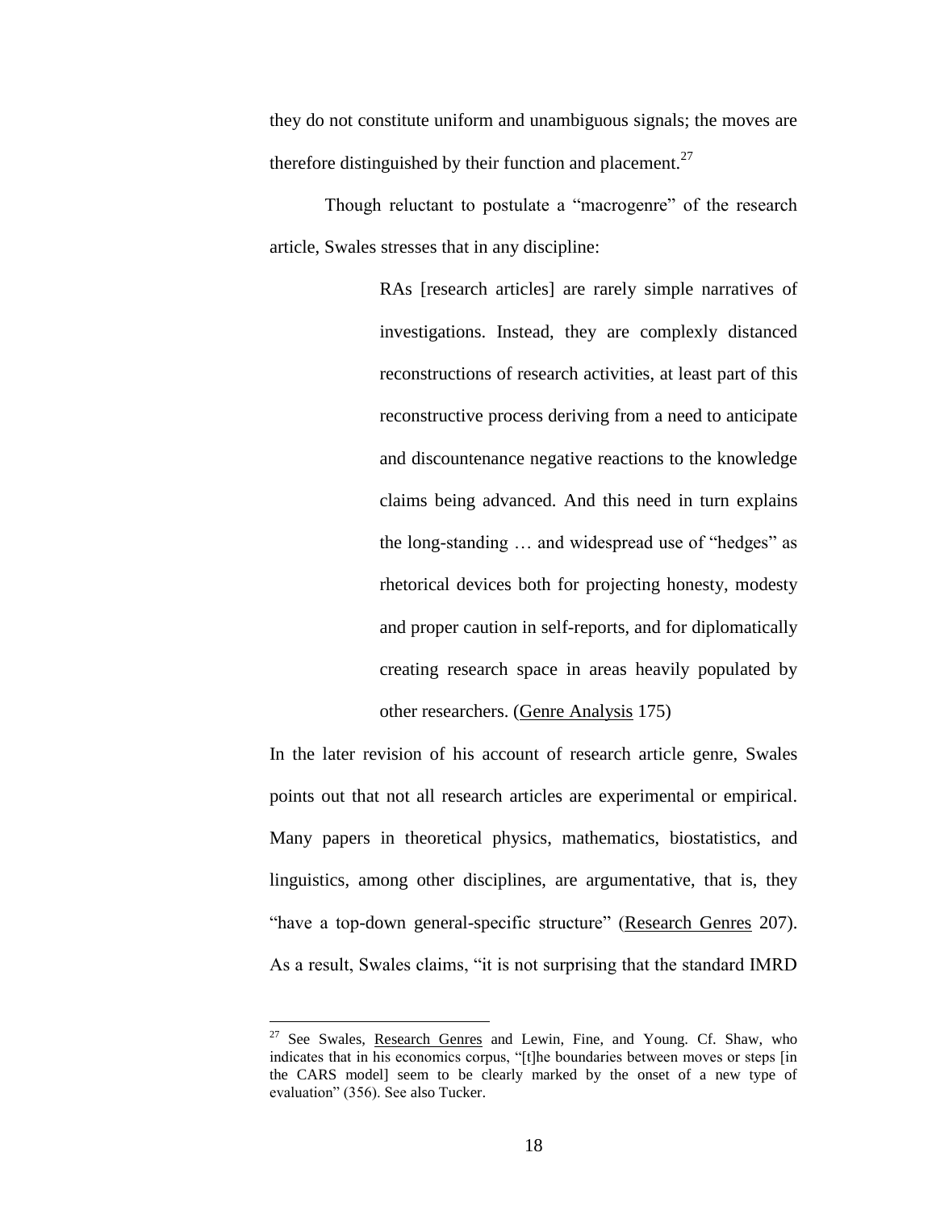they do not constitute uniform and unambiguous signals; the moves are therefore distinguished by their function and placement.[27]

Though reluctant to postulate a "macrogenre" of the research article, Swales stresses that in any discipline:

> RAs [research articles] are rarely simple narratives of investigations. Instead, they are complexly distanced reconstructions of research activities, at least part of this reconstructive process deriving from a need to anticipate and discountenance negative reactions to the knowledge claims being advanced. And this need in turn explains the long-standing … and widespread use of "hedges" as rhetorical devices both for projecting honesty, modesty and proper caution in self-reports, and for diplomatically creating research space in areas heavily populated by other researchers. (Genre Analysis 175)

In the later revision of his account of research article genre, Swales points out that not all research articles are experimental or empirical. Many papers in theoretical physics, mathematics, biostatistics, and linguistics, among other disciplines, are argumentative, that is, they "have a top-down general-specific structure" (Research Genres 207). As a result, Swales claims, "it is not surprising that the standard IMRD

---

[27] See Swales, Research Genres and Lewin, Fine, and Young. Cf. Shaw, who indicates that in his economics corpus, "[t]he boundaries between moves or steps [in the CARS model] seem to be clearly marked by the onset of a new type of evaluation" (356). See also Tucker.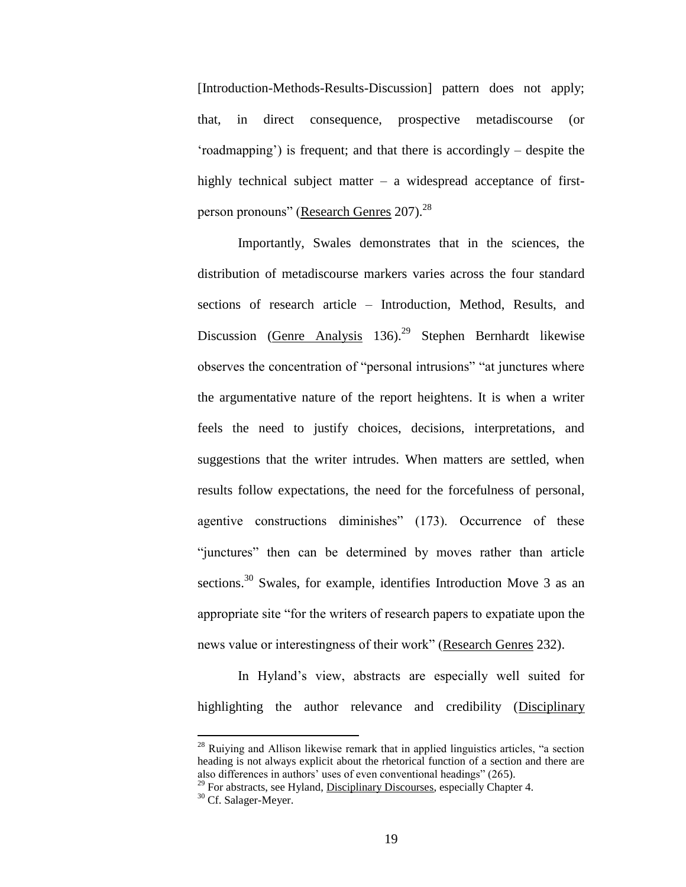[Introduction-Methods-Results-Discussion] pattern does not apply; that, in direct consequence, prospective metadiscourse (or 'roadmapping') is frequent; and that there is accordingly – despite the highly technical subject matter – a widespread acceptance of first-person pronouns" (Research Genres 207).[28]

Importantly, Swales demonstrates that in the sciences, the distribution of metadiscourse markers varies across the four standard sections of research article – Introduction, Method, Results, and Discussion (Genre Analysis 136).[29] Stephen Bernhardt likewise observes the concentration of "personal intrusions" "at junctures where the argumentative nature of the report heightens. It is when a writer feels the need to justify choices, decisions, interpretations, and suggestions that the writer intrudes. When matters are settled, when results follow expectations, the need for the forcefulness of personal, agentive constructions diminishes" (173). Occurrence of these "junctures" then can be determined by moves rather than article sections.[30] Swales, for example, identifies Introduction Move 3 as an appropriate site "for the writers of research papers to expatiate upon the news value or interestingness of their work" (Research Genres 232).

In Hyland's view, abstracts are especially well suited for highlighting the author relevance and credibility (Disciplinary

---

[28] Ruiying and Allison likewise remark that in applied linguistics articles, "a section heading is not always explicit about the rhetorical function of a section and there are also differences in authors' uses of even conventional headings" (265).

[29] For abstracts, see Hyland, Disciplinary Discourses, especially Chapter 4.

[30] Cf. Salager-Meyer.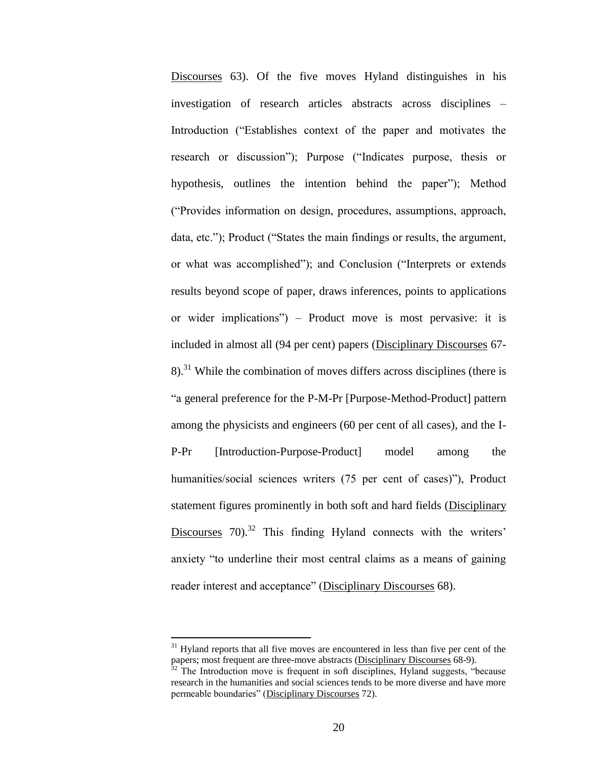Discourses 63). Of the five moves Hyland distinguishes in his investigation of research articles abstracts across disciplines – Introduction ("Establishes context of the paper and motivates the research or discussion"); Purpose ("Indicates purpose, thesis or hypothesis, outlines the intention behind the paper"); Method ("Provides information on design, procedures, assumptions, approach, data, etc."); Product ("States the main findings or results, the argument, or what was accomplished"); and Conclusion ("Interprets or extends results beyond scope of paper, draws inferences, points to applications or wider implications") – Product move is most pervasive: it is included in almost all (94 per cent) papers (Disciplinary Discourses 67-8).[31] While the combination of moves differs across disciplines (there is "a general preference for the P-M-Pr [Purpose-Method-Product] pattern among the physicists and engineers (60 per cent of all cases), and the I-P-Pr [Introduction-Purpose-Product] model among the humanities/social sciences writers (75 per cent of cases)"), Product statement figures prominently in both soft and hard fields (Disciplinary Discourses 70).[32] This finding Hyland connects with the writers' anxiety "to underline their most central claims as a means of gaining reader interest and acceptance" (Disciplinary Discourses 68).

---

[31] Hyland reports that all five moves are encountered in less than five per cent of the papers; most frequent are three-move abstracts (Disciplinary Discourses 68-9).

[32] The Introduction move is frequent in soft disciplines, Hyland suggests, "because research in the humanities and social sciences tends to be more diverse and have more permeable boundaries" (Disciplinary Discourses 72).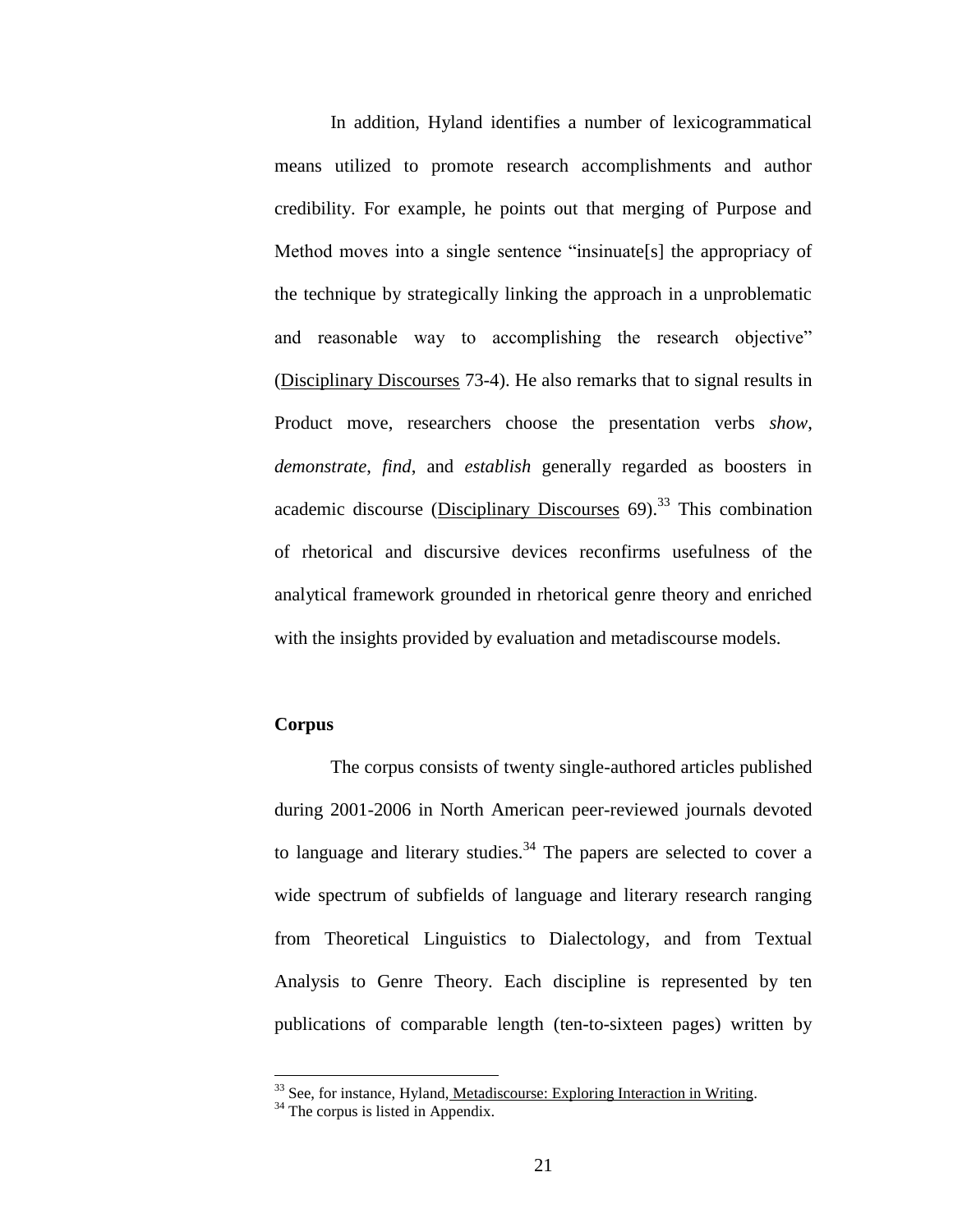In addition, Hyland identifies a number of lexicogrammatical means utilized to promote research accomplishments and author credibility. For example, he points out that merging of Purpose and Method moves into a single sentence "insinuate[s] the appropriacy of the technique by strategically linking the approach in a unproblematic and reasonable way to accomplishing the research objective" (Disciplinary Discourses 73-4). He also remarks that to signal results in Product move, researchers choose the presentation verbs *show*, *demonstrate*, *find*, and *establish* generally regarded as boosters in academic discourse (Disciplinary Discourses 69).[33] This combination of rhetorical and discursive devices reconfirms usefulness of the analytical framework grounded in rhetorical genre theory and enriched with the insights provided by evaluation and metadiscourse models.

**Corpus**

The corpus consists of twenty single-authored articles published during 2001-2006 in North American peer-reviewed journals devoted to language and literary studies.[34] The papers are selected to cover a wide spectrum of subfields of language and literary research ranging from Theoretical Linguistics to Dialectology, and from Textual Analysis to Genre Theory. Each discipline is represented by ten publications of comparable length (ten-to-sixteen pages) written by

---

[33] See, for instance, Hyland, Metadiscourse: Exploring Interaction in Writing.

[34] The corpus is listed in Appendix.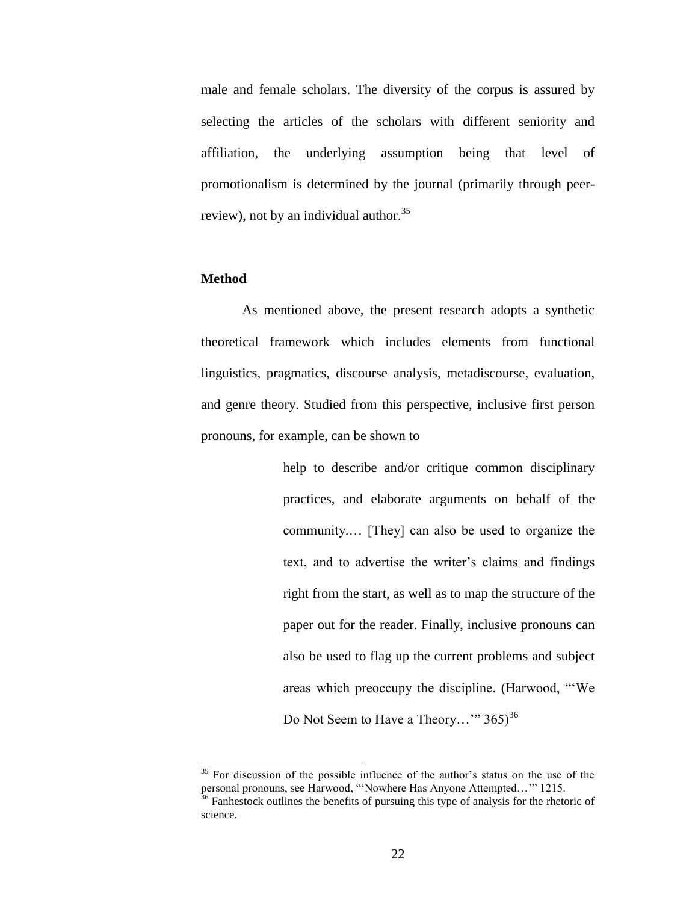male and female scholars. The diversity of the corpus is assured by selecting the articles of the scholars with different seniority and affiliation, the underlying assumption being that level of promotionalism is determined by the journal (primarily through peer-review), not by an individual author.[35]

## Method

As mentioned above, the present research adopts a synthetic theoretical framework which includes elements from functional linguistics, pragmatics, discourse analysis, metadiscourse, evaluation, and genre theory. Studied from this perspective, inclusive first person pronouns, for example, can be shown to

> help to describe and/or critique common disciplinary practices, and elaborate arguments on behalf of the community.… [They] can also be used to organize the text, and to advertise the writer's claims and findings right from the start, as well as to map the structure of the paper out for the reader. Finally, inclusive pronouns can also be used to flag up the current problems and subject areas which preoccupy the discipline. (Harwood, "'We Do Not Seem to Have a Theory…'" 365)[36]

---

[35] For discussion of the possible influence of the author's status on the use of the personal pronouns, see Harwood, "'Nowhere Has Anyone Attempted…'" 1215.

[36] Fanhestock outlines the benefits of pursuing this type of analysis for the rhetoric of science.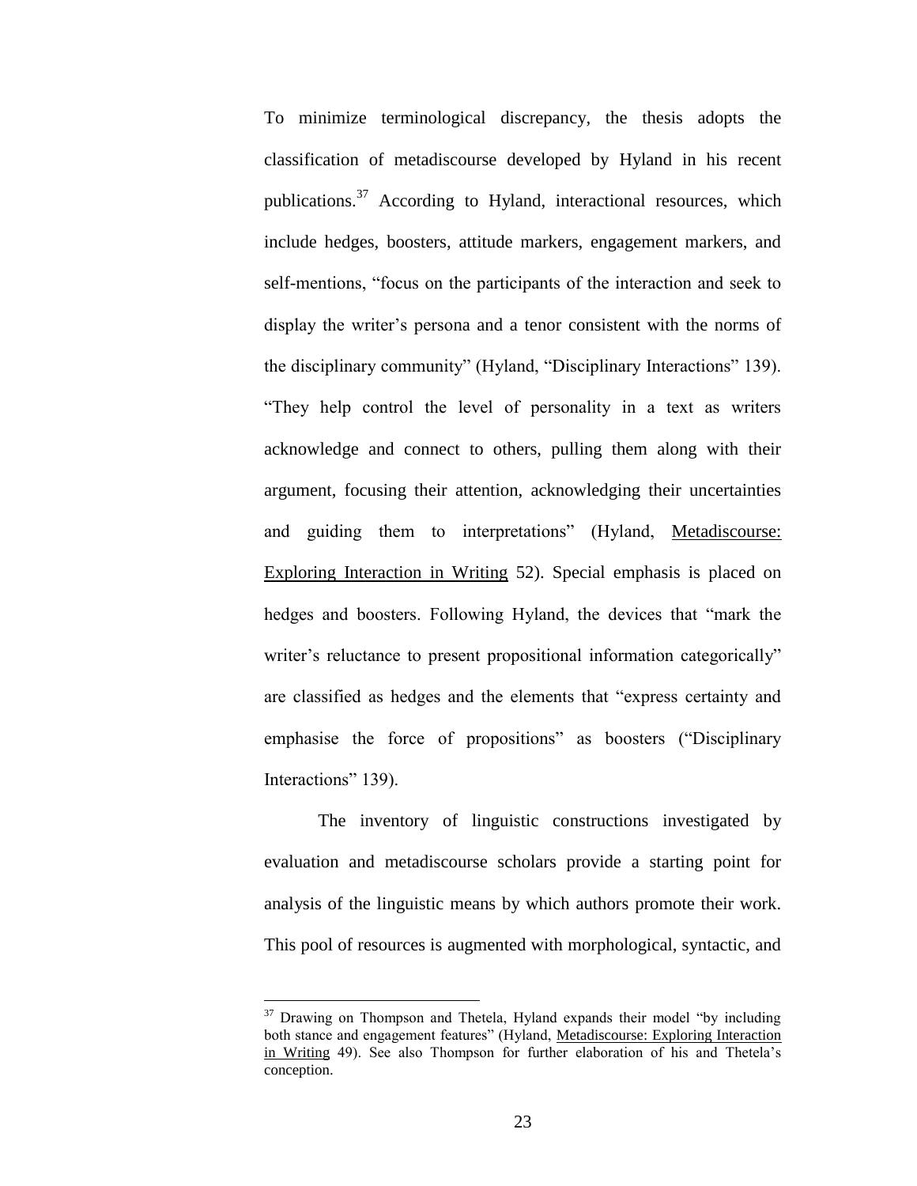To minimize terminological discrepancy, the thesis adopts the classification of metadiscourse developed by Hyland in his recent publications.[37] According to Hyland, interactional resources, which include hedges, boosters, attitude markers, engagement markers, and self-mentions, "focus on the participants of the interaction and seek to display the writer's persona and a tenor consistent with the norms of the disciplinary community" (Hyland, "Disciplinary Interactions" 139). "They help control the level of personality in a text as writers acknowledge and connect to others, pulling them along with their argument, focusing their attention, acknowledging their uncertainties and guiding them to interpretations" (Hyland, Metadiscourse: Exploring Interaction in Writing 52). Special emphasis is placed on hedges and boosters. Following Hyland, the devices that "mark the writer's reluctance to present propositional information categorically" are classified as hedges and the elements that "express certainty and emphasise the force of propositions" as boosters ("Disciplinary Interactions" 139).

The inventory of linguistic constructions investigated by evaluation and metadiscourse scholars provide a starting point for analysis of the linguistic means by which authors promote their work. This pool of resources is augmented with morphological, syntactic, and

---

[37] Drawing on Thompson and Thetela, Hyland expands their model "by including both stance and engagement features" (Hyland, Metadiscourse: Exploring Interaction in Writing 49). See also Thompson for further elaboration of his and Thetela's conception.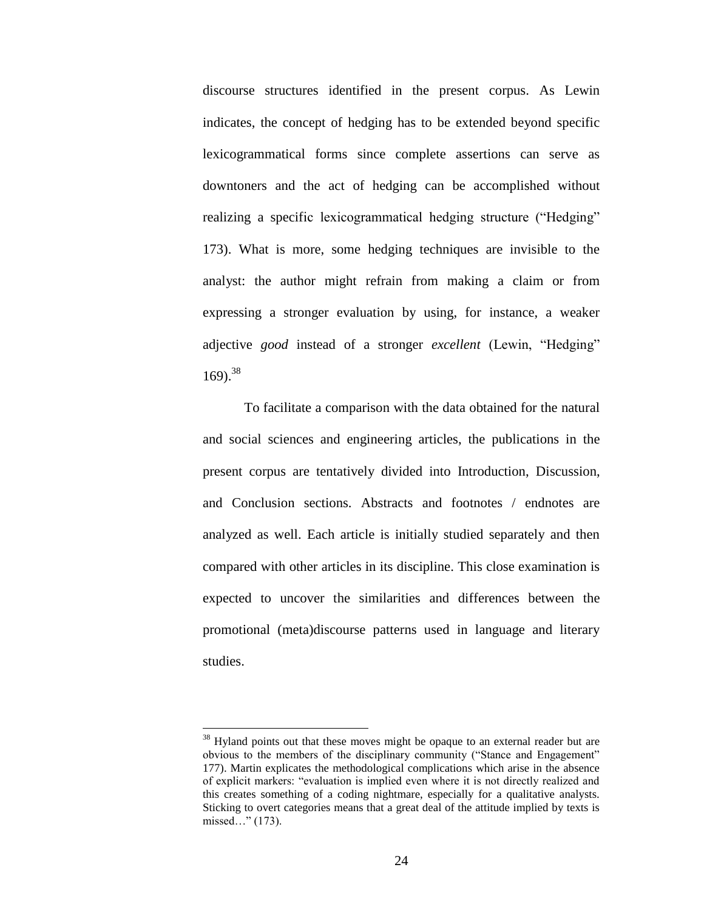discourse structures identified in the present corpus. As Lewin indicates, the concept of hedging has to be extended beyond specific lexicogrammatical forms since complete assertions can serve as downtoners and the act of hedging can be accomplished without realizing a specific lexicogrammatical hedging structure ("Hedging" 173). What is more, some hedging techniques are invisible to the analyst: the author might refrain from making a claim or from expressing a stronger evaluation by using, for instance, a weaker adjective *good* instead of a stronger *excellent* (Lewin, "Hedging" 169).[38]

To facilitate a comparison with the data obtained for the natural and social sciences and engineering articles, the publications in the present corpus are tentatively divided into Introduction, Discussion, and Conclusion sections. Abstracts and footnotes / endnotes are analyzed as well. Each article is initially studied separately and then compared with other articles in its discipline. This close examination is expected to uncover the similarities and differences between the promotional (meta)discourse patterns used in language and literary studies.

---

[38] Hyland points out that these moves might be opaque to an external reader but are obvious to the members of the disciplinary community ("Stance and Engagement" 177). Martin explicates the methodological complications which arise in the absence of explicit markers: "evaluation is implied even where it is not directly realized and this creates something of a coding nightmare, especially for a qualitative analysts. Sticking to overt categories means that a great deal of the attitude implied by texts is missed…" (173).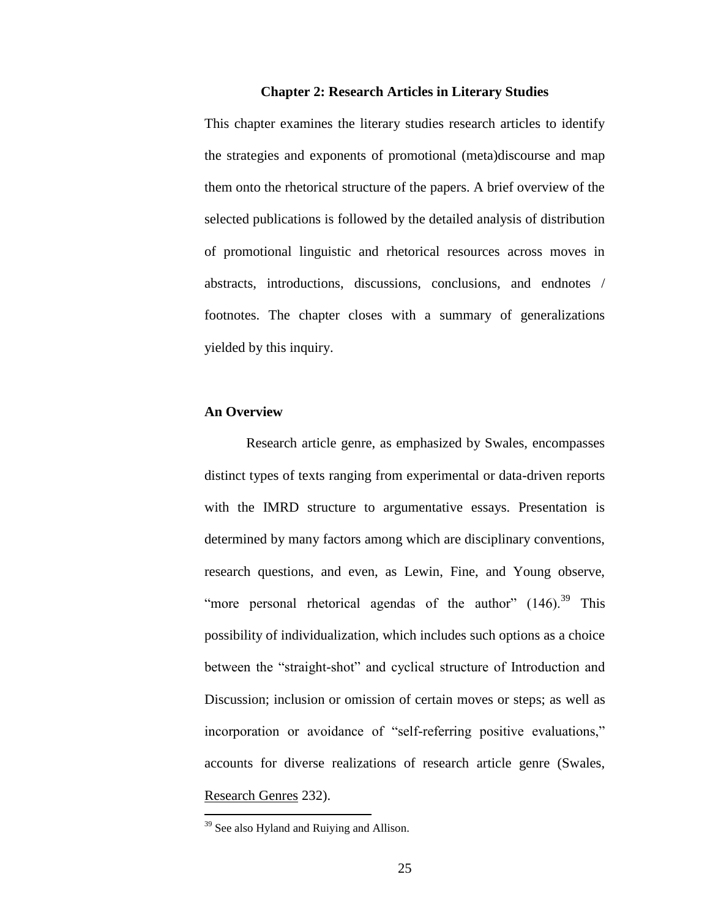## Chapter 2: Research Articles in Literary Studies

This chapter examines the literary studies research articles to identify the strategies and exponents of promotional (meta)discourse and map them onto the rhetorical structure of the papers. A brief overview of the selected publications is followed by the detailed analysis of distribution of promotional linguistic and rhetorical resources across moves in abstracts, introductions, discussions, conclusions, and endnotes / footnotes. The chapter closes with a summary of generalizations yielded by this inquiry.

### An Overview

Research article genre, as emphasized by Swales, encompasses distinct types of texts ranging from experimental or data-driven reports with the IMRD structure to argumentative essays. Presentation is determined by many factors among which are disciplinary conventions, research questions, and even, as Lewin, Fine, and Young observe, "more personal rhetorical agendas of the author" (146).[39] This possibility of individualization, which includes such options as a choice between the "straight-shot" and cyclical structure of Introduction and Discussion; inclusion or omission of certain moves or steps; as well as incorporation or avoidance of "self-referring positive evaluations," accounts for diverse realizations of research article genre (Swales, <u>Research Genres</u> 232).

---

[39] See also Hyland and Ruiying and Allison.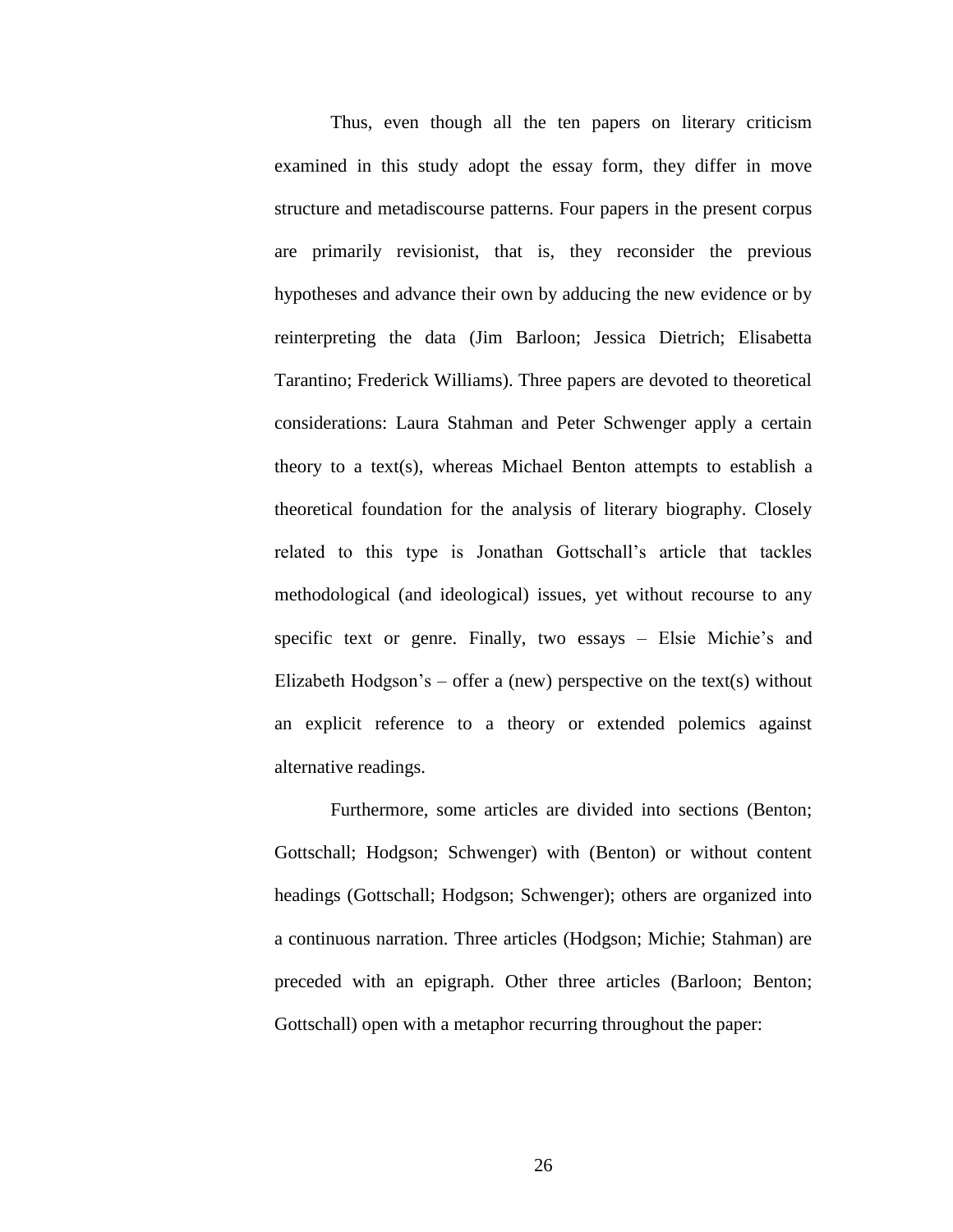Thus, even though all the ten papers on literary criticism examined in this study adopt the essay form, they differ in move structure and metadiscourse patterns. Four papers in the present corpus are primarily revisionist, that is, they reconsider the previous hypotheses and advance their own by adducing the new evidence or by reinterpreting the data (Jim Barloon; Jessica Dietrich; Elisabetta Tarantino; Frederick Williams). Three papers are devoted to theoretical considerations: Laura Stahman and Peter Schwenger apply a certain theory to a text(s), whereas Michael Benton attempts to establish a theoretical foundation for the analysis of literary biography. Closely related to this type is Jonathan Gottschall's article that tackles methodological (and ideological) issues, yet without recourse to any specific text or genre. Finally, two essays – Elsie Michie's and Elizabeth Hodgson's – offer a (new) perspective on the text(s) without an explicit reference to a theory or extended polemics against alternative readings.

Furthermore, some articles are divided into sections (Benton; Gottschall; Hodgson; Schwenger) with (Benton) or without content headings (Gottschall; Hodgson; Schwenger); others are organized into a continuous narration. Three articles (Hodgson; Michie; Stahman) are preceded with an epigraph. Other three articles (Barloon; Benton; Gottschall) open with a metaphor recurring throughout the paper: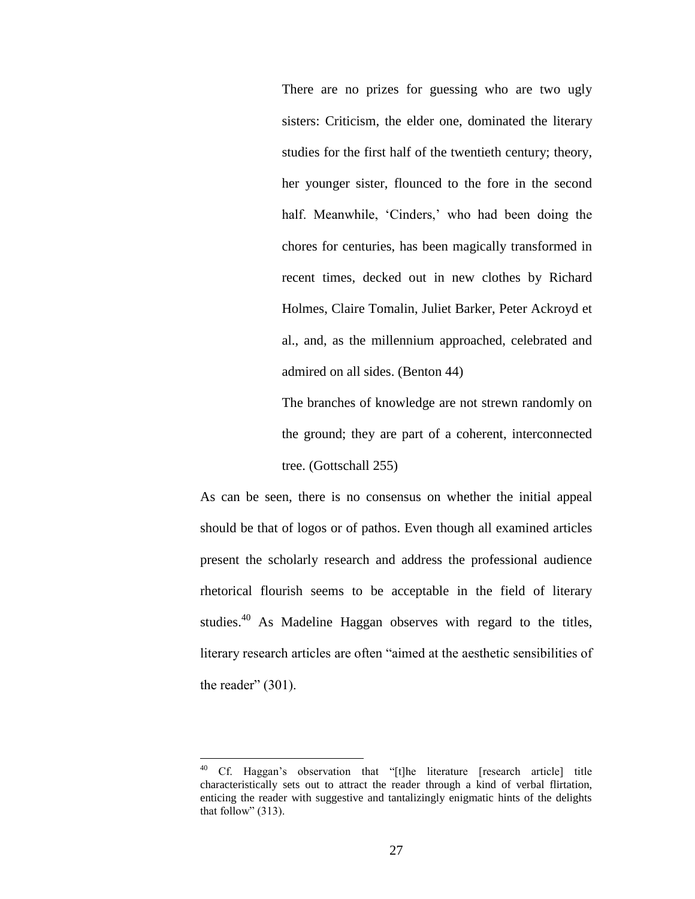> There are no prizes for guessing who are two ugly sisters: Criticism, the elder one, dominated the literary studies for the first half of the twentieth century; theory, her younger sister, flounced to the fore in the second half. Meanwhile, 'Cinders,' who had been doing the chores for centuries, has been magically transformed in recent times, decked out in new clothes by Richard Holmes, Claire Tomalin, Juliet Barker, Peter Ackroyd et al., and, as the millennium approached, celebrated and admired on all sides. (Benton 44)

> The branches of knowledge are not strewn randomly on the ground; they are part of a coherent, interconnected tree. (Gottschall 255)

As can be seen, there is no consensus on whether the initial appeal should be that of logos or of pathos. Even though all examined articles present the scholarly research and address the professional audience rhetorical flourish seems to be acceptable in the field of literary studies.[40] As Madeline Haggan observes with regard to the titles, literary research articles are often "aimed at the aesthetic sensibilities of the reader" (301).

---

[40] Cf. Haggan's observation that "[t]he literature [research article] title characteristically sets out to attract the reader through a kind of verbal flirtation, enticing the reader with suggestive and tantalizingly enigmatic hints of the delights that follow" (313).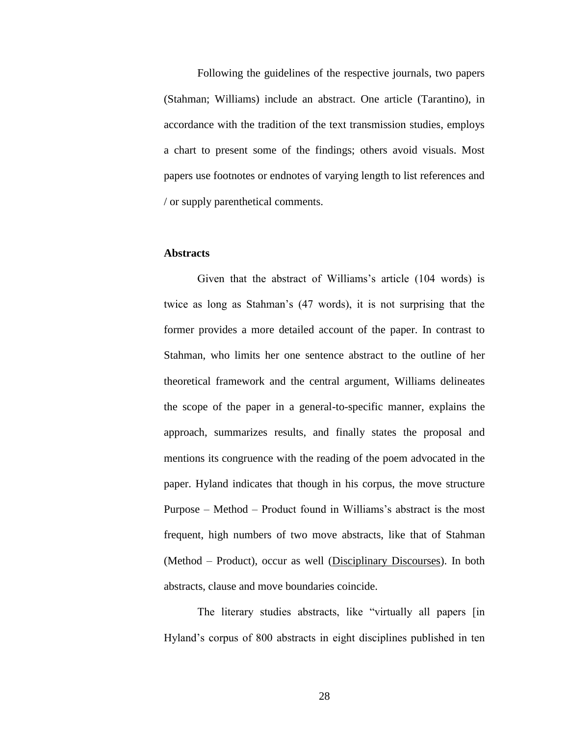Following the guidelines of the respective journals, two papers (Stahman; Williams) include an abstract. One article (Tarantino), in accordance with the tradition of the text transmission studies, employs a chart to present some of the findings; others avoid visuals. Most papers use footnotes or endnotes of varying length to list references and / or supply parenthetical comments.

### Abstracts

Given that the abstract of Williams's article (104 words) is twice as long as Stahman's (47 words), it is not surprising that the former provides a more detailed account of the paper. In contrast to Stahman, who limits her one sentence abstract to the outline of her theoretical framework and the central argument, Williams delineates the scope of the paper in a general-to-specific manner, explains the approach, summarizes results, and finally states the proposal and mentions its congruence with the reading of the poem advocated in the paper. Hyland indicates that though in his corpus, the move structure Purpose – Method – Product found in Williams's abstract is the most frequent, high numbers of two move abstracts, like that of Stahman (Method – Product), occur as well (<u>Disciplinary Discourses</u>). In both abstracts, clause and move boundaries coincide.

The literary studies abstracts, like "virtually all papers [in Hyland's corpus of 800 abstracts in eight disciplines published in ten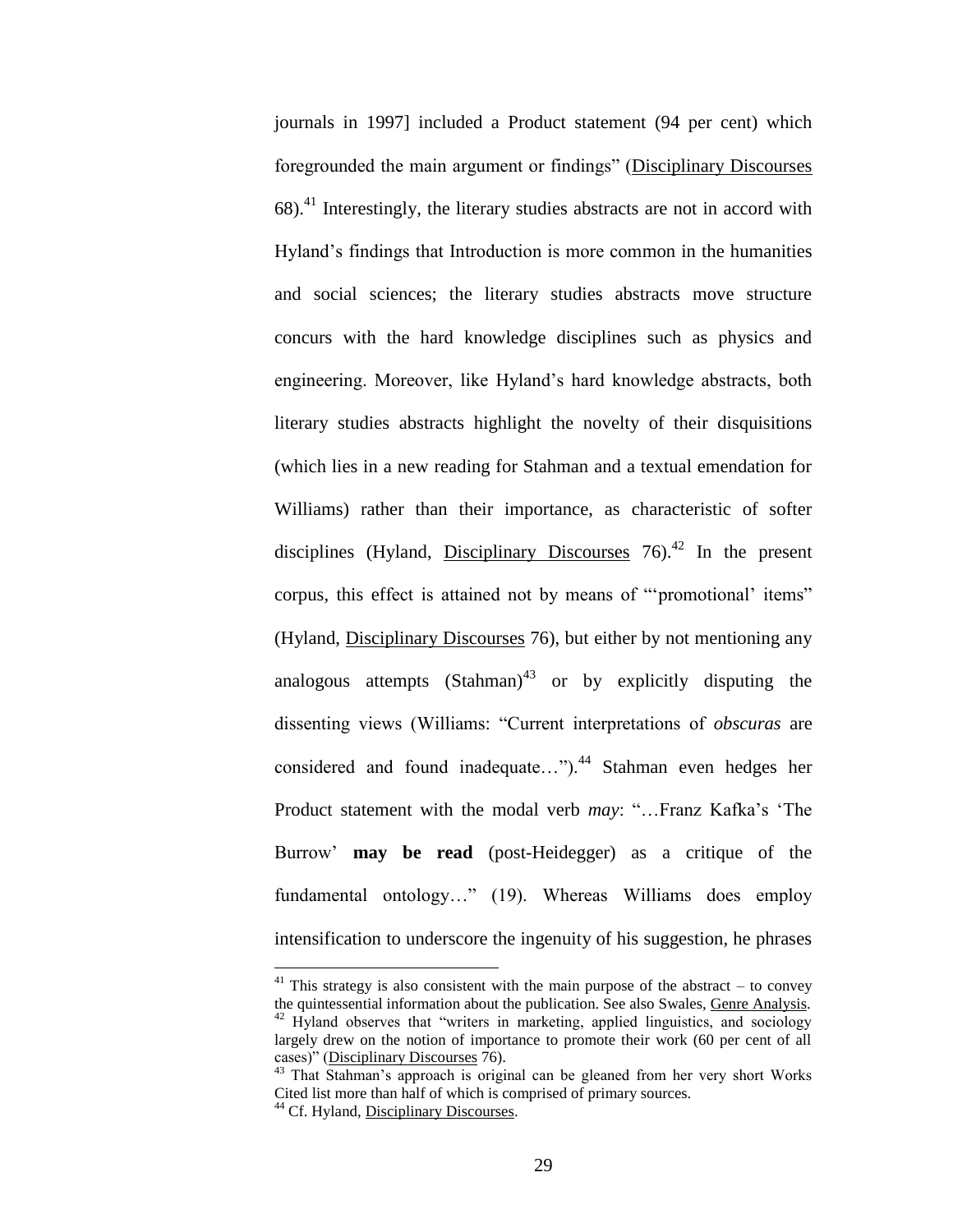journals in 1997] included a Product statement (94 per cent) which foregrounded the main argument or findings" (Disciplinary Discourses 68).[41] Interestingly, the literary studies abstracts are not in accord with Hyland's findings that Introduction is more common in the humanities and social sciences; the literary studies abstracts move structure concurs with the hard knowledge disciplines such as physics and engineering. Moreover, like Hyland's hard knowledge abstracts, both literary studies abstracts highlight the novelty of their disquisitions (which lies in a new reading for Stahman and a textual emendation for Williams) rather than their importance, as characteristic of softer disciplines (Hyland, Disciplinary Discourses 76).[42] In the present corpus, this effect is attained not by means of "'promotional' items" (Hyland, Disciplinary Discourses 76), but either by not mentioning any analogous attempts (Stahman)[43] or by explicitly disputing the dissenting views (Williams: "Current interpretations of *obscuras* are considered and found inadequate…").[44] Stahman even hedges her Product statement with the modal verb *may*: "…Franz Kafka's 'The Burrow' **may be read** (post-Heidegger) as a critique of the fundamental ontology…" (19). Whereas Williams does employ intensification to underscore the ingenuity of his suggestion, he phrases

---

[41] This strategy is also consistent with the main purpose of the abstract – to convey the quintessential information about the publication. See also Swales, Genre Analysis.

[42] Hyland observes that "writers in marketing, applied linguistics, and sociology largely drew on the notion of importance to promote their work (60 per cent of all cases)" (Disciplinary Discourses 76).

[43] That Stahman's approach is original can be gleaned from her very short Works Cited list more than half of which is comprised of primary sources.

[44] Cf. Hyland, Disciplinary Discourses.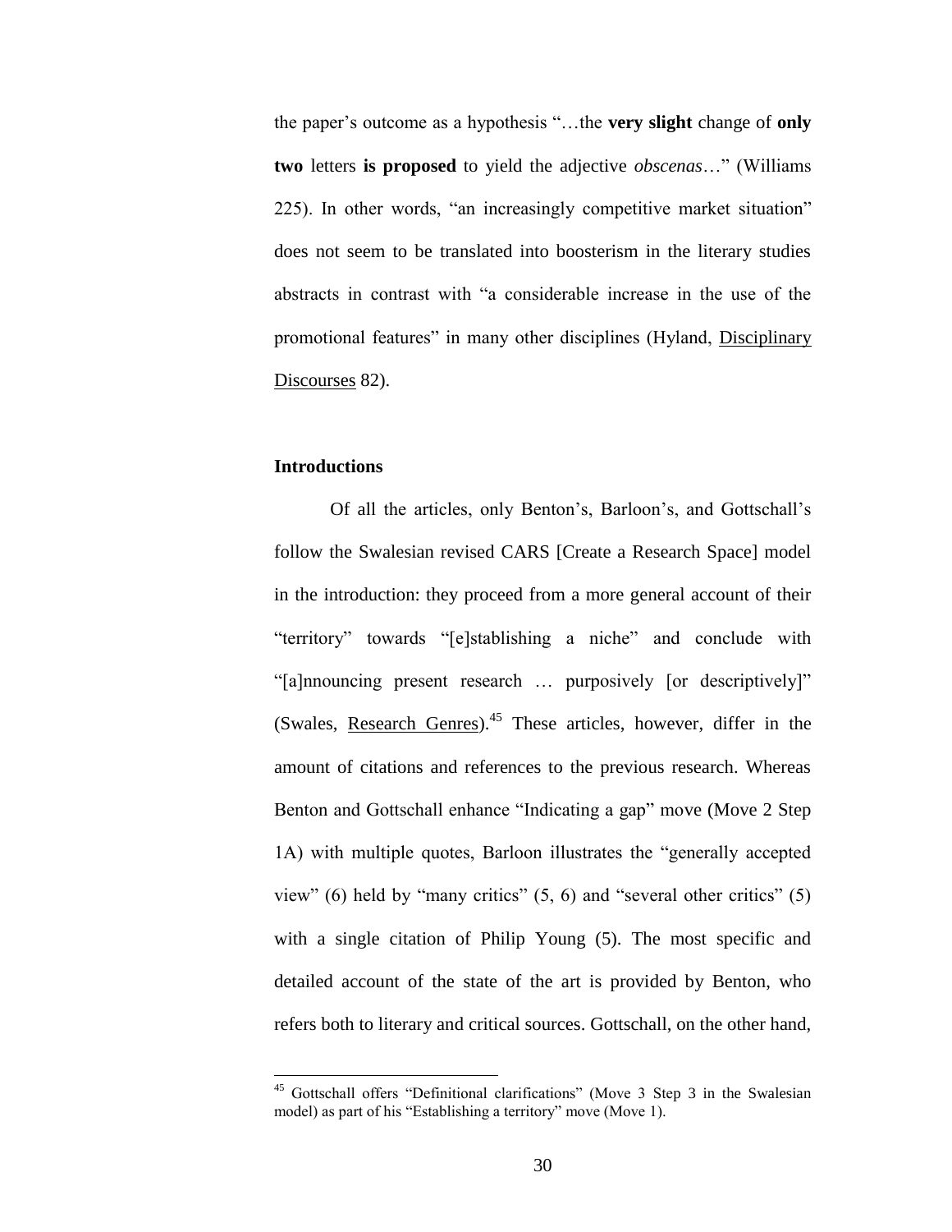the paper's outcome as a hypothesis "…the **very slight** change of **only two** letters **is proposed** to yield the adjective *obscenas*…" (Williams 225). In other words, "an increasingly competitive market situation" does not seem to be translated into boosterism in the literary studies abstracts in contrast with "a considerable increase in the use of the promotional features" in many other disciplines (Hyland, Disciplinary Discourses 82).

**Introductions**

Of all the articles, only Benton's, Barloon's, and Gottschall's follow the Swalesian revised CARS [Create a Research Space] model in the introduction: they proceed from a more general account of their "territory" towards "[e]stablishing a niche" and conclude with "[a]nnouncing present research … purposively [or descriptively]" (Swales, Research Genres).[45] These articles, however, differ in the amount of citations and references to the previous research. Whereas Benton and Gottschall enhance "Indicating a gap" move (Move 2 Step 1A) with multiple quotes, Barloon illustrates the "generally accepted view" (6) held by "many critics" (5, 6) and "several other critics" (5) with a single citation of Philip Young (5). The most specific and detailed account of the state of the art is provided by Benton, who refers both to literary and critical sources. Gottschall, on the other hand,

[45] Gottschall offers "Definitional clarifications" (Move 3 Step 3 in the Swalesian model) as part of his "Establishing a territory" move (Move 1).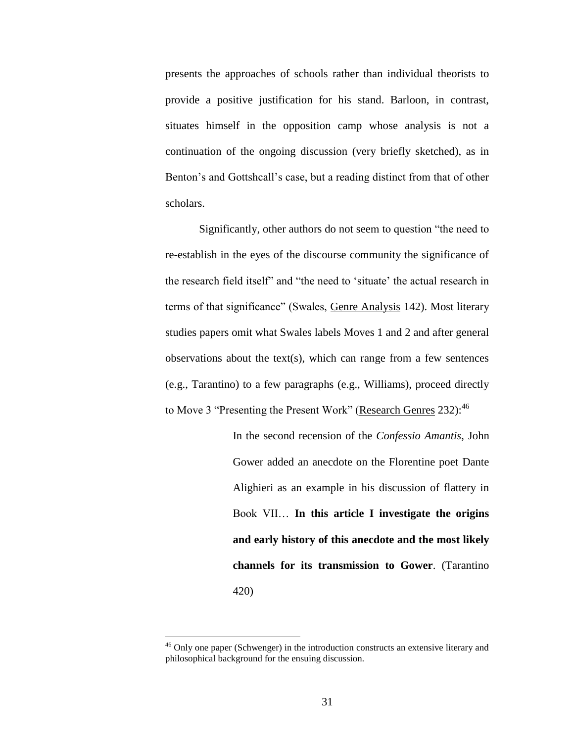presents the approaches of schools rather than individual theorists to provide a positive justification for his stand. Barloon, in contrast, situates himself in the opposition camp whose analysis is not a continuation of the ongoing discussion (very briefly sketched), as in Benton's and Gottshcall's case, but a reading distinct from that of other scholars.

Significantly, other authors do not seem to question "the need to re-establish in the eyes of the discourse community the significance of the research field itself" and "the need to 'situate' the actual research in terms of that significance" (Swales, Genre Analysis 142). Most literary studies papers omit what Swales labels Moves 1 and 2 and after general observations about the text(s), which can range from a few sentences (e.g., Tarantino) to a few paragraphs (e.g., Williams), proceed directly to Move 3 "Presenting the Present Work" (Research Genres 232):[46]

> In the second recension of the *Confessio Amantis*, John Gower added an anecdote on the Florentine poet Dante Alighieri as an example in his discussion of flattery in Book VII… **In this article I investigate the origins and early history of this anecdote and the most likely channels for its transmission to Gower**. (Tarantino 420)

[46] Only one paper (Schwenger) in the introduction constructs an extensive literary and philosophical background for the ensuing discussion.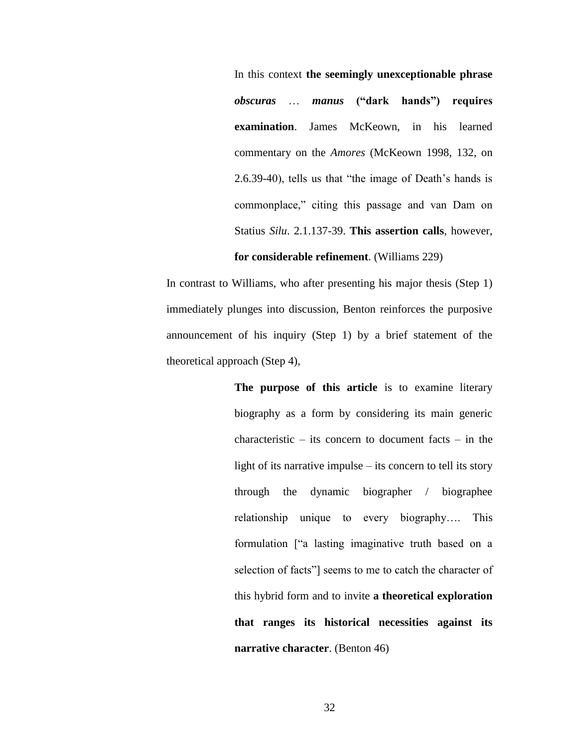> In this context **the seemingly unexceptionable phrase *obscuras* … *manus* ("dark hands") requires examination**. James McKeown, in his learned commentary on the *Amores* (McKeown 1998, 132, on 2.6.39-40), tells us that "the image of Death's hands is commonplace," citing this passage and van Dam on Statius *Silu*. 2.1.137-39. **This assertion calls**, however, **for considerable refinement**. (Williams 229)

In contrast to Williams, who after presenting his major thesis (Step 1) immediately plunges into discussion, Benton reinforces the purposive announcement of his inquiry (Step 1) by a brief statement of the theoretical approach (Step 4),

> **The purpose of this article** is to examine literary biography as a form by considering its main generic characteristic – its concern to document facts – in the light of its narrative impulse – its concern to tell its story through the dynamic biographer / biographee relationship unique to every biography…. This formulation ["a lasting imaginative truth based on a selection of facts"] seems to me to catch the character of this hybrid form and to invite **a theoretical exploration that ranges its historical necessities against its narrative character**. (Benton 46)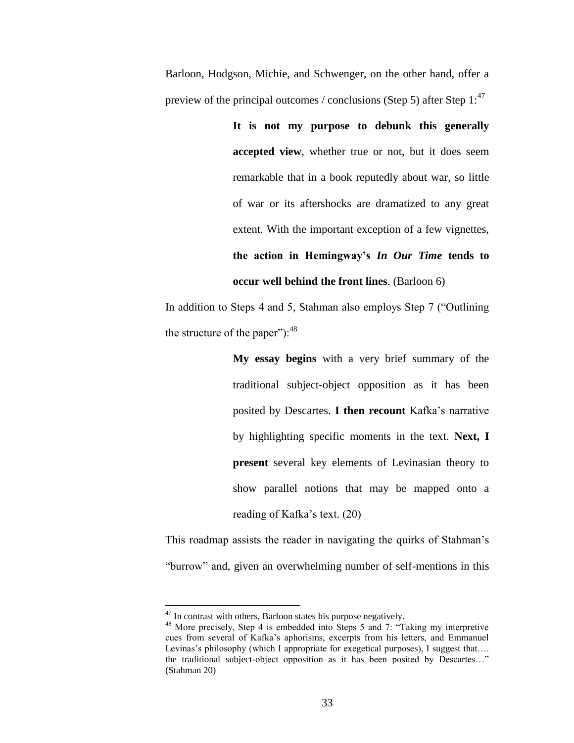Barloon, Hodgson, Michie, and Schwenger, on the other hand, offer a preview of the principal outcomes / conclusions (Step 5) after Step 1:[47]

> **It is not my purpose to debunk this generally accepted view**, whether true or not, but it does seem remarkable that in a book reputedly about war, so little of war or its aftershocks are dramatized to any great extent. With the important exception of a few vignettes, **the action in Hemingway's *In Our Time* tends to occur well behind the front lines**. (Barloon 6)

In addition to Steps 4 and 5, Stahman also employs Step 7 ("Outlining the structure of the paper"):[48]

> **My essay begins** with a very brief summary of the traditional subject-object opposition as it has been posited by Descartes. **I then recount** Kafka's narrative by highlighting specific moments in the text. **Next, I present** several key elements of Levinasian theory to show parallel notions that may be mapped onto a reading of Kafka's text. (20)

This roadmap assists the reader in navigating the quirks of Stahman's "burrow" and, given an overwhelming number of self-mentions in this

---

[47] In contrast with others, Barloon states his purpose negatively.

[48] More precisely, Step 4 is embedded into Steps 5 and 7: "Taking my interpretive cues from several of Kafka's aphorisms, excerpts from his letters, and Emmanuel Levinas's philosophy (which I appropriate for exegetical purposes), I suggest that…. the traditional subject-object opposition as it has been posited by Descartes…" (Stahman 20)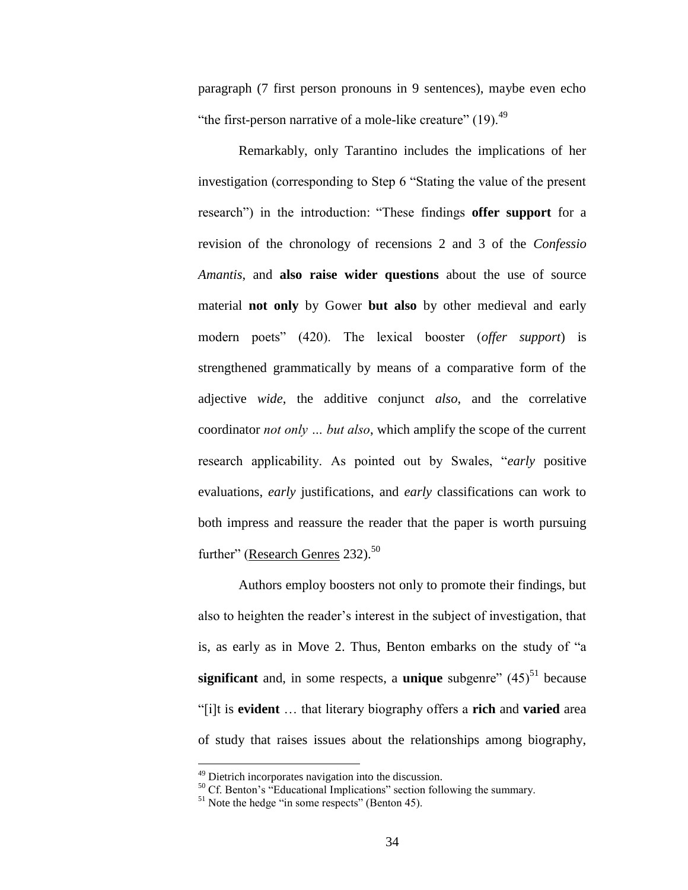paragraph (7 first person pronouns in 9 sentences), maybe even echo "the first-person narrative of a mole-like creature" (19).[49]

Remarkably, only Tarantino includes the implications of her investigation (corresponding to Step 6 "Stating the value of the present research") in the introduction: "These findings **offer support** for a revision of the chronology of recensions 2 and 3 of the *Confessio Amantis*, and **also raise wider questions** about the use of source material **not only** by Gower **but also** by other medieval and early modern poets" (420). The lexical booster (*offer support*) is strengthened grammatically by means of a comparative form of the adjective *wide*, the additive conjunct *also*, and the correlative coordinator *not only … but also*, which amplify the scope of the current research applicability. As pointed out by Swales, "*early* positive evaluations, *early* justifications, and *early* classifications can work to both impress and reassure the reader that the paper is worth pursuing further" (<u>Research Genres</u> 232).[50]

Authors employ boosters not only to promote their findings, but also to heighten the reader's interest in the subject of investigation, that is, as early as in Move 2. Thus, Benton embarks on the study of "a **significant** and, in some respects, a **unique** subgenre" (45)[51] because "[i]t is **evident** … that literary biography offers a **rich** and **varied** area of study that raises issues about the relationships among biography,

---

[49] Dietrich incorporates navigation into the discussion.

[50] Cf. Benton's "Educational Implications" section following the summary.

[51] Note the hedge "in some respects" (Benton 45).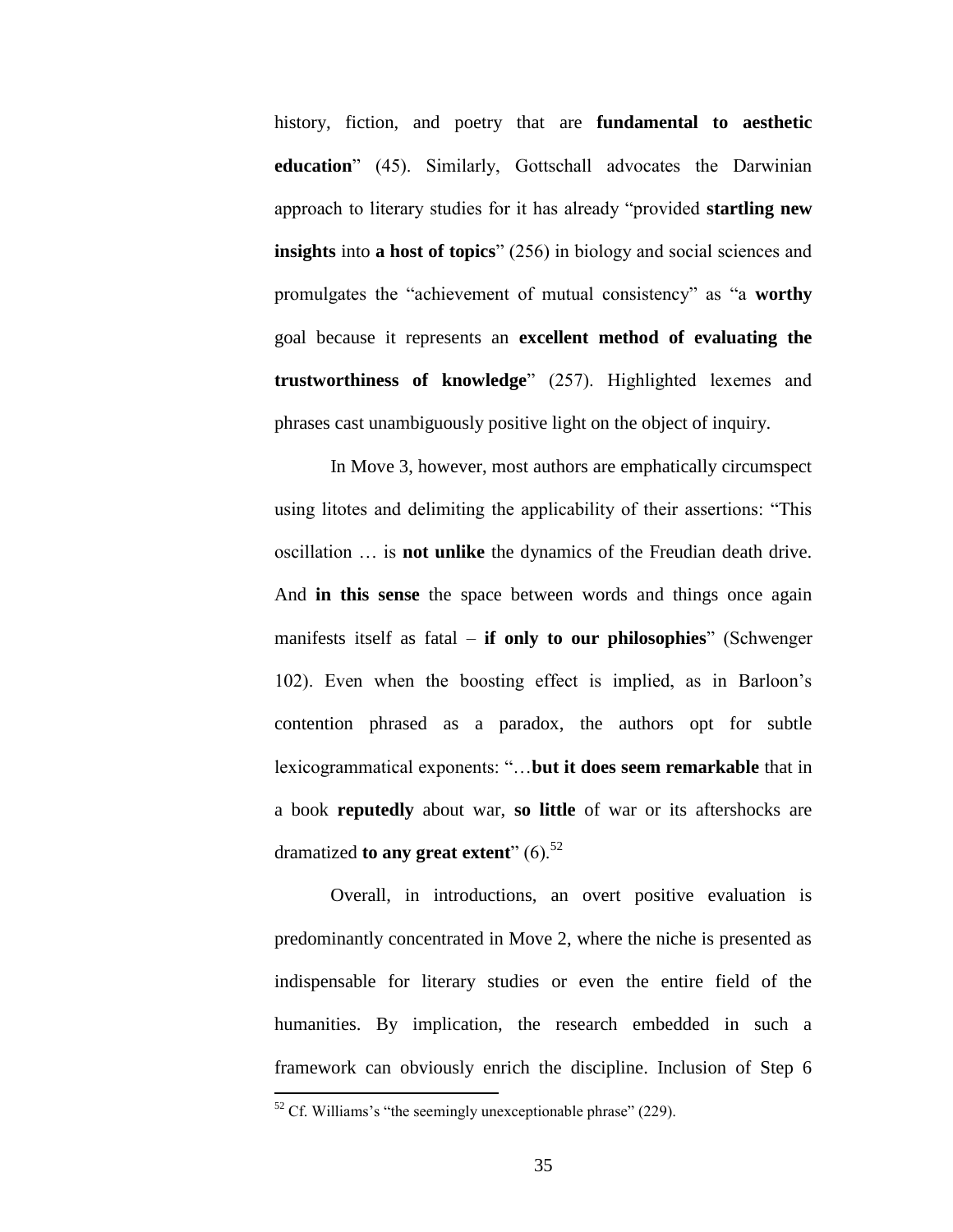history, fiction, and poetry that are **fundamental to aesthetic education**" (45). Similarly, Gottschall advocates the Darwinian approach to literary studies for it has already "provided **startling new insights** into **a host of topics**" (256) in biology and social sciences and promulgates the "achievement of mutual consistency" as "a **worthy** goal because it represents an **excellent method of evaluating the trustworthiness of knowledge**" (257). Highlighted lexemes and phrases cast unambiguously positive light on the object of inquiry.

In Move 3, however, most authors are emphatically circumspect using litotes and delimiting the applicability of their assertions: "This oscillation … is **not unlike** the dynamics of the Freudian death drive. And **in this sense** the space between words and things once again manifests itself as fatal – **if only to our philosophies**" (Schwenger 102). Even when the boosting effect is implied, as in Barloon's contention phrased as a paradox, the authors opt for subtle lexicogrammatical exponents: "…**but it does seem remarkable** that in a book **reputedly** about war, **so little** of war or its aftershocks are dramatized **to any great extent**" (6).[52]

Overall, in introductions, an overt positive evaluation is predominantly concentrated in Move 2, where the niche is presented as indispensable for literary studies or even the entire field of the humanities. By implication, the research embedded in such a framework can obviously enrich the discipline. Inclusion of Step 6

[52] Cf. Williams's "the seemingly unexceptionable phrase" (229).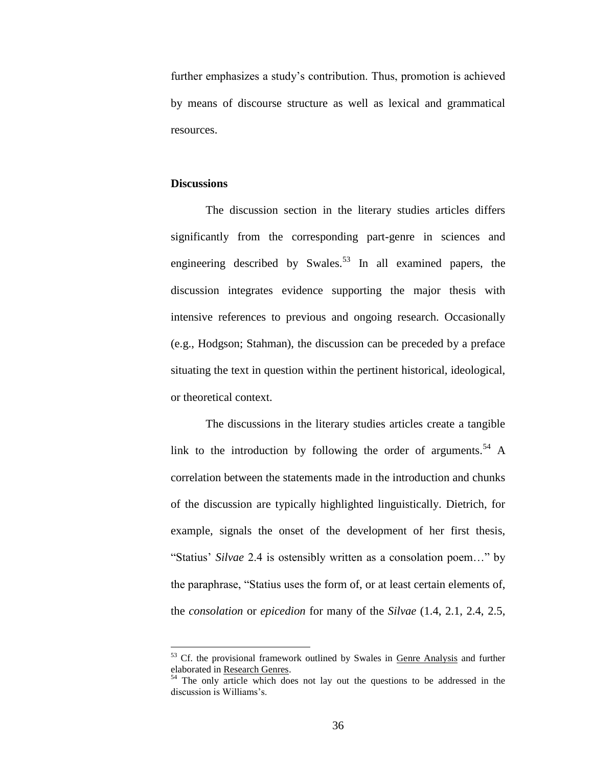further emphasizes a study's contribution. Thus, promotion is achieved by means of discourse structure as well as lexical and grammatical resources.

**Discussions**

The discussion section in the literary studies articles differs significantly from the corresponding part-genre in sciences and engineering described by Swales.[53] In all examined papers, the discussion integrates evidence supporting the major thesis with intensive references to previous and ongoing research. Occasionally (e.g., Hodgson; Stahman), the discussion can be preceded by a preface situating the text in question within the pertinent historical, ideological, or theoretical context.

The discussions in the literary studies articles create a tangible link to the introduction by following the order of arguments.[54] A correlation between the statements made in the introduction and chunks of the discussion are typically highlighted linguistically. Dietrich, for example, signals the onset of the development of her first thesis, "Statius' *Silvae* 2.4 is ostensibly written as a consolation poem…" by the paraphrase, "Statius uses the form of, or at least certain elements of, the *consolation* or *epicedion* for many of the *Silvae* (1.4, 2.1, 2.4, 2.5,

---

[53] Cf. the provisional framework outlined by Swales in Genre Analysis and further elaborated in Research Genres.

[54] The only article which does not lay out the questions to be addressed in the discussion is Williams's.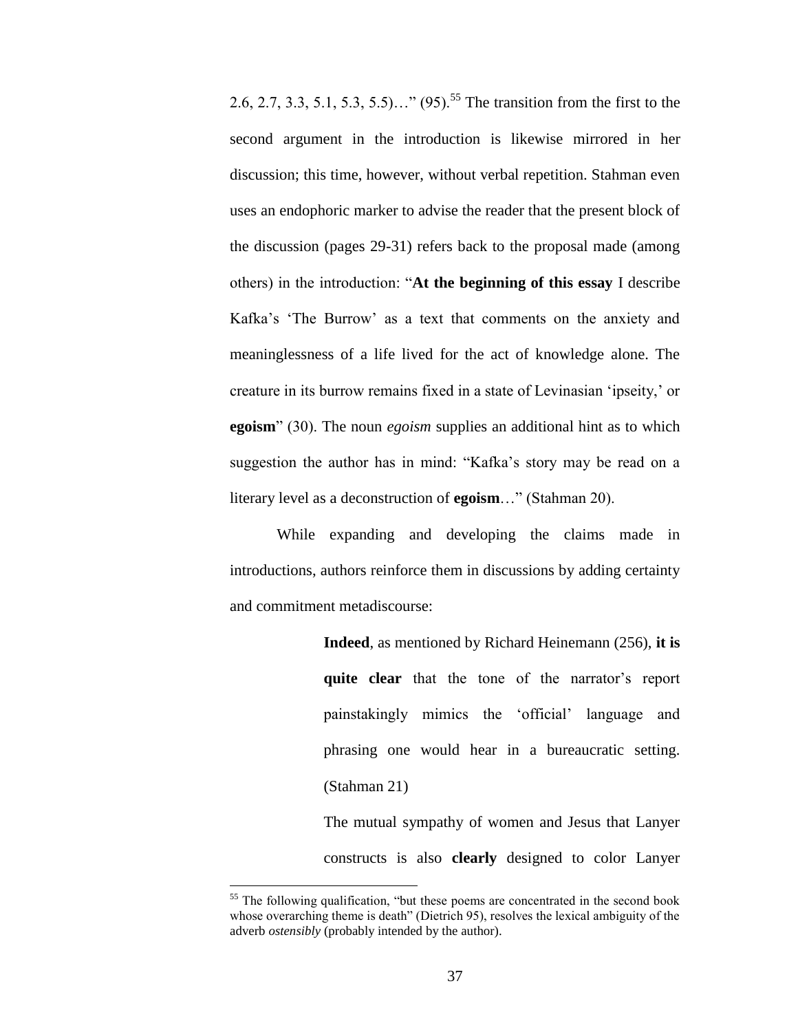2.6, 2.7, 3.3, 5.1, 5.3, 5.5)…" (95).[55] The transition from the first to the second argument in the introduction is likewise mirrored in her discussion; this time, however, without verbal repetition. Stahman even uses an endophoric marker to advise the reader that the present block of the discussion (pages 29-31) refers back to the proposal made (among others) in the introduction: "**At the beginning of this essay** I describe Kafka's 'The Burrow' as a text that comments on the anxiety and meaninglessness of a life lived for the act of knowledge alone. The creature in its burrow remains fixed in a state of Levinasian 'ipseity,' or **egoism**" (30). The noun *egoism* supplies an additional hint as to which suggestion the author has in mind: "Kafka's story may be read on a literary level as a deconstruction of **egoism**…" (Stahman 20).

While expanding and developing the claims made in introductions, authors reinforce them in discussions by adding certainty and commitment metadiscourse:

> **Indeed**, as mentioned by Richard Heinemann (256), **it is quite clear** that the tone of the narrator's report painstakingly mimics the 'official' language and phrasing one would hear in a bureaucratic setting. (Stahman 21)
>
> The mutual sympathy of women and Jesus that Lanyer constructs is also **clearly** designed to color Lanyer

[55] The following qualification, "but these poems are concentrated in the second book whose overarching theme is death" (Dietrich 95), resolves the lexical ambiguity of the adverb *ostensibly* (probably intended by the author).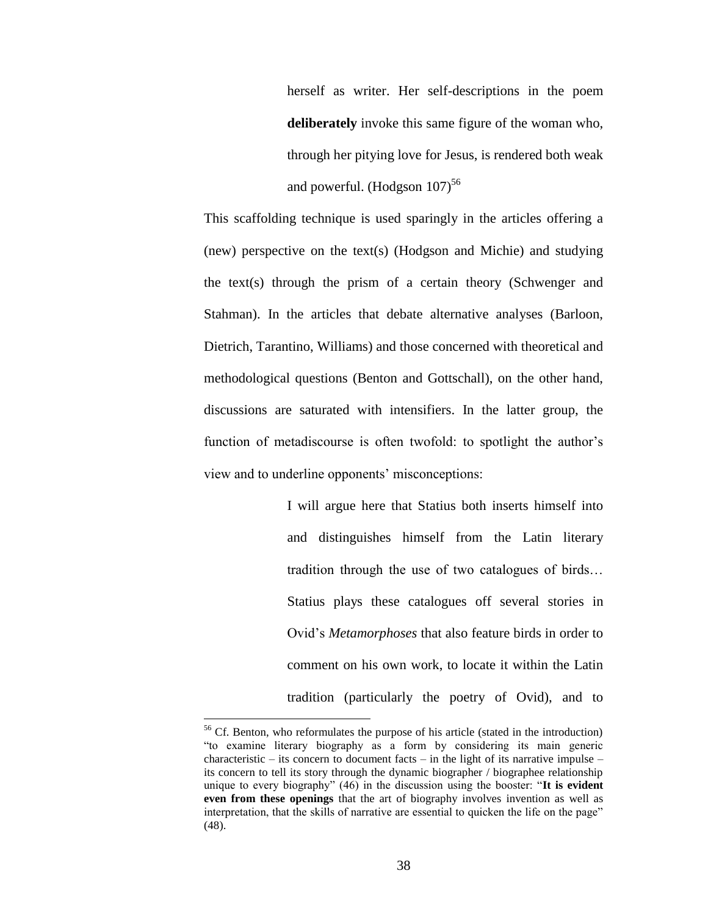> herself as writer. Her self-descriptions in the poem **deliberately** invoke this same figure of the woman who, through her pitying love for Jesus, is rendered both weak and powerful. (Hodgson 107)[56]

This scaffolding technique is used sparingly in the articles offering a (new) perspective on the text(s) (Hodgson and Michie) and studying the text(s) through the prism of a certain theory (Schwenger and Stahman). In the articles that debate alternative analyses (Barloon, Dietrich, Tarantino, Williams) and those concerned with theoretical and methodological questions (Benton and Gottschall), on the other hand, discussions are saturated with intensifiers. In the latter group, the function of metadiscourse is often twofold: to spotlight the author's view and to underline opponents' misconceptions:

> I will argue here that Statius both inserts himself into and distinguishes himself from the Latin literary tradition through the use of two catalogues of birds… Statius plays these catalogues off several stories in Ovid's *Metamorphoses* that also feature birds in order to comment on his own work, to locate it within the Latin tradition (particularly the poetry of Ovid), and to

---

[56] Cf. Benton, who reformulates the purpose of his article (stated in the introduction) "to examine literary biography as a form by considering its main generic characteristic – its concern to document facts – in the light of its narrative impulse – its concern to tell its story through the dynamic biographer / biographee relationship unique to every biography" (46) in the discussion using the booster: "**It is evident even from these openings** that the art of biography involves invention as well as interpretation, that the skills of narrative are essential to quicken the life on the page" (48).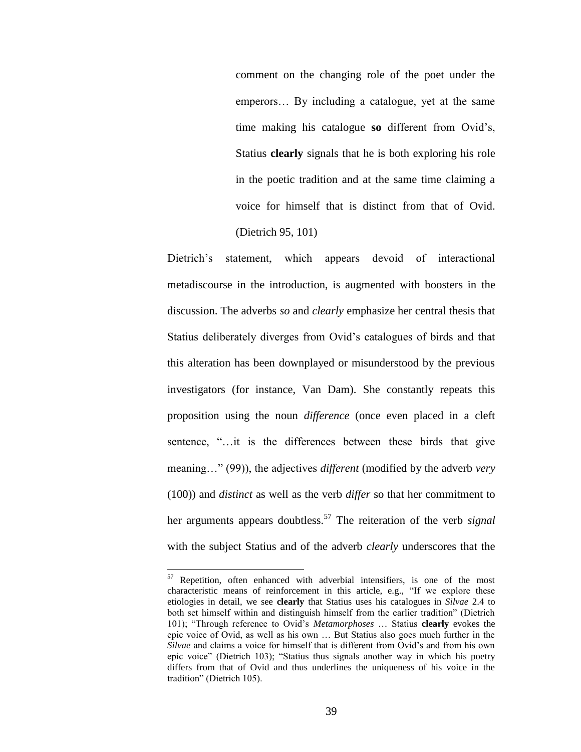> comment on the changing role of the poet under the emperors… By including a catalogue, yet at the same time making his catalogue **so** different from Ovid's, Statius **clearly** signals that he is both exploring his role in the poetic tradition and at the same time claiming a voice for himself that is distinct from that of Ovid. (Dietrich 95, 101)

Dietrich's statement, which appears devoid of interactional metadiscourse in the introduction, is augmented with boosters in the discussion. The adverbs *so* and *clearly* emphasize her central thesis that Statius deliberately diverges from Ovid's catalogues of birds and that this alteration has been downplayed or misunderstood by the previous investigators (for instance, Van Dam). She constantly repeats this proposition using the noun *difference* (once even placed in a cleft sentence, "…it is the differences between these birds that give meaning…" (99)), the adjectives *different* (modified by the adverb *very* (100)) and *distinct* as well as the verb *differ* so that her commitment to her arguments appears doubtless.[57] The reiteration of the verb *signal* with the subject Statius and of the adverb *clearly* underscores that the

---

[57] Repetition, often enhanced with adverbial intensifiers, is one of the most characteristic means of reinforcement in this article, e.g., "If we explore these etiologies in detail, we see **clearly** that Statius uses his catalogues in *Silvae* 2.4 to both set himself within and distinguish himself from the earlier tradition" (Dietrich 101); "Through reference to Ovid's *Metamorphoses* … Statius **clearly** evokes the epic voice of Ovid, as well as his own … But Statius also goes much further in the *Silvae* and claims a voice for himself that is different from Ovid's and from his own epic voice" (Dietrich 103); "Statius thus signals another way in which his poetry differs from that of Ovid and thus underlines the uniqueness of his voice in the tradition" (Dietrich 105).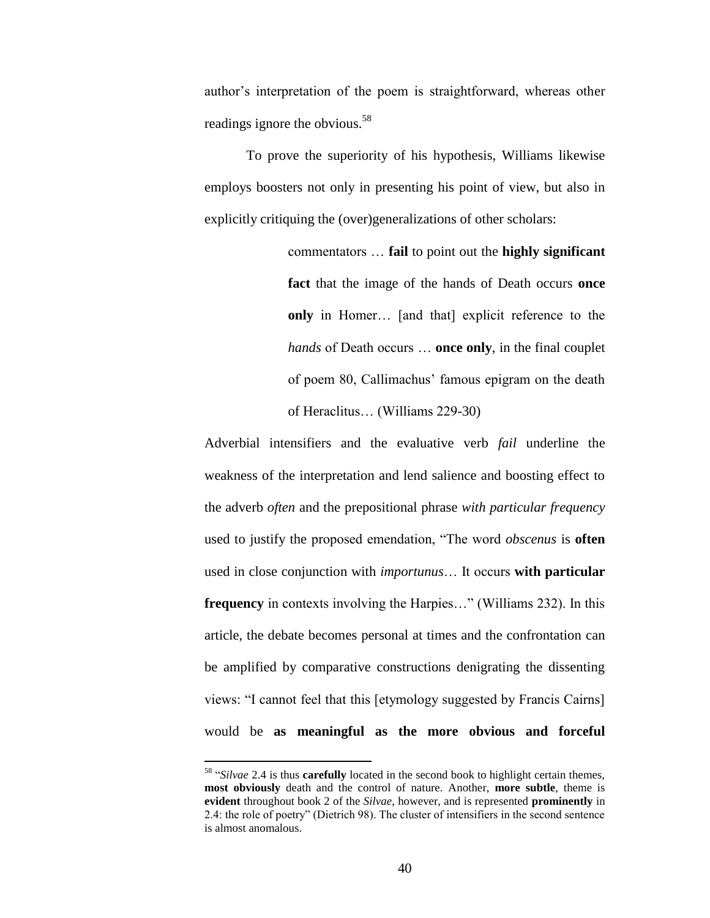author's interpretation of the poem is straightforward, whereas other readings ignore the obvious.[58]

To prove the superiority of his hypothesis, Williams likewise employs boosters not only in presenting his point of view, but also in explicitly critiquing the (over)generalizations of other scholars:

> commentators … **fail** to point out the **highly significant fact** that the image of the hands of Death occurs **once only** in Homer… [and that] explicit reference to the *hands* of Death occurs … **once only**, in the final couplet of poem 80, Callimachus' famous epigram on the death of Heraclitus… (Williams 229-30)

Adverbial intensifiers and the evaluative verb *fail* underline the weakness of the interpretation and lend salience and boosting effect to the adverb *often* and the prepositional phrase *with particular frequency* used to justify the proposed emendation, "The word *obscenus* is **often** used in close conjunction with *importunus*… It occurs **with particular frequency** in contexts involving the Harpies…" (Williams 232). In this article, the debate becomes personal at times and the confrontation can be amplified by comparative constructions denigrating the dissenting views: "I cannot feel that this [etymology suggested by Francis Cairns] would be **as meaningful as the more obvious and forceful**

[58] "*Silvae* 2.4 is thus **carefully** located in the second book to highlight certain themes, **most obviously** death and the control of nature. Another, **more subtle**, theme is **evident** throughout book 2 of the *Silvae*, however, and is represented **prominently** in 2.4: the role of poetry" (Dietrich 98). The cluster of intensifiers in the second sentence is almost anomalous.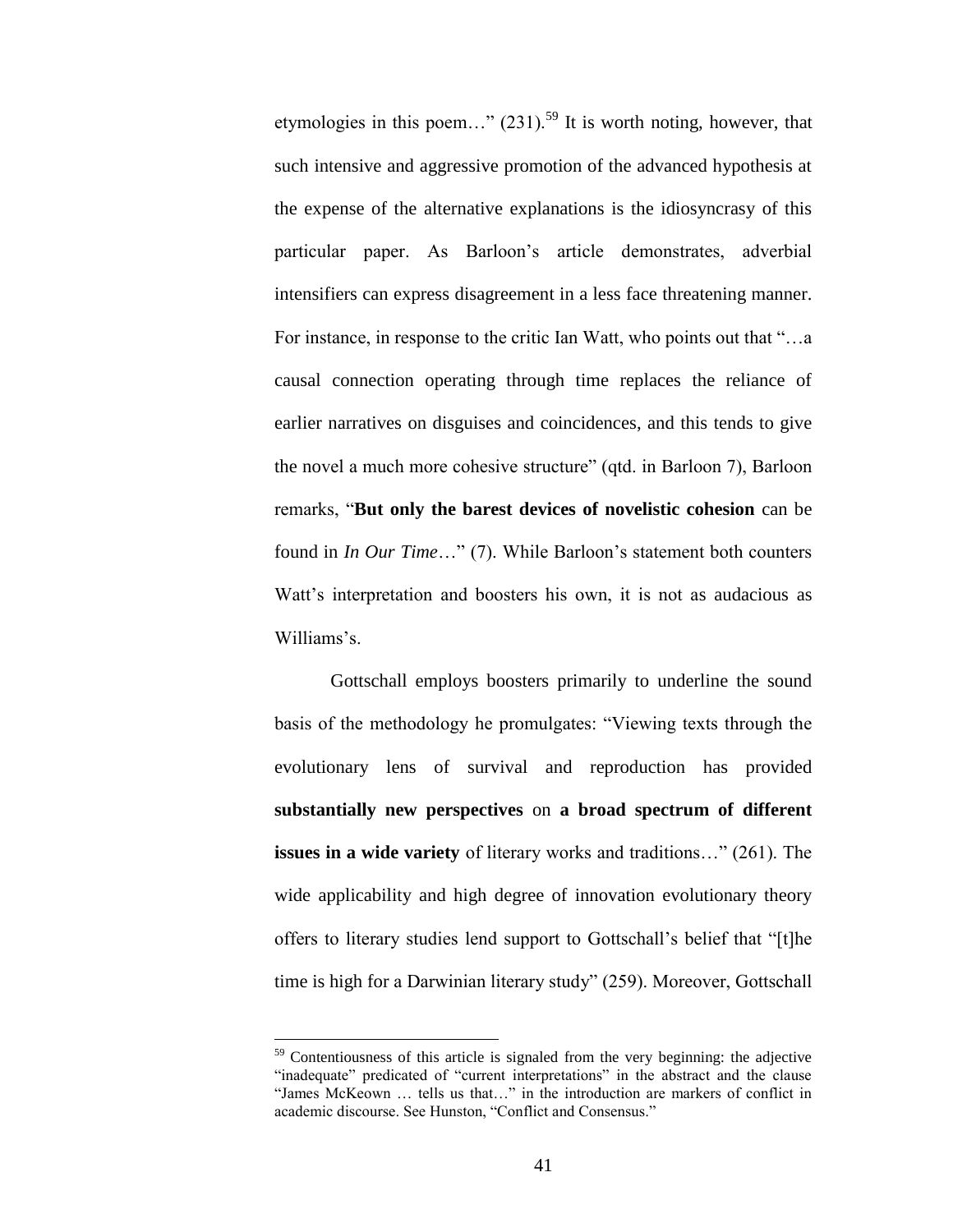etymologies in this poem…" (231).[59] It is worth noting, however, that such intensive and aggressive promotion of the advanced hypothesis at the expense of the alternative explanations is the idiosyncrasy of this particular paper. As Barloon's article demonstrates, adverbial intensifiers can express disagreement in a less face threatening manner. For instance, in response to the critic Ian Watt, who points out that "…a causal connection operating through time replaces the reliance of earlier narratives on disguises and coincidences, and this tends to give the novel a much more cohesive structure" (qtd. in Barloon 7), Barloon remarks, "**But only the barest devices of novelistic cohesion** can be found in *In Our Time*…" (7). While Barloon's statement both counters Watt's interpretation and boosters his own, it is not as audacious as Williams's.

Gottschall employs boosters primarily to underline the sound basis of the methodology he promulgates: "Viewing texts through the evolutionary lens of survival and reproduction has provided **substantially new perspectives** on **a broad spectrum of different issues in a wide variety** of literary works and traditions…" (261). The wide applicability and high degree of innovation evolutionary theory offers to literary studies lend support to Gottschall's belief that "[t]he time is high for a Darwinian literary study" (259). Moreover, Gottschall

---

[59] Contentiousness of this article is signaled from the very beginning: the adjective "inadequate" predicated of "current interpretations" in the abstract and the clause "James McKeown … tells us that…" in the introduction are markers of conflict in academic discourse. See Hunston, "Conflict and Consensus."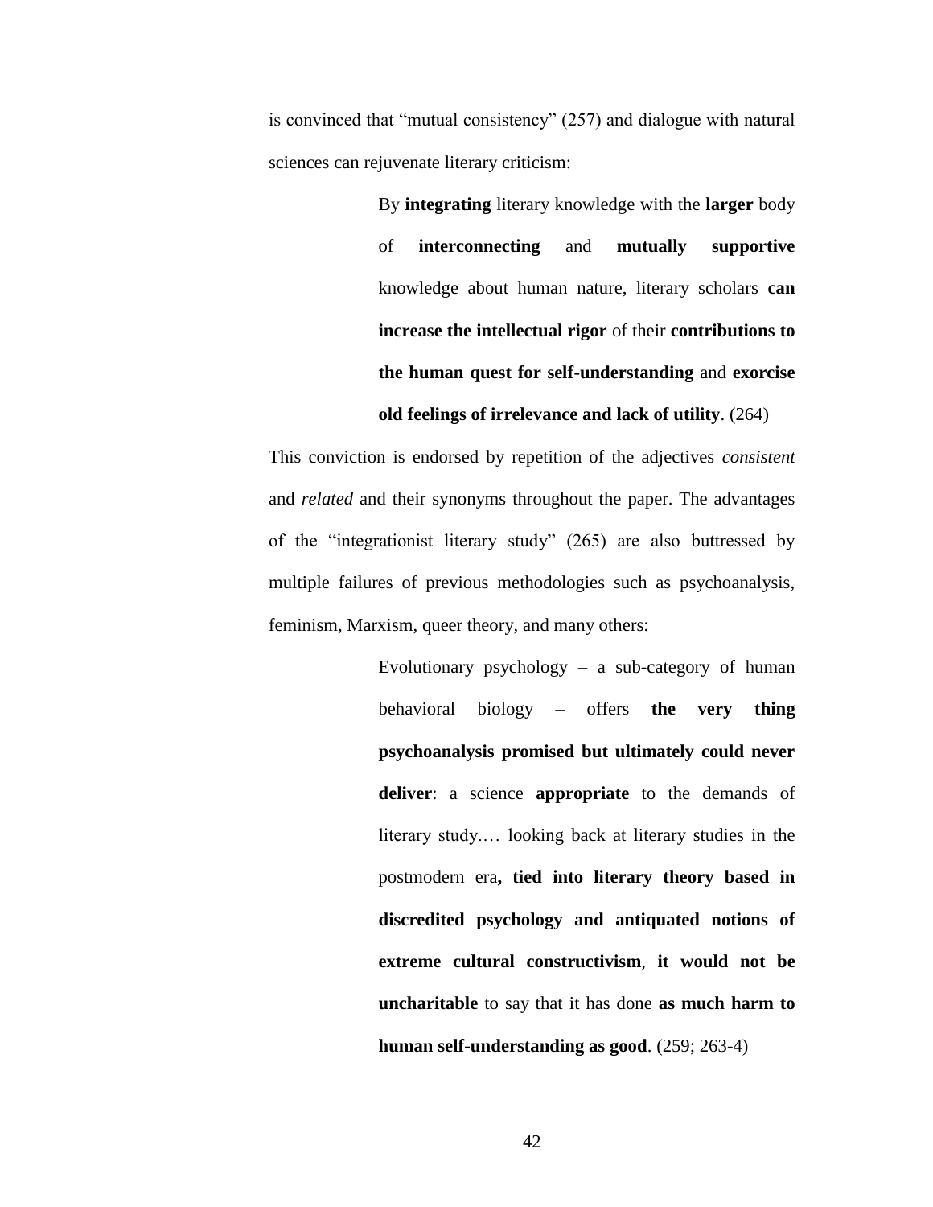is convinced that "mutual consistency" (257) and dialogue with natural sciences can rejuvenate literary criticism:

> By **integrating** literary knowledge with the **larger** body of **interconnecting** and **mutually supportive** knowledge about human nature, literary scholars **can increase the intellectual rigor** of their **contributions to the human quest for self-understanding** and **exorcise old feelings of irrelevance and lack of utility**. (264)

This conviction is endorsed by repetition of the adjectives *consistent* and *related* and their synonyms throughout the paper. The advantages of the "integrationist literary study" (265) are also buttressed by multiple failures of previous methodologies such as psychoanalysis, feminism, Marxism, queer theory, and many others:

> Evolutionary psychology – a sub-category of human behavioral biology – offers **the very thing psychoanalysis promised but ultimately could never deliver**: a science **appropriate** to the demands of literary study.… looking back at literary studies in the postmodern era**, tied into literary theory based in discredited psychology and antiquated notions of extreme cultural constructivism**, **it would not be uncharitable** to say that it has done **as much harm to human self-understanding as good**. (259; 263-4)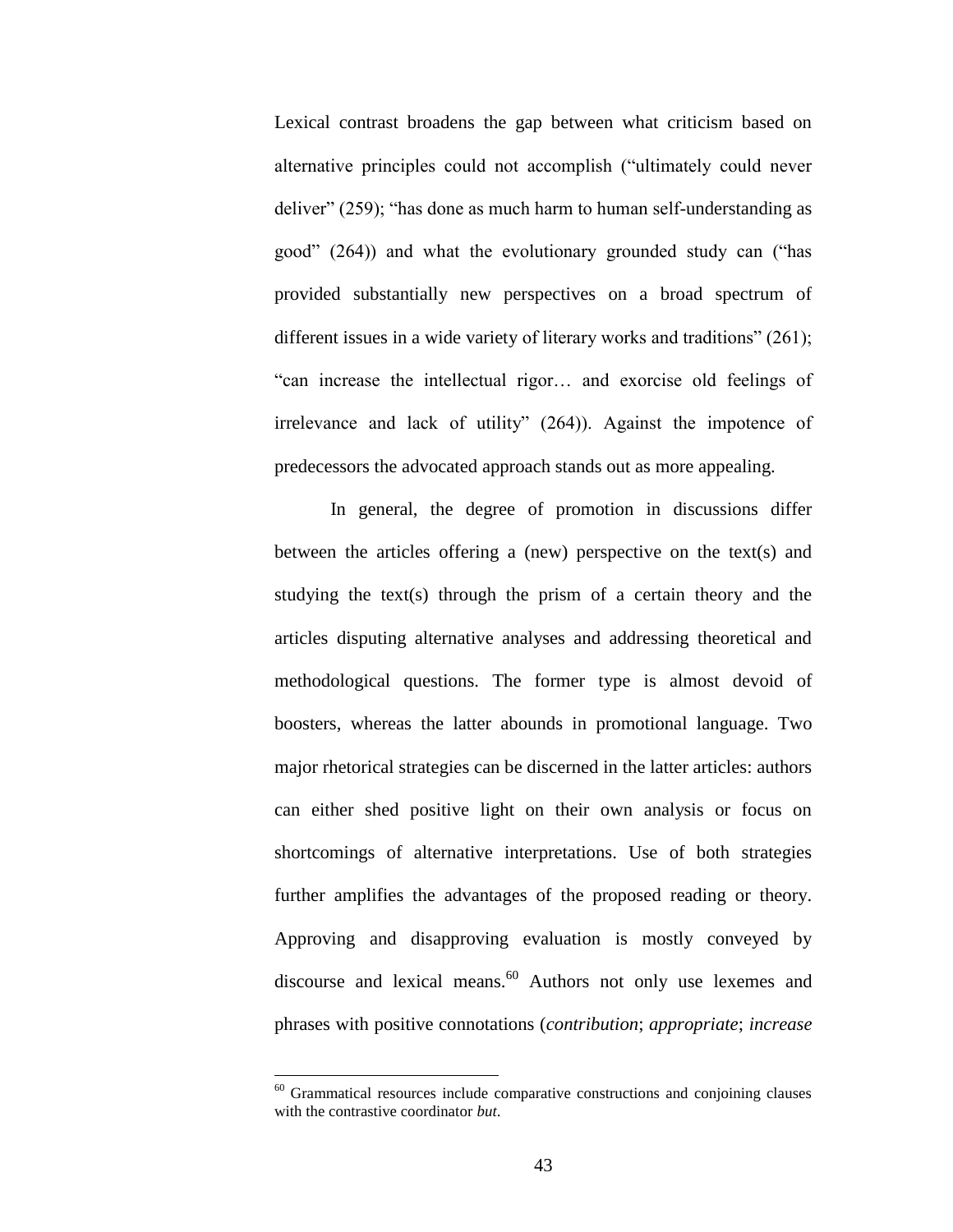Lexical contrast broadens the gap between what criticism based on alternative principles could not accomplish ("ultimately could never deliver" (259); "has done as much harm to human self-understanding as good" (264)) and what the evolutionary grounded study can ("has provided substantially new perspectives on a broad spectrum of different issues in a wide variety of literary works and traditions" (261); "can increase the intellectual rigor… and exorcise old feelings of irrelevance and lack of utility" (264)). Against the impotence of predecessors the advocated approach stands out as more appealing.

In general, the degree of promotion in discussions differ between the articles offering a (new) perspective on the text(s) and studying the text(s) through the prism of a certain theory and the articles disputing alternative analyses and addressing theoretical and methodological questions. The former type is almost devoid of boosters, whereas the latter abounds in promotional language. Two major rhetorical strategies can be discerned in the latter articles: authors can either shed positive light on their own analysis or focus on shortcomings of alternative interpretations. Use of both strategies further amplifies the advantages of the proposed reading or theory. Approving and disapproving evaluation is mostly conveyed by discourse and lexical means.[60] Authors not only use lexemes and phrases with positive connotations (*contribution*; *appropriate*; *increase*

---

[60] Grammatical resources include comparative constructions and conjoining clauses with the contrastive coordinator *but*.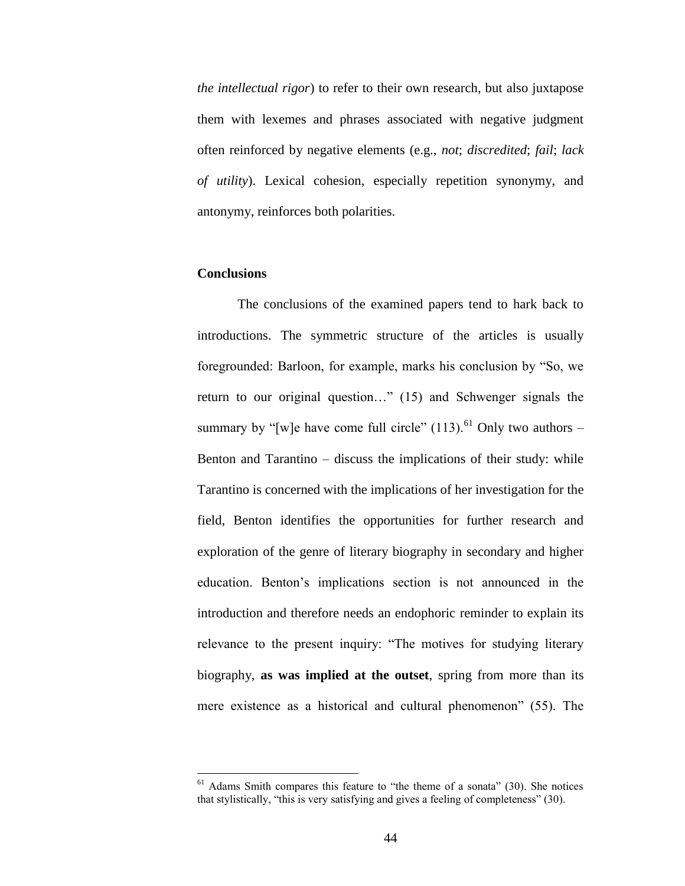*the intellectual rigor*) to refer to their own research, but also juxtapose them with lexemes and phrases associated with negative judgment often reinforced by negative elements (e.g., *not*; *discredited*; *fail*; *lack of utility*). Lexical cohesion, especially repetition synonymy, and antonymy, reinforces both polarities.

### Conclusions

The conclusions of the examined papers tend to hark back to introductions. The symmetric structure of the articles is usually foregrounded: Barloon, for example, marks his conclusion by "So, we return to our original question…" (15) and Schwenger signals the summary by "[w]e have come full circle" (113).[61] Only two authors – Benton and Tarantino – discuss the implications of their study: while Tarantino is concerned with the implications of her investigation for the field, Benton identifies the opportunities for further research and exploration of the genre of literary biography in secondary and higher education. Benton's implications section is not announced in the introduction and therefore needs an endophoric reminder to explain its relevance to the present inquiry: "The motives for studying literary biography, **as was implied at the outset**, spring from more than its mere existence as a historical and cultural phenomenon" (55). The

---

[61] Adams Smith compares this feature to "the theme of a sonata" (30). She notices that stylistically, "this is very satisfying and gives a feeling of completeness" (30).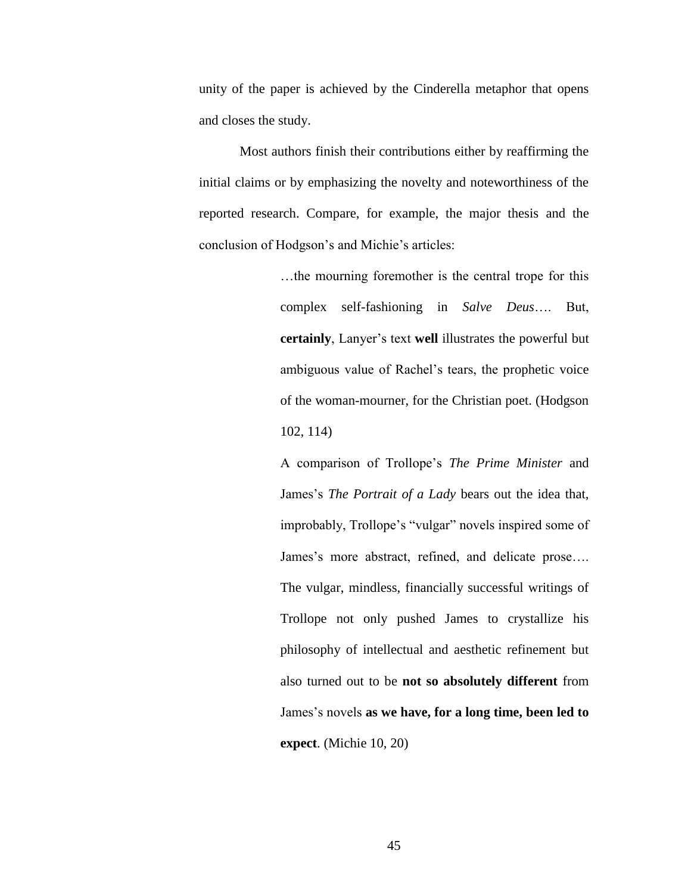unity of the paper is achieved by the Cinderella metaphor that opens and closes the study.

Most authors finish their contributions either by reaffirming the initial claims or by emphasizing the novelty and noteworthiness of the reported research. Compare, for example, the major thesis and the conclusion of Hodgson's and Michie's articles:

> …the mourning foremother is the central trope for this complex self-fashioning in *Salve Deus*…. But, **certainly**, Lanyer's text **well** illustrates the powerful but ambiguous value of Rachel's tears, the prophetic voice of the woman-mourner, for the Christian poet. (Hodgson 102, 114)
>
> A comparison of Trollope's *The Prime Minister* and James's *The Portrait of a Lady* bears out the idea that, improbably, Trollope's "vulgar" novels inspired some of James's more abstract, refined, and delicate prose…. The vulgar, mindless, financially successful writings of Trollope not only pushed James to crystallize his philosophy of intellectual and aesthetic refinement but also turned out to be **not so absolutely different** from James's novels **as we have, for a long time, been led to expect**. (Michie 10, 20)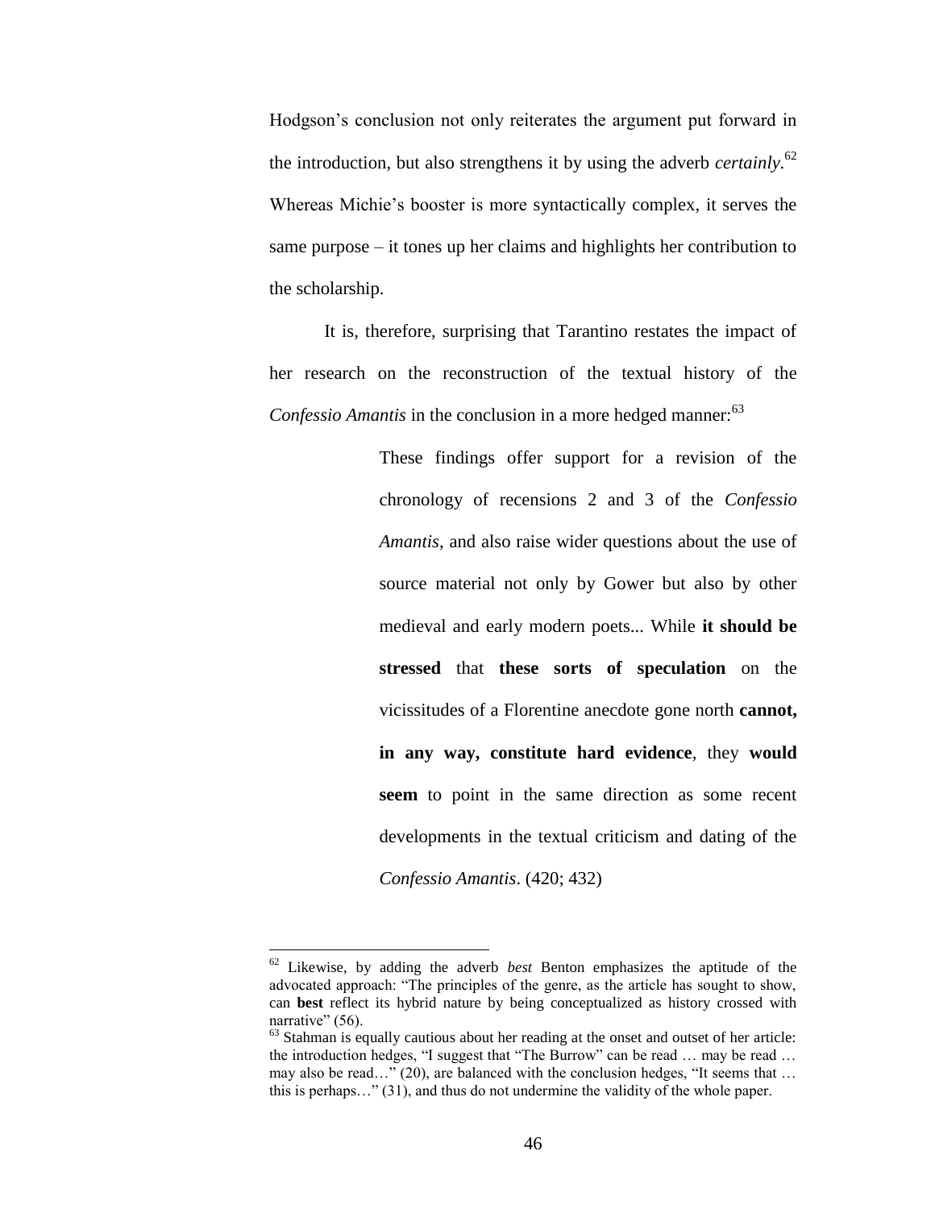Hodgson's conclusion not only reiterates the argument put forward in the introduction, but also strengthens it by using the adverb *certainly*.[62] Whereas Michie's booster is more syntactically complex, it serves the same purpose – it tones up her claims and highlights her contribution to the scholarship.

It is, therefore, surprising that Tarantino restates the impact of her research on the reconstruction of the textual history of the *Confessio Amantis* in the conclusion in a more hedged manner:[63]

> These findings offer support for a revision of the chronology of recensions 2 and 3 of the *Confessio Amantis*, and also raise wider questions about the use of source material not only by Gower but also by other medieval and early modern poets... While **it should be stressed** that **these sorts of speculation** on the vicissitudes of a Florentine anecdote gone north **cannot, in any way, constitute hard evidence**, they **would seem** to point in the same direction as some recent developments in the textual criticism and dating of the *Confessio Amantis*. (420; 432)

---

[62] Likewise, by adding the adverb *best* Benton emphasizes the aptitude of the advocated approach: "The principles of the genre, as the article has sought to show, can **best** reflect its hybrid nature by being conceptualized as history crossed with narrative" (56).

[63] Stahman is equally cautious about her reading at the onset and outset of her article: the introduction hedges, "I suggest that "The Burrow" can be read … may be read … may also be read…" (20), are balanced with the conclusion hedges, "It seems that … this is perhaps…" (31), and thus do not undermine the validity of the whole paper.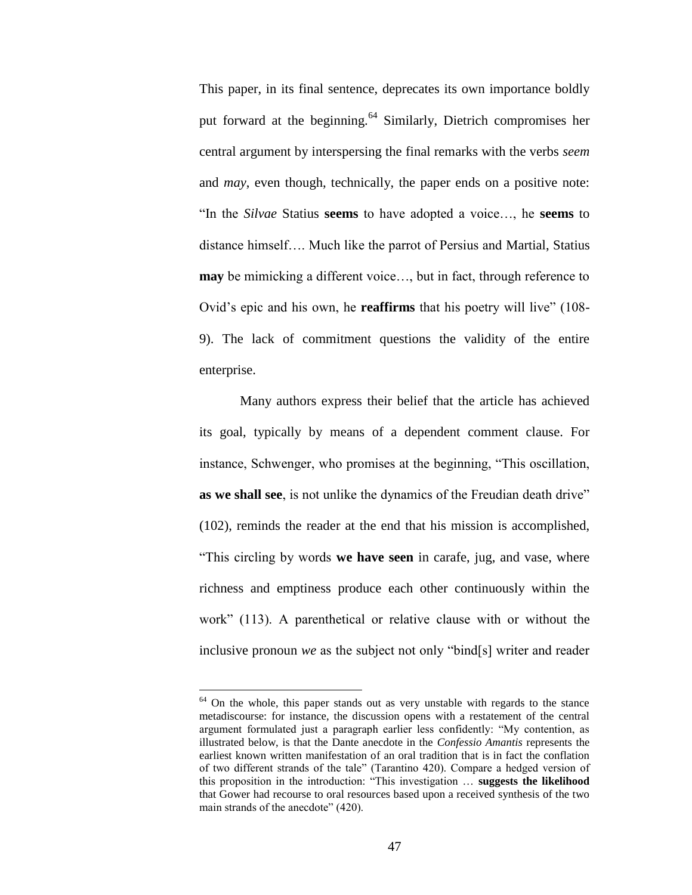This paper, in its final sentence, deprecates its own importance boldly put forward at the beginning.[64] Similarly, Dietrich compromises her central argument by interspersing the final remarks with the verbs *seem* and *may*, even though, technically, the paper ends on a positive note: "In the *Silvae* Statius **seems** to have adopted a voice…, he **seems** to distance himself…. Much like the parrot of Persius and Martial, Statius **may** be mimicking a different voice…, but in fact, through reference to Ovid's epic and his own, he **reaffirms** that his poetry will live" (108-9). The lack of commitment questions the validity of the entire enterprise.

Many authors express their belief that the article has achieved its goal, typically by means of a dependent comment clause. For instance, Schwenger, who promises at the beginning, "This oscillation, **as we shall see**, is not unlike the dynamics of the Freudian death drive" (102), reminds the reader at the end that his mission is accomplished, "This circling by words **we have seen** in carafe, jug, and vase, where richness and emptiness produce each other continuously within the work" (113). A parenthetical or relative clause with or without the inclusive pronoun *we* as the subject not only "bind[s] writer and reader

---

[64] On the whole, this paper stands out as very unstable with regards to the stance metadiscourse: for instance, the discussion opens with a restatement of the central argument formulated just a paragraph earlier less confidently: "My contention, as illustrated below, is that the Dante anecdote in the *Confessio Amantis* represents the earliest known written manifestation of an oral tradition that is in fact the conflation of two different strands of the tale" (Tarantino 420). Compare a hedged version of this proposition in the introduction: "This investigation … **suggests the likelihood** that Gower had recourse to oral resources based upon a received synthesis of the two main strands of the anecdote" (420).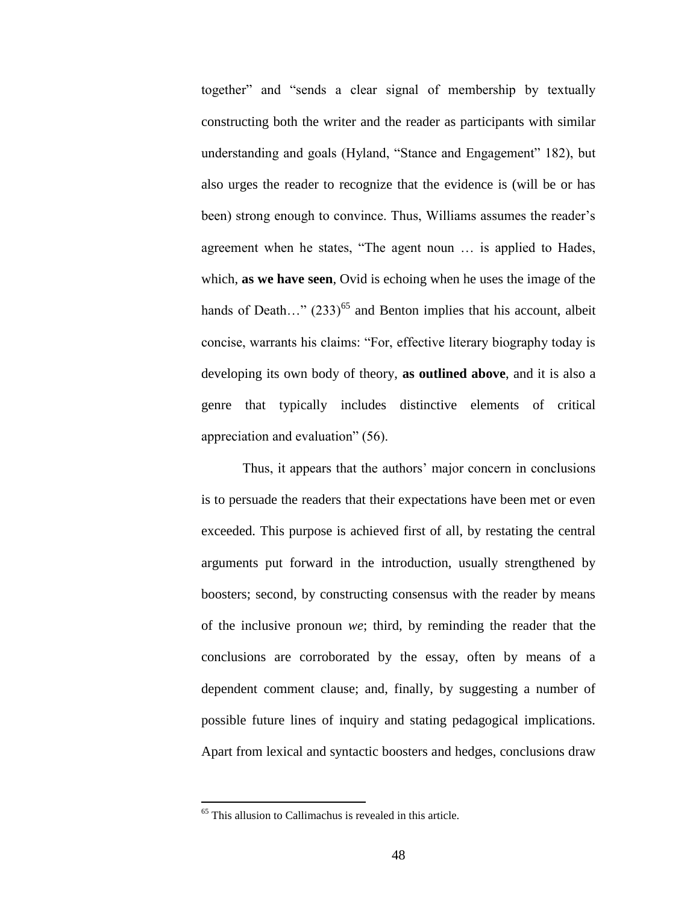together" and "sends a clear signal of membership by textually constructing both the writer and the reader as participants with similar understanding and goals (Hyland, "Stance and Engagement" 182), but also urges the reader to recognize that the evidence is (will be or has been) strong enough to convince. Thus, Williams assumes the reader's agreement when he states, "The agent noun … is applied to Hades, which, **as we have seen**, Ovid is echoing when he uses the image of the hands of Death…" (233)[65] and Benton implies that his account, albeit concise, warrants his claims: "For, effective literary biography today is developing its own body of theory, **as outlined above**, and it is also a genre that typically includes distinctive elements of critical appreciation and evaluation" (56).

Thus, it appears that the authors' major concern in conclusions is to persuade the readers that their expectations have been met or even exceeded. This purpose is achieved first of all, by restating the central arguments put forward in the introduction, usually strengthened by boosters; second, by constructing consensus with the reader by means of the inclusive pronoun *we*; third, by reminding the reader that the conclusions are corroborated by the essay, often by means of a dependent comment clause; and, finally, by suggesting a number of possible future lines of inquiry and stating pedagogical implications. Apart from lexical and syntactic boosters and hedges, conclusions draw

---

[65] This allusion to Callimachus is revealed in this article.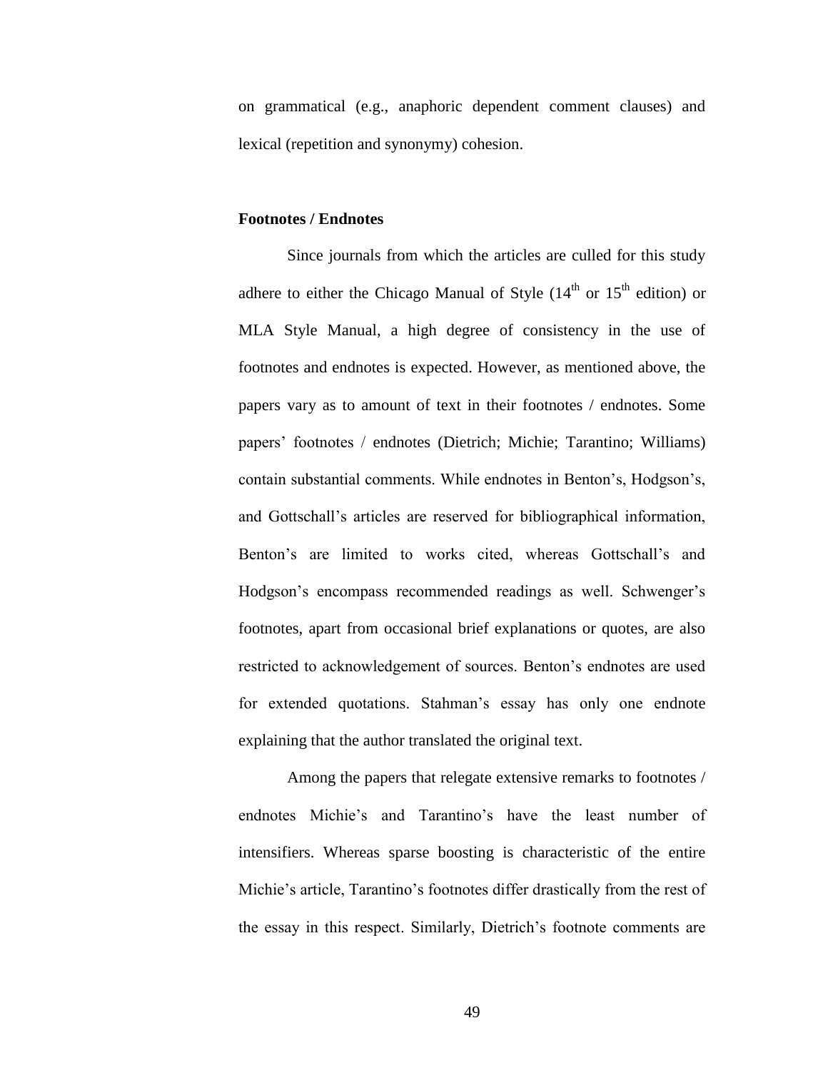on grammatical (e.g., anaphoric dependent comment clauses) and lexical (repetition and synonymy) cohesion.

**Footnotes / Endnotes**

Since journals from which the articles are culled for this study adhere to either the Chicago Manual of Style (14th or 15th edition) or MLA Style Manual, a high degree of consistency in the use of footnotes and endnotes is expected. However, as mentioned above, the papers vary as to amount of text in their footnotes / endnotes. Some papers' footnotes / endnotes (Dietrich; Michie; Tarantino; Williams) contain substantial comments. While endnotes in Benton's, Hodgson's, and Gottschall's articles are reserved for bibliographical information, Benton's are limited to works cited, whereas Gottschall's and Hodgson's encompass recommended readings as well. Schwenger's footnotes, apart from occasional brief explanations or quotes, are also restricted to acknowledgement of sources. Benton's endnotes are used for extended quotations. Stahman's essay has only one endnote explaining that the author translated the original text.

Among the papers that relegate extensive remarks to footnotes / endnotes Michie's and Tarantino's have the least number of intensifiers. Whereas sparse boosting is characteristic of the entire Michie's article, Tarantino's footnotes differ drastically from the rest of the essay in this respect. Similarly, Dietrich's footnote comments are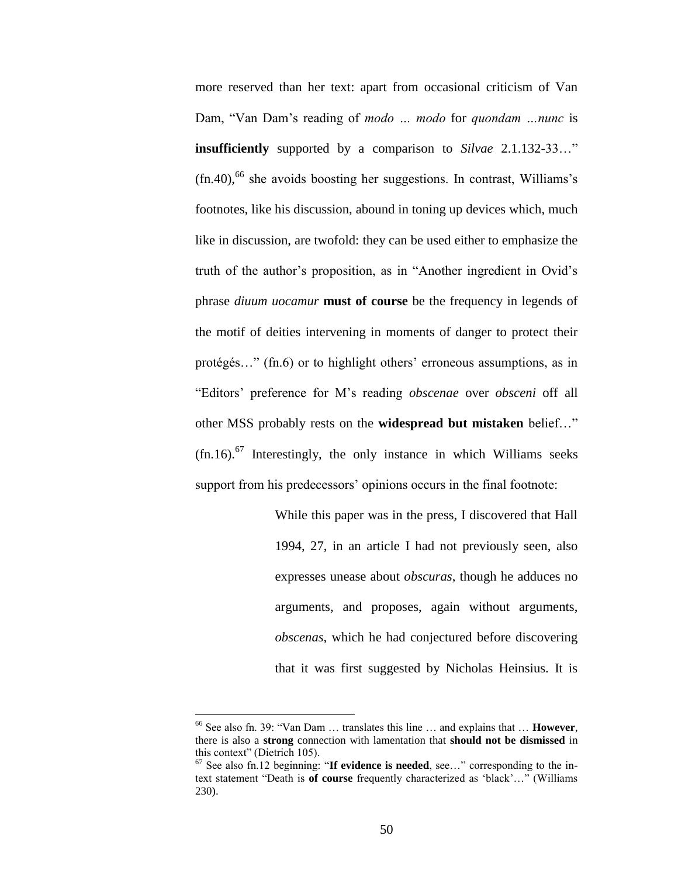more reserved than her text: apart from occasional criticism of Van Dam, "Van Dam's reading of *modo … modo* for *quondam …nunc* is **insufficiently** supported by a comparison to *Silvae* 2.1.132-33…" (fn.40),[66] she avoids boosting her suggestions. In contrast, Williams's footnotes, like his discussion, abound in toning up devices which, much like in discussion, are twofold: they can be used either to emphasize the truth of the author's proposition, as in "Another ingredient in Ovid's phrase *diuum uocamur* **must of course** be the frequency in legends of the motif of deities intervening in moments of danger to protect their protégés…" (fn.6) or to highlight others' erroneous assumptions, as in "Editors' preference for M's reading *obscenae* over *obsceni* off all other MSS probably rests on the **widespread but mistaken** belief…" (fn.16).[67] Interestingly, the only instance in which Williams seeks support from his predecessors' opinions occurs in the final footnote:

> While this paper was in the press, I discovered that Hall 1994, 27, in an article I had not previously seen, also expresses unease about *obscuras*, though he adduces no arguments, and proposes, again without arguments, *obscenas*, which he had conjectured before discovering that it was first suggested by Nicholas Heinsius. It is

[66] See also fn. 39: "Van Dam … translates this line … and explains that … **However**, there is also a **strong** connection with lamentation that **should not be dismissed** in this context" (Dietrich 105).

[67] See also fn.12 beginning: "**If evidence is needed**, see…" corresponding to the in-text statement "Death is **of course** frequently characterized as 'black'…" (Williams 230).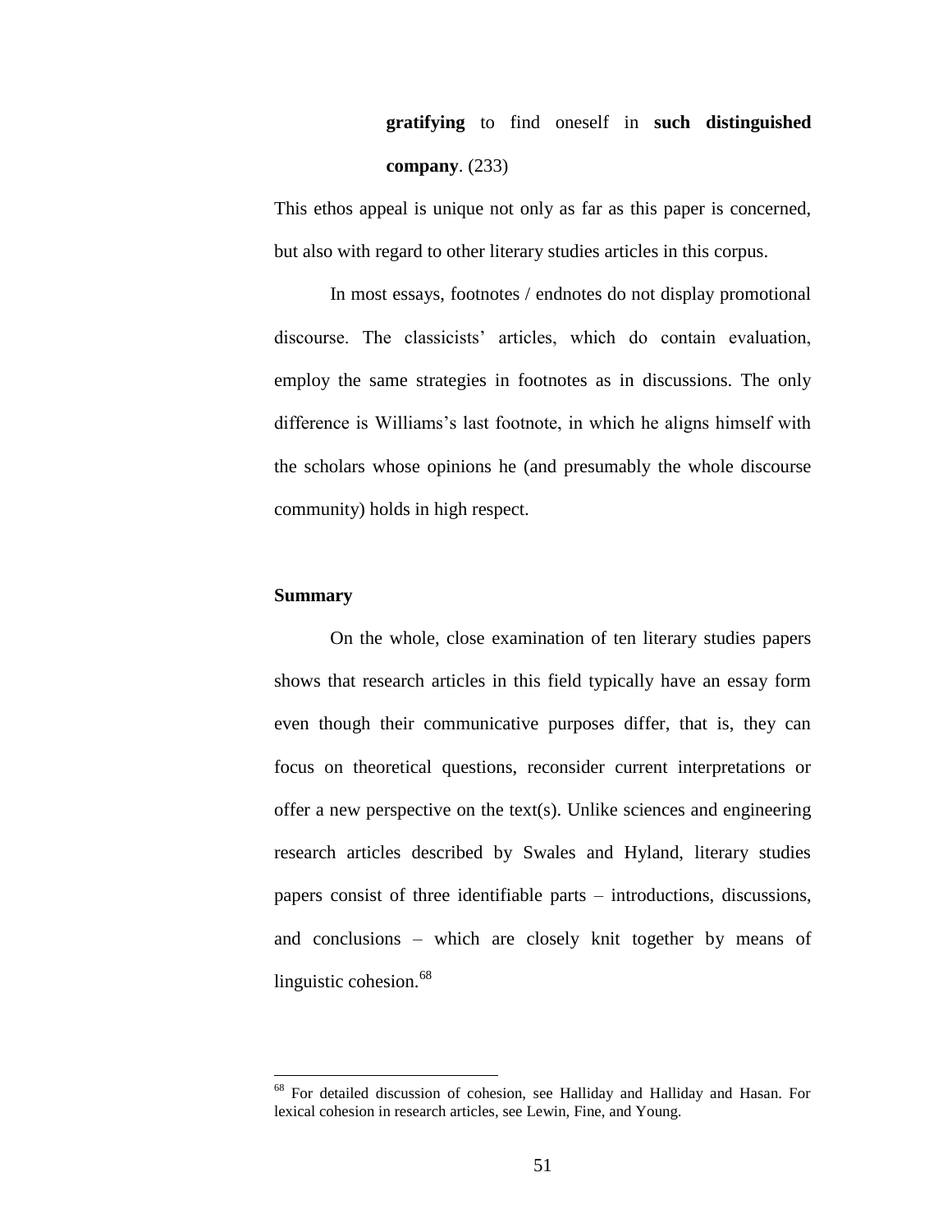> **gratifying** to find oneself in **such distinguished company**. (233)

This ethos appeal is unique not only as far as this paper is concerned, but also with regard to other literary studies articles in this corpus.

In most essays, footnotes / endnotes do not display promotional discourse. The classicists' articles, which do contain evaluation, employ the same strategies in footnotes as in discussions. The only difference is Williams's last footnote, in which he aligns himself with the scholars whose opinions he (and presumably the whole discourse community) holds in high respect.

### Summary

On the whole, close examination of ten literary studies papers shows that research articles in this field typically have an essay form even though their communicative purposes differ, that is, they can focus on theoretical questions, reconsider current interpretations or offer a new perspective on the text(s). Unlike sciences and engineering research articles described by Swales and Hyland, literary studies papers consist of three identifiable parts – introductions, discussions, and conclusions – which are closely knit together by means of linguistic cohesion.[68]

[68] For detailed discussion of cohesion, see Halliday and Halliday and Hasan. For lexical cohesion in research articles, see Lewin, Fine, and Young.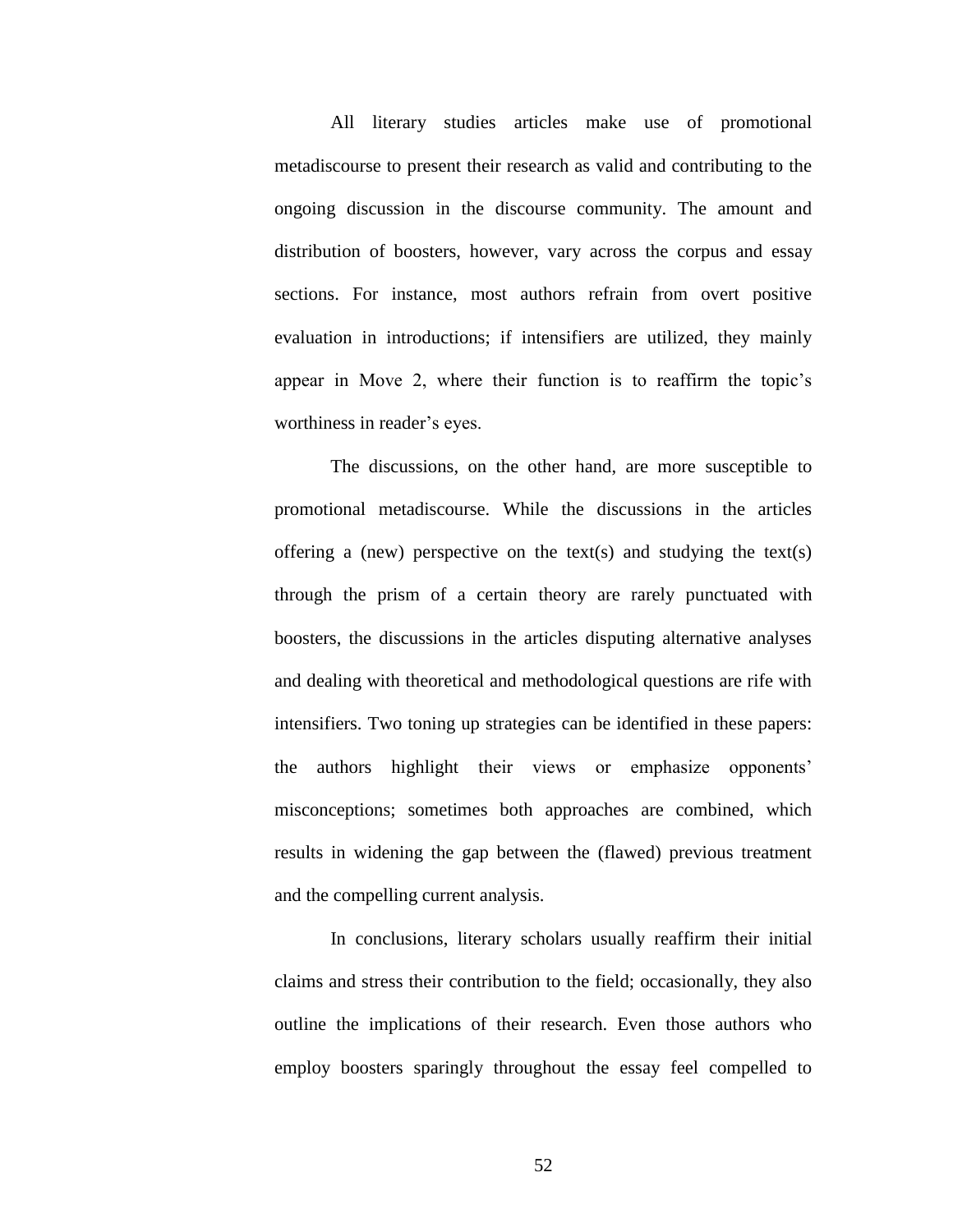All literary studies articles make use of promotional metadiscourse to present their research as valid and contributing to the ongoing discussion in the discourse community. The amount and distribution of boosters, however, vary across the corpus and essay sections. For instance, most authors refrain from overt positive evaluation in introductions; if intensifiers are utilized, they mainly appear in Move 2, where their function is to reaffirm the topic's worthiness in reader's eyes.

The discussions, on the other hand, are more susceptible to promotional metadiscourse. While the discussions in the articles offering a (new) perspective on the text(s) and studying the text(s) through the prism of a certain theory are rarely punctuated with boosters, the discussions in the articles disputing alternative analyses and dealing with theoretical and methodological questions are rife with intensifiers. Two toning up strategies can be identified in these papers: the authors highlight their views or emphasize opponents' misconceptions; sometimes both approaches are combined, which results in widening the gap between the (flawed) previous treatment and the compelling current analysis.

In conclusions, literary scholars usually reaffirm their initial claims and stress their contribution to the field; occasionally, they also outline the implications of their research. Even those authors who employ boosters sparingly throughout the essay feel compelled to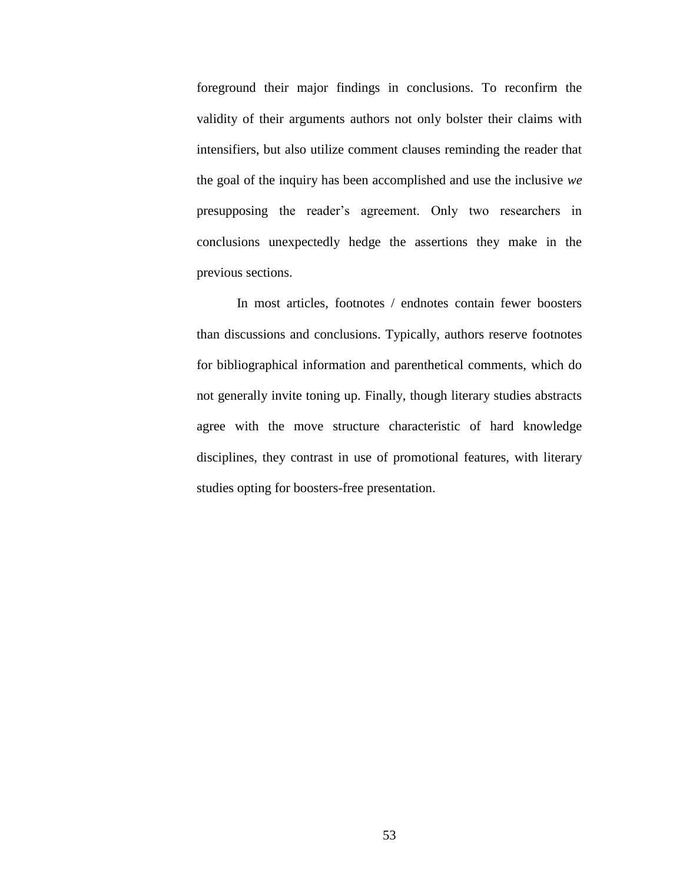foreground their major findings in conclusions. To reconfirm the validity of their arguments authors not only bolster their claims with intensifiers, but also utilize comment clauses reminding the reader that the goal of the inquiry has been accomplished and use the inclusive *we* presupposing the reader's agreement. Only two researchers in conclusions unexpectedly hedge the assertions they make in the previous sections.

In most articles, footnotes / endnotes contain fewer boosters than discussions and conclusions. Typically, authors reserve footnotes for bibliographical information and parenthetical comments, which do not generally invite toning up. Finally, though literary studies abstracts agree with the move structure characteristic of hard knowledge disciplines, they contrast in use of promotional features, with literary studies opting for boosters-free presentation.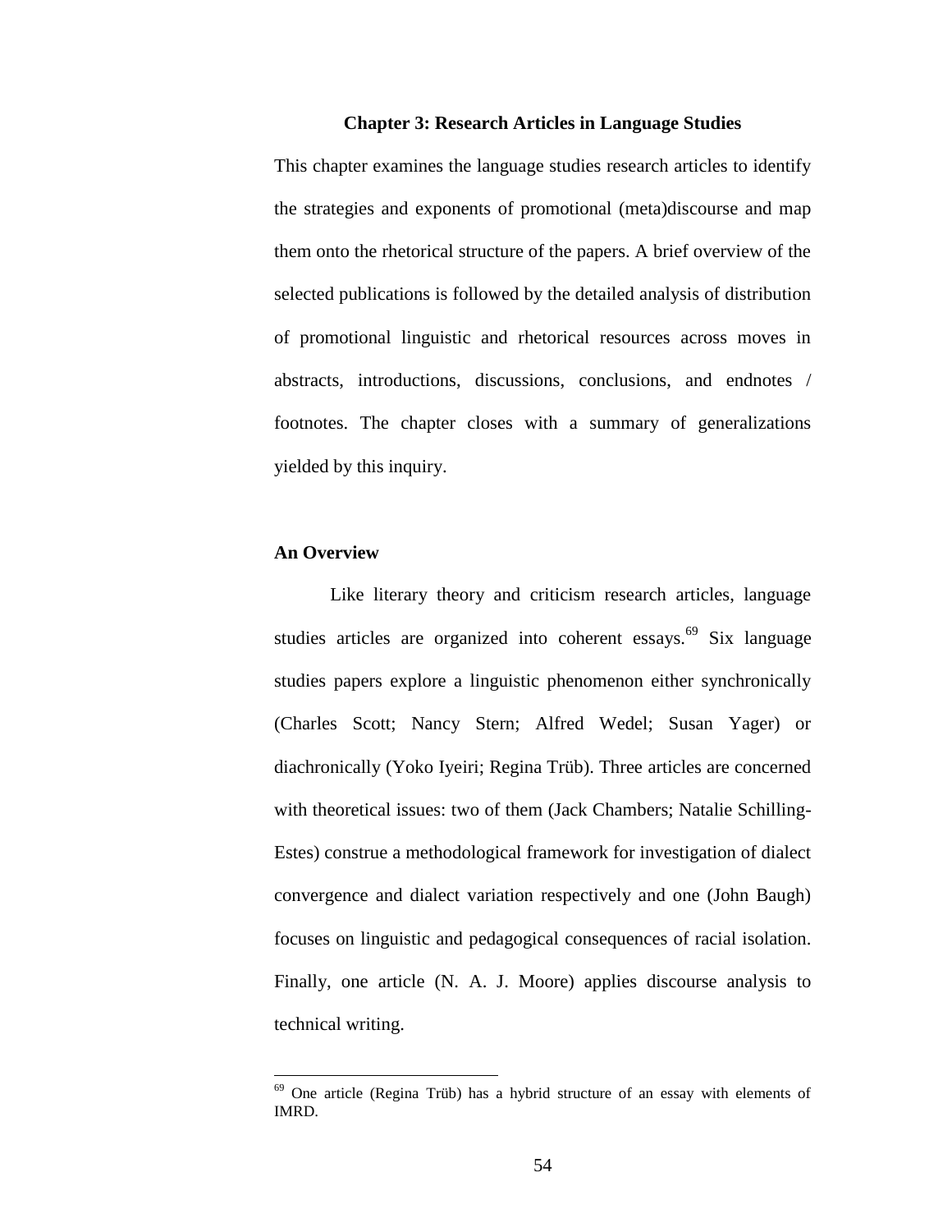## Chapter 3: Research Articles in Language Studies

This chapter examines the language studies research articles to identify the strategies and exponents of promotional (meta)discourse and map them onto the rhetorical structure of the papers. A brief overview of the selected publications is followed by the detailed analysis of distribution of promotional linguistic and rhetorical resources across moves in abstracts, introductions, discussions, conclusions, and endnotes / footnotes. The chapter closes with a summary of generalizations yielded by this inquiry.

### An Overview

Like literary theory and criticism research articles, language studies articles are organized into coherent essays.[69] Six language studies papers explore a linguistic phenomenon either synchronically (Charles Scott; Nancy Stern; Alfred Wedel; Susan Yager) or diachronically (Yoko Iyeiri; Regina Trüb). Three articles are concerned with theoretical issues: two of them (Jack Chambers; Natalie Schilling-Estes) construe a methodological framework for investigation of dialect convergence and dialect variation respectively and one (John Baugh) focuses on linguistic and pedagogical consequences of racial isolation. Finally, one article (N. A. J. Moore) applies discourse analysis to technical writing.

[69] One article (Regina Trüb) has a hybrid structure of an essay with elements of IMRD.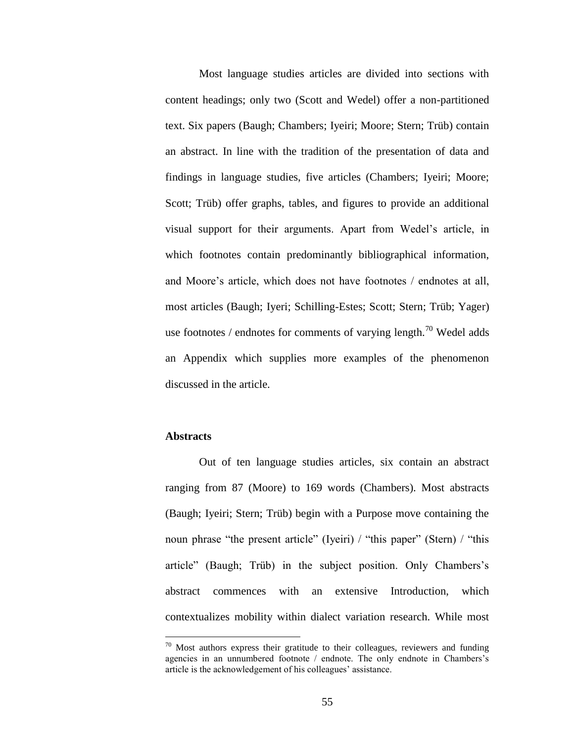Most language studies articles are divided into sections with content headings; only two (Scott and Wedel) offer a non-partitioned text. Six papers (Baugh; Chambers; Iyeiri; Moore; Stern; Trüb) contain an abstract. In line with the tradition of the presentation of data and findings in language studies, five articles (Chambers; Iyeiri; Moore; Scott; Trüb) offer graphs, tables, and figures to provide an additional visual support for their arguments. Apart from Wedel's article, in which footnotes contain predominantly bibliographical information, and Moore's article, which does not have footnotes / endnotes at all, most articles (Baugh; Iyeri; Schilling-Estes; Scott; Stern; Trüb; Yager) use footnotes / endnotes for comments of varying length.[70] Wedel adds an Appendix which supplies more examples of the phenomenon discussed in the article.

### Abstracts

Out of ten language studies articles, six contain an abstract ranging from 87 (Moore) to 169 words (Chambers). Most abstracts (Baugh; Iyeiri; Stern; Trüb) begin with a Purpose move containing the noun phrase "the present article" (Iyeiri) / "this paper" (Stern) / "this article" (Baugh; Trüb) in the subject position. Only Chambers's abstract commences with an extensive Introduction, which contextualizes mobility within dialect variation research. While most

[70] Most authors express their gratitude to their colleagues, reviewers and funding agencies in an unnumbered footnote / endnote. The only endnote in Chambers's article is the acknowledgement of his colleagues' assistance.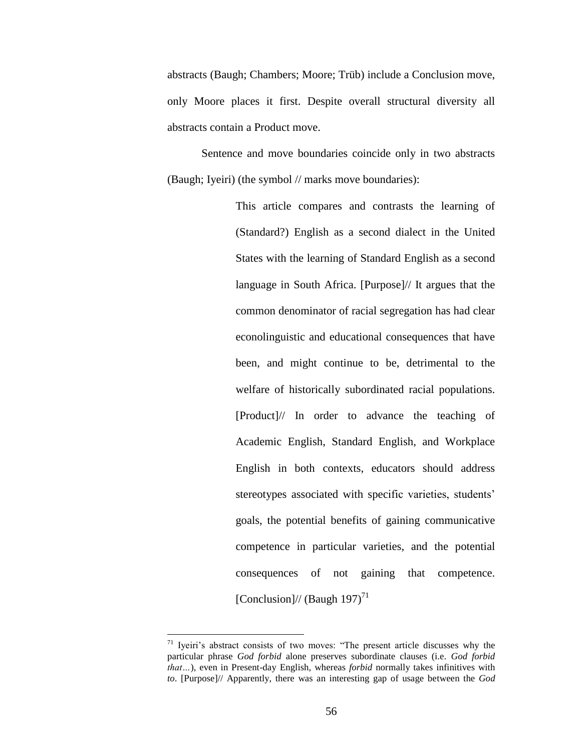abstracts (Baugh; Chambers; Moore; Trüb) include a Conclusion move, only Moore places it first. Despite overall structural diversity all abstracts contain a Product move.

Sentence and move boundaries coincide only in two abstracts (Baugh; Iyeiri) (the symbol // marks move boundaries):

> This article compares and contrasts the learning of (Standard?) English as a second dialect in the United States with the learning of Standard English as a second language in South Africa. [Purpose]// It argues that the common denominator of racial segregation has had clear econolinguistic and educational consequences that have been, and might continue to be, detrimental to the welfare of historically subordinated racial populations. [Product]// In order to advance the teaching of Academic English, Standard English, and Workplace English in both contexts, educators should address stereotypes associated with specific varieties, students' goals, the potential benefits of gaining communicative competence in particular varieties, and the potential consequences of not gaining that competence. [Conclusion]// (Baugh 197)[71]

---

[71] Iyeiri's abstract consists of two moves: "The present article discusses why the particular phrase *God forbid* alone preserves subordinate clauses (i.e. *God forbid that…*), even in Present-day English, whereas *forbid* normally takes infinitives with *to*. [Purpose]// Apparently, there was an interesting gap of usage between the *God*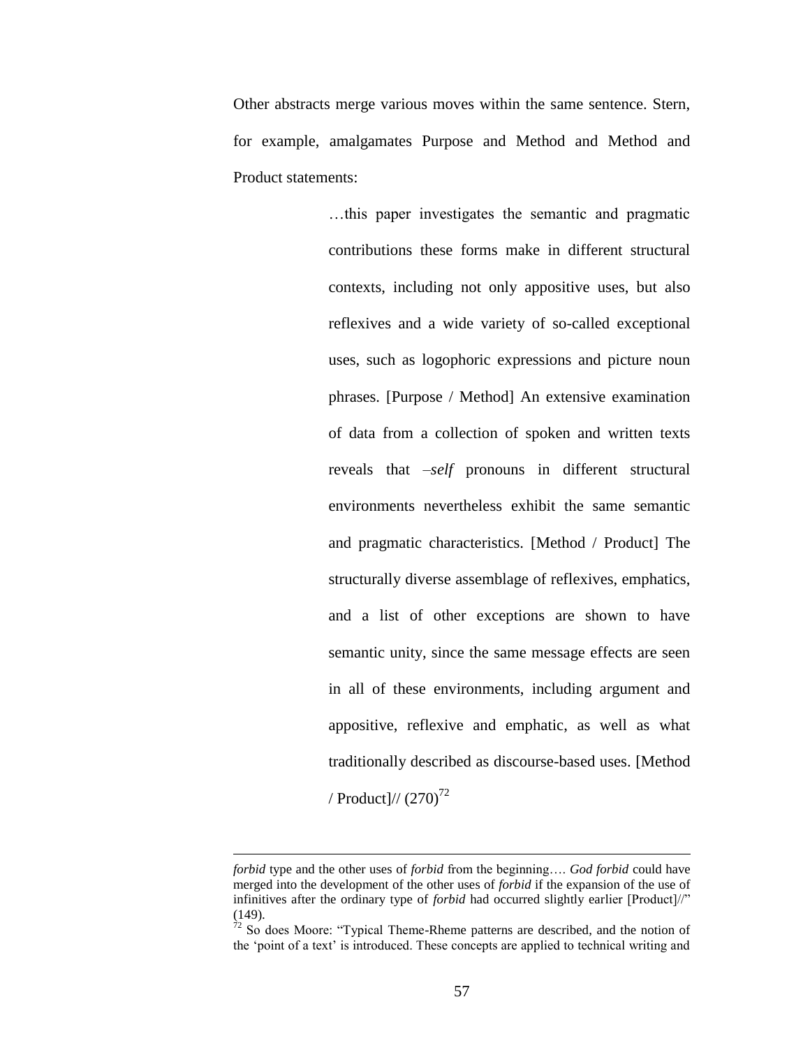Other abstracts merge various moves within the same sentence. Stern, for example, amalgamates Purpose and Method and Method and Product statements:

> …this paper investigates the semantic and pragmatic contributions these forms make in different structural contexts, including not only appositive uses, but also reflexives and a wide variety of so-called exceptional uses, such as logophoric expressions and picture noun phrases. [Purpose / Method] An extensive examination of data from a collection of spoken and written texts reveals that *–self* pronouns in different structural environments nevertheless exhibit the same semantic and pragmatic characteristics. [Method / Product] The structurally diverse assemblage of reflexives, emphatics, and a list of other exceptions are shown to have semantic unity, since the same message effects are seen in all of these environments, including argument and appositive, reflexive and emphatic, as well as what traditionally described as discourse-based uses. [Method / Product]// (270)[72]

---

*forbid* type and the other uses of *forbid* from the beginning…. *God forbid* could have merged into the development of the other uses of *forbid* if the expansion of the use of infinitives after the ordinary type of *forbid* had occurred slightly earlier [Product]//" (149).

[72] So does Moore: "Typical Theme-Rheme patterns are described, and the notion of the 'point of a text' is introduced. These concepts are applied to technical writing and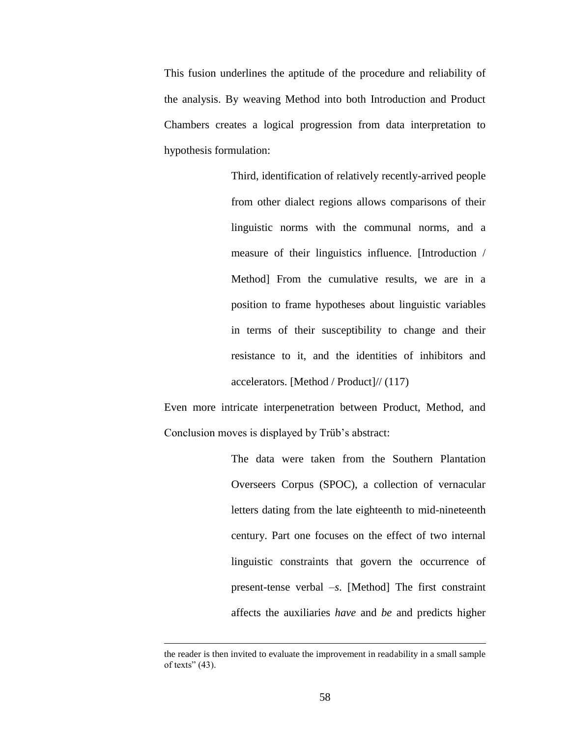This fusion underlines the aptitude of the procedure and reliability of the analysis. By weaving Method into both Introduction and Product Chambers creates a logical progression from data interpretation to hypothesis formulation:

> Third, identification of relatively recently-arrived people from other dialect regions allows comparisons of their linguistic norms with the communal norms, and a measure of their linguistics influence. [Introduction / Method] From the cumulative results, we are in a position to frame hypotheses about linguistic variables in terms of their susceptibility to change and their resistance to it, and the identities of inhibitors and accelerators. [Method / Product]// (117)

Even more intricate interpenetration between Product, Method, and Conclusion moves is displayed by Trüb's abstract:

> The data were taken from the Southern Plantation Overseers Corpus (SPOC), a collection of vernacular letters dating from the late eighteenth to mid-nineteenth century. Part one focuses on the effect of two internal linguistic constraints that govern the occurrence of present-tense verbal *–s*. [Method] The first constraint affects the auxiliaries *have* and *be* and predicts higher

---

the reader is then invited to evaluate the improvement in readability in a small sample of texts" (43).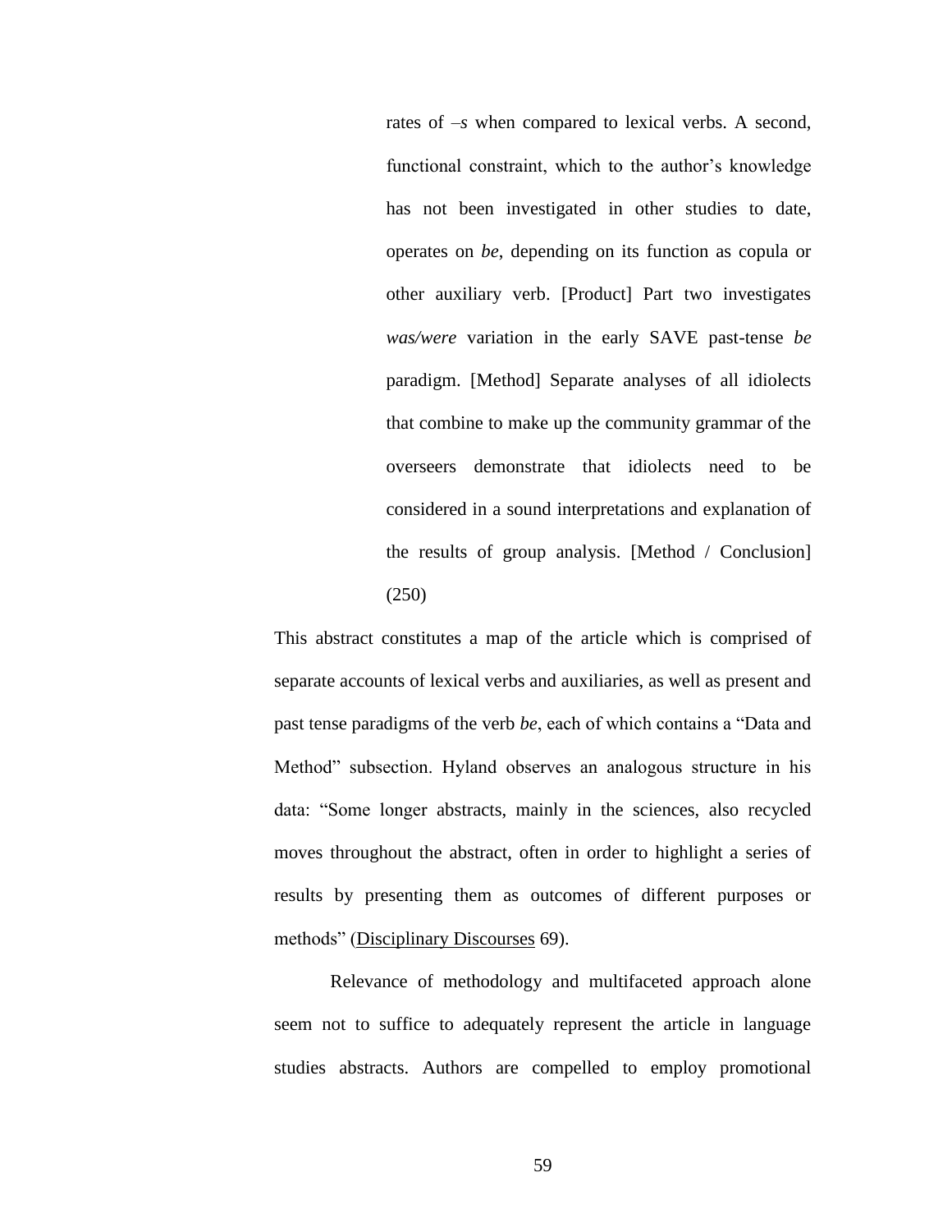> rates of *–s* when compared to lexical verbs. A second, functional constraint, which to the author's knowledge has not been investigated in other studies to date, operates on *be*, depending on its function as copula or other auxiliary verb. [Product] Part two investigates *was/were* variation in the early SAVE past-tense *be* paradigm. [Method] Separate analyses of all idiolects that combine to make up the community grammar of the overseers demonstrate that idiolects need to be considered in a sound interpretations and explanation of the results of group analysis. [Method / Conclusion] (250)

This abstract constitutes a map of the article which is comprised of separate accounts of lexical verbs and auxiliaries, as well as present and past tense paradigms of the verb *be*, each of which contains a "Data and Method" subsection. Hyland observes an analogous structure in his data: "Some longer abstracts, mainly in the sciences, also recycled moves throughout the abstract, often in order to highlight a series of results by presenting them as outcomes of different purposes or methods" (Disciplinary Discourses 69).

Relevance of methodology and multifaceted approach alone seem not to suffice to adequately represent the article in language studies abstracts. Authors are compelled to employ promotional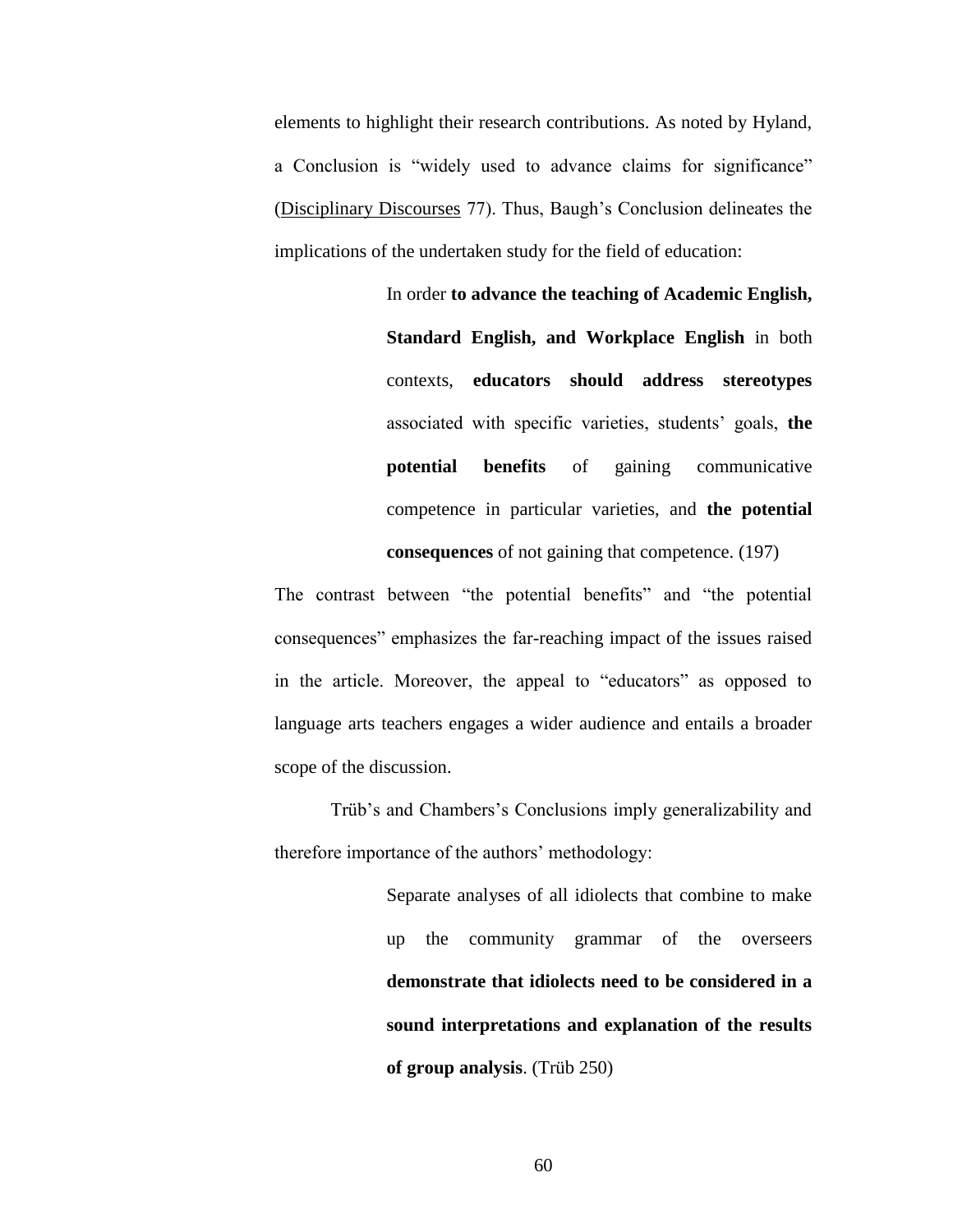elements to highlight their research contributions. As noted by Hyland, a Conclusion is "widely used to advance claims for significance" (Disciplinary Discourses 77). Thus, Baugh's Conclusion delineates the implications of the undertaken study for the field of education:

> In order **to advance the teaching of Academic English, Standard English, and Workplace English** in both contexts, **educators should address stereotypes** associated with specific varieties, students' goals, **the potential benefits** of gaining communicative competence in particular varieties, and **the potential consequences** of not gaining that competence. (197)

The contrast between "the potential benefits" and "the potential consequences" emphasizes the far-reaching impact of the issues raised in the article. Moreover, the appeal to "educators" as opposed to language arts teachers engages a wider audience and entails a broader scope of the discussion.

Trüb's and Chambers's Conclusions imply generalizability and therefore importance of the authors' methodology:

> Separate analyses of all idiolects that combine to make up the community grammar of the overseers **demonstrate that idiolects need to be considered in a sound interpretations and explanation of the results of group analysis**. (Trüb 250)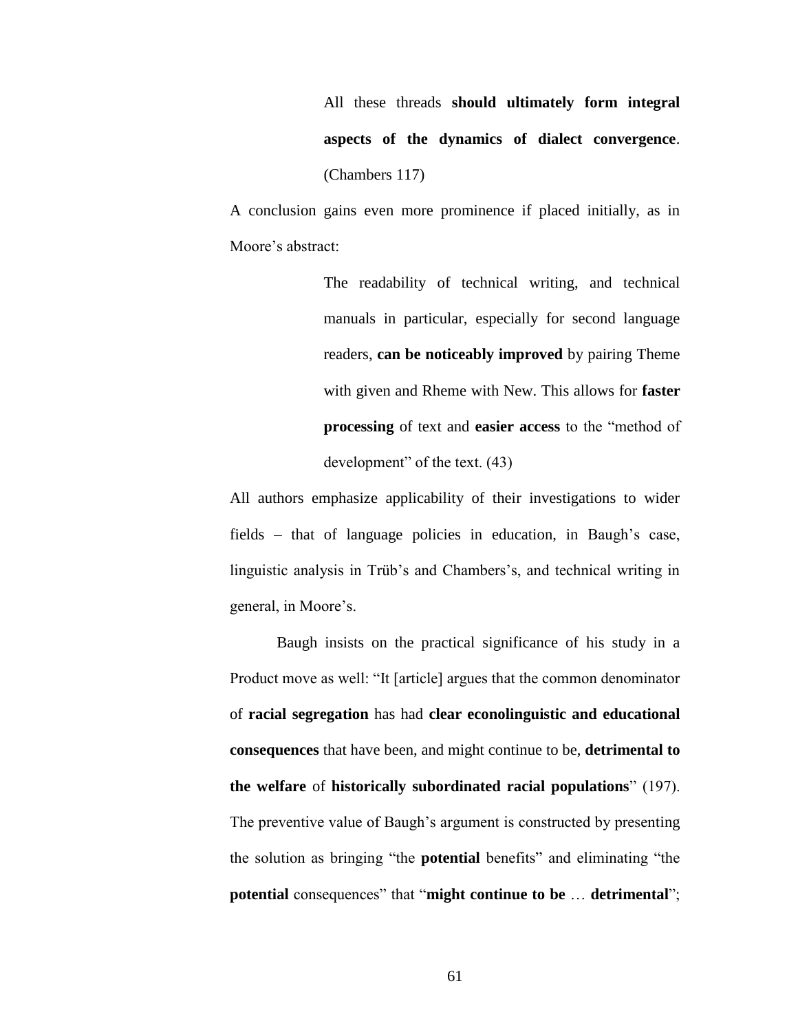> All these threads **should ultimately form integral aspects of the dynamics of dialect convergence**. (Chambers 117)

A conclusion gains even more prominence if placed initially, as in Moore's abstract:

> The readability of technical writing, and technical manuals in particular, especially for second language readers, **can be noticeably improved** by pairing Theme with given and Rheme with New. This allows for **faster processing** of text and **easier access** to the "method of development" of the text. (43)

All authors emphasize applicability of their investigations to wider fields – that of language policies in education, in Baugh's case, linguistic analysis in Trüb's and Chambers's, and technical writing in general, in Moore's.

Baugh insists on the practical significance of his study in a Product move as well: "It [article] argues that the common denominator of **racial segregation** has had **clear econolinguistic and educational consequences** that have been, and might continue to be, **detrimental to the welfare** of **historically subordinated racial populations**" (197). The preventive value of Baugh's argument is constructed by presenting the solution as bringing "the **potential** benefits" and eliminating "the **potential** consequences" that "**might continue to be** … **detrimental**";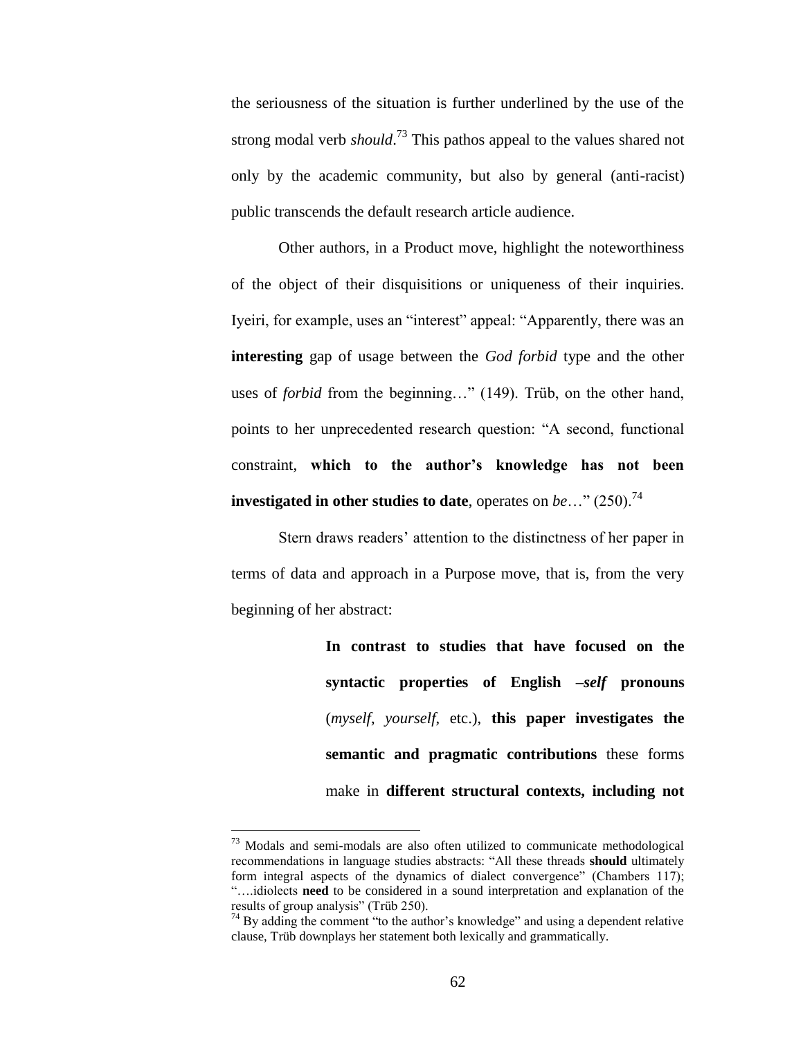the seriousness of the situation is further underlined by the use of the strong modal verb *should*.[73] This pathos appeal to the values shared not only by the academic community, but also by general (anti-racist) public transcends the default research article audience.

Other authors, in a Product move, highlight the noteworthiness of the object of their disquisitions or uniqueness of their inquiries. Iyeiri, for example, uses an "interest" appeal: "Apparently, there was an **interesting** gap of usage between the *God forbid* type and the other uses of *forbid* from the beginning…" (149). Trüb, on the other hand, points to her unprecedented research question: "A second, functional constraint, **which to the author's knowledge has not been investigated in other studies to date**, operates on *be*…" (250).[74]

Stern draws readers' attention to the distinctness of her paper in terms of data and approach in a Purpose move, that is, from the very beginning of her abstract:

> **In contrast to studies that have focused on the syntactic properties of English –*self* pronouns** (*myself*, *yourself*, etc.), **this paper investigates the semantic and pragmatic contributions** these forms make in **different structural contexts, including not**

---

[73] Modals and semi-modals are also often utilized to communicate methodological recommendations in language studies abstracts: "All these threads **should** ultimately form integral aspects of the dynamics of dialect convergence" (Chambers 117); "….idiolects **need** to be considered in a sound interpretation and explanation of the results of group analysis" (Trüb 250).

[74] By adding the comment "to the author's knowledge" and using a dependent relative clause, Trüb downplays her statement both lexically and grammatically.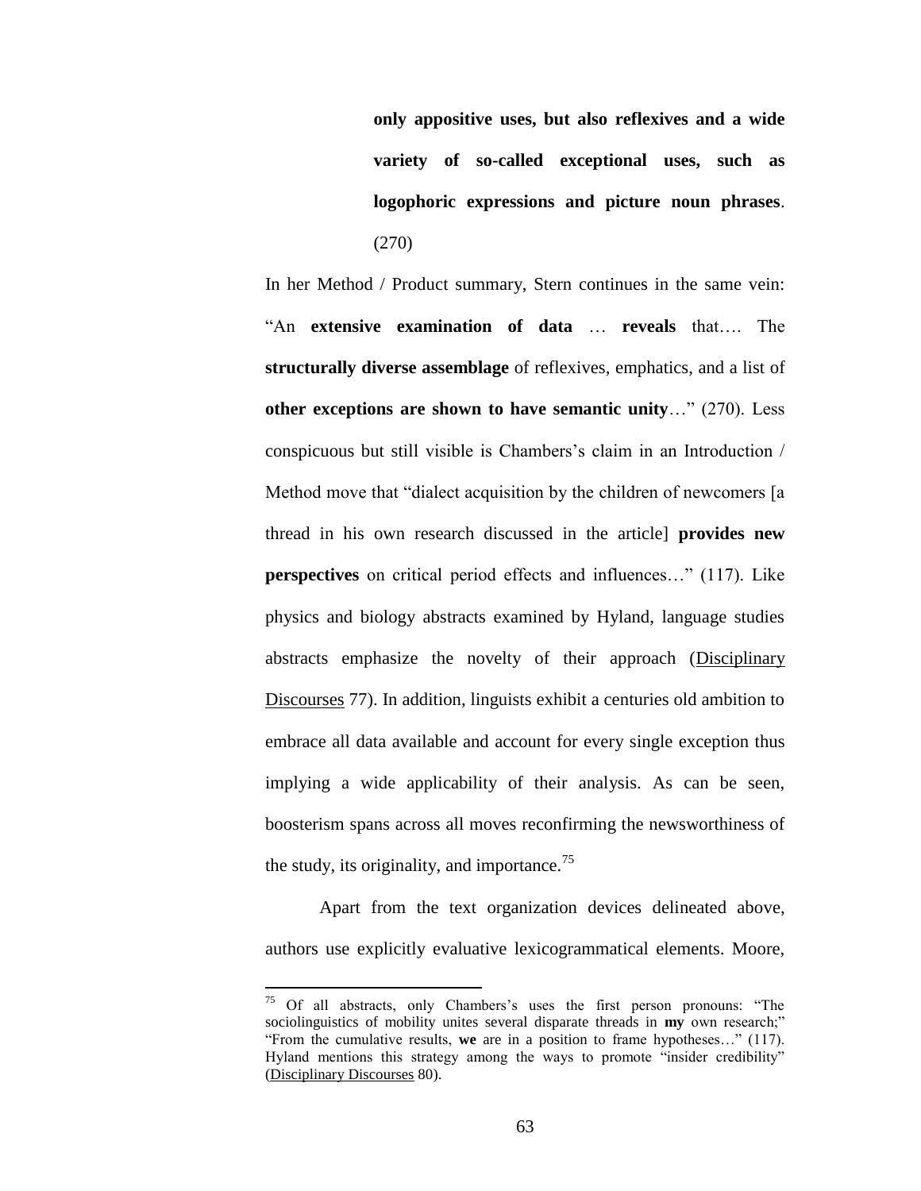> **only appositive uses, but also reflexives and a wide variety of so-called exceptional uses, such as logophoric expressions and picture noun phrases**. (270)

In her Method / Product summary, Stern continues in the same vein: "An **extensive examination of data** … **reveals** that…. The **structurally diverse assemblage** of reflexives, emphatics, and a list of **other exceptions are shown to have semantic unity**…" (270). Less conspicuous but still visible is Chambers's claim in an Introduction / Method move that "dialect acquisition by the children of newcomers [a thread in his own research discussed in the article] **provides new perspectives** on critical period effects and influences…" (117). Like physics and biology abstracts examined by Hyland, language studies abstracts emphasize the novelty of their approach (Disciplinary Discourses 77). In addition, linguists exhibit a centuries old ambition to embrace all data available and account for every single exception thus implying a wide applicability of their analysis. As can be seen, boosterism spans across all moves reconfirming the newsworthiness of the study, its originality, and importance.[75]

Apart from the text organization devices delineated above, authors use explicitly evaluative lexicogrammatical elements. Moore,

---

[75] Of all abstracts, only Chambers's uses the first person pronouns: "The sociolinguistics of mobility unites several disparate threads in **my** own research;" "From the cumulative results, **we** are in a position to frame hypotheses…" (117). Hyland mentions this strategy among the ways to promote "insider credibility" (Disciplinary Discourses 80).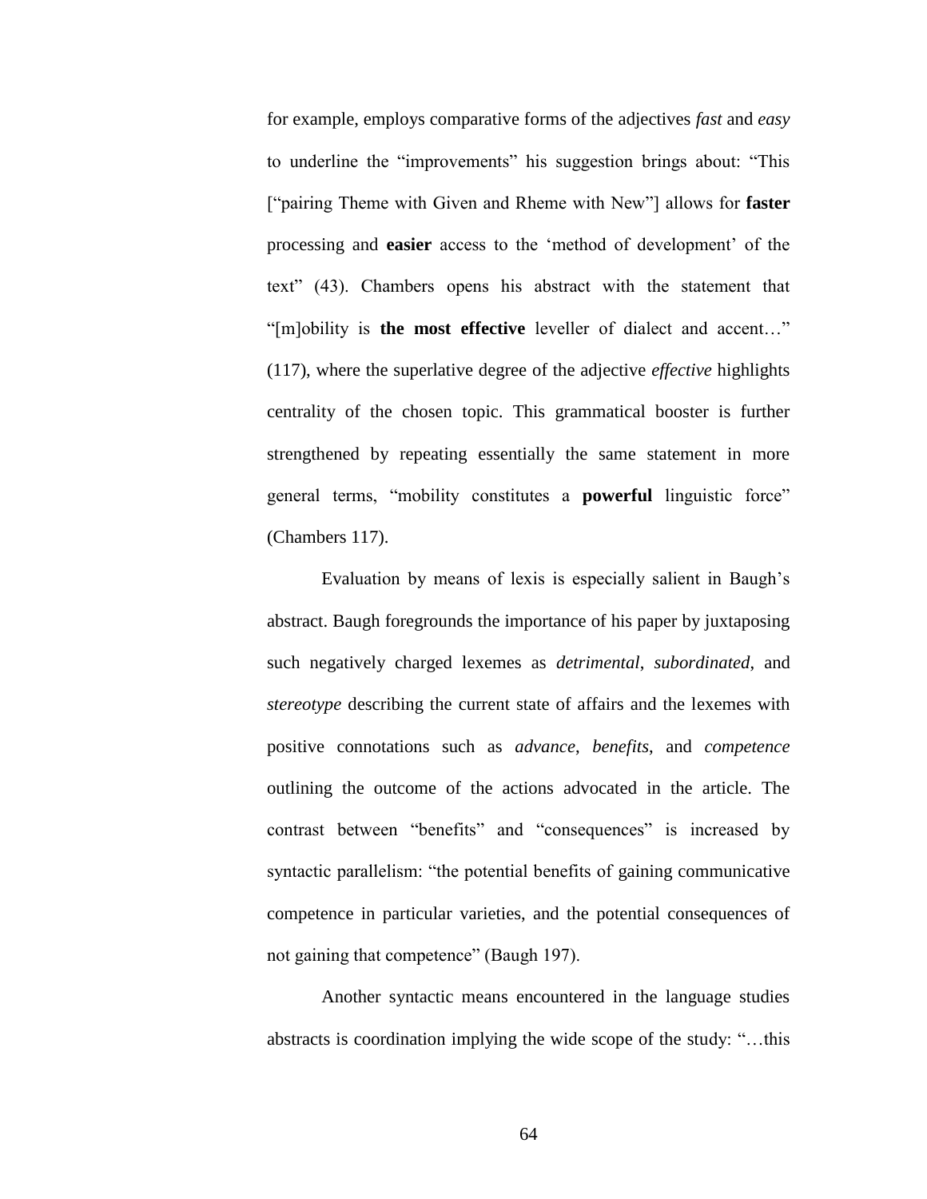for example, employs comparative forms of the adjectives *fast* and *easy* to underline the "improvements" his suggestion brings about: "This ["pairing Theme with Given and Rheme with New"] allows for **faster** processing and **easier** access to the 'method of development' of the text" (43). Chambers opens his abstract with the statement that "[m]obility is **the most effective** leveller of dialect and accent…" (117), where the superlative degree of the adjective *effective* highlights centrality of the chosen topic. This grammatical booster is further strengthened by repeating essentially the same statement in more general terms, "mobility constitutes a **powerful** linguistic force" (Chambers 117).

Evaluation by means of lexis is especially salient in Baugh's abstract. Baugh foregrounds the importance of his paper by juxtaposing such negatively charged lexemes as *detrimental*, *subordinated*, and *stereotype* describing the current state of affairs and the lexemes with positive connotations such as *advance*, *benefits*, and *competence* outlining the outcome of the actions advocated in the article. The contrast between "benefits" and "consequences" is increased by syntactic parallelism: "the potential benefits of gaining communicative competence in particular varieties, and the potential consequences of not gaining that competence" (Baugh 197).

Another syntactic means encountered in the language studies abstracts is coordination implying the wide scope of the study: "…this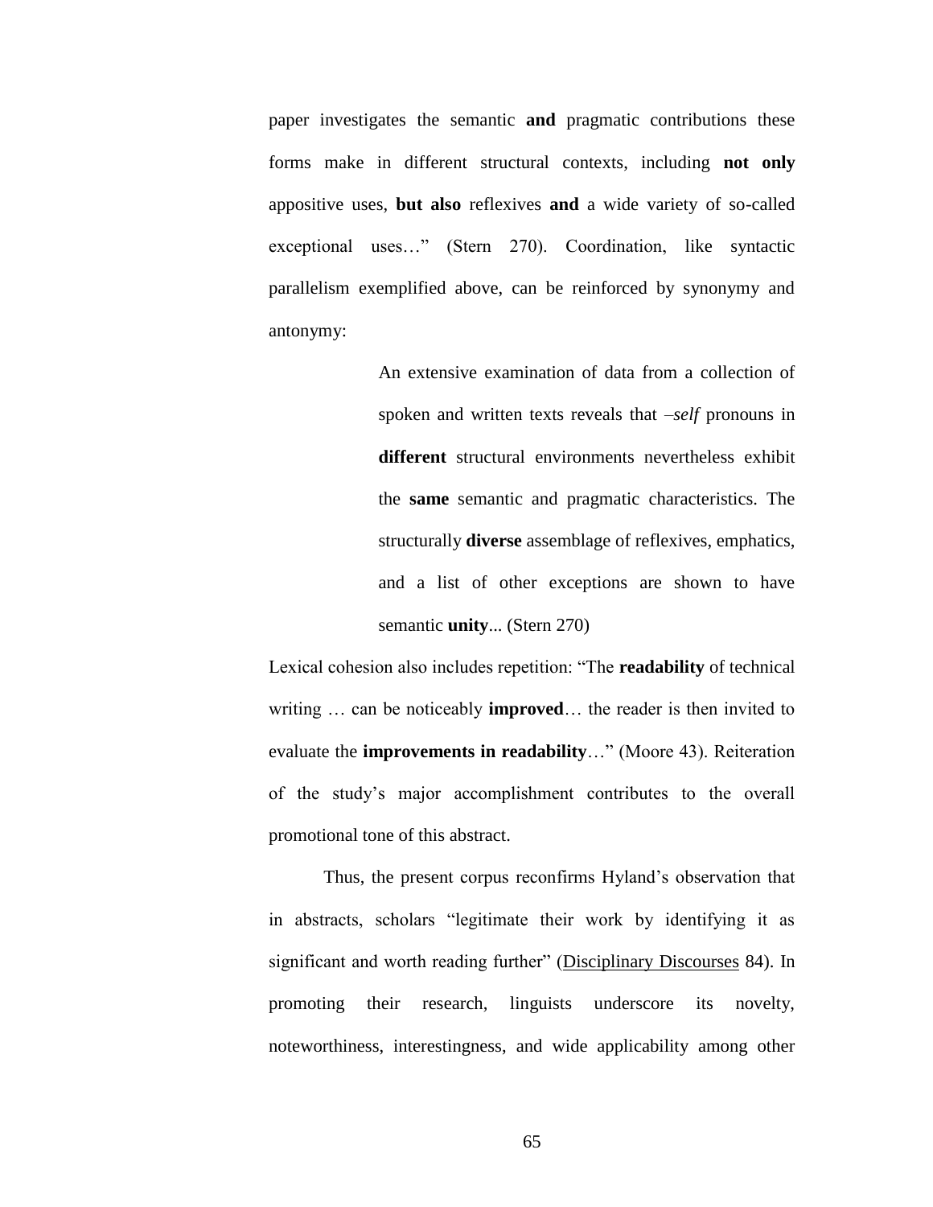paper investigates the semantic **and** pragmatic contributions these forms make in different structural contexts, including **not only** appositive uses, **but also** reflexives **and** a wide variety of so-called exceptional uses…" (Stern 270). Coordination, like syntactic parallelism exemplified above, can be reinforced by synonymy and antonymy:

> An extensive examination of data from a collection of spoken and written texts reveals that –*self* pronouns in **different** structural environments nevertheless exhibit the **same** semantic and pragmatic characteristics. The structurally **diverse** assemblage of reflexives, emphatics, and a list of other exceptions are shown to have semantic **unity**... (Stern 270)

Lexical cohesion also includes repetition: "The **readability** of technical writing … can be noticeably **improved**… the reader is then invited to evaluate the **improvements in readability**…" (Moore 43). Reiteration of the study's major accomplishment contributes to the overall promotional tone of this abstract.

Thus, the present corpus reconfirms Hyland's observation that in abstracts, scholars "legitimate their work by identifying it as significant and worth reading further" (<u>Disciplinary Discourses</u> 84). In promoting their research, linguists underscore its novelty, noteworthiness, interestingness, and wide applicability among other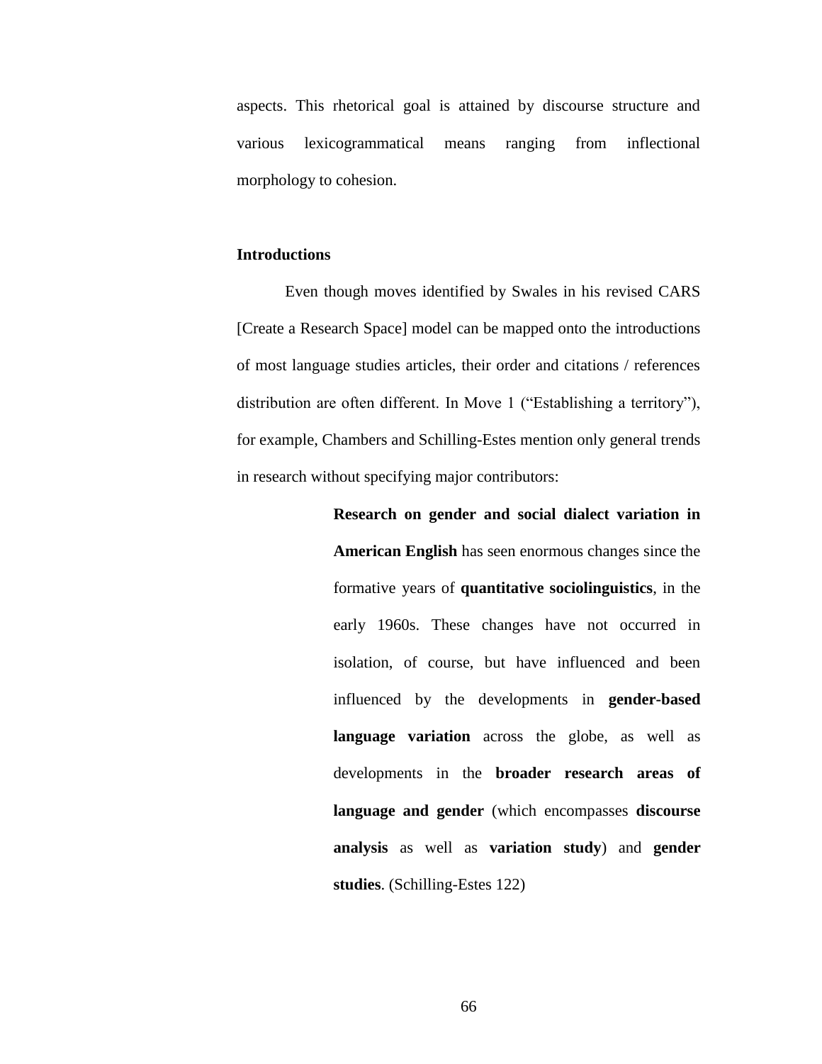aspects. This rhetorical goal is attained by discourse structure and various lexicogrammatical means ranging from inflectional morphology to cohesion.

**Introductions**

Even though moves identified by Swales in his revised CARS [Create a Research Space] model can be mapped onto the introductions of most language studies articles, their order and citations / references distribution are often different. In Move 1 ("Establishing a territory"), for example, Chambers and Schilling-Estes mention only general trends in research without specifying major contributors:

> **Research on gender and social dialect variation in American English** has seen enormous changes since the formative years of **quantitative sociolinguistics**, in the early 1960s. These changes have not occurred in isolation, of course, but have influenced and been influenced by the developments in **gender-based language variation** across the globe, as well as developments in the **broader research areas of language and gender** (which encompasses **discourse analysis** as well as **variation study**) and **gender studies**. (Schilling-Estes 122)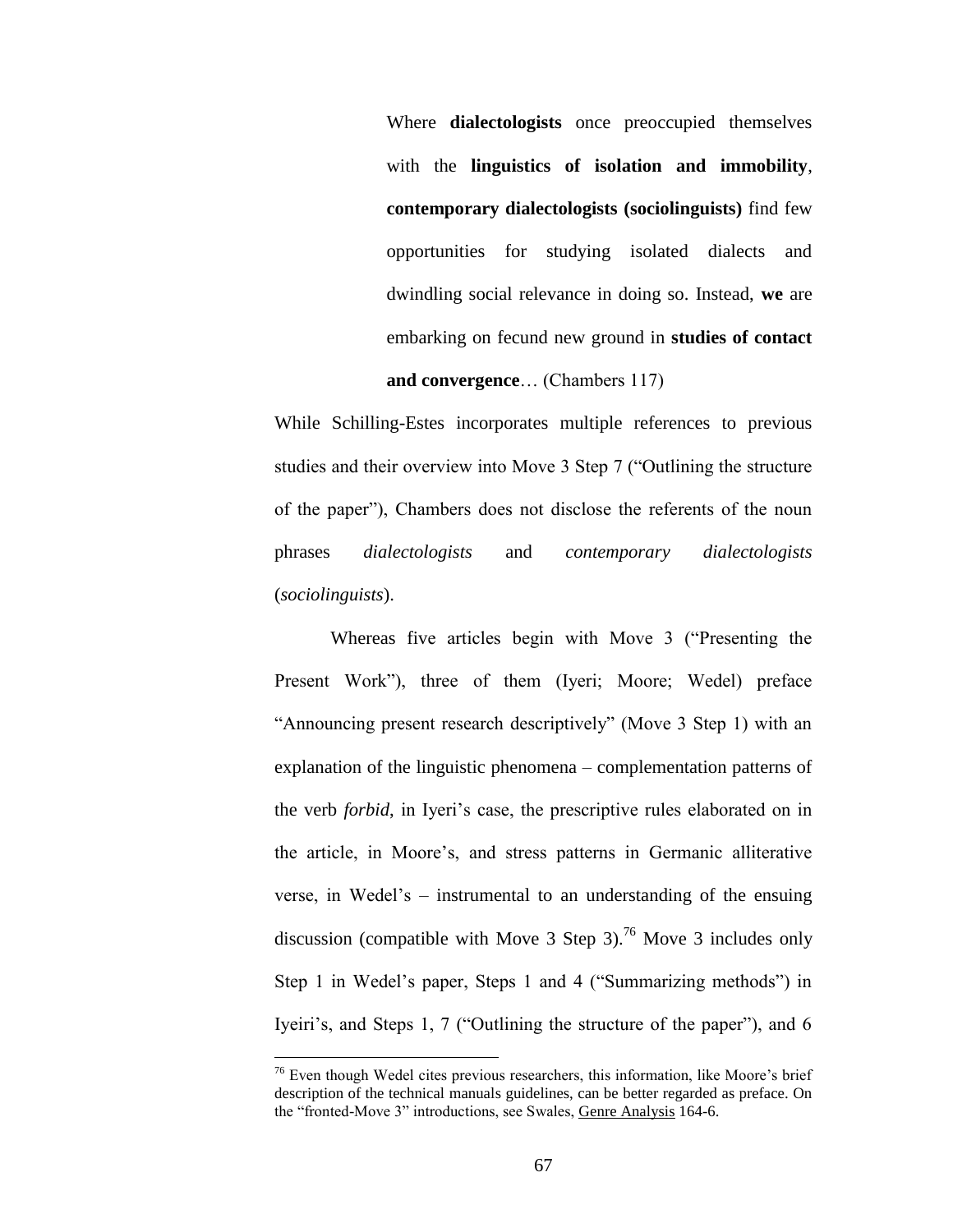> Where **dialectologists** once preoccupied themselves with the **linguistics of isolation and immobility**, **contemporary dialectologists (sociolinguists)** find few opportunities for studying isolated dialects and dwindling social relevance in doing so. Instead, **we** are embarking on fecund new ground in **studies of contact and convergence**… (Chambers 117)

While Schilling-Estes incorporates multiple references to previous studies and their overview into Move 3 Step 7 ("Outlining the structure of the paper"), Chambers does not disclose the referents of the noun phrases *dialectologists* and *contemporary dialectologists* (*sociolinguists*).

Whereas five articles begin with Move 3 ("Presenting the Present Work"), three of them (Iyeri; Moore; Wedel) preface "Announcing present research descriptively" (Move 3 Step 1) with an explanation of the linguistic phenomena – complementation patterns of the verb *forbid*, in Iyeri's case, the prescriptive rules elaborated on in the article, in Moore's, and stress patterns in Germanic alliterative verse, in Wedel's – instrumental to an understanding of the ensuing discussion (compatible with Move 3 Step 3).[76] Move 3 includes only Step 1 in Wedel's paper, Steps 1 and 4 ("Summarizing methods") in Iyeiri's, and Steps 1, 7 ("Outlining the structure of the paper"), and 6

---

[76] Even though Wedel cites previous researchers, this information, like Moore's brief description of the technical manuals guidelines, can be better regarded as preface. On the "fronted-Move 3" introductions, see Swales, Genre Analysis 164-6.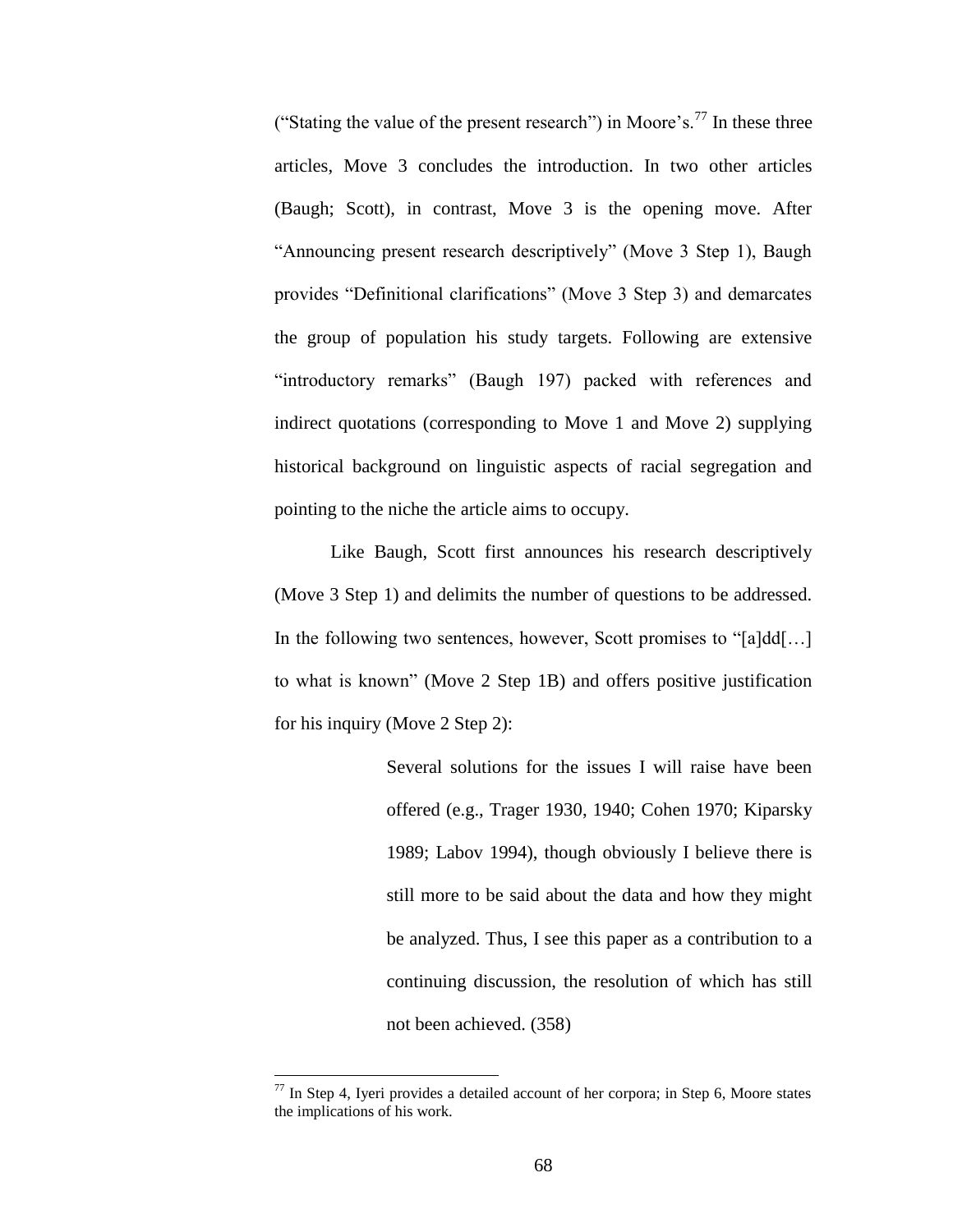("Stating the value of the present research") in Moore's.[77] In these three articles, Move 3 concludes the introduction. In two other articles (Baugh; Scott), in contrast, Move 3 is the opening move. After "Announcing present research descriptively" (Move 3 Step 1), Baugh provides "Definitional clarifications" (Move 3 Step 3) and demarcates the group of population his study targets. Following are extensive "introductory remarks" (Baugh 197) packed with references and indirect quotations (corresponding to Move 1 and Move 2) supplying historical background on linguistic aspects of racial segregation and pointing to the niche the article aims to occupy.

Like Baugh, Scott first announces his research descriptively (Move 3 Step 1) and delimits the number of questions to be addressed. In the following two sentences, however, Scott promises to "[a]dd[…] to what is known" (Move 2 Step 1B) and offers positive justification for his inquiry (Move 2 Step 2):

> Several solutions for the issues I will raise have been offered (e.g., Trager 1930, 1940; Cohen 1970; Kiparsky 1989; Labov 1994), though obviously I believe there is still more to be said about the data and how they might be analyzed. Thus, I see this paper as a contribution to a continuing discussion, the resolution of which has still not been achieved. (358)

---

[77] In Step 4, Iyeri provides a detailed account of her corpora; in Step 6, Moore states the implications of his work.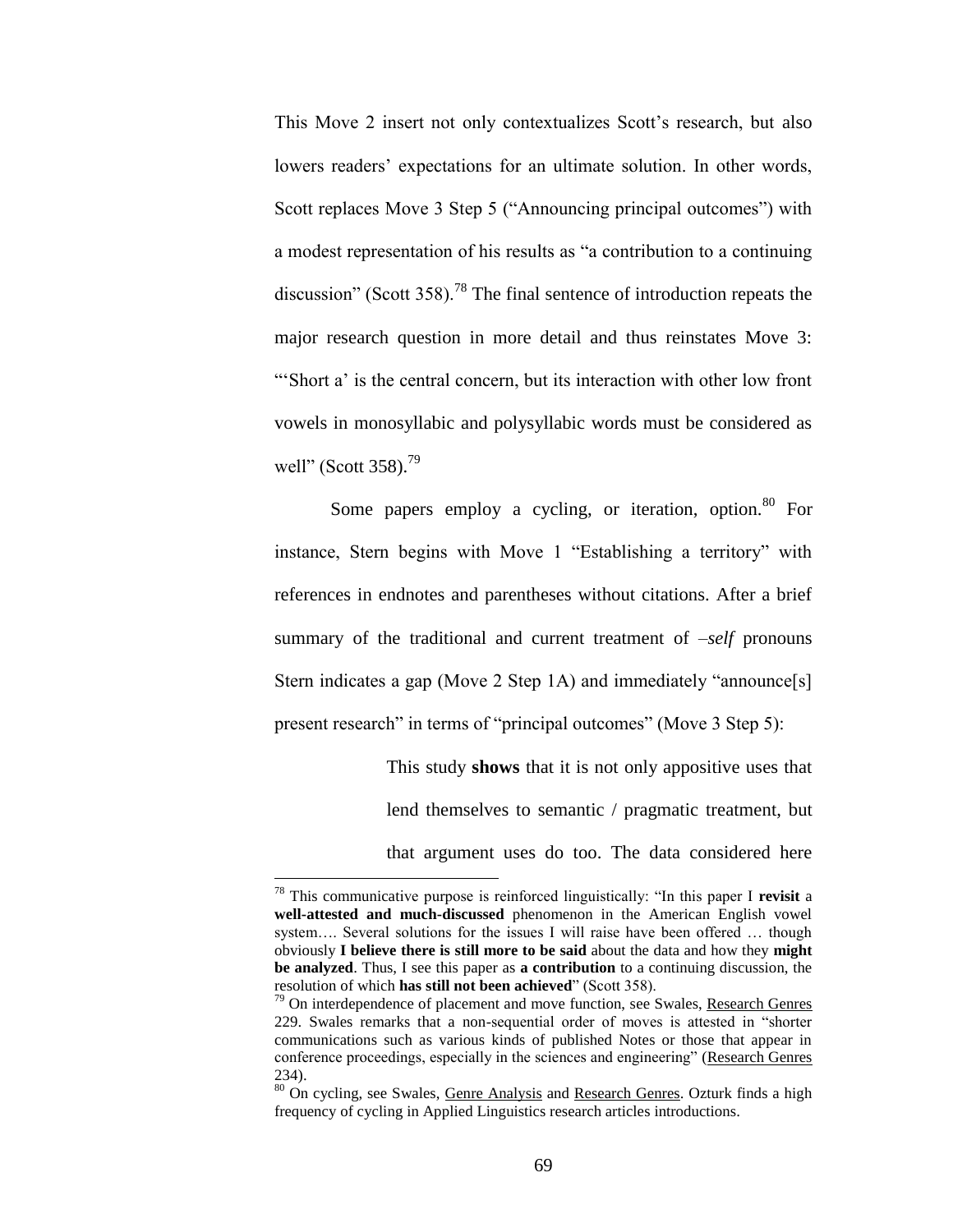This Move 2 insert not only contextualizes Scott's research, but also lowers readers' expectations for an ultimate solution. In other words, Scott replaces Move 3 Step 5 ("Announcing principal outcomes") with a modest representation of his results as "a contribution to a continuing discussion" (Scott 358).[78] The final sentence of introduction repeats the major research question in more detail and thus reinstates Move 3: "'Short a' is the central concern, but its interaction with other low front vowels in monosyllabic and polysyllabic words must be considered as well" (Scott 358).[79]

Some papers employ a cycling, or iteration, option.[80] For instance, Stern begins with Move 1 "Establishing a territory" with references in endnotes and parentheses without citations. After a brief summary of the traditional and current treatment of *–self* pronouns Stern indicates a gap (Move 2 Step 1A) and immediately "announce[s] present research" in terms of "principal outcomes" (Move 3 Step 5):

> This study **shows** that it is not only appositive uses that lend themselves to semantic / pragmatic treatment, but that argument uses do too. The data considered here

---

[78] This communicative purpose is reinforced linguistically: "In this paper I **revisit** a **well-attested and much-discussed** phenomenon in the American English vowel system…. Several solutions for the issues I will raise have been offered … though obviously **I believe there is still more to be said** about the data and how they **might be analyzed**. Thus, I see this paper as **a contribution** to a continuing discussion, the resolution of which **has still not been achieved**" (Scott 358).

[79] On interdependence of placement and move function, see Swales, Research Genres 229. Swales remarks that a non-sequential order of moves is attested in "shorter communications such as various kinds of published Notes or those that appear in conference proceedings, especially in the sciences and engineering" (Research Genres 234).

[80] On cycling, see Swales, Genre Analysis and Research Genres. Ozturk finds a high frequency of cycling in Applied Linguistics research articles introductions.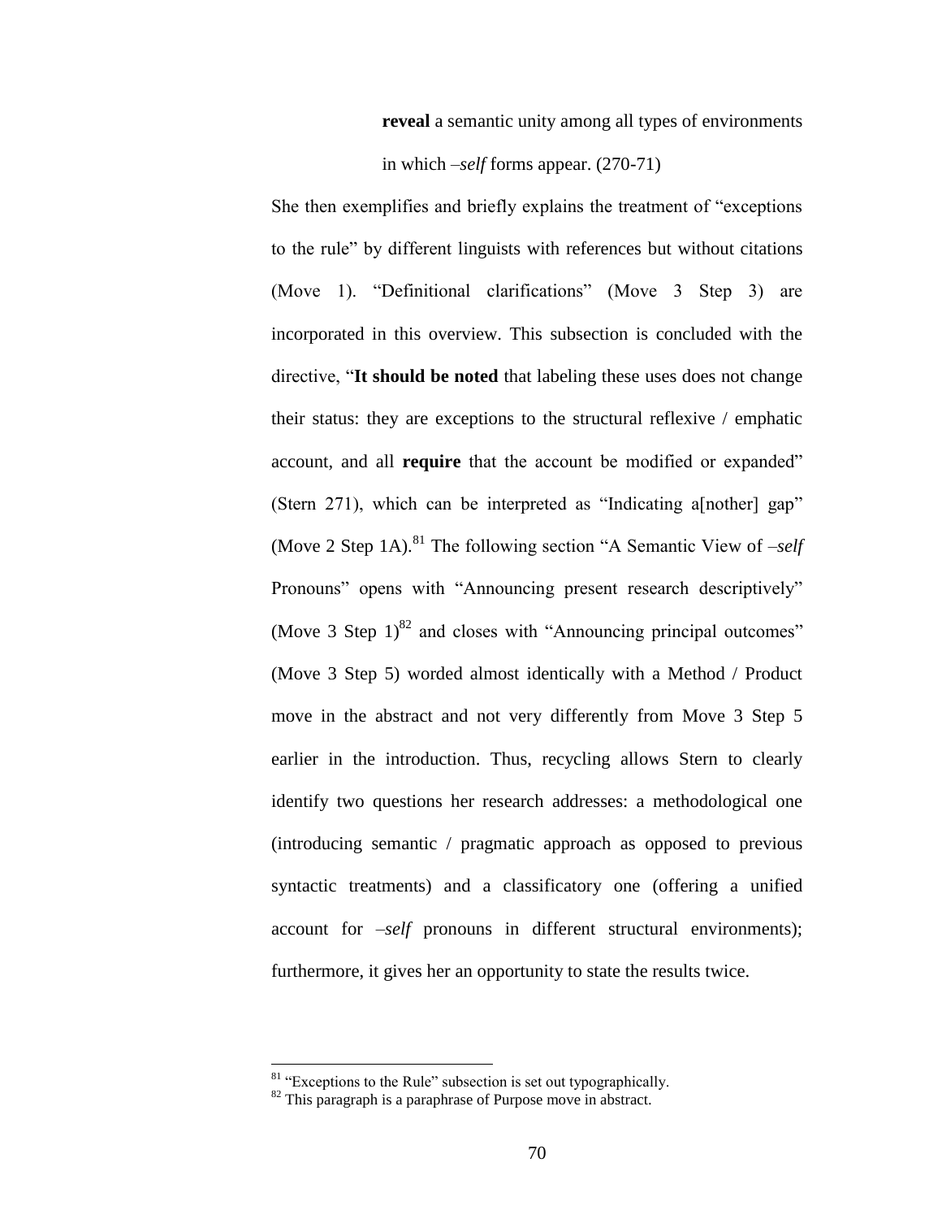> **reveal** a semantic unity among all types of environments in which *–self* forms appear. (270-71)

She then exemplifies and briefly explains the treatment of "exceptions to the rule" by different linguists with references but without citations (Move 1). "Definitional clarifications" (Move 3 Step 3) are incorporated in this overview. This subsection is concluded with the directive, "**It should be noted** that labeling these uses does not change their status: they are exceptions to the structural reflexive / emphatic account, and all **require** that the account be modified or expanded" (Stern 271), which can be interpreted as "Indicating a[nother] gap" (Move 2 Step 1A).[81] The following section "A Semantic View of *–self* Pronouns" opens with "Announcing present research descriptively" (Move 3 Step 1)[82] and closes with "Announcing principal outcomes" (Move 3 Step 5) worded almost identically with a Method / Product move in the abstract and not very differently from Move 3 Step 5 earlier in the introduction. Thus, recycling allows Stern to clearly identify two questions her research addresses: a methodological one (introducing semantic / pragmatic approach as opposed to previous syntactic treatments) and a classificatory one (offering a unified account for *–self* pronouns in different structural environments); furthermore, it gives her an opportunity to state the results twice.

---

[81] "Exceptions to the Rule" subsection is set out typographically.

[82] This paragraph is a paraphrase of Purpose move in abstract.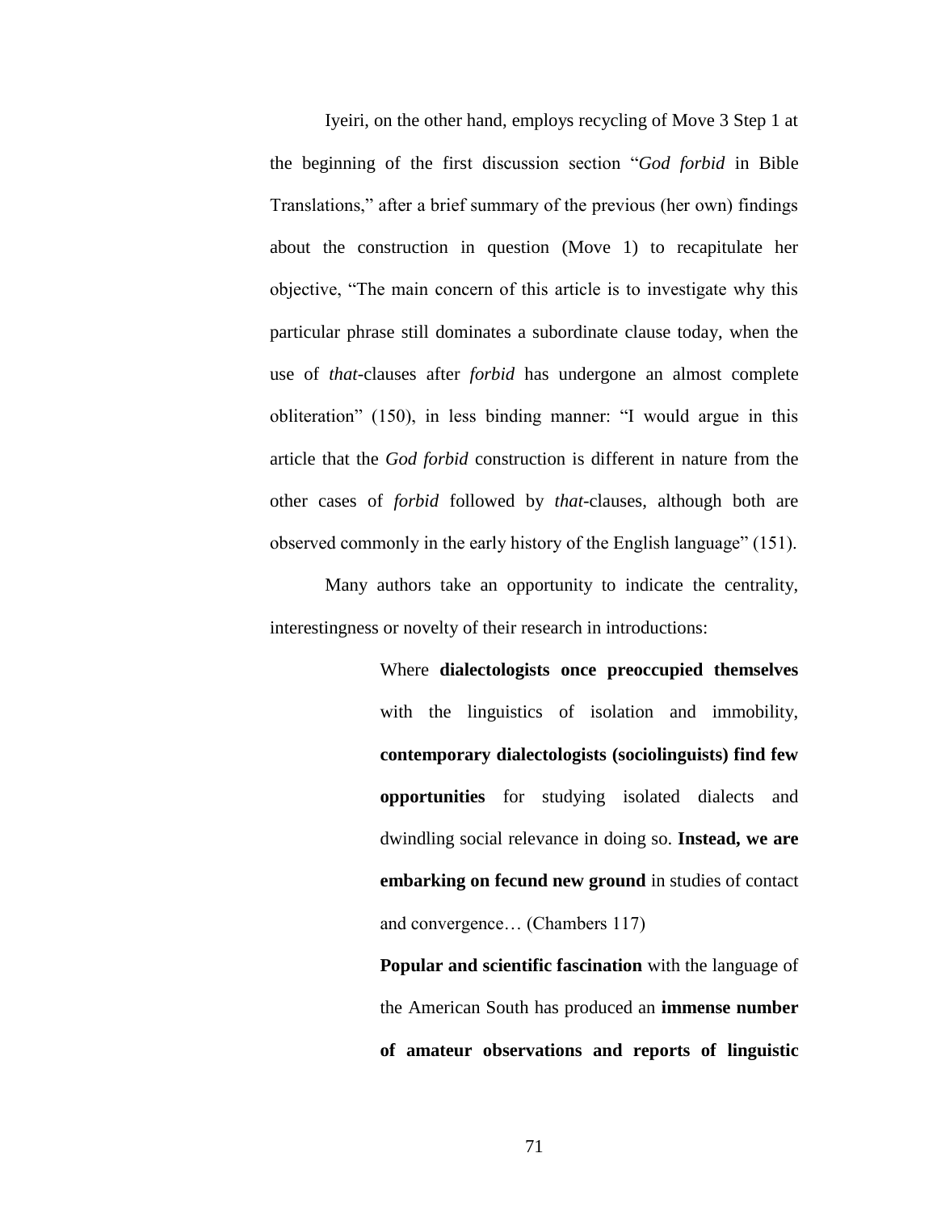Iyeiri, on the other hand, employs recycling of Move 3 Step 1 at the beginning of the first discussion section "*God forbid* in Bible Translations," after a brief summary of the previous (her own) findings about the construction in question (Move 1) to recapitulate her objective, "The main concern of this article is to investigate why this particular phrase still dominates a subordinate clause today, when the use of *that*-clauses after *forbid* has undergone an almost complete obliteration" (150), in less binding manner: "I would argue in this article that the *God forbid* construction is different in nature from the other cases of *forbid* followed by *that*-clauses, although both are observed commonly in the early history of the English language" (151).

Many authors take an opportunity to indicate the centrality, interestingness or novelty of their research in introductions:

> Where **dialectologists once preoccupied themselves** with the linguistics of isolation and immobility, **contemporary dialectologists (sociolinguists) find few opportunities** for studying isolated dialects and dwindling social relevance in doing so. **Instead, we are embarking on fecund new ground** in studies of contact and convergence… (Chambers 117)

> **Popular and scientific fascination** with the language of the American South has produced an **immense number of amateur observations and reports of linguistic**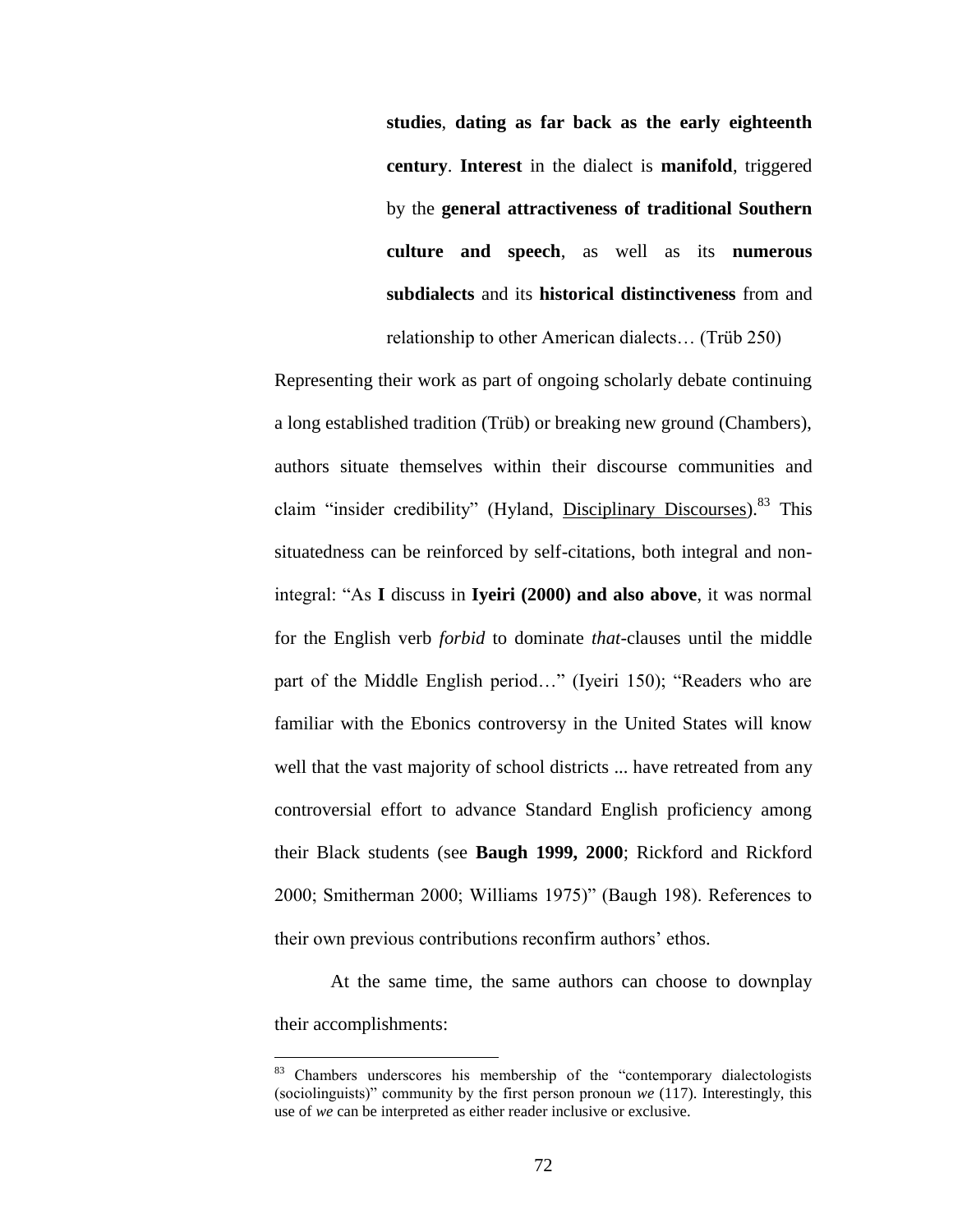> **studies**, **dating as far back as the early eighteenth century**. **Interest** in the dialect is **manifold**, triggered by the **general attractiveness of traditional Southern culture and speech**, as well as its **numerous subdialects** and its **historical distinctiveness** from and relationship to other American dialects… (Trüb 250)

Representing their work as part of ongoing scholarly debate continuing a long established tradition (Trüb) or breaking new ground (Chambers), authors situate themselves within their discourse communities and claim "insider credibility" (Hyland, Disciplinary Discourses).[83] This situatedness can be reinforced by self-citations, both integral and non-integral: "As **I** discuss in **Iyeiri (2000) and also above**, it was normal for the English verb *forbid* to dominate *that*-clauses until the middle part of the Middle English period…" (Iyeiri 150); "Readers who are familiar with the Ebonics controversy in the United States will know well that the vast majority of school districts ... have retreated from any controversial effort to advance Standard English proficiency among their Black students (see **Baugh 1999, 2000**; Rickford and Rickford 2000; Smitherman 2000; Williams 1975)" (Baugh 198). References to their own previous contributions reconfirm authors' ethos.

At the same time, the same authors can choose to downplay their accomplishments:

[83] Chambers underscores his membership of the "contemporary dialectologists (sociolinguists)" community by the first person pronoun *we* (117). Interestingly, this use of *we* can be interpreted as either reader inclusive or exclusive.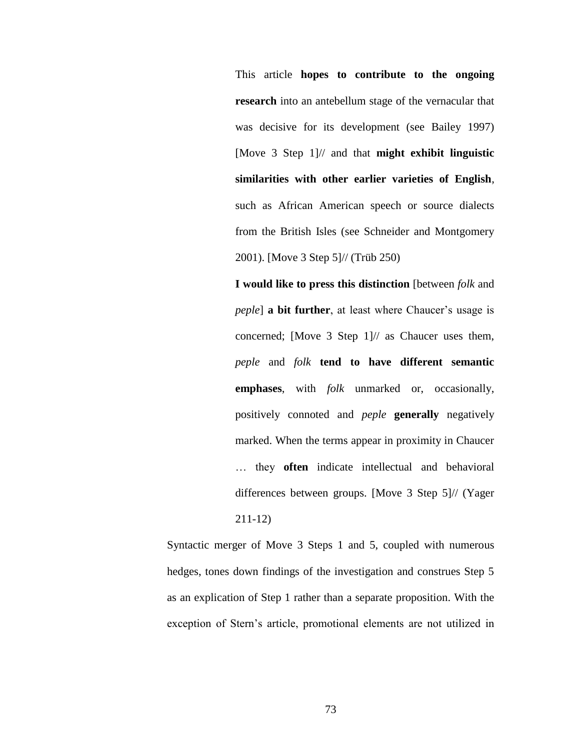> This article **hopes to contribute to the ongoing research** into an antebellum stage of the vernacular that was decisive for its development (see Bailey 1997) [Move 3 Step 1]// and that **might exhibit linguistic similarities with other earlier varieties of English**, such as African American speech or source dialects from the British Isles (see Schneider and Montgomery 2001). [Move 3 Step 5]// (Trüb 250)
>
> **I would like to press this distinction** [between *folk* and *peple*] **a bit further**, at least where Chaucer's usage is concerned; [Move 3 Step 1]// as Chaucer uses them, *peple* and *folk* **tend to have different semantic emphases**, with *folk* unmarked or, occasionally, positively connoted and *peple* **generally** negatively marked. When the terms appear in proximity in Chaucer … they **often** indicate intellectual and behavioral differences between groups. [Move 3 Step 5]// (Yager 211-12)

Syntactic merger of Move 3 Steps 1 and 5, coupled with numerous hedges, tones down findings of the investigation and construes Step 5 as an explication of Step 1 rather than a separate proposition. With the exception of Stern's article, promotional elements are not utilized in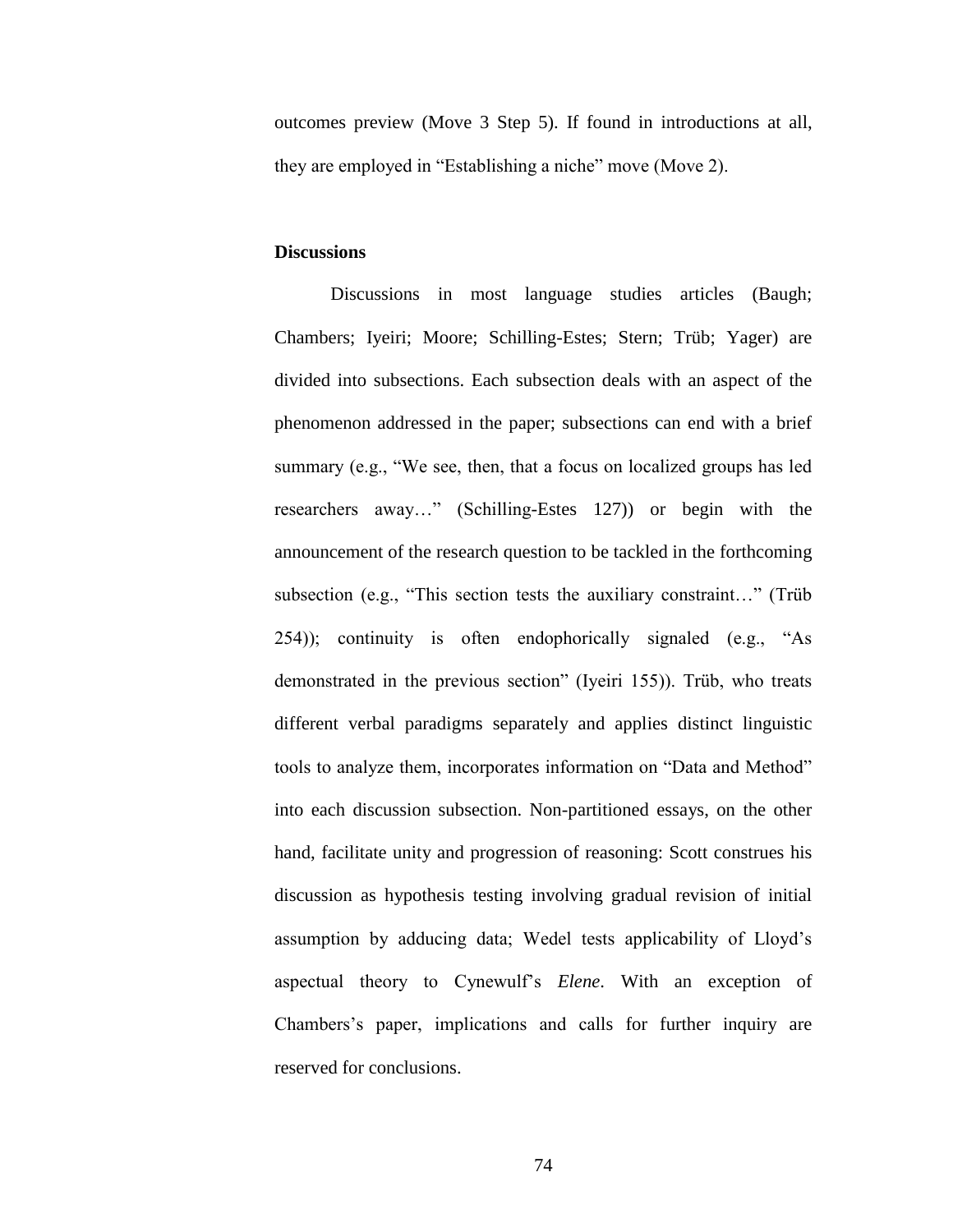outcomes preview (Move 3 Step 5). If found in introductions at all, they are employed in "Establishing a niche" move (Move 2).

**Discussions**

Discussions in most language studies articles (Baugh; Chambers; Iyeiri; Moore; Schilling-Estes; Stern; Trüb; Yager) are divided into subsections. Each subsection deals with an aspect of the phenomenon addressed in the paper; subsections can end with a brief summary (e.g., "We see, then, that a focus on localized groups has led researchers away…" (Schilling-Estes 127)) or begin with the announcement of the research question to be tackled in the forthcoming subsection (e.g., "This section tests the auxiliary constraint…" (Trüb 254)); continuity is often endophorically signaled (e.g., "As demonstrated in the previous section" (Iyeiri 155)). Trüb, who treats different verbal paradigms separately and applies distinct linguistic tools to analyze them, incorporates information on "Data and Method" into each discussion subsection. Non-partitioned essays, on the other hand, facilitate unity and progression of reasoning: Scott construes his discussion as hypothesis testing involving gradual revision of initial assumption by adducing data; Wedel tests applicability of Lloyd's aspectual theory to Cynewulf's *Elene*. With an exception of Chambers's paper, implications and calls for further inquiry are reserved for conclusions.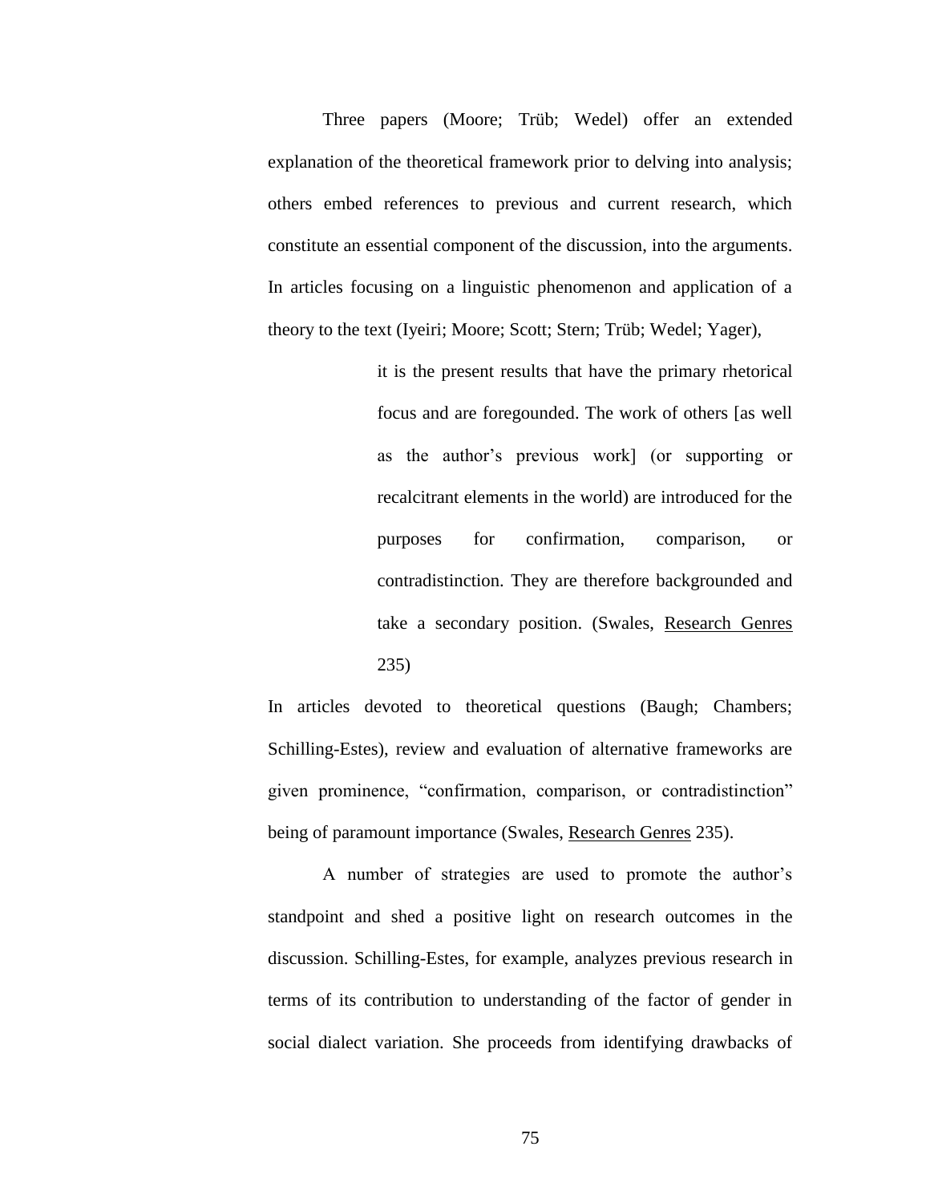Three papers (Moore; Trüb; Wedel) offer an extended explanation of the theoretical framework prior to delving into analysis; others embed references to previous and current research, which constitute an essential component of the discussion, into the arguments. In articles focusing on a linguistic phenomenon and application of a theory to the text (Iyeiri; Moore; Scott; Stern; Trüb; Wedel; Yager),

> it is the present results that have the primary rhetorical focus and are foregounded. The work of others [as well as the author's previous work] (or supporting or recalcitrant elements in the world) are introduced for the purposes for confirmation, comparison, or contradistinction. They are therefore backgrounded and take a secondary position. (Swales, <u>Research Genres</u> 235)

In articles devoted to theoretical questions (Baugh; Chambers; Schilling-Estes), review and evaluation of alternative frameworks are given prominence, "confirmation, comparison, or contradistinction" being of paramount importance (Swales, <u>Research Genres</u> 235).

A number of strategies are used to promote the author's standpoint and shed a positive light on research outcomes in the discussion. Schilling-Estes, for example, analyzes previous research in terms of its contribution to understanding of the factor of gender in social dialect variation. She proceeds from identifying drawbacks of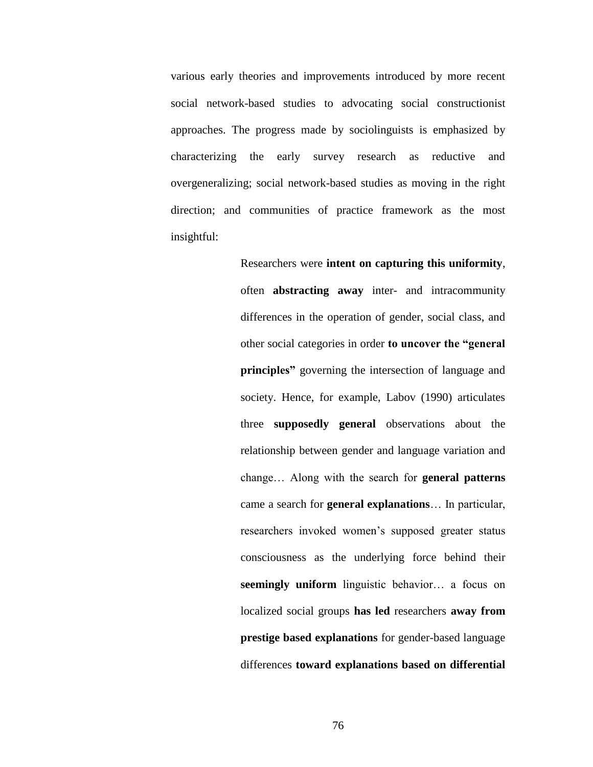various early theories and improvements introduced by more recent social network-based studies to advocating social constructionist approaches. The progress made by sociolinguists is emphasized by characterizing the early survey research as reductive and overgeneralizing; social network-based studies as moving in the right direction; and communities of practice framework as the most insightful:

> Researchers were **intent on capturing this uniformity**, often **abstracting away** inter- and intracommunity differences in the operation of gender, social class, and other social categories in order **to uncover the "general principles"** governing the intersection of language and society. Hence, for example, Labov (1990) articulates three **supposedly general** observations about the relationship between gender and language variation and change… Along with the search for **general patterns** came a search for **general explanations**… In particular, researchers invoked women's supposed greater status consciousness as the underlying force behind their **seemingly uniform** linguistic behavior… a focus on localized social groups **has led** researchers **away from prestige based explanations** for gender-based language differences **toward explanations based on differential**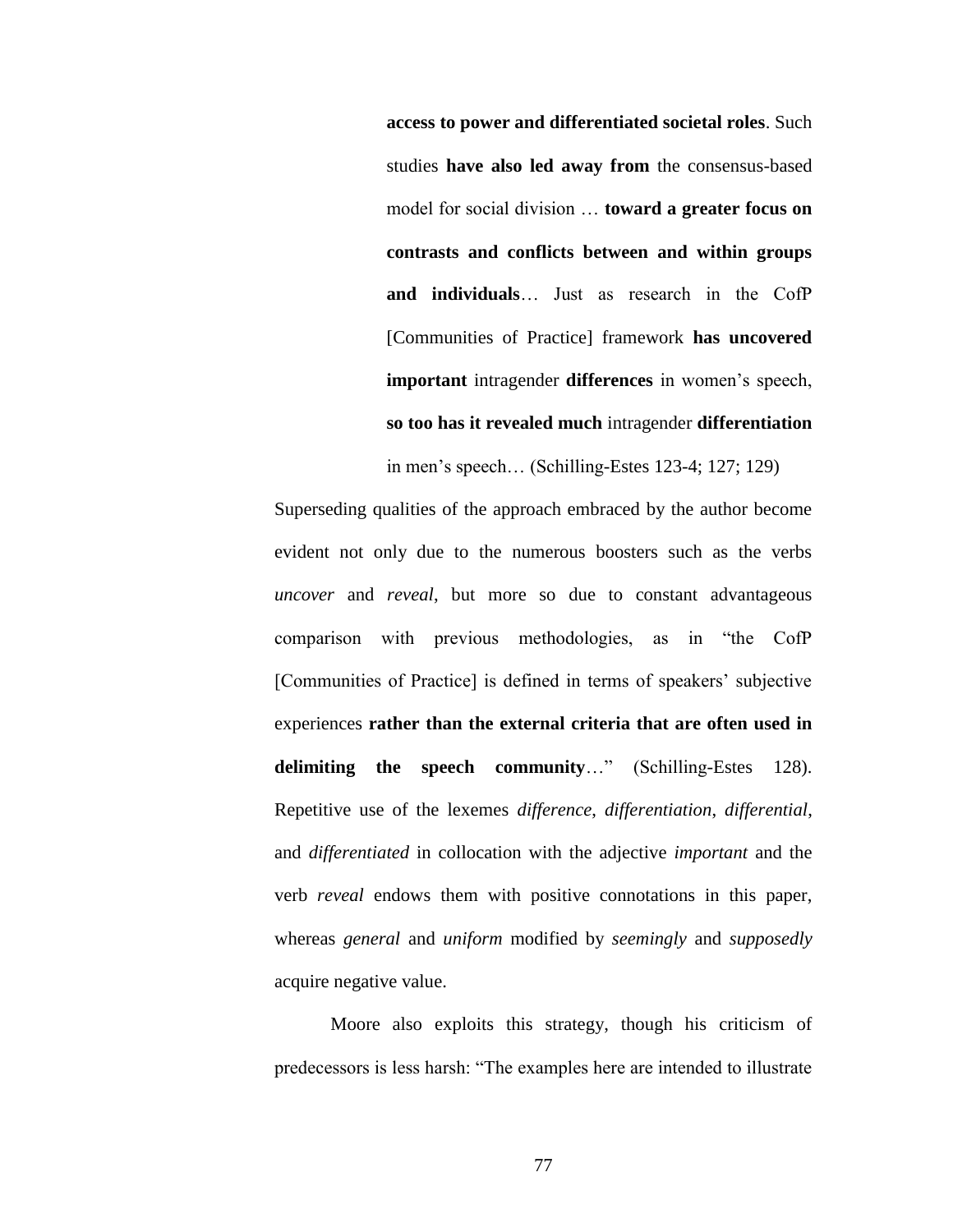> **access to power and differentiated societal roles**. Such studies **have also led away from** the consensus-based model for social division … **toward a greater focus on contrasts and conflicts between and within groups and individuals**… Just as research in the CofP [Communities of Practice] framework **has uncovered important** intragender **differences** in women's speech, **so too has it revealed much** intragender **differentiation** in men's speech… (Schilling-Estes 123-4; 127; 129)

Superseding qualities of the approach embraced by the author become evident not only due to the numerous boosters such as the verbs *uncover* and *reveal*, but more so due to constant advantageous comparison with previous methodologies, as in "the CofP [Communities of Practice] is defined in terms of speakers' subjective experiences **rather than the external criteria that are often used in delimiting the speech community**…" (Schilling-Estes 128). Repetitive use of the lexemes *difference*, *differentiation*, *differential*, and *differentiated* in collocation with the adjective *important* and the verb *reveal* endows them with positive connotations in this paper, whereas *general* and *uniform* modified by *seemingly* and *supposedly* acquire negative value.

Moore also exploits this strategy, though his criticism of predecessors is less harsh: "The examples here are intended to illustrate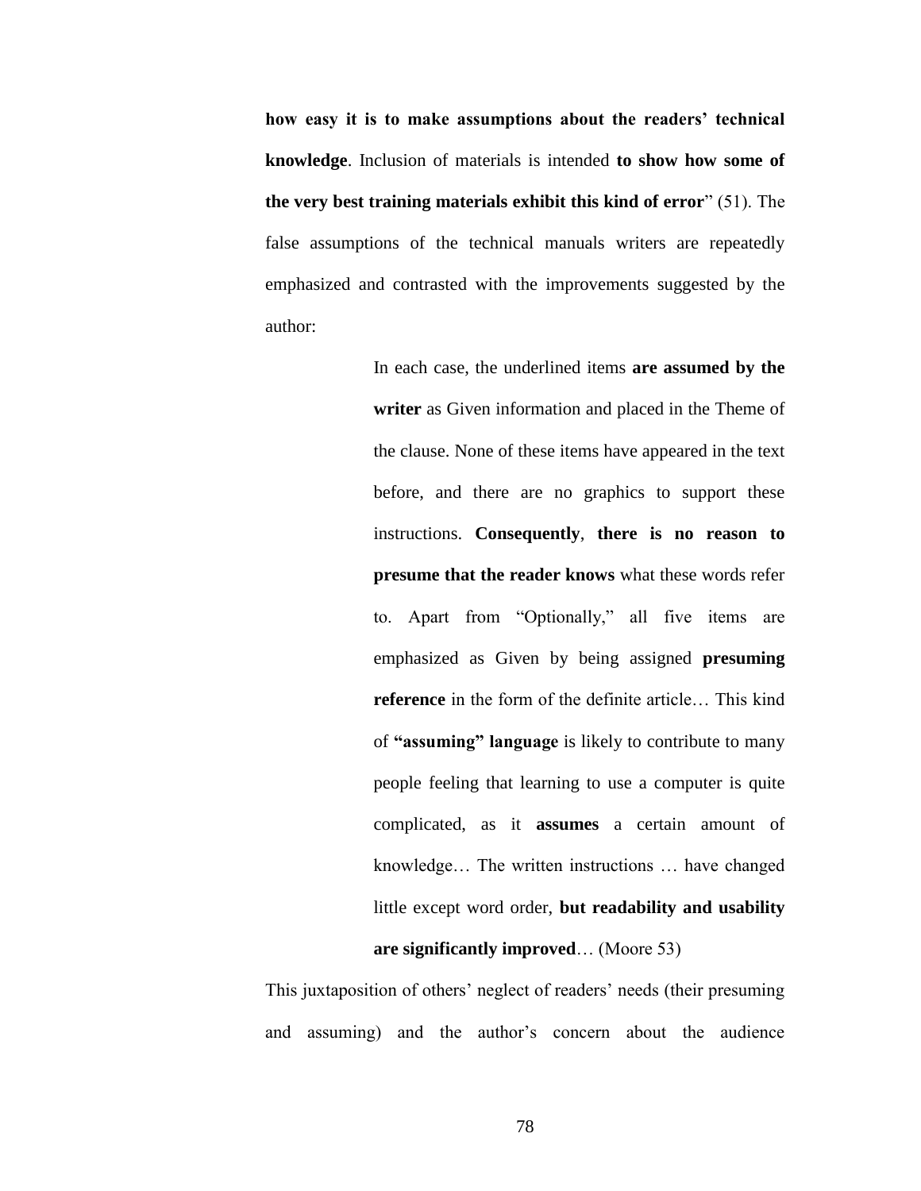**how easy it is to make assumptions about the readers' technical knowledge**. Inclusion of materials is intended **to show how some of the very best training materials exhibit this kind of error**" (51). The false assumptions of the technical manuals writers are repeatedly emphasized and contrasted with the improvements suggested by the author:

> In each case, the underlined items **are assumed by the writer** as Given information and placed in the Theme of the clause. None of these items have appeared in the text before, and there are no graphics to support these instructions. **Consequently**, **there is no reason to presume that the reader knows** what these words refer to. Apart from "Optionally," all five items are emphasized as Given by being assigned **presuming reference** in the form of the definite article… This kind of **"assuming" language** is likely to contribute to many people feeling that learning to use a computer is quite complicated, as it **assumes** a certain amount of knowledge… The written instructions … have changed little except word order, **but readability and usability are significantly improved**… (Moore 53)

This juxtaposition of others' neglect of readers' needs (their presuming and assuming) and the author's concern about the audience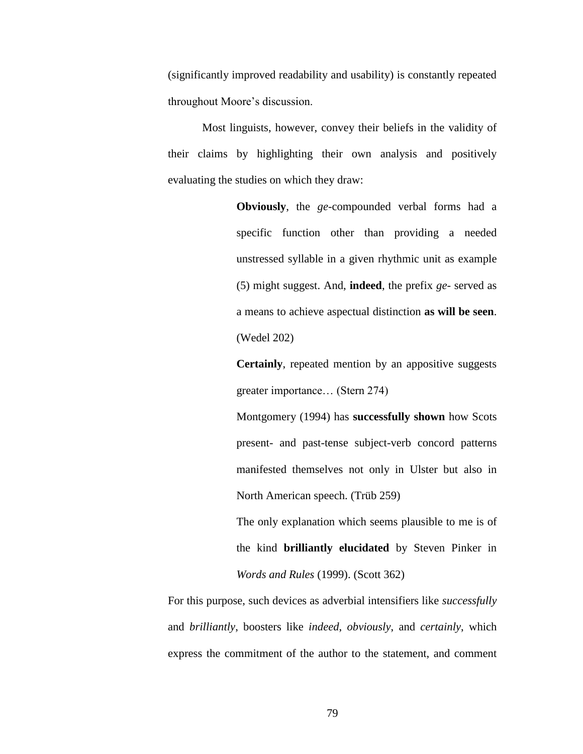(significantly improved readability and usability) is constantly repeated throughout Moore's discussion.

Most linguists, however, convey their beliefs in the validity of their claims by highlighting their own analysis and positively evaluating the studies on which they draw:

> **Obviously**, the *ge*-compounded verbal forms had a specific function other than providing a needed unstressed syllable in a given rhythmic unit as example (5) might suggest. And, **indeed**, the prefix *ge*- served as a means to achieve aspectual distinction **as will be seen**. (Wedel 202)

> **Certainly**, repeated mention by an appositive suggests greater importance… (Stern 274)

> Montgomery (1994) has **successfully shown** how Scots present- and past-tense subject-verb concord patterns manifested themselves not only in Ulster but also in North American speech. (Trüb 259)

> The only explanation which seems plausible to me is of the kind **brilliantly elucidated** by Steven Pinker in *Words and Rules* (1999). (Scott 362)

For this purpose, such devices as adverbial intensifiers like *successfully* and *brilliantly*, boosters like *indeed*, *obviously*, and *certainly*, which express the commitment of the author to the statement, and comment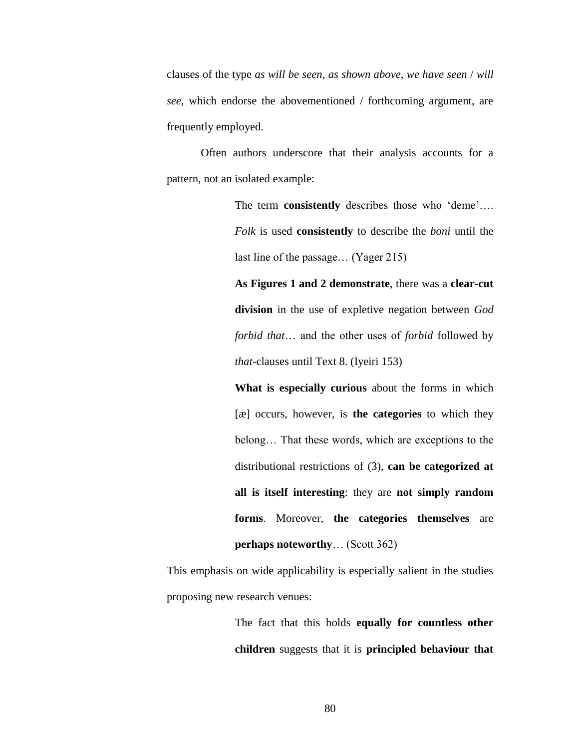clauses of the type *as will be seen*, *as shown above*, *we have seen* / *will see*, which endorse the abovementioned / forthcoming argument, are frequently employed.

Often authors underscore that their analysis accounts for a pattern, not an isolated example:

> The term **consistently** describes those who 'deme'…. *Folk* is used **consistently** to describe the *boni* until the last line of the passage… (Yager 215)
>
> **As Figures 1 and 2 demonstrate**, there was a **clear-cut division** in the use of expletive negation between *God forbid that*… and the other uses of *forbid* followed by *that*-clauses until Text 8. (Iyeiri 153)
>
> **What is especially curious** about the forms in which [æ] occurs, however, is **the categories** to which they belong… That these words, which are exceptions to the distributional restrictions of (3), **can be categorized at all is itself interesting**: they are **not simply random forms**. Moreover, **the categories themselves** are **perhaps noteworthy**… (Scott 362)

This emphasis on wide applicability is especially salient in the studies proposing new research venues:

> The fact that this holds **equally for countless other children** suggests that it is **principled behaviour that**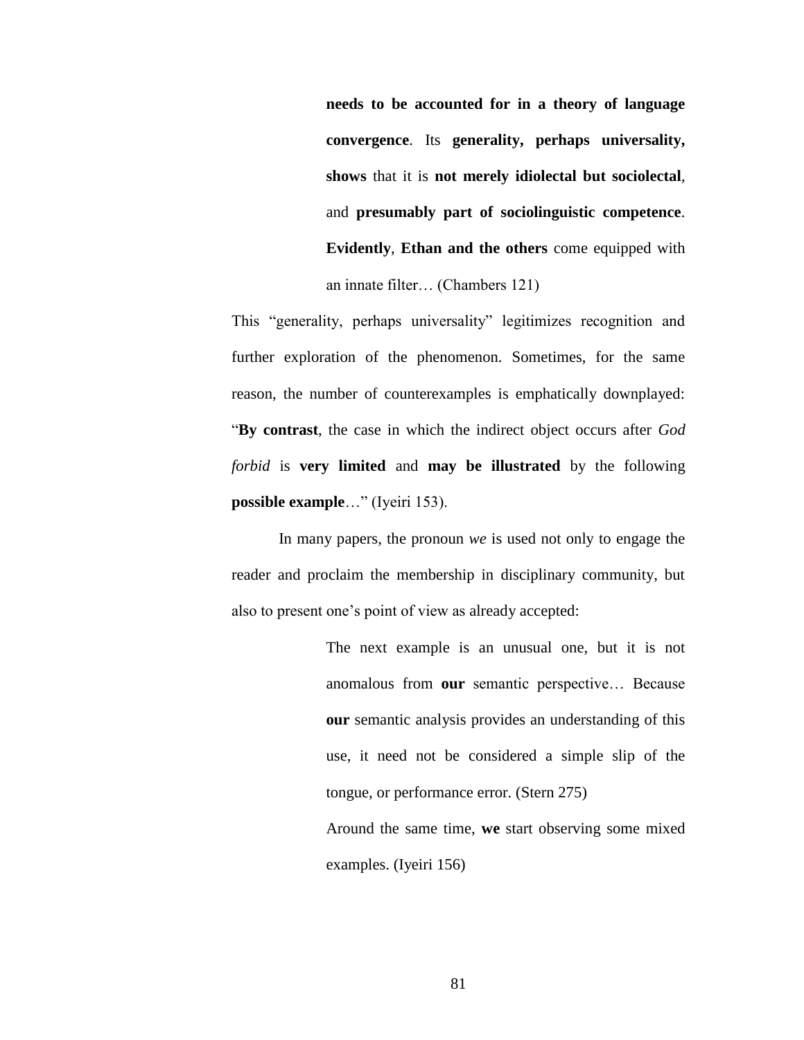> **needs to be accounted for in a theory of language convergence**. Its **generality, perhaps universality, shows** that it is **not merely idiolectal but sociolectal**, and **presumably part of sociolinguistic competence**. **Evidently**, **Ethan and the others** come equipped with an innate filter… (Chambers 121)

This "generality, perhaps universality" legitimizes recognition and further exploration of the phenomenon. Sometimes, for the same reason, the number of counterexamples is emphatically downplayed: "**By contrast**, the case in which the indirect object occurs after *God forbid* is **very limited** and **may be illustrated** by the following **possible example**…" (Iyeiri 153).

In many papers, the pronoun *we* is used not only to engage the reader and proclaim the membership in disciplinary community, but also to present one's point of view as already accepted:

> The next example is an unusual one, but it is not anomalous from **our** semantic perspective… Because **our** semantic analysis provides an understanding of this use, it need not be considered a simple slip of the tongue, or performance error. (Stern 275)
>
> Around the same time, **we** start observing some mixed examples. (Iyeiri 156)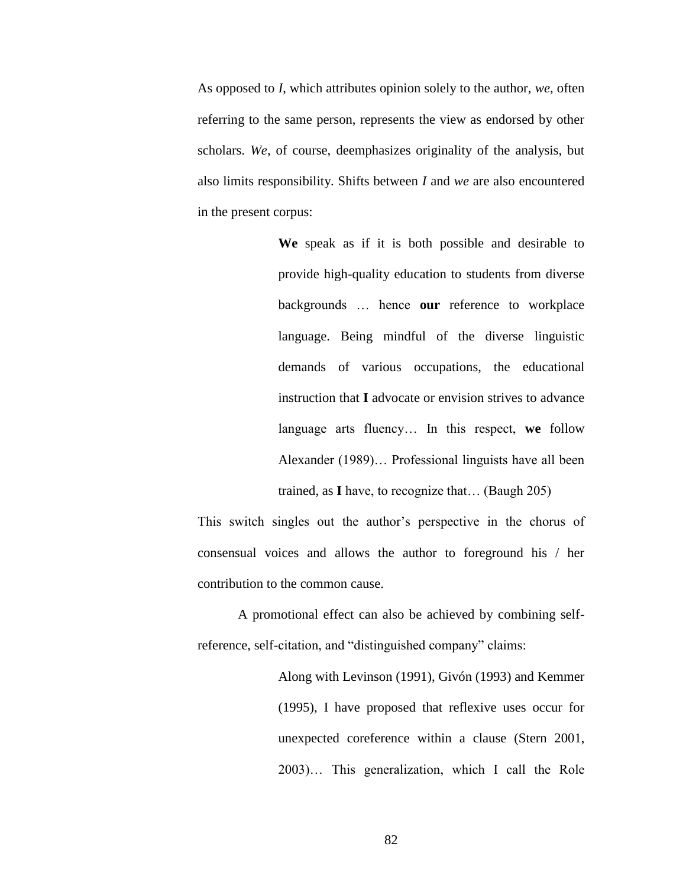As opposed to *I*, which attributes opinion solely to the author, *we*, often referring to the same person, represents the view as endorsed by other scholars. *We*, of course, deemphasizes originality of the analysis, but also limits responsibility. Shifts between *I* and *we* are also encountered in the present corpus:

> **We** speak as if it is both possible and desirable to provide high-quality education to students from diverse backgrounds … hence **our** reference to workplace language. Being mindful of the diverse linguistic demands of various occupations, the educational instruction that **I** advocate or envision strives to advance language arts fluency… In this respect, **we** follow Alexander (1989)… Professional linguists have all been trained, as **I** have, to recognize that… (Baugh 205)

This switch singles out the author's perspective in the chorus of consensual voices and allows the author to foreground his / her contribution to the common cause.

A promotional effect can also be achieved by combining self-reference, self-citation, and "distinguished company" claims:

> Along with Levinson (1991), Givón (1993) and Kemmer (1995), I have proposed that reflexive uses occur for unexpected coreference within a clause (Stern 2001, 2003)… This generalization, which I call the Role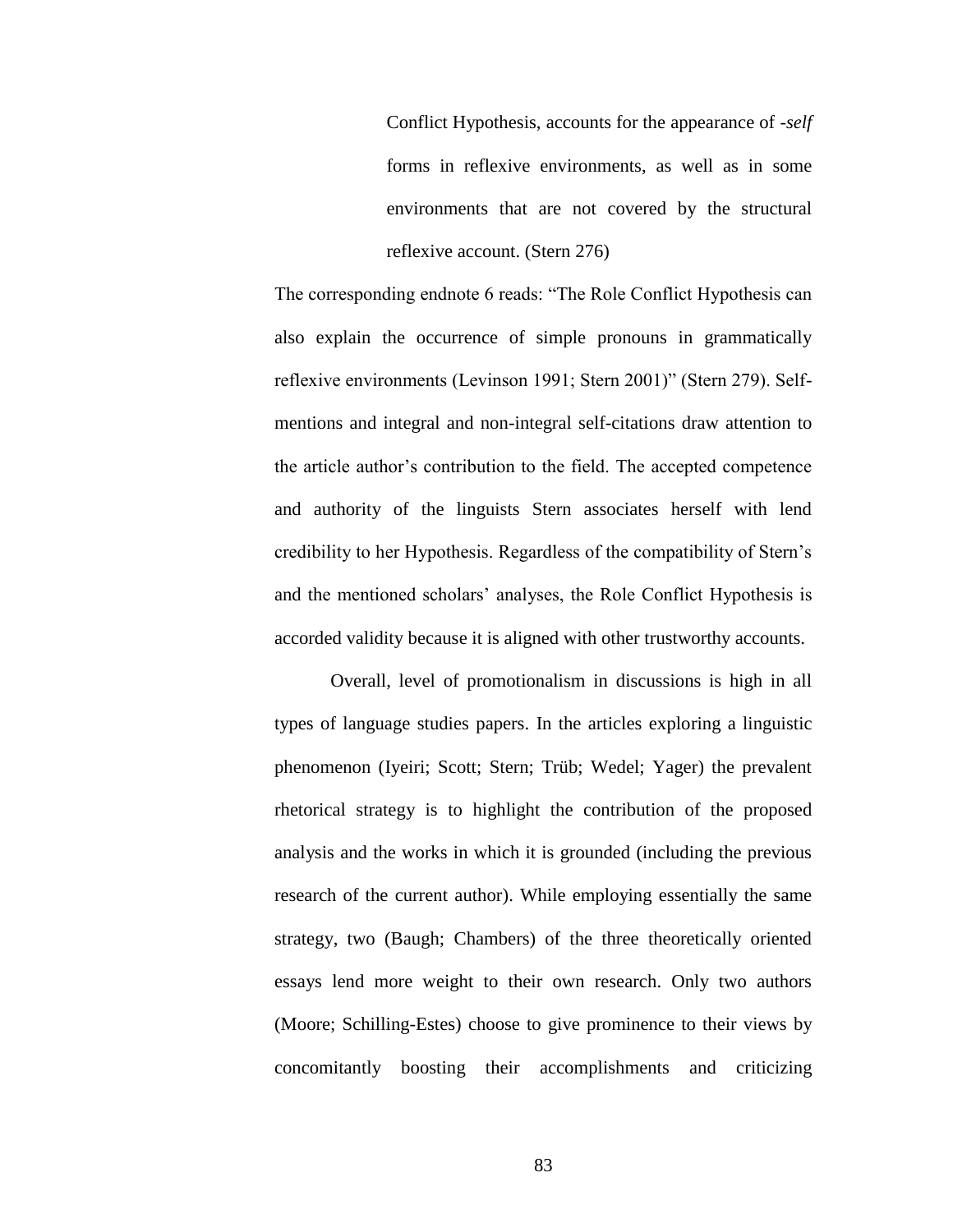> Conflict Hypothesis, accounts for the appearance of *-self* forms in reflexive environments, as well as in some environments that are not covered by the structural reflexive account. (Stern 276)

The corresponding endnote 6 reads: "The Role Conflict Hypothesis can also explain the occurrence of simple pronouns in grammatically reflexive environments (Levinson 1991; Stern 2001)" (Stern 279). Self-mentions and integral and non-integral self-citations draw attention to the article author's contribution to the field. The accepted competence and authority of the linguists Stern associates herself with lend credibility to her Hypothesis. Regardless of the compatibility of Stern's and the mentioned scholars' analyses, the Role Conflict Hypothesis is accorded validity because it is aligned with other trustworthy accounts.

Overall, level of promotionalism in discussions is high in all types of language studies papers. In the articles exploring a linguistic phenomenon (Iyeiri; Scott; Stern; Trüb; Wedel; Yager) the prevalent rhetorical strategy is to highlight the contribution of the proposed analysis and the works in which it is grounded (including the previous research of the current author). While employing essentially the same strategy, two (Baugh; Chambers) of the three theoretically oriented essays lend more weight to their own research. Only two authors (Moore; Schilling-Estes) choose to give prominence to their views by concomitantly boosting their accomplishments and criticizing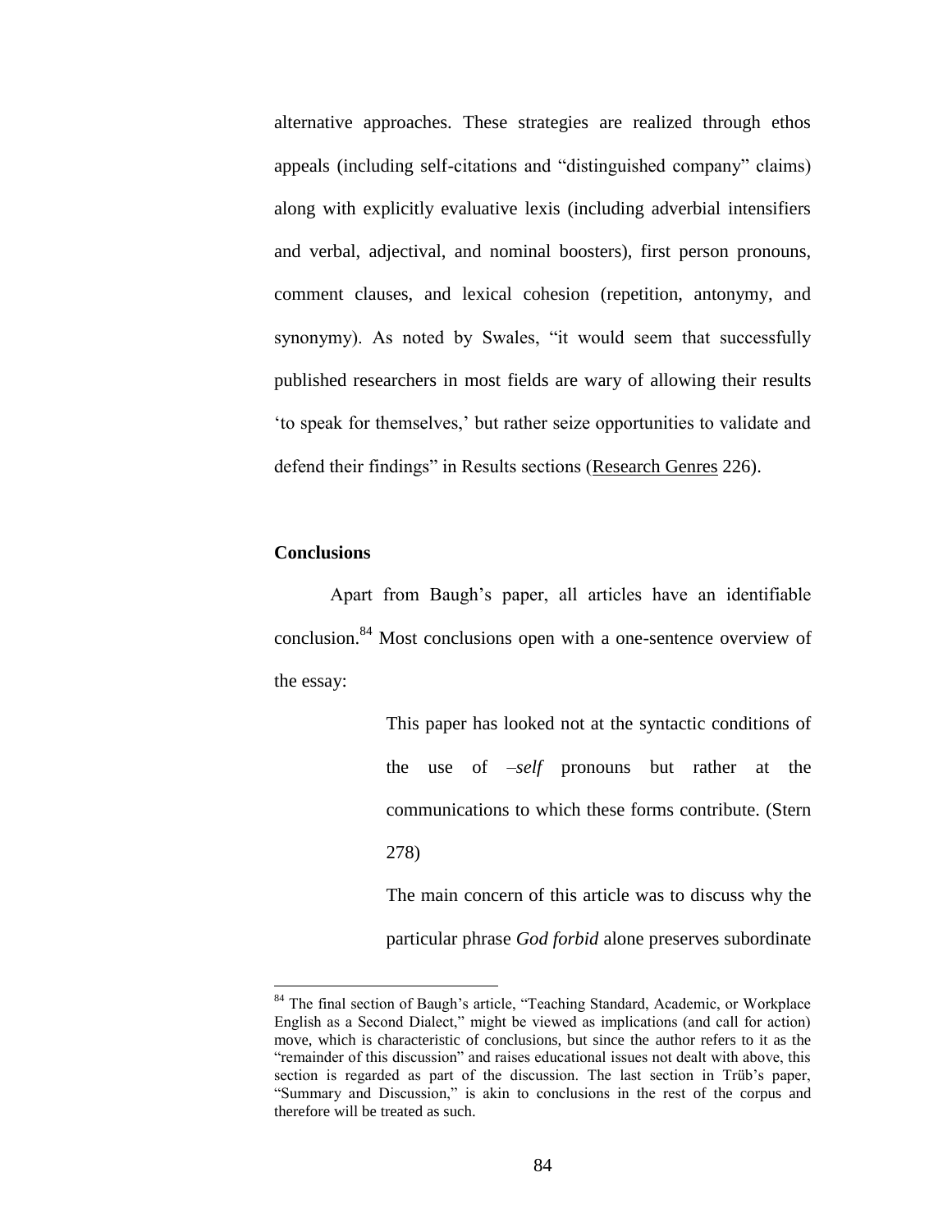alternative approaches. These strategies are realized through ethos appeals (including self-citations and "distinguished company" claims) along with explicitly evaluative lexis (including adverbial intensifiers and verbal, adjectival, and nominal boosters), first person pronouns, comment clauses, and lexical cohesion (repetition, antonymy, and synonymy). As noted by Swales, "it would seem that successfully published researchers in most fields are wary of allowing their results 'to speak for themselves,' but rather seize opportunities to validate and defend their findings" in Results sections (Research Genres 226).

**Conclusions**

Apart from Baugh's paper, all articles have an identifiable conclusion.[84] Most conclusions open with a one-sentence overview of the essay:

> This paper has looked not at the syntactic conditions of the use of *–self* pronouns but rather at the communications to which these forms contribute. (Stern 278)
>
> The main concern of this article was to discuss why the particular phrase *God forbid* alone preserves subordinate

[84] The final section of Baugh's article, "Teaching Standard, Academic, or Workplace English as a Second Dialect," might be viewed as implications (and call for action) move, which is characteristic of conclusions, but since the author refers to it as the "remainder of this discussion" and raises educational issues not dealt with above, this section is regarded as part of the discussion. The last section in Trüb's paper, "Summary and Discussion," is akin to conclusions in the rest of the corpus and therefore will be treated as such.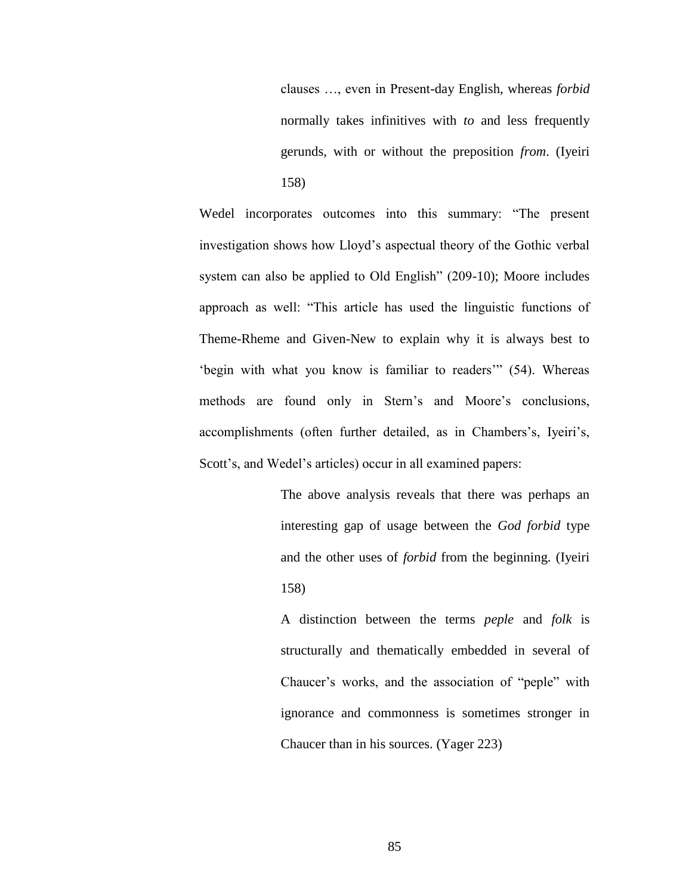> clauses …, even in Present-day English, whereas *forbid* normally takes infinitives with *to* and less frequently gerunds, with or without the preposition *from*. (Iyeiri 158)

Wedel incorporates outcomes into this summary: "The present investigation shows how Lloyd's aspectual theory of the Gothic verbal system can also be applied to Old English" (209-10); Moore includes approach as well: "This article has used the linguistic functions of Theme-Rheme and Given-New to explain why it is always best to 'begin with what you know is familiar to readers'" (54). Whereas methods are found only in Stern's and Moore's conclusions, accomplishments (often further detailed, as in Chambers's, Iyeiri's, Scott's, and Wedel's articles) occur in all examined papers:

> The above analysis reveals that there was perhaps an interesting gap of usage between the *God forbid* type and the other uses of *forbid* from the beginning. (Iyeiri 158)

> A distinction between the terms *peple* and *folk* is structurally and thematically embedded in several of Chaucer's works, and the association of "peple" with ignorance and commonness is sometimes stronger in Chaucer than in his sources. (Yager 223)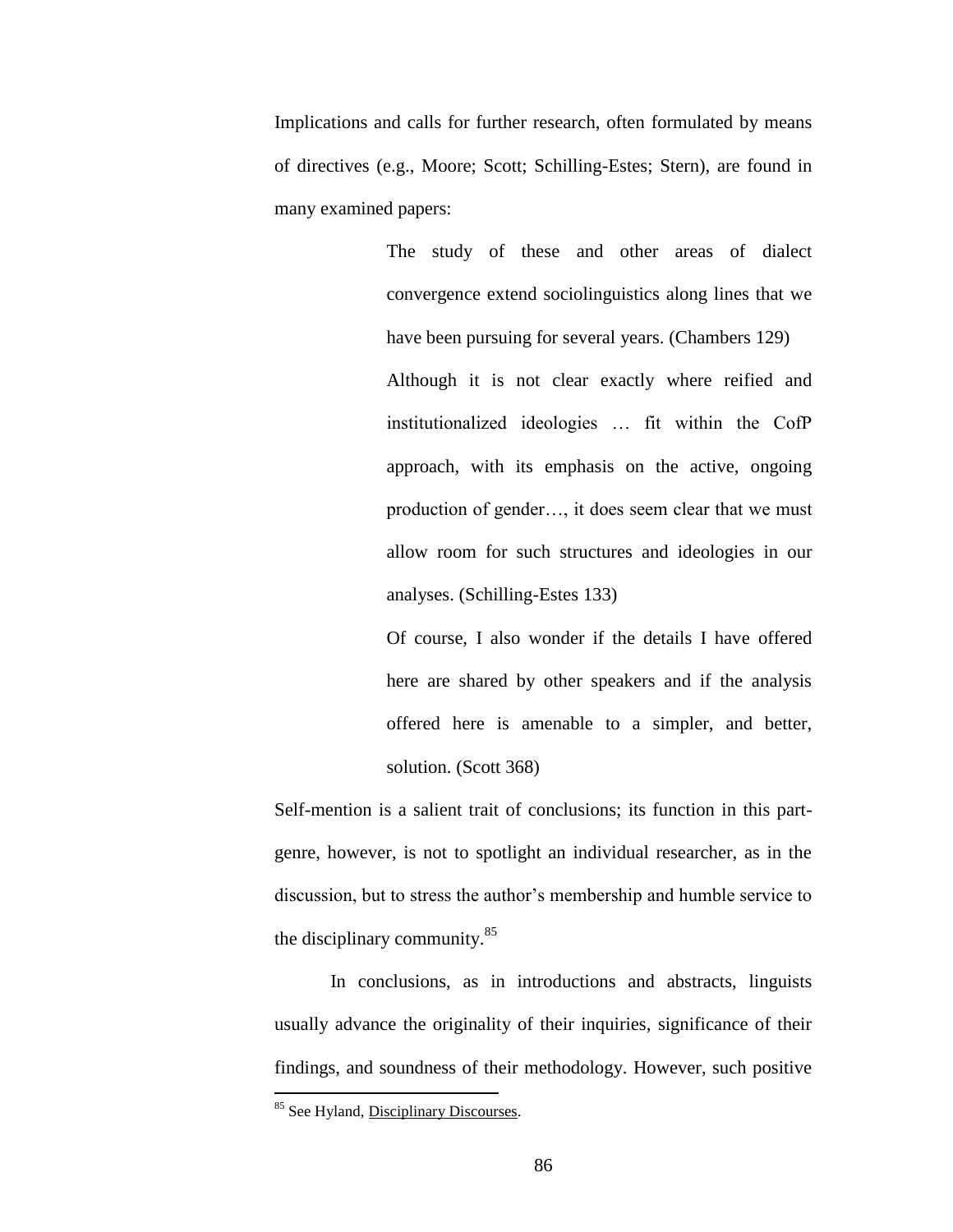Implications and calls for further research, often formulated by means of directives (e.g., Moore; Scott; Schilling-Estes; Stern), are found in many examined papers:

> The study of these and other areas of dialect convergence extend sociolinguistics along lines that we have been pursuing for several years. (Chambers 129)
>
> Although it is not clear exactly where reified and institutionalized ideologies … fit within the CofP approach, with its emphasis on the active, ongoing production of gender…, it does seem clear that we must allow room for such structures and ideologies in our analyses. (Schilling-Estes 133)
>
> Of course, I also wonder if the details I have offered here are shared by other speakers and if the analysis offered here is amenable to a simpler, and better, solution. (Scott 368)

Self-mention is a salient trait of conclusions; its function in this part-genre, however, is not to spotlight an individual researcher, as in the discussion, but to stress the author's membership and humble service to the disciplinary community.[85]

In conclusions, as in introductions and abstracts, linguists usually advance the originality of their inquiries, significance of their findings, and soundness of their methodology. However, such positive

[85] See Hyland, Disciplinary Discourses.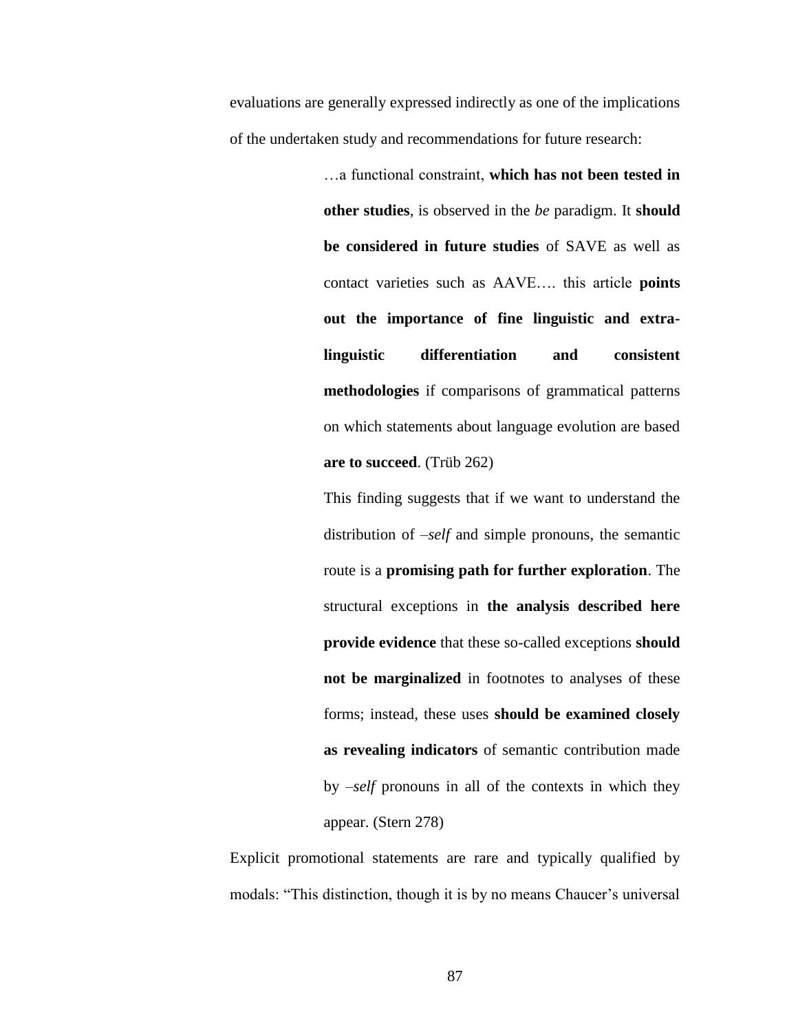evaluations are generally expressed indirectly as one of the implications of the undertaken study and recommendations for future research:

> …a functional constraint, **which has not been tested in other studies**, is observed in the *be* paradigm. It **should be considered in future studies** of SAVE as well as contact varieties such as AAVE…. this article **points out the importance of fine linguistic and extra-linguistic differentiation and consistent methodologies** if comparisons of grammatical patterns on which statements about language evolution are based **are to succeed**. (Trüb 262)
>
> This finding suggests that if we want to understand the distribution of *–self* and simple pronouns, the semantic route is a **promising path for further exploration**. The structural exceptions in **the analysis described here provide evidence** that these so-called exceptions **should not be marginalized** in footnotes to analyses of these forms; instead, these uses **should be examined closely as revealing indicators** of semantic contribution made by *–self* pronouns in all of the contexts in which they appear. (Stern 278)

Explicit promotional statements are rare and typically qualified by modals: "This distinction, though it is by no means Chaucer's universal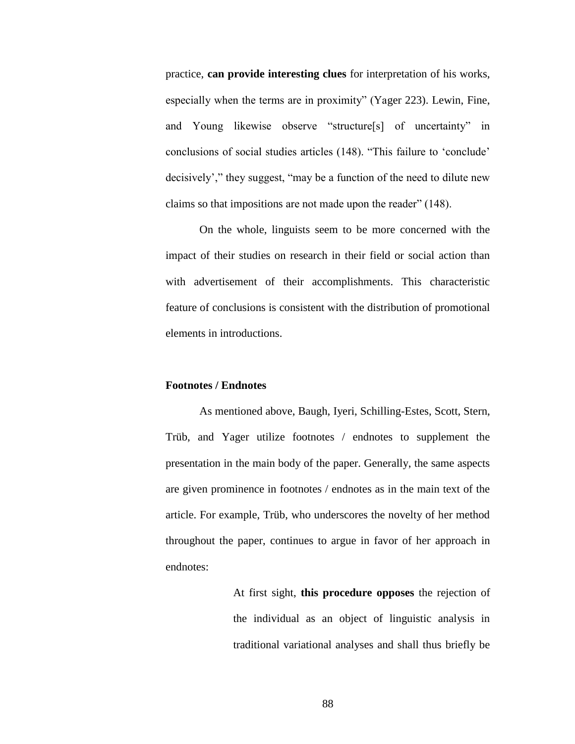practice, **can provide interesting clues** for interpretation of his works, especially when the terms are in proximity" (Yager 223). Lewin, Fine, and Young likewise observe "structure[s] of uncertainty" in conclusions of social studies articles (148). "This failure to 'conclude' decisively'," they suggest, "may be a function of the need to dilute new claims so that impositions are not made upon the reader" (148).

On the whole, linguists seem to be more concerned with the impact of their studies on research in their field or social action than with advertisement of their accomplishments. This characteristic feature of conclusions is consistent with the distribution of promotional elements in introductions.

**Footnotes / Endnotes**

As mentioned above, Baugh, Iyeri, Schilling-Estes, Scott, Stern, Trüb, and Yager utilize footnotes / endnotes to supplement the presentation in the main body of the paper. Generally, the same aspects are given prominence in footnotes / endnotes as in the main text of the article. For example, Trüb, who underscores the novelty of her method throughout the paper, continues to argue in favor of her approach in endnotes:

> At first sight, **this procedure opposes** the rejection of the individual as an object of linguistic analysis in traditional variational analyses and shall thus briefly be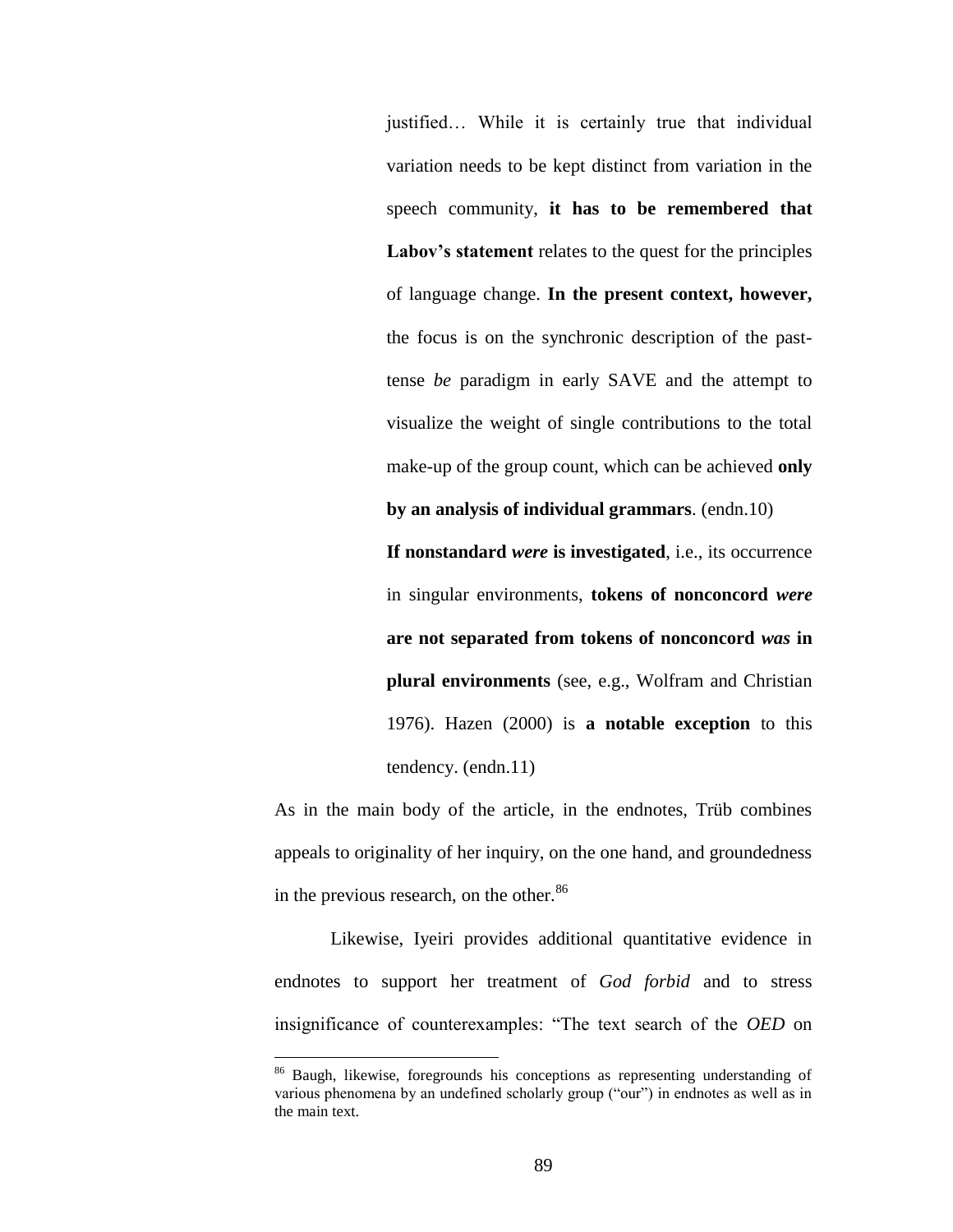> justified… While it is certainly true that individual variation needs to be kept distinct from variation in the speech community, **it has to be remembered that Labov's statement** relates to the quest for the principles of language change. **In the present context, however,** the focus is on the synchronic description of the past-tense *be* paradigm in early SAVE and the attempt to visualize the weight of single contributions to the total make-up of the group count, which can be achieved **only by an analysis of individual grammars**. (endn.10)
>
> **If nonstandard *were* is investigated**, i.e., its occurrence in singular environments, **tokens of nonconcord *were* are not separated from tokens of nonconcord *was* in plural environments** (see, e.g., Wolfram and Christian 1976). Hazen (2000) is **a notable exception** to this tendency. (endn.11)

As in the main body of the article, in the endnotes, Trüb combines appeals to originality of her inquiry, on the one hand, and groundedness in the previous research, on the other.[86]

Likewise, Iyeiri provides additional quantitative evidence in endnotes to support her treatment of *God forbid* and to stress insignificance of counterexamples: "The text search of the *OED* on

---

[86] Baugh, likewise, foregrounds his conceptions as representing understanding of various phenomena by an undefined scholarly group ("our") in endnotes as well as in the main text.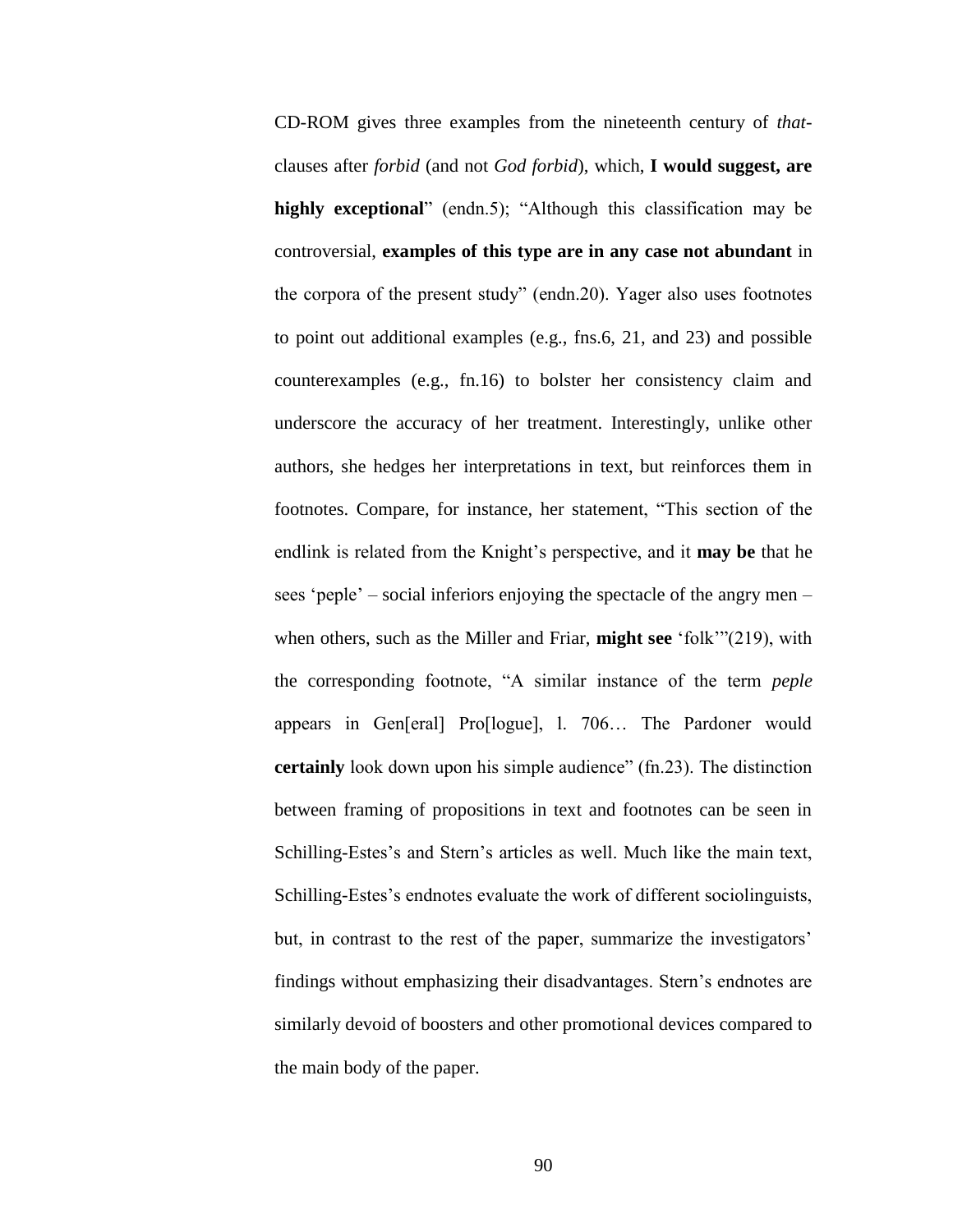CD-ROM gives three examples from the nineteenth century of *that*-clauses after *forbid* (and not *God forbid*), which, **I would suggest, are highly exceptional**" (endn.5); "Although this classification may be controversial, **examples of this type are in any case not abundant** in the corpora of the present study" (endn.20). Yager also uses footnotes to point out additional examples (e.g., fns.6, 21, and 23) and possible counterexamples (e.g., fn.16) to bolster her consistency claim and underscore the accuracy of her treatment. Interestingly, unlike other authors, she hedges her interpretations in text, but reinforces them in footnotes. Compare, for instance, her statement, "This section of the endlink is related from the Knight's perspective, and it **may be** that he sees 'peple' – social inferiors enjoying the spectacle of the angry men – when others, such as the Miller and Friar, **might see** 'folk'"(219), with the corresponding footnote, "A similar instance of the term *peple* appears in Gen[eral] Pro[logue], l. 706… The Pardoner would **certainly** look down upon his simple audience" (fn.23). The distinction between framing of propositions in text and footnotes can be seen in Schilling-Estes's and Stern's articles as well. Much like the main text, Schilling-Estes's endnotes evaluate the work of different sociolinguists, but, in contrast to the rest of the paper, summarize the investigators' findings without emphasizing their disadvantages. Stern's endnotes are similarly devoid of boosters and other promotional devices compared to the main body of the paper.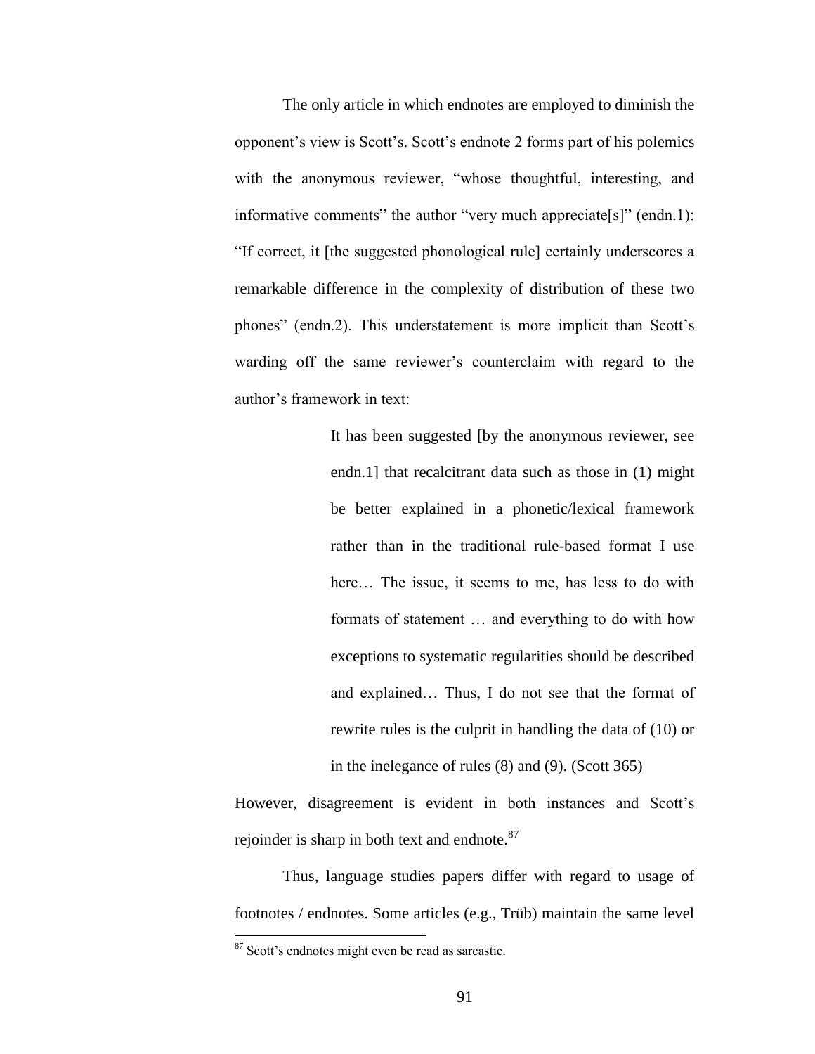The only article in which endnotes are employed to diminish the opponent's view is Scott's. Scott's endnote 2 forms part of his polemics with the anonymous reviewer, "whose thoughtful, interesting, and informative comments" the author "very much appreciate[s]" (endn.1): "If correct, it [the suggested phonological rule] certainly underscores a remarkable difference in the complexity of distribution of these two phones" (endn.2). This understatement is more implicit than Scott's warding off the same reviewer's counterclaim with regard to the author's framework in text:

> It has been suggested [by the anonymous reviewer, see endn.1] that recalcitrant data such as those in (1) might be better explained in a phonetic/lexical framework rather than in the traditional rule-based format I use here… The issue, it seems to me, has less to do with formats of statement … and everything to do with how exceptions to systematic regularities should be described and explained… Thus, I do not see that the format of rewrite rules is the culprit in handling the data of (10) or in the inelegance of rules (8) and (9). (Scott 365)

However, disagreement is evident in both instances and Scott's rejoinder is sharp in both text and endnote.[87]

Thus, language studies papers differ with regard to usage of footnotes / endnotes. Some articles (e.g., Trüb) maintain the same level

---

[87] Scott's endnotes might even be read as sarcastic.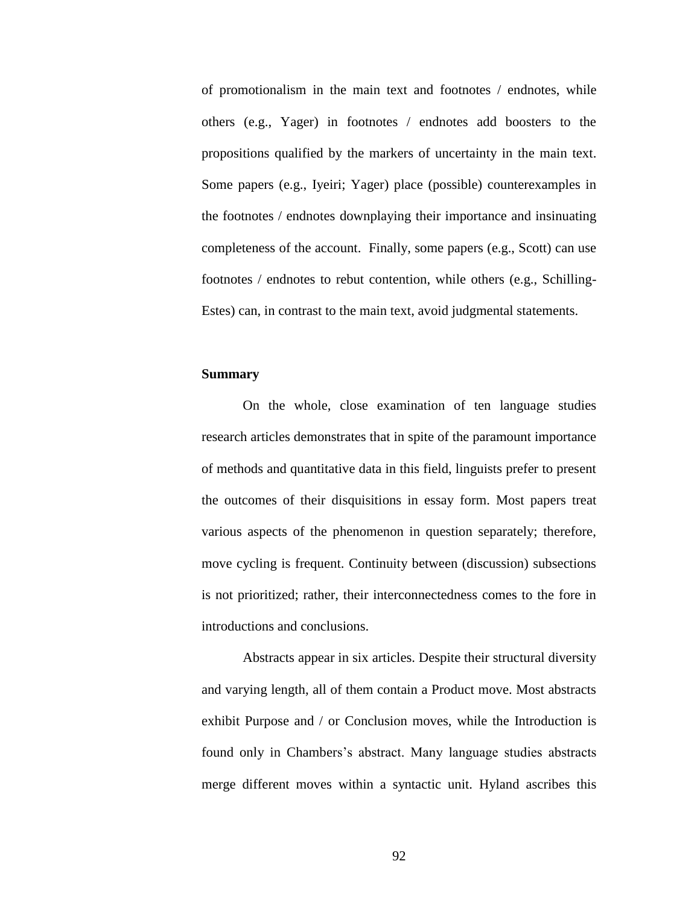of promotionalism in the main text and footnotes / endnotes, while others (e.g., Yager) in footnotes / endnotes add boosters to the propositions qualified by the markers of uncertainty in the main text. Some papers (e.g., Iyeiri; Yager) place (possible) counterexamples in the footnotes / endnotes downplaying their importance and insinuating completeness of the account. Finally, some papers (e.g., Scott) can use footnotes / endnotes to rebut contention, while others (e.g., Schilling-Estes) can, in contrast to the main text, avoid judgmental statements.

**Summary**

On the whole, close examination of ten language studies research articles demonstrates that in spite of the paramount importance of methods and quantitative data in this field, linguists prefer to present the outcomes of their disquisitions in essay form. Most papers treat various aspects of the phenomenon in question separately; therefore, move cycling is frequent. Continuity between (discussion) subsections is not prioritized; rather, their interconnectedness comes to the fore in introductions and conclusions.

Abstracts appear in six articles. Despite their structural diversity and varying length, all of them contain a Product move. Most abstracts exhibit Purpose and / or Conclusion moves, while the Introduction is found only in Chambers's abstract. Many language studies abstracts merge different moves within a syntactic unit. Hyland ascribes this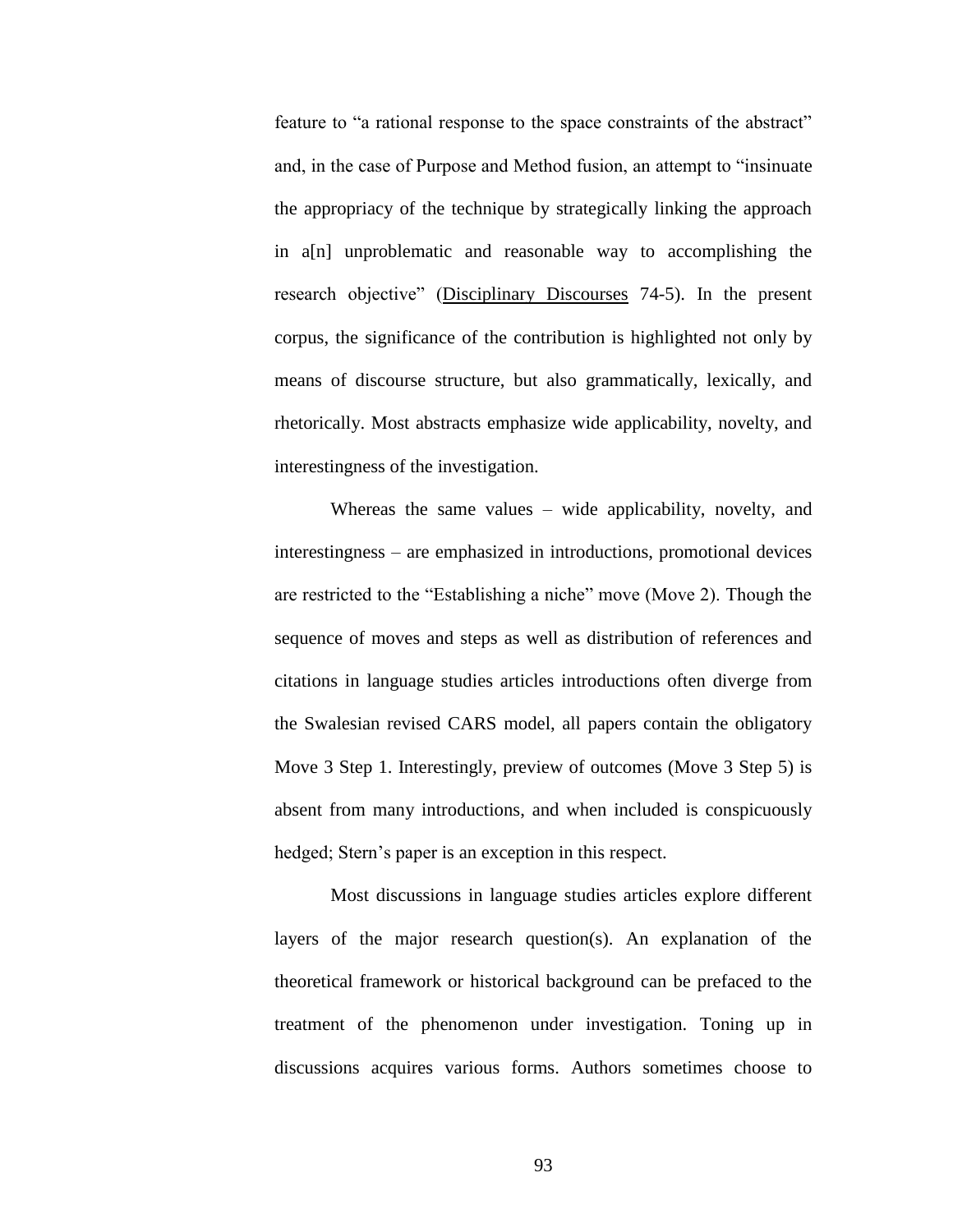feature to "a rational response to the space constraints of the abstract" and, in the case of Purpose and Method fusion, an attempt to "insinuate the appropriacy of the technique by strategically linking the approach in a[n] unproblematic and reasonable way to accomplishing the research objective" (Disciplinary Discourses 74-5). In the present corpus, the significance of the contribution is highlighted not only by means of discourse structure, but also grammatically, lexically, and rhetorically. Most abstracts emphasize wide applicability, novelty, and interestingness of the investigation.

Whereas the same values – wide applicability, novelty, and interestingness – are emphasized in introductions, promotional devices are restricted to the "Establishing a niche" move (Move 2). Though the sequence of moves and steps as well as distribution of references and citations in language studies articles introductions often diverge from the Swalesian revised CARS model, all papers contain the obligatory Move 3 Step 1. Interestingly, preview of outcomes (Move 3 Step 5) is absent from many introductions, and when included is conspicuously hedged; Stern's paper is an exception in this respect.

Most discussions in language studies articles explore different layers of the major research question(s). An explanation of the theoretical framework or historical background can be prefaced to the treatment of the phenomenon under investigation. Toning up in discussions acquires various forms. Authors sometimes choose to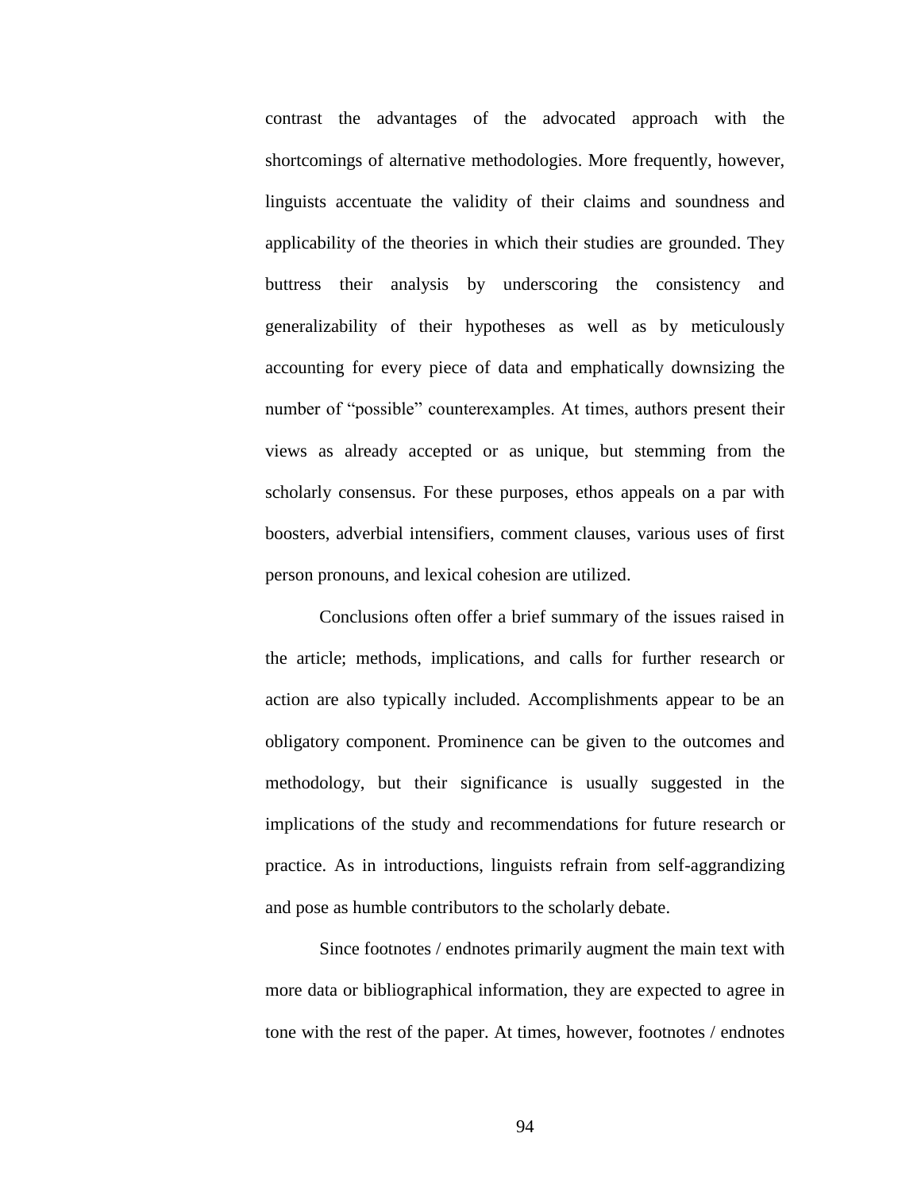contrast the advantages of the advocated approach with the shortcomings of alternative methodologies. More frequently, however, linguists accentuate the validity of their claims and soundness and applicability of the theories in which their studies are grounded. They buttress their analysis by underscoring the consistency and generalizability of their hypotheses as well as by meticulously accounting for every piece of data and emphatically downsizing the number of "possible" counterexamples. At times, authors present their views as already accepted or as unique, but stemming from the scholarly consensus. For these purposes, ethos appeals on a par with boosters, adverbial intensifiers, comment clauses, various uses of first person pronouns, and lexical cohesion are utilized.

Conclusions often offer a brief summary of the issues raised in the article; methods, implications, and calls for further research or action are also typically included. Accomplishments appear to be an obligatory component. Prominence can be given to the outcomes and methodology, but their significance is usually suggested in the implications of the study and recommendations for future research or practice. As in introductions, linguists refrain from self-aggrandizing and pose as humble contributors to the scholarly debate.

Since footnotes / endnotes primarily augment the main text with more data or bibliographical information, they are expected to agree in tone with the rest of the paper. At times, however, footnotes / endnotes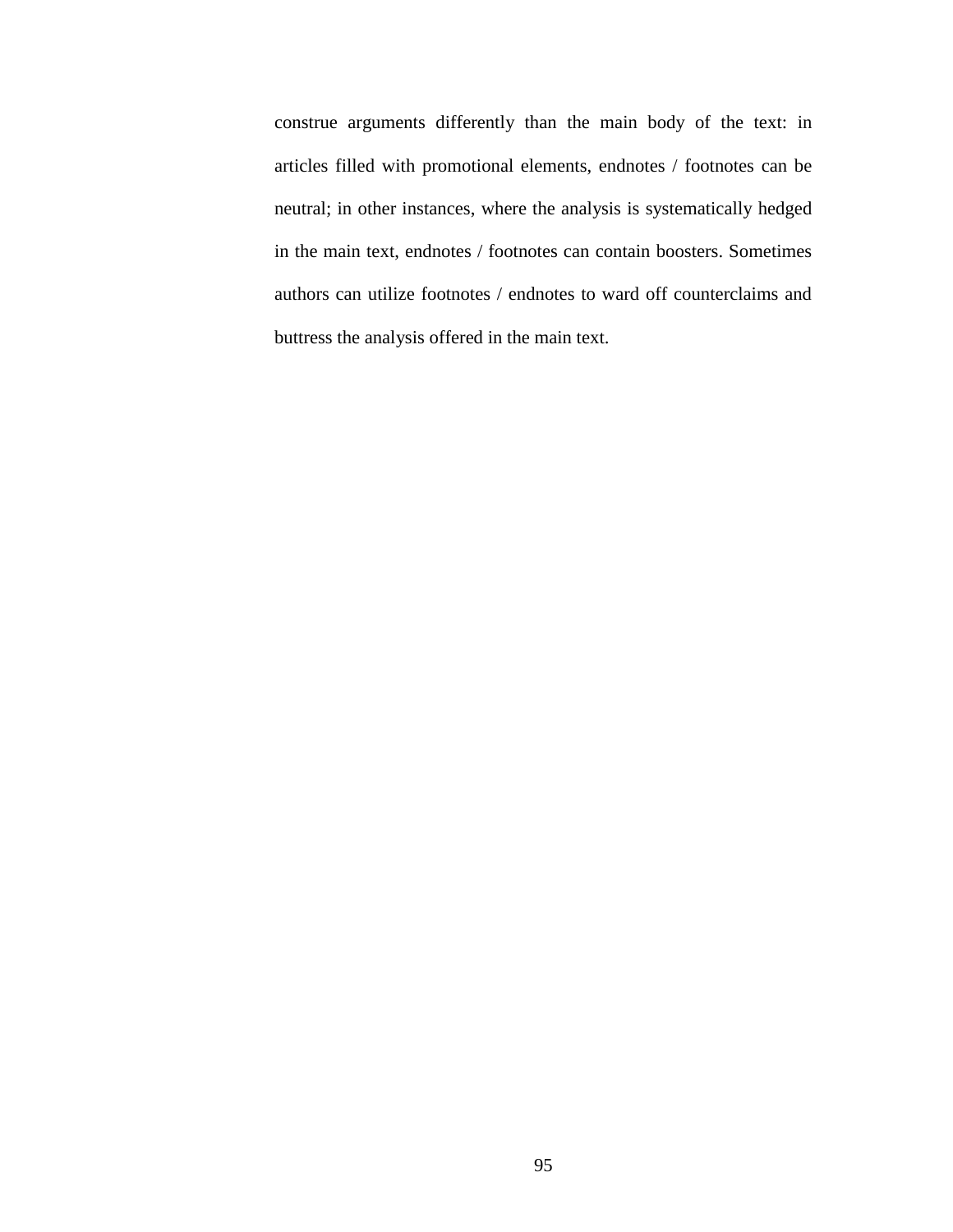construe arguments differently than the main body of the text: in articles filled with promotional elements, endnotes / footnotes can be neutral; in other instances, where the analysis is systematically hedged in the main text, endnotes / footnotes can contain boosters. Sometimes authors can utilize footnotes / endnotes to ward off counterclaims and buttress the analysis offered in the main text.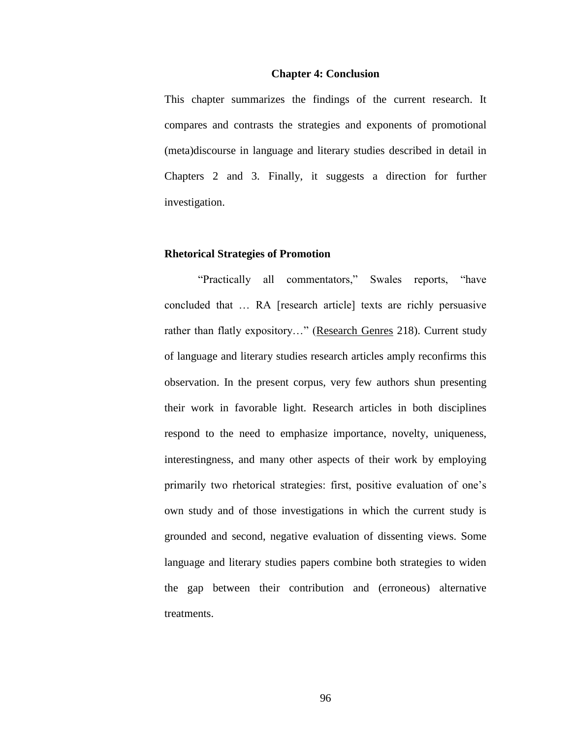## Chapter 4: Conclusion

This chapter summarizes the findings of the current research. It compares and contrasts the strategies and exponents of promotional (meta)discourse in language and literary studies described in detail in Chapters 2 and 3. Finally, it suggests a direction for further investigation.

### Rhetorical Strategies of Promotion

"Practically all commentators," Swales reports, "have concluded that … RA [research article] texts are richly persuasive rather than flatly expository…" (Research Genres 218). Current study of language and literary studies research articles amply reconfirms this observation. In the present corpus, very few authors shun presenting their work in favorable light. Research articles in both disciplines respond to the need to emphasize importance, novelty, uniqueness, interestingness, and many other aspects of their work by employing primarily two rhetorical strategies: first, positive evaluation of one's own study and of those investigations in which the current study is grounded and second, negative evaluation of dissenting views. Some language and literary studies papers combine both strategies to widen the gap between their contribution and (erroneous) alternative treatments.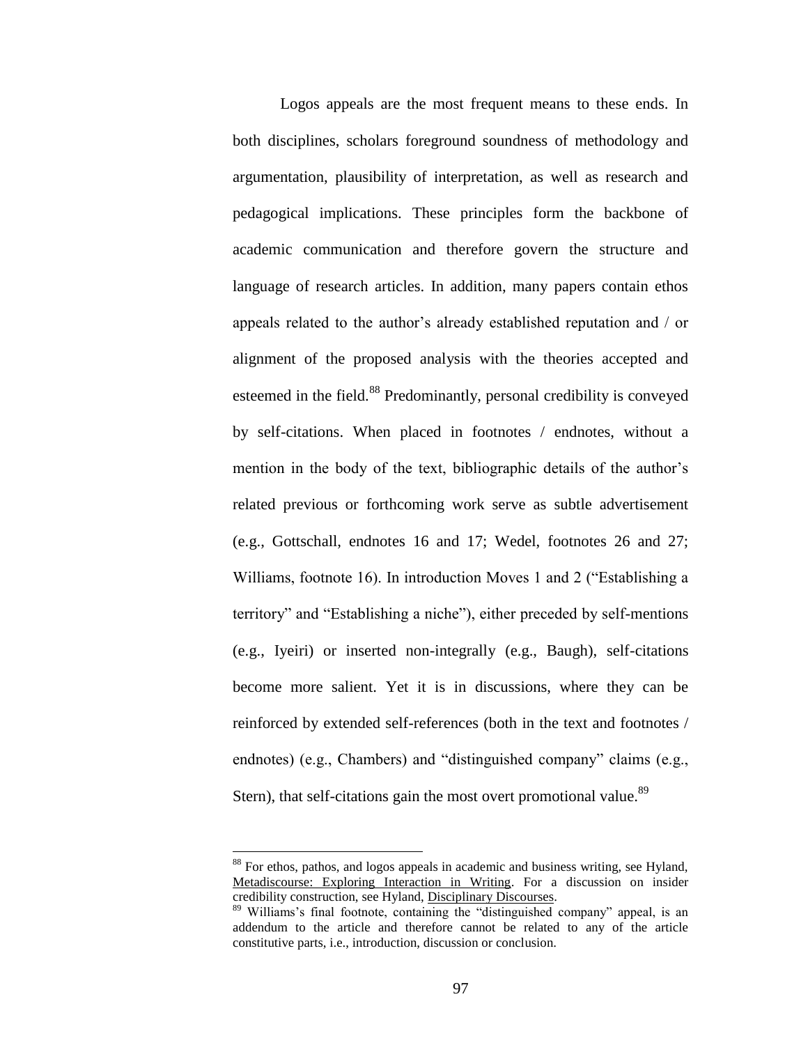Logos appeals are the most frequent means to these ends. In both disciplines, scholars foreground soundness of methodology and argumentation, plausibility of interpretation, as well as research and pedagogical implications. These principles form the backbone of academic communication and therefore govern the structure and language of research articles. In addition, many papers contain ethos appeals related to the author's already established reputation and / or alignment of the proposed analysis with the theories accepted and esteemed in the field.[88] Predominantly, personal credibility is conveyed by self-citations. When placed in footnotes / endnotes, without a mention in the body of the text, bibliographic details of the author's related previous or forthcoming work serve as subtle advertisement (e.g., Gottschall, endnotes 16 and 17; Wedel, footnotes 26 and 27; Williams, footnote 16). In introduction Moves 1 and 2 ("Establishing a territory" and "Establishing a niche"), either preceded by self-mentions (e.g., Iyeiri) or inserted non-integrally (e.g., Baugh), self-citations become more salient. Yet it is in discussions, where they can be reinforced by extended self-references (both in the text and footnotes / endnotes) (e.g., Chambers) and "distinguished company" claims (e.g., Stern), that self-citations gain the most overt promotional value.[89]

---

[88] For ethos, pathos, and logos appeals in academic and business writing, see Hyland, Metadiscourse: Exploring Interaction in Writing. For a discussion on insider credibility construction, see Hyland, Disciplinary Discourses.

[89] Williams's final footnote, containing the "distinguished company" appeal, is an addendum to the article and therefore cannot be related to any of the article constitutive parts, i.e., introduction, discussion or conclusion.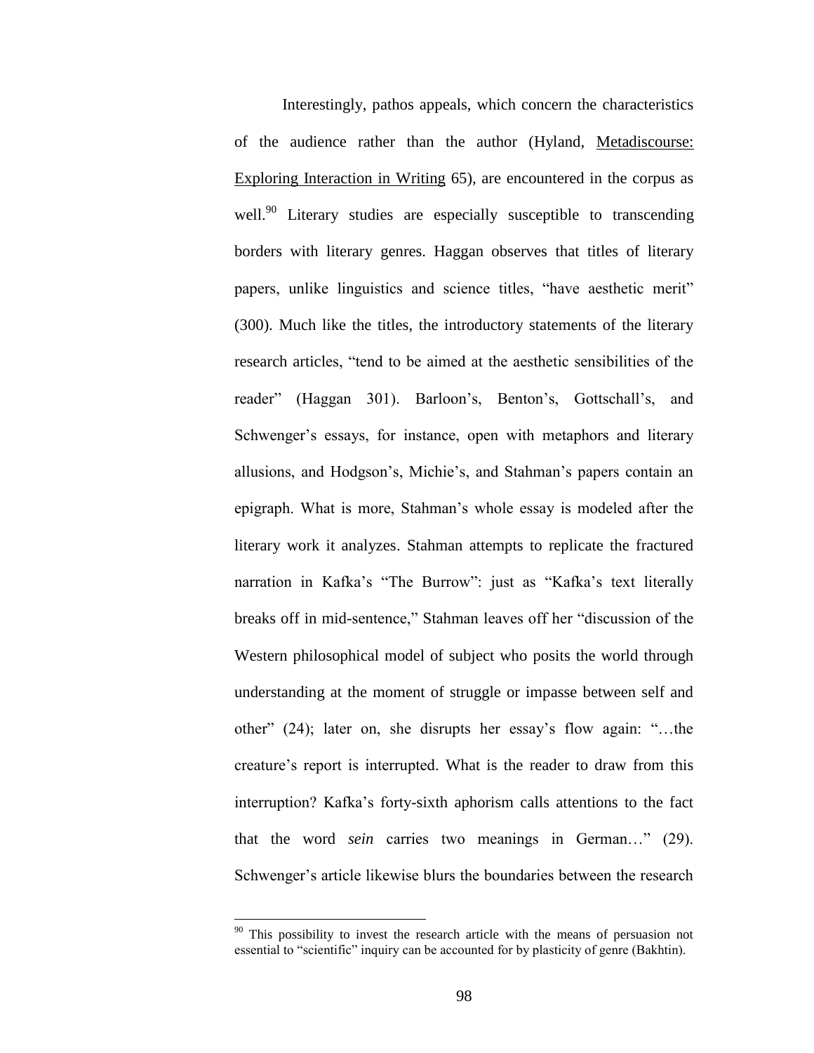Interestingly, pathos appeals, which concern the characteristics of the audience rather than the author (Hyland, Metadiscourse: Exploring Interaction in Writing 65), are encountered in the corpus as well.[90] Literary studies are especially susceptible to transcending borders with literary genres. Haggan observes that titles of literary papers, unlike linguistics and science titles, "have aesthetic merit" (300). Much like the titles, the introductory statements of the literary research articles, "tend to be aimed at the aesthetic sensibilities of the reader" (Haggan 301). Barloon's, Benton's, Gottschall's, and Schwenger's essays, for instance, open with metaphors and literary allusions, and Hodgson's, Michie's, and Stahman's papers contain an epigraph. What is more, Stahman's whole essay is modeled after the literary work it analyzes. Stahman attempts to replicate the fractured narration in Kafka's "The Burrow": just as "Kafka's text literally breaks off in mid-sentence," Stahman leaves off her "discussion of the Western philosophical model of subject who posits the world through understanding at the moment of struggle or impasse between self and other" (24); later on, she disrupts her essay's flow again: "…the creature's report is interrupted. What is the reader to draw from this interruption? Kafka's forty-sixth aphorism calls attentions to the fact that the word *sein* carries two meanings in German…" (29). Schwenger's article likewise blurs the boundaries between the research

---

[90] This possibility to invest the research article with the means of persuasion not essential to "scientific" inquiry can be accounted for by plasticity of genre (Bakhtin).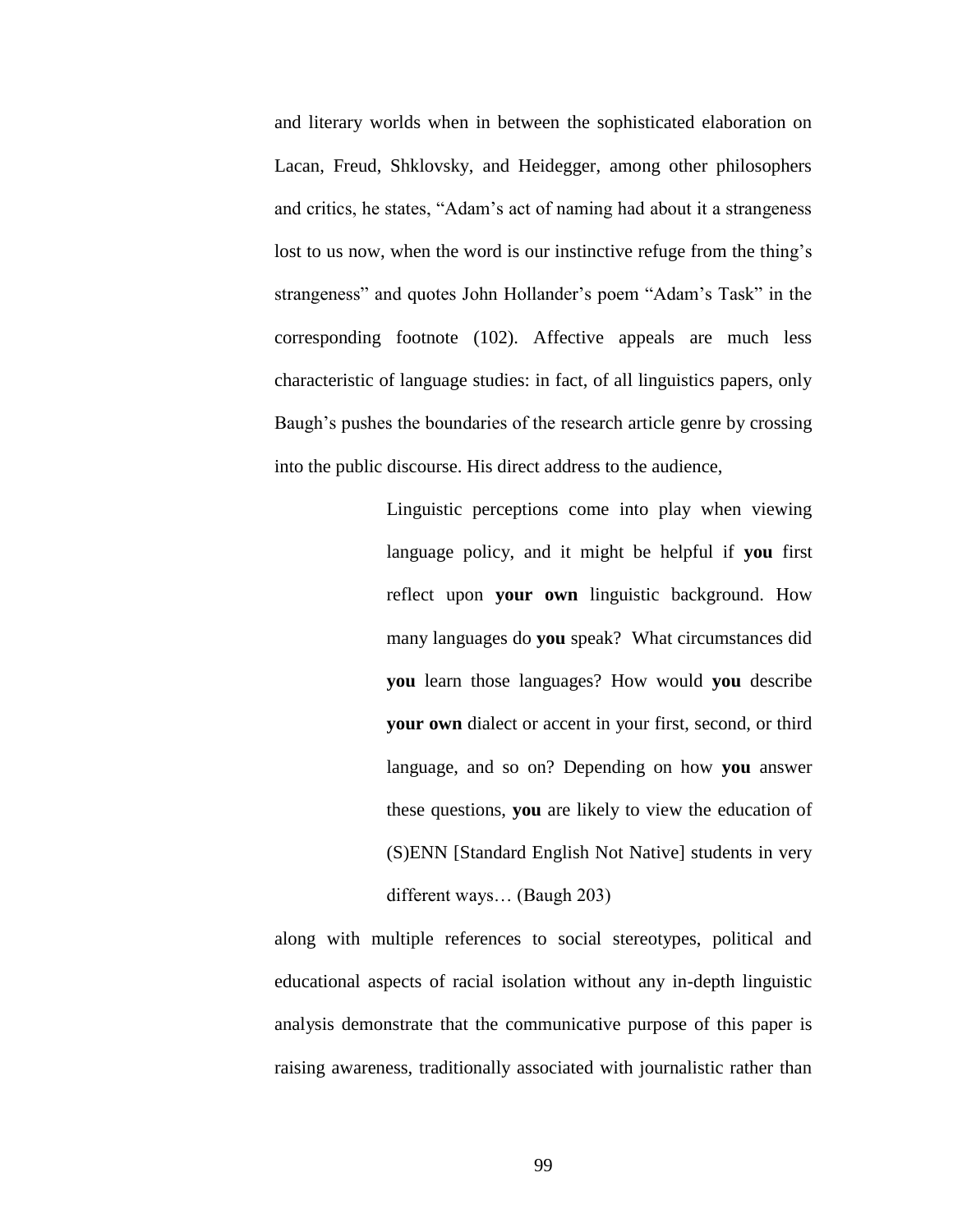and literary worlds when in between the sophisticated elaboration on Lacan, Freud, Shklovsky, and Heidegger, among other philosophers and critics, he states, "Adam's act of naming had about it a strangeness lost to us now, when the word is our instinctive refuge from the thing's strangeness" and quotes John Hollander's poem "Adam's Task" in the corresponding footnote (102). Affective appeals are much less characteristic of language studies: in fact, of all linguistics papers, only Baugh's pushes the boundaries of the research article genre by crossing into the public discourse. His direct address to the audience,

> Linguistic perceptions come into play when viewing language policy, and it might be helpful if **you** first reflect upon **your own** linguistic background. How many languages do **you** speak? What circumstances did **you** learn those languages? How would **you** describe **your own** dialect or accent in your first, second, or third language, and so on? Depending on how **you** answer these questions, **you** are likely to view the education of (S)ENN [Standard English Not Native] students in very different ways… (Baugh 203)

along with multiple references to social stereotypes, political and educational aspects of racial isolation without any in-depth linguistic analysis demonstrate that the communicative purpose of this paper is raising awareness, traditionally associated with journalistic rather than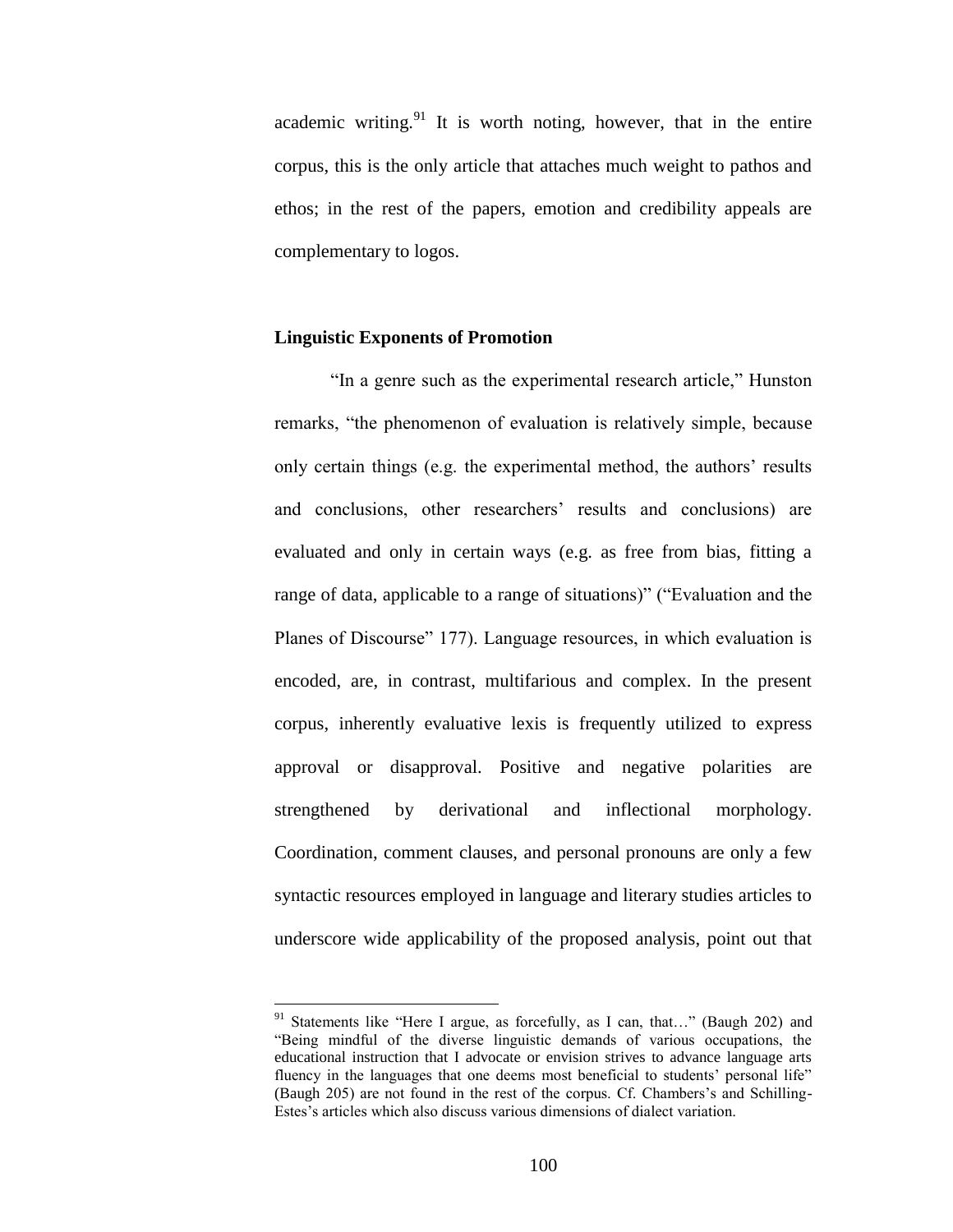academic writing.[91] It is worth noting, however, that in the entire corpus, this is the only article that attaches much weight to pathos and ethos; in the rest of the papers, emotion and credibility appeals are complementary to logos.

**Linguistic Exponents of Promotion**

"In a genre such as the experimental research article," Hunston remarks, "the phenomenon of evaluation is relatively simple, because only certain things (e.g. the experimental method, the authors' results and conclusions, other researchers' results and conclusions) are evaluated and only in certain ways (e.g. as free from bias, fitting a range of data, applicable to a range of situations)" ("Evaluation and the Planes of Discourse" 177). Language resources, in which evaluation is encoded, are, in contrast, multifarious and complex. In the present corpus, inherently evaluative lexis is frequently utilized to express approval or disapproval. Positive and negative polarities are strengthened by derivational and inflectional morphology. Coordination, comment clauses, and personal pronouns are only a few syntactic resources employed in language and literary studies articles to underscore wide applicability of the proposed analysis, point out that

[91] Statements like "Here I argue, as forcefully, as I can, that…" (Baugh 202) and "Being mindful of the diverse linguistic demands of various occupations, the educational instruction that I advocate or envision strives to advance language arts fluency in the languages that one deems most beneficial to students' personal life" (Baugh 205) are not found in the rest of the corpus. Cf. Chambers's and Schilling-Estes's articles which also discuss various dimensions of dialect variation.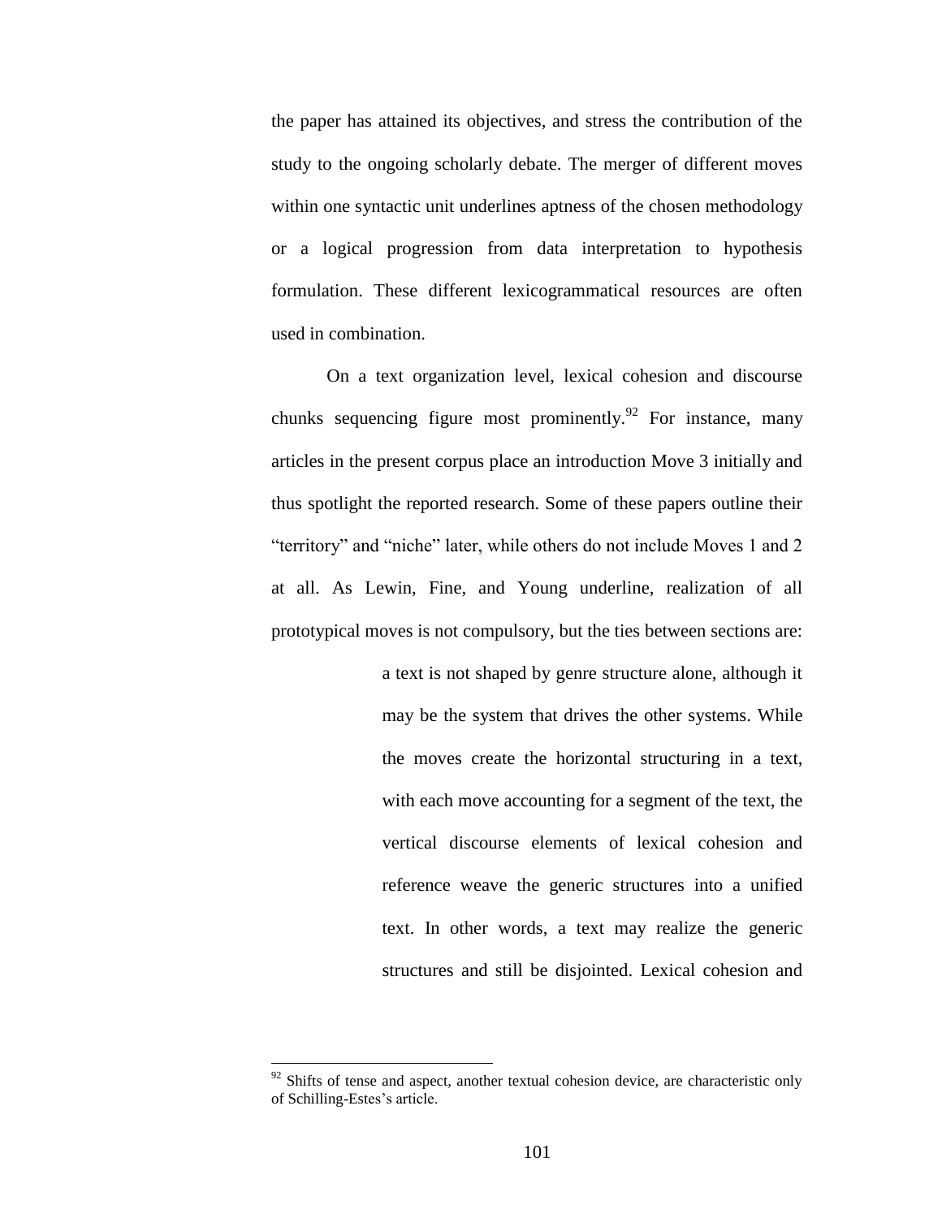the paper has attained its objectives, and stress the contribution of the study to the ongoing scholarly debate. The merger of different moves within one syntactic unit underlines aptness of the chosen methodology or a logical progression from data interpretation to hypothesis formulation. These different lexicogrammatical resources are often used in combination.

On a text organization level, lexical cohesion and discourse chunks sequencing figure most prominently.[92] For instance, many articles in the present corpus place an introduction Move 3 initially and thus spotlight the reported research. Some of these papers outline their "territory" and "niche" later, while others do not include Moves 1 and 2 at all. As Lewin, Fine, and Young underline, realization of all prototypical moves is not compulsory, but the ties between sections are:

> a text is not shaped by genre structure alone, although it may be the system that drives the other systems. While the moves create the horizontal structuring in a text, with each move accounting for a segment of the text, the vertical discourse elements of lexical cohesion and reference weave the generic structures into a unified text. In other words, a text may realize the generic structures and still be disjointed. Lexical cohesion and

[92] Shifts of tense and aspect, another textual cohesion device, are characteristic only of Schilling-Estes's article.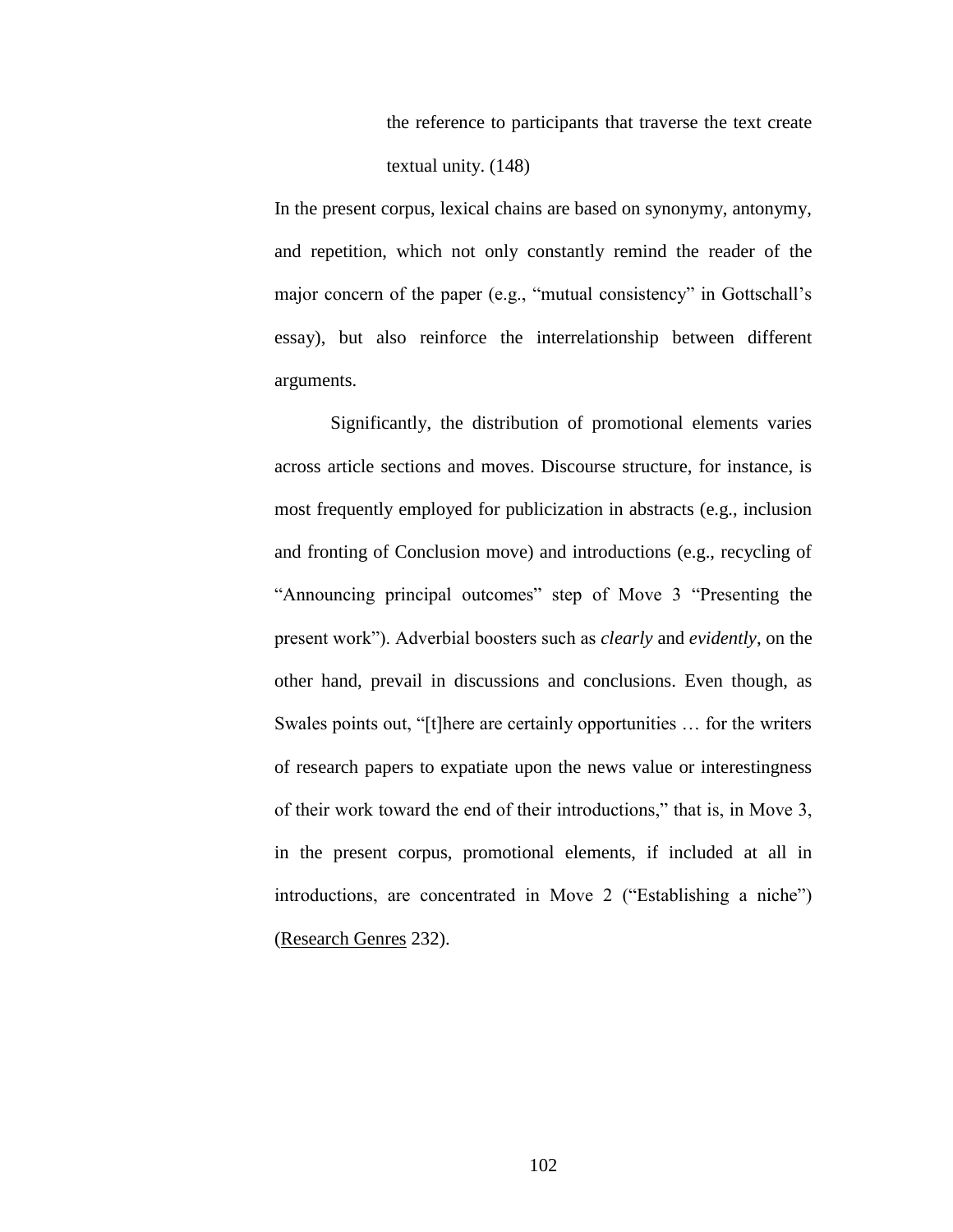> the reference to participants that traverse the text create textual unity. (148)

In the present corpus, lexical chains are based on synonymy, antonymy, and repetition, which not only constantly remind the reader of the major concern of the paper (e.g., "mutual consistency" in Gottschall's essay), but also reinforce the interrelationship between different arguments.

Significantly, the distribution of promotional elements varies across article sections and moves. Discourse structure, for instance, is most frequently employed for publicization in abstracts (e.g., inclusion and fronting of Conclusion move) and introductions (e.g., recycling of "Announcing principal outcomes" step of Move 3 "Presenting the present work"). Adverbial boosters such as *clearly* and *evidently*, on the other hand, prevail in discussions and conclusions. Even though, as Swales points out, "[t]here are certainly opportunities … for the writers of research papers to expatiate upon the news value or interestingness of their work toward the end of their introductions," that is, in Move 3, in the present corpus, promotional elements, if included at all in introductions, are concentrated in Move 2 ("Establishing a niche") (Research Genres 232).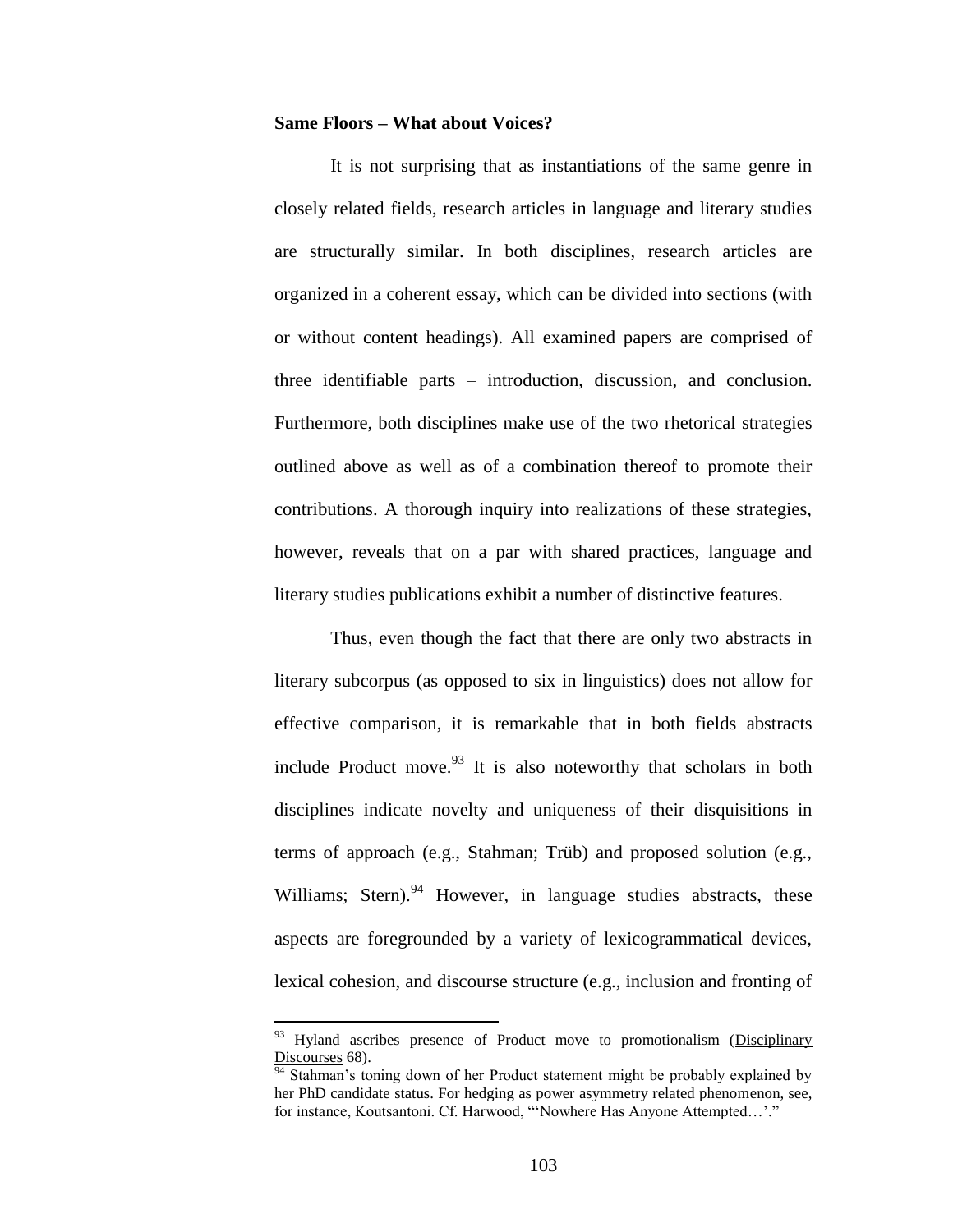**Same Floors – What about Voices?**

It is not surprising that as instantiations of the same genre in closely related fields, research articles in language and literary studies are structurally similar. In both disciplines, research articles are organized in a coherent essay, which can be divided into sections (with or without content headings). All examined papers are comprised of three identifiable parts – introduction, discussion, and conclusion. Furthermore, both disciplines make use of the two rhetorical strategies outlined above as well as of a combination thereof to promote their contributions. A thorough inquiry into realizations of these strategies, however, reveals that on a par with shared practices, language and literary studies publications exhibit a number of distinctive features.

Thus, even though the fact that there are only two abstracts in literary subcorpus (as opposed to six in linguistics) does not allow for effective comparison, it is remarkable that in both fields abstracts include Product move.[93] It is also noteworthy that scholars in both disciplines indicate novelty and uniqueness of their disquisitions in terms of approach (e.g., Stahman; Trüb) and proposed solution (e.g., Williams; Stern).[94] However, in language studies abstracts, these aspects are foregrounded by a variety of lexicogrammatical devices, lexical cohesion, and discourse structure (e.g., inclusion and fronting of

---

[93] Hyland ascribes presence of Product move to promotionalism (Disciplinary Discourses 68).

[94] Stahman's toning down of her Product statement might be probably explained by her PhD candidate status. For hedging as power asymmetry related phenomenon, see, for instance, Koutsantoni. Cf. Harwood, "'Nowhere Has Anyone Attempted…'."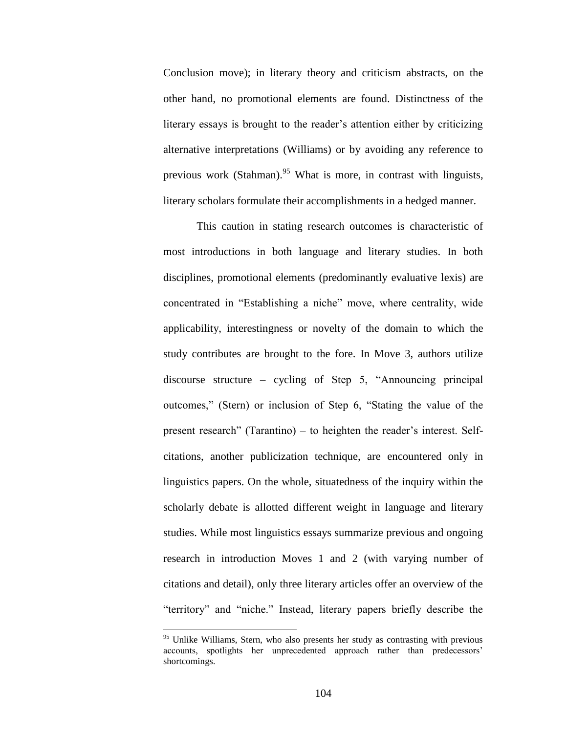Conclusion move); in literary theory and criticism abstracts, on the other hand, no promotional elements are found. Distinctness of the literary essays is brought to the reader's attention either by criticizing alternative interpretations (Williams) or by avoiding any reference to previous work (Stahman).[95] What is more, in contrast with linguists, literary scholars formulate their accomplishments in a hedged manner.

This caution in stating research outcomes is characteristic of most introductions in both language and literary studies. In both disciplines, promotional elements (predominantly evaluative lexis) are concentrated in "Establishing a niche" move, where centrality, wide applicability, interestingness or novelty of the domain to which the study contributes are brought to the fore. In Move 3, authors utilize discourse structure – cycling of Step 5, "Announcing principal outcomes," (Stern) or inclusion of Step 6, "Stating the value of the present research" (Tarantino) – to heighten the reader's interest. Self-citations, another publicization technique, are encountered only in linguistics papers. On the whole, situatedness of the inquiry within the scholarly debate is allotted different weight in language and literary studies. While most linguistics essays summarize previous and ongoing research in introduction Moves 1 and 2 (with varying number of citations and detail), only three literary articles offer an overview of the "territory" and "niche." Instead, literary papers briefly describe the

---

[95] Unlike Williams, Stern, who also presents her study as contrasting with previous accounts, spotlights her unprecedented approach rather than predecessors' shortcomings.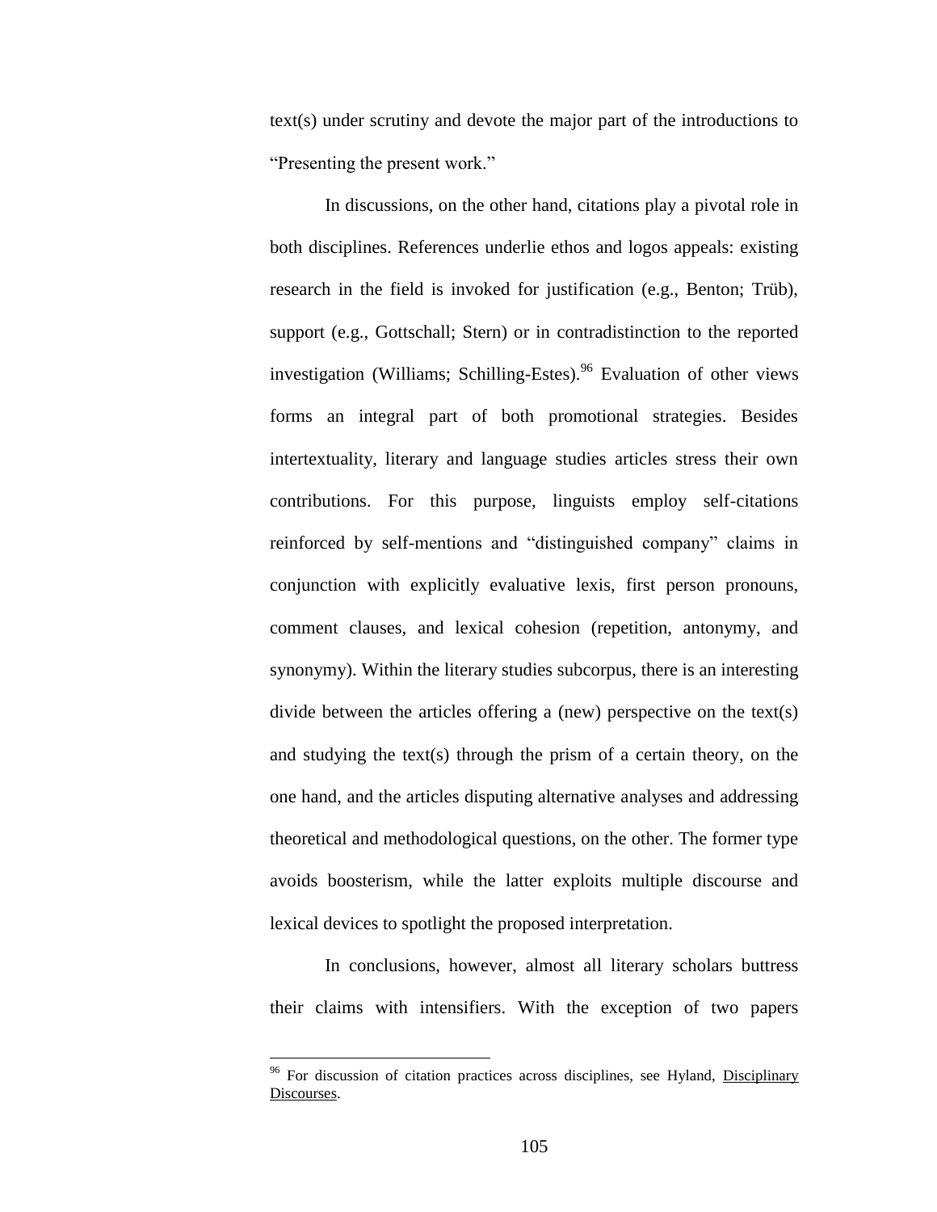text(s) under scrutiny and devote the major part of the introductions to "Presenting the present work."

In discussions, on the other hand, citations play a pivotal role in both disciplines. References underlie ethos and logos appeals: existing research in the field is invoked for justification (e.g., Benton; Trüb), support (e.g., Gottschall; Stern) or in contradistinction to the reported investigation (Williams; Schilling-Estes).[96] Evaluation of other views forms an integral part of both promotional strategies. Besides intertextuality, literary and language studies articles stress their own contributions. For this purpose, linguists employ self-citations reinforced by self-mentions and "distinguished company" claims in conjunction with explicitly evaluative lexis, first person pronouns, comment clauses, and lexical cohesion (repetition, antonymy, and synonymy). Within the literary studies subcorpus, there is an interesting divide between the articles offering a (new) perspective on the text(s) and studying the text(s) through the prism of a certain theory, on the one hand, and the articles disputing alternative analyses and addressing theoretical and methodological questions, on the other. The former type avoids boosterism, while the latter exploits multiple discourse and lexical devices to spotlight the proposed interpretation.

In conclusions, however, almost all literary scholars buttress their claims with intensifiers. With the exception of two papers

[96] For discussion of citation practices across disciplines, see Hyland, Disciplinary Discourses.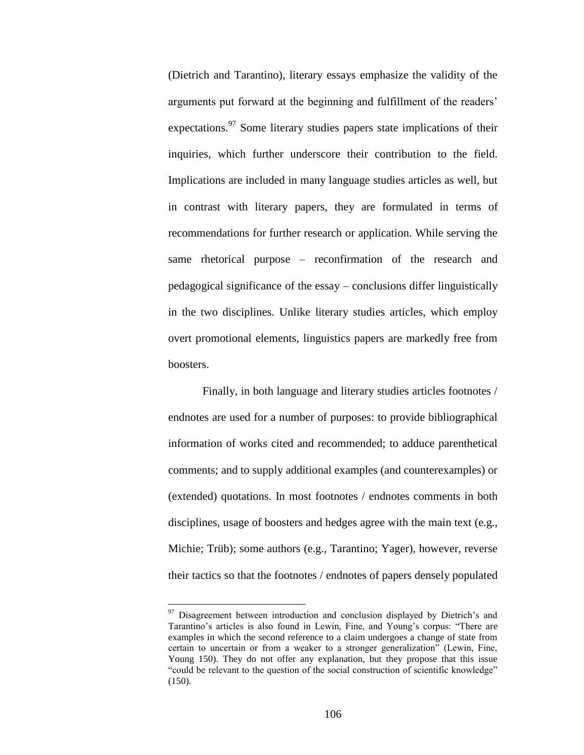(Dietrich and Tarantino), literary essays emphasize the validity of the arguments put forward at the beginning and fulfillment of the readers' expectations.[97] Some literary studies papers state implications of their inquiries, which further underscore their contribution to the field. Implications are included in many language studies articles as well, but in contrast with literary papers, they are formulated in terms of recommendations for further research or application. While serving the same rhetorical purpose – reconfirmation of the research and pedagogical significance of the essay – conclusions differ linguistically in the two disciplines. Unlike literary studies articles, which employ overt promotional elements, linguistics papers are markedly free from boosters.

Finally, in both language and literary studies articles footnotes / endnotes are used for a number of purposes: to provide bibliographical information of works cited and recommended; to adduce parenthetical comments; and to supply additional examples (and counterexamples) or (extended) quotations. In most footnotes / endnotes comments in both disciplines, usage of boosters and hedges agree with the main text (e.g., Michie; Trüb); some authors (e.g., Tarantino; Yager), however, reverse their tactics so that the footnotes / endnotes of papers densely populated

---

[97] Disagreement between introduction and conclusion displayed by Dietrich's and Tarantino's articles is also found in Lewin, Fine, and Young's corpus: "There are examples in which the second reference to a claim undergoes a change of state from certain to uncertain or from a weaker to a stronger generalization" (Lewin, Fine, Young 150). They do not offer any explanation, but they propose that this issue "could be relevant to the question of the social construction of scientific knowledge" (150).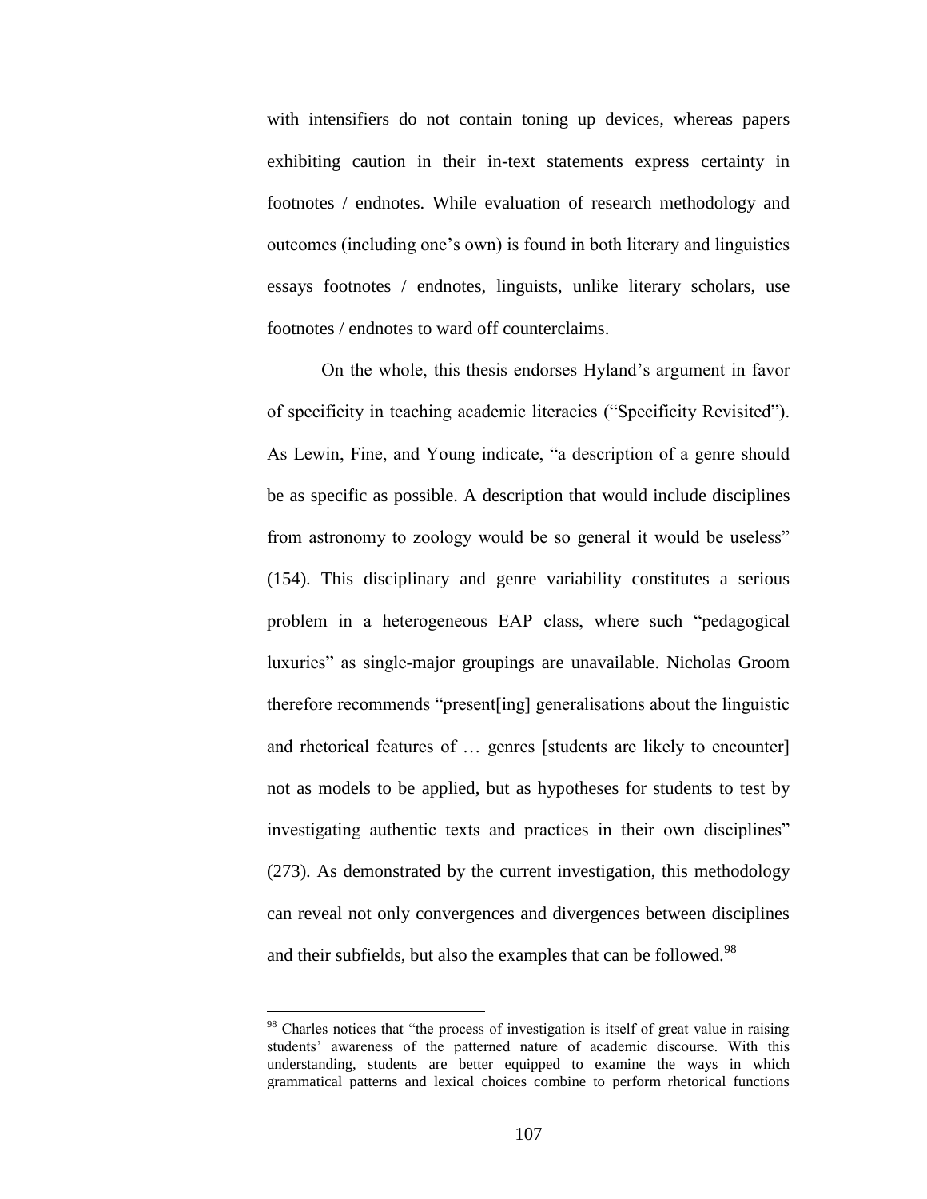with intensifiers do not contain toning up devices, whereas papers exhibiting caution in their in-text statements express certainty in footnotes / endnotes. While evaluation of research methodology and outcomes (including one's own) is found in both literary and linguistics essays footnotes / endnotes, linguists, unlike literary scholars, use footnotes / endnotes to ward off counterclaims.

On the whole, this thesis endorses Hyland's argument in favor of specificity in teaching academic literacies ("Specificity Revisited"). As Lewin, Fine, and Young indicate, "a description of a genre should be as specific as possible. A description that would include disciplines from astronomy to zoology would be so general it would be useless" (154). This disciplinary and genre variability constitutes a serious problem in a heterogeneous EAP class, where such "pedagogical luxuries" as single-major groupings are unavailable. Nicholas Groom therefore recommends "present[ing] generalisations about the linguistic and rhetorical features of … genres [students are likely to encounter] not as models to be applied, but as hypotheses for students to test by investigating authentic texts and practices in their own disciplines" (273). As demonstrated by the current investigation, this methodology can reveal not only convergences and divergences between disciplines and their subfields, but also the examples that can be followed.[98]

[98] Charles notices that "the process of investigation is itself of great value in raising students' awareness of the patterned nature of academic discourse. With this understanding, students are better equipped to examine the ways in which grammatical patterns and lexical choices combine to perform rhetorical functions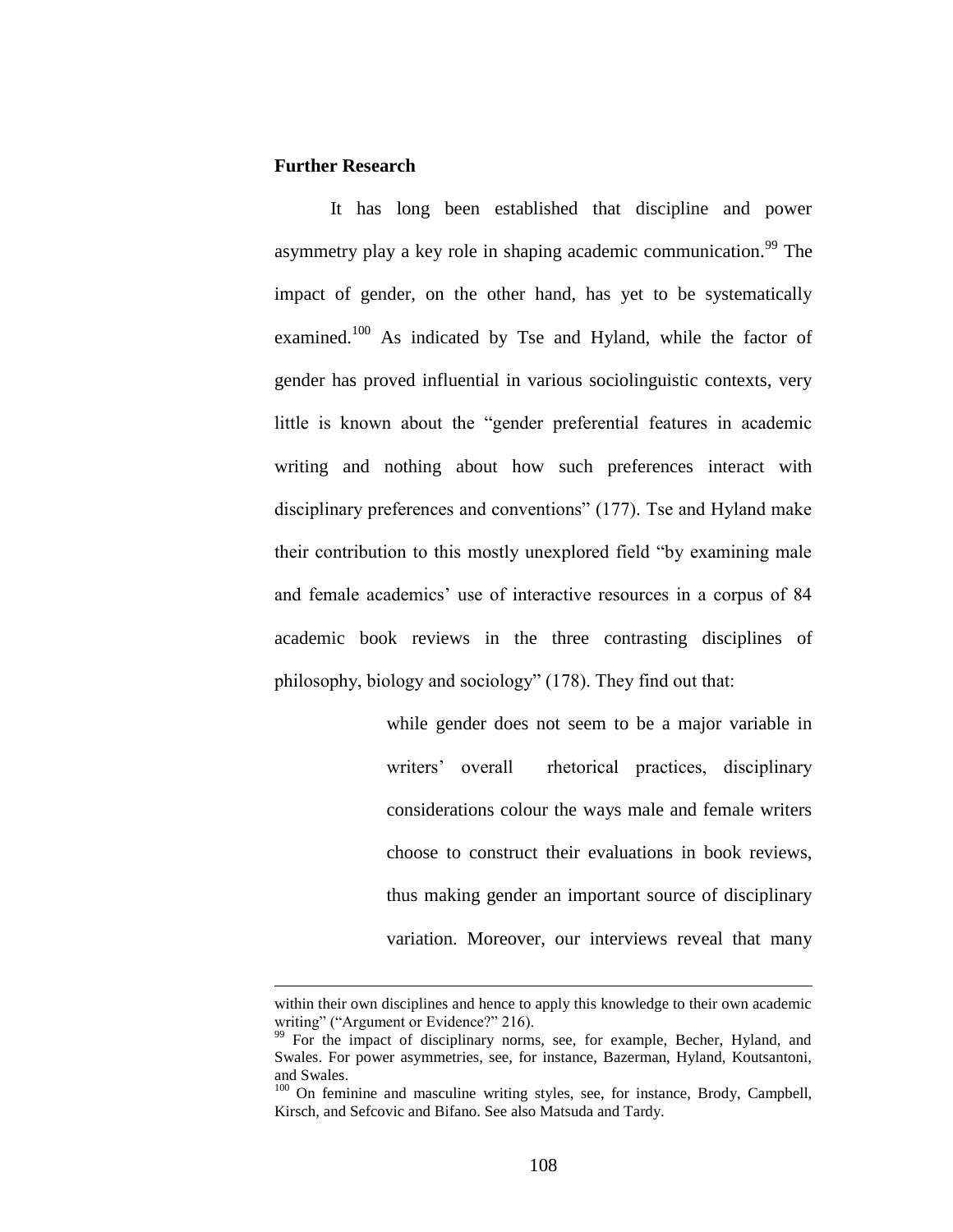## Further Research

It has long been established that discipline and power asymmetry play a key role in shaping academic communication.[99] The impact of gender, on the other hand, has yet to be systematically examined.[100] As indicated by Tse and Hyland, while the factor of gender has proved influential in various sociolinguistic contexts, very little is known about the "gender preferential features in academic writing and nothing about how such preferences interact with disciplinary preferences and conventions" (177). Tse and Hyland make their contribution to this mostly unexplored field "by examining male and female academics' use of interactive resources in a corpus of 84 academic book reviews in the three contrasting disciplines of philosophy, biology and sociology" (178). They find out that:

> while gender does not seem to be a major variable in writers' overall rhetorical practices, disciplinary considerations colour the ways male and female writers choose to construct their evaluations in book reviews, thus making gender an important source of disciplinary variation. Moreover, our interviews reveal that many

---

within their own disciplines and hence to apply this knowledge to their own academic writing" ("Argument or Evidence?" 216).

[99] For the impact of disciplinary norms, see, for example, Becher, Hyland, and Swales. For power asymmetries, see, for instance, Bazerman, Hyland, Koutsantoni, and Swales.

[100] On feminine and masculine writing styles, see, for instance, Brody, Campbell, Kirsch, and Sefcovic and Bifano. See also Matsuda and Tardy.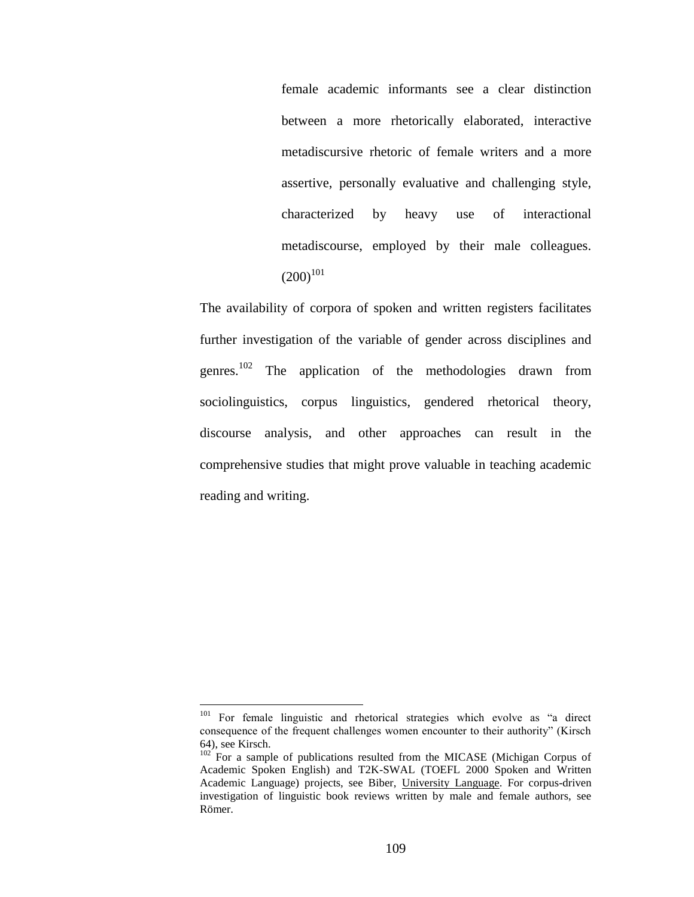> female academic informants see a clear distinction between a more rhetorically elaborated, interactive metadiscursive rhetoric of female writers and a more assertive, personally evaluative and challenging style, characterized by heavy use of interactional metadiscourse, employed by their male colleagues. (200)[101]

The availability of corpora of spoken and written registers facilitates further investigation of the variable of gender across disciplines and genres.[102] The application of the methodologies drawn from sociolinguistics, corpus linguistics, gendered rhetorical theory, discourse analysis, and other approaches can result in the comprehensive studies that might prove valuable in teaching academic reading and writing.

---

[101] For female linguistic and rhetorical strategies which evolve as "a direct consequence of the frequent challenges women encounter to their authority" (Kirsch 64), see Kirsch.

[102] For a sample of publications resulted from the MICASE (Michigan Corpus of Academic Spoken English) and T2K-SWAL (TOEFL 2000 Spoken and Written Academic Language) projects, see Biber, University Language. For corpus-driven investigation of linguistic book reviews written by male and female authors, see Römer.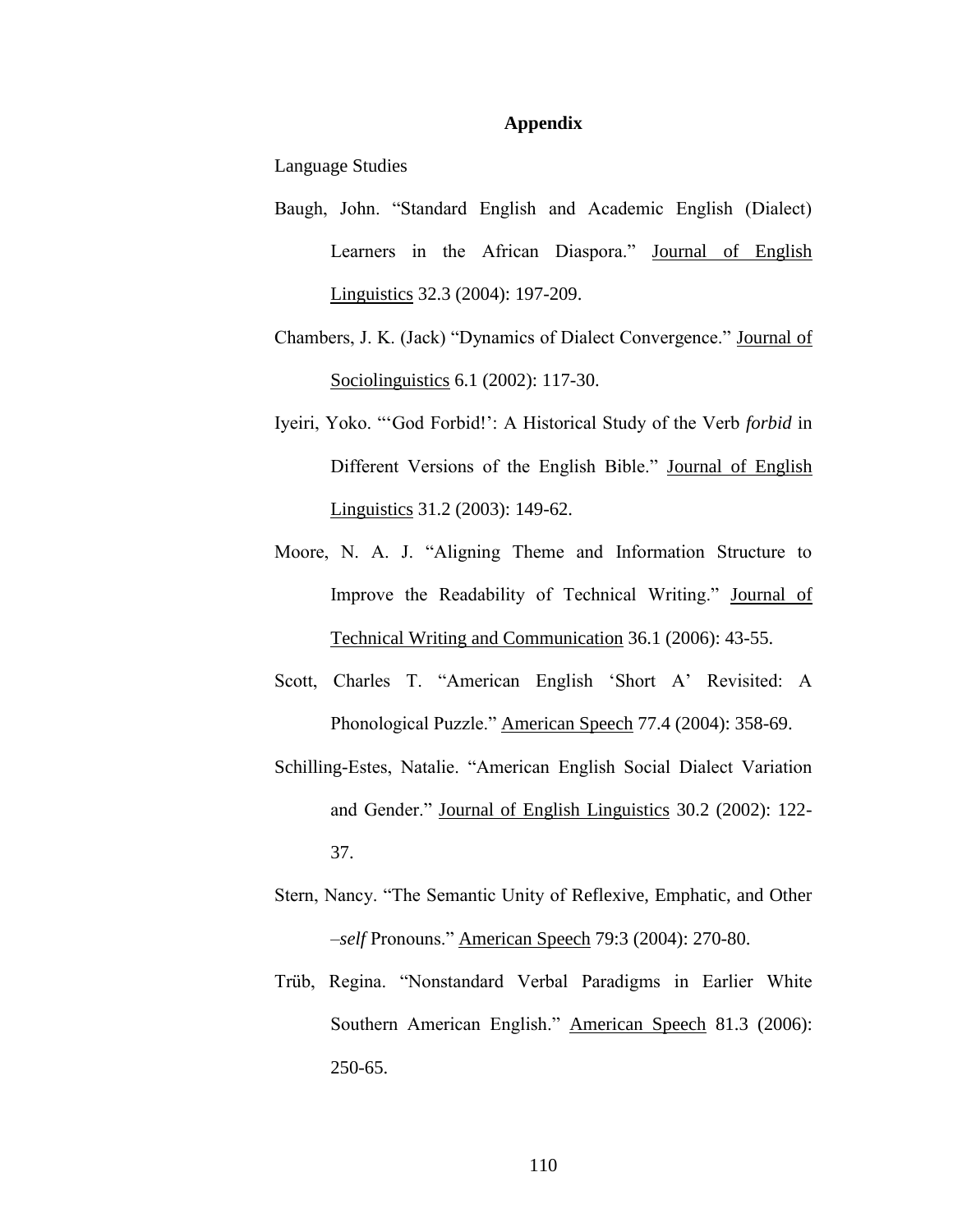## Appendix

Language Studies

Baugh, John. "Standard English and Academic English (Dialect) Learners in the African Diaspora." Journal of English Linguistics 32.3 (2004): 197-209.

Chambers, J. K. (Jack) "Dynamics of Dialect Convergence." Journal of Sociolinguistics 6.1 (2002): 117-30.

Iyeiri, Yoko. "'God Forbid!': A Historical Study of the Verb *forbid* in Different Versions of the English Bible." Journal of English Linguistics 31.2 (2003): 149-62.

Moore, N. A. J. "Aligning Theme and Information Structure to Improve the Readability of Technical Writing." Journal of Technical Writing and Communication 36.1 (2006): 43-55.

Scott, Charles T. "American English 'Short A' Revisited: A Phonological Puzzle." American Speech 77.4 (2004): 358-69.

Schilling-Estes, Natalie. "American English Social Dialect Variation and Gender." Journal of English Linguistics 30.2 (2002): 122-37.

Stern, Nancy. "The Semantic Unity of Reflexive, Emphatic, and Other *–self* Pronouns." American Speech 79:3 (2004): 270-80.

Trüb, Regina. "Nonstandard Verbal Paradigms in Earlier White Southern American English." American Speech 81.3 (2006): 250-65.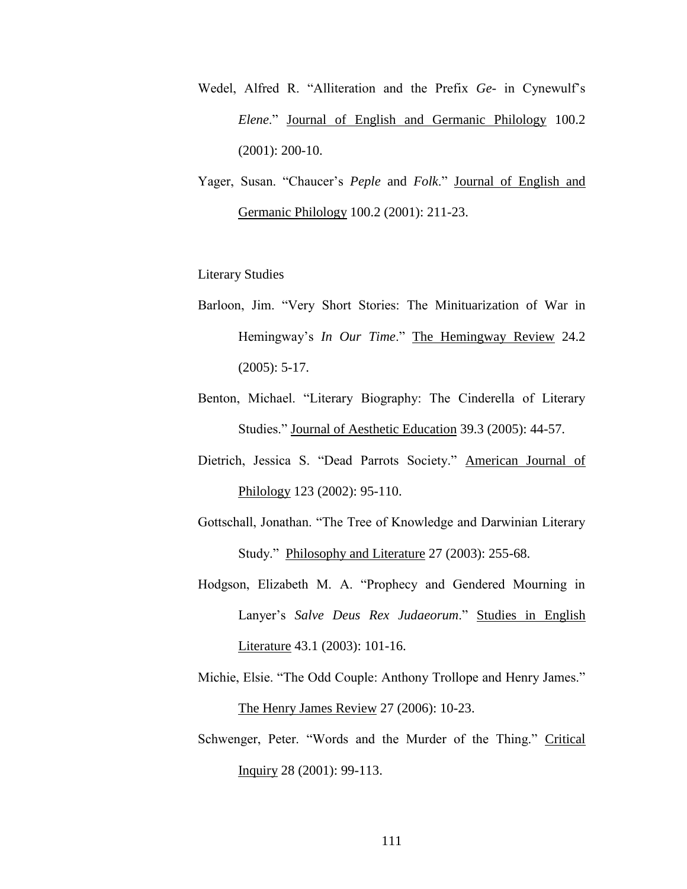Wedel, Alfred R. "Alliteration and the Prefix *Ge-* in Cynewulf's *Elene*." <u>Journal of English and Germanic Philology</u> 100.2 (2001): 200-10.

Yager, Susan. "Chaucer's *Peple* and *Folk*." <u>Journal of English and Germanic Philology</u> 100.2 (2001): 211-23.

Literary Studies

Barloon, Jim. "Very Short Stories: The Minituarization of War in Hemingway's *In Our Time*." <u>The Hemingway Review</u> 24.2 (2005): 5-17.

Benton, Michael. "Literary Biography: The Cinderella of Literary Studies." <u>Journal of Aesthetic Education</u> 39.3 (2005): 44-57.

Dietrich, Jessica S. "Dead Parrots Society." <u>American Journal of Philology</u> 123 (2002): 95-110.

Gottschall, Jonathan. "The Tree of Knowledge and Darwinian Literary Study." <u>Philosophy and Literature</u> 27 (2003): 255-68.

Hodgson, Elizabeth M. A. "Prophecy and Gendered Mourning in Lanyer's *Salve Deus Rex Judaeorum*." <u>Studies in English Literature</u> 43.1 (2003): 101-16.

Michie, Elsie. "The Odd Couple: Anthony Trollope and Henry James." <u>The Henry James Review</u> 27 (2006): 10-23.

Schwenger, Peter. "Words and the Murder of the Thing." <u>Critical Inquiry</u> 28 (2001): 99-113.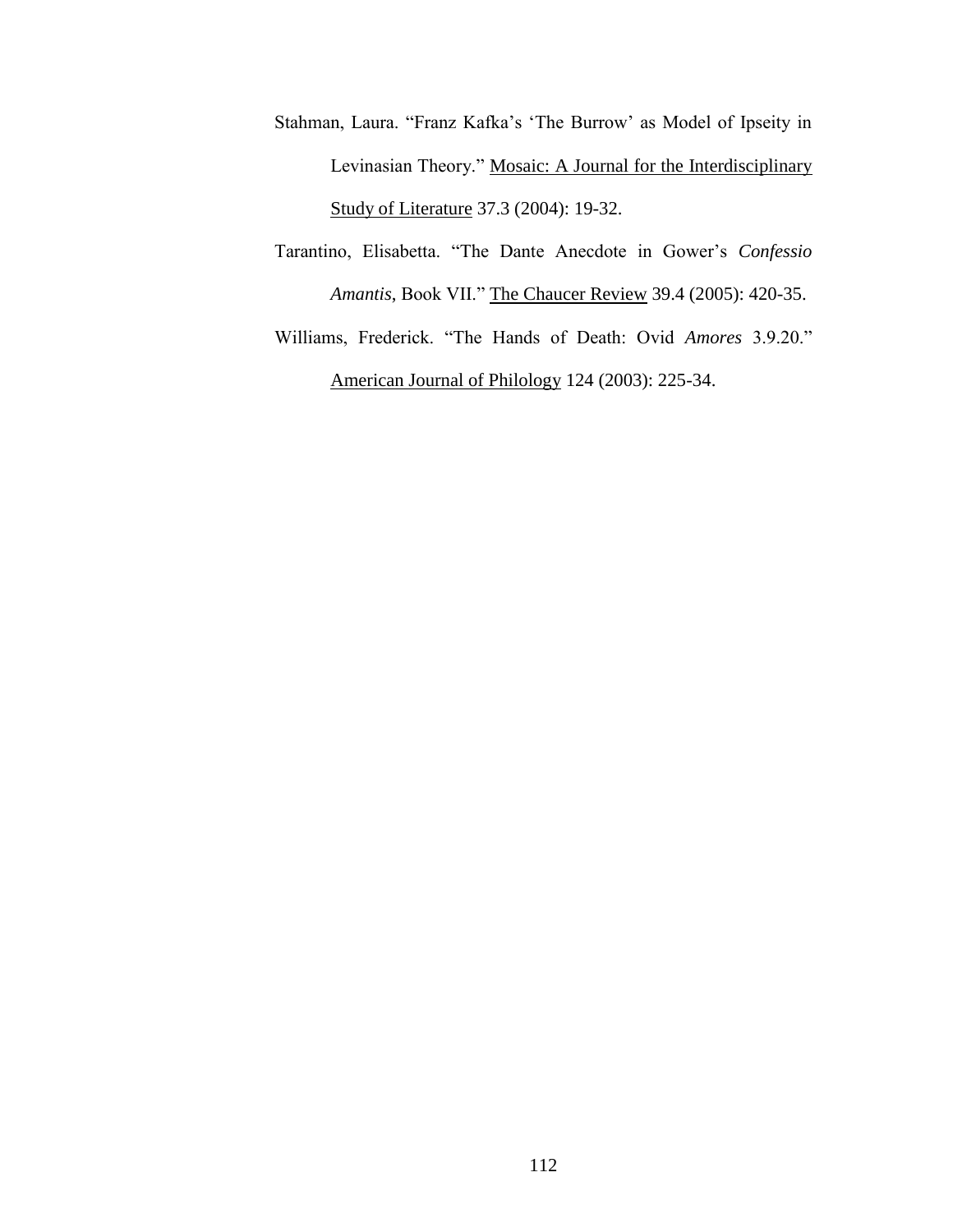Stahman, Laura. "Franz Kafka's 'The Burrow' as Model of Ipseity in Levinasian Theory." <u>Mosaic: A Journal for the Interdisciplinary Study of Literature</u> 37.3 (2004): 19-32.

Tarantino, Elisabetta. "The Dante Anecdote in Gower's *Confessio Amantis*, Book VII." <u>The Chaucer Review</u> 39.4 (2005): 420-35.

Williams, Frederick. "The Hands of Death: Ovid *Amores* 3.9.20." <u>American Journal of Philology</u> 124 (2003): 225-34.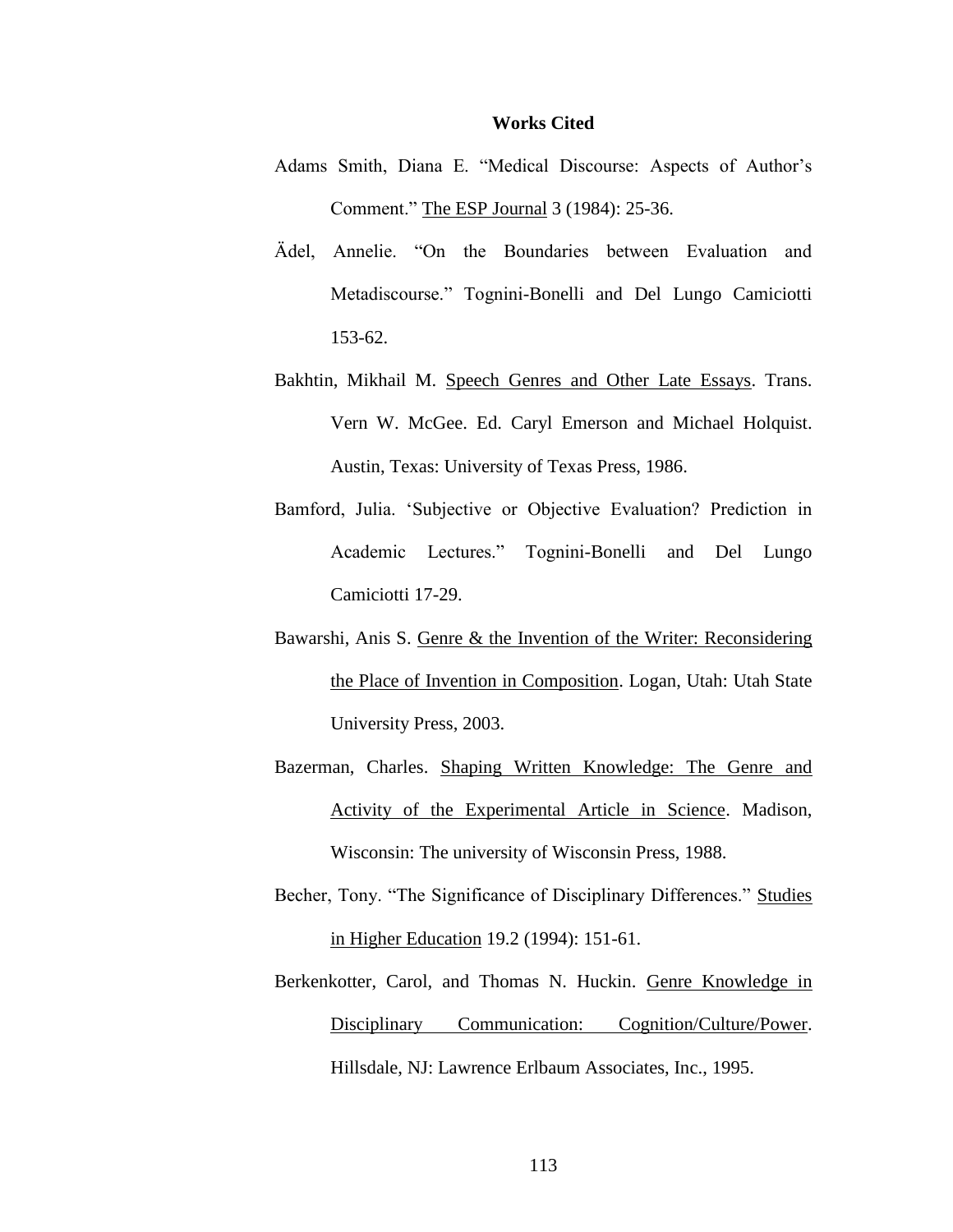# Works Cited

Adams Smith, Diana E. "Medical Discourse: Aspects of Author's Comment." <u>The ESP Journal</u> 3 (1984): 25-36.

Ädel, Annelie. "On the Boundaries between Evaluation and Metadiscourse." Tognini-Bonelli and Del Lungo Camiciotti 153-62.

Bakhtin, Mikhail M. <u>Speech Genres and Other Late Essays</u>. Trans. Vern W. McGee. Ed. Caryl Emerson and Michael Holquist. Austin, Texas: University of Texas Press, 1986.

Bamford, Julia. 'Subjective or Objective Evaluation? Prediction in Academic Lectures." Tognini-Bonelli and Del Lungo Camiciotti 17-29.

Bawarshi, Anis S. <u>Genre & the Invention of the Writer: Reconsidering the Place of Invention in Composition</u>. Logan, Utah: Utah State University Press, 2003.

Bazerman, Charles. <u>Shaping Written Knowledge: The Genre and Activity of the Experimental Article in Science</u>. Madison, Wisconsin: The university of Wisconsin Press, 1988.

Becher, Tony. "The Significance of Disciplinary Differences." <u>Studies in Higher Education</u> 19.2 (1994): 151-61.

Berkenkotter, Carol, and Thomas N. Huckin. <u>Genre Knowledge in Disciplinary Communication: Cognition/Culture/Power</u>. Hillsdale, NJ: Lawrence Erlbaum Associates, Inc., 1995.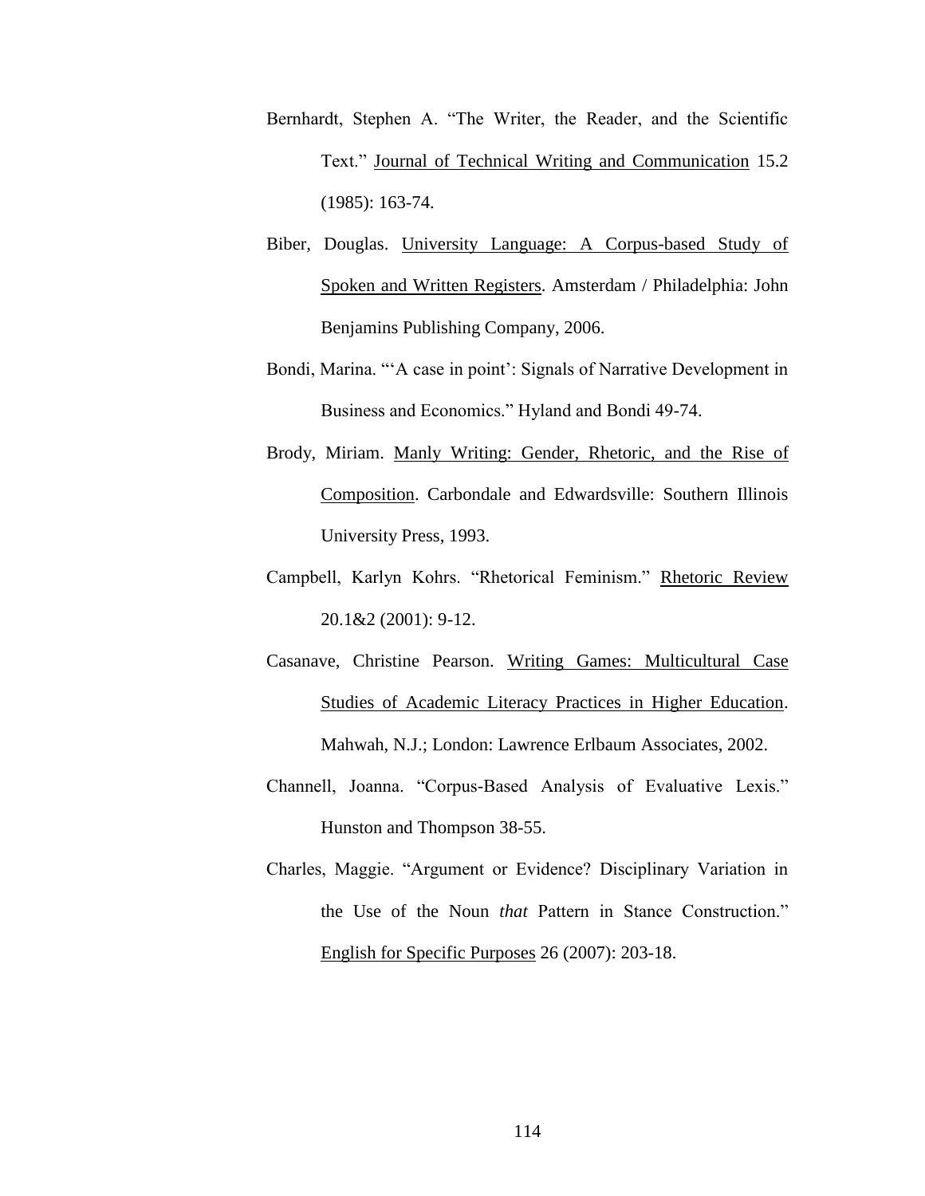Bernhardt, Stephen A. "The Writer, the Reader, and the Scientific Text." Journal of Technical Writing and Communication 15.2 (1985): 163-74.

Biber, Douglas. University Language: A Corpus-based Study of Spoken and Written Registers. Amsterdam / Philadelphia: John Benjamins Publishing Company, 2006.

Bondi, Marina. "'A case in point': Signals of Narrative Development in Business and Economics." Hyland and Bondi 49-74.

Brody, Miriam. Manly Writing: Gender, Rhetoric, and the Rise of Composition. Carbondale and Edwardsville: Southern Illinois University Press, 1993.

Campbell, Karlyn Kohrs. "Rhetorical Feminism." Rhetoric Review 20.1&2 (2001): 9-12.

Casanave, Christine Pearson. Writing Games: Multicultural Case Studies of Academic Literacy Practices in Higher Education. Mahwah, N.J.; London: Lawrence Erlbaum Associates, 2002.

Channell, Joanna. "Corpus-Based Analysis of Evaluative Lexis." Hunston and Thompson 38-55.

Charles, Maggie. "Argument or Evidence? Disciplinary Variation in the Use of the Noun *that* Pattern in Stance Construction." English for Specific Purposes 26 (2007): 203-18.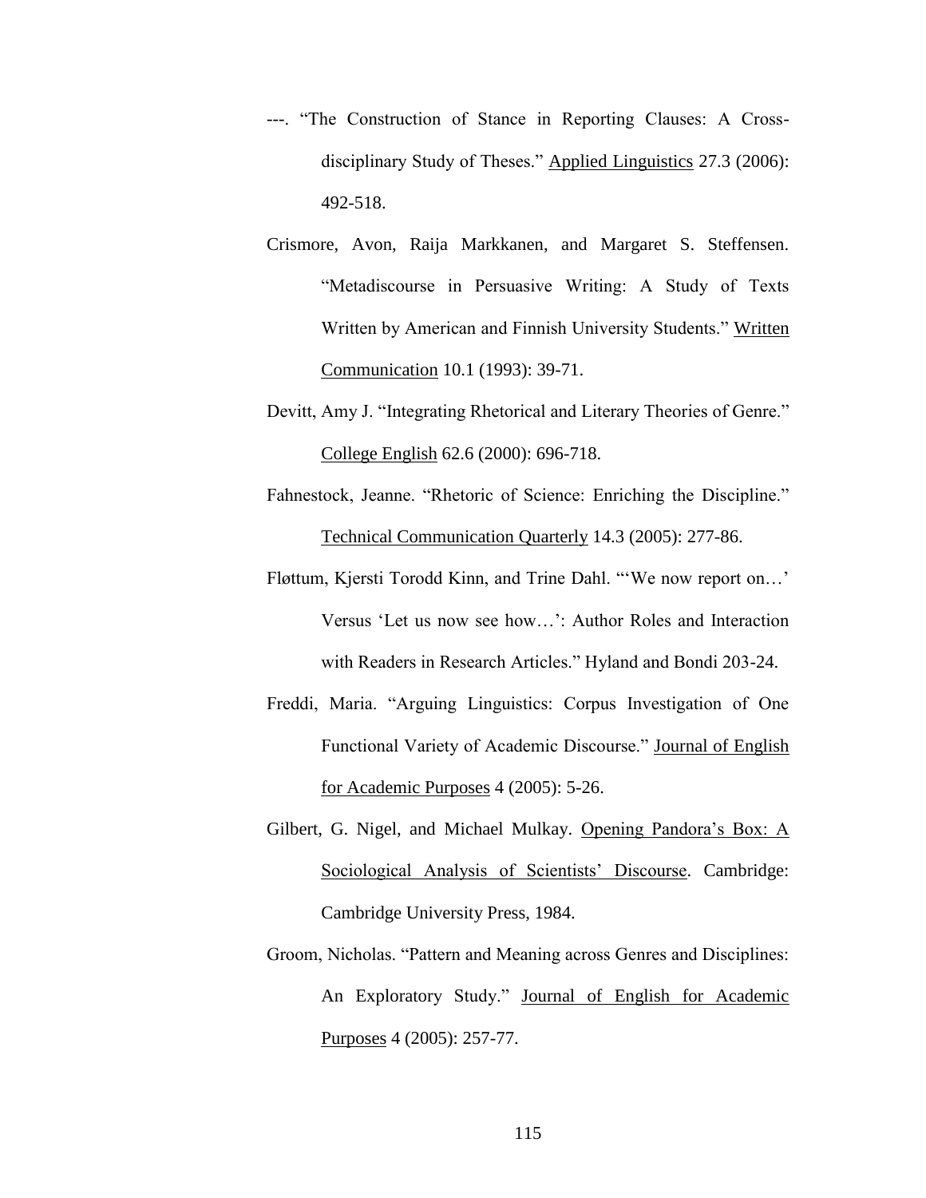---. “The Construction of Stance in Reporting Clauses: A Cross-disciplinary Study of Theses.” Applied Linguistics 27.3 (2006): 492-518.

Crismore, Avon, Raija Markkanen, and Margaret S. Steffensen. “Metadiscourse in Persuasive Writing: A Study of Texts Written by American and Finnish University Students.” Written Communication 10.1 (1993): 39-71.

Devitt, Amy J. “Integrating Rhetorical and Literary Theories of Genre.” College English 62.6 (2000): 696-718.

Fahnestock, Jeanne. “Rhetoric of Science: Enriching the Discipline.” Technical Communication Quarterly 14.3 (2005): 277-86.

Fløttum, Kjersti Torodd Kinn, and Trine Dahl. “‘We now report on…’ Versus ‘Let us now see how…’: Author Roles and Interaction with Readers in Research Articles.” Hyland and Bondi 203-24.

Freddi, Maria. “Arguing Linguistics: Corpus Investigation of One Functional Variety of Academic Discourse.” Journal of English for Academic Purposes 4 (2005): 5-26.

Gilbert, G. Nigel, and Michael Mulkay. Opening Pandora’s Box: A Sociological Analysis of Scientists’ Discourse. Cambridge: Cambridge University Press, 1984.

Groom, Nicholas. “Pattern and Meaning across Genres and Disciplines: An Exploratory Study.” Journal of English for Academic Purposes 4 (2005): 257-77.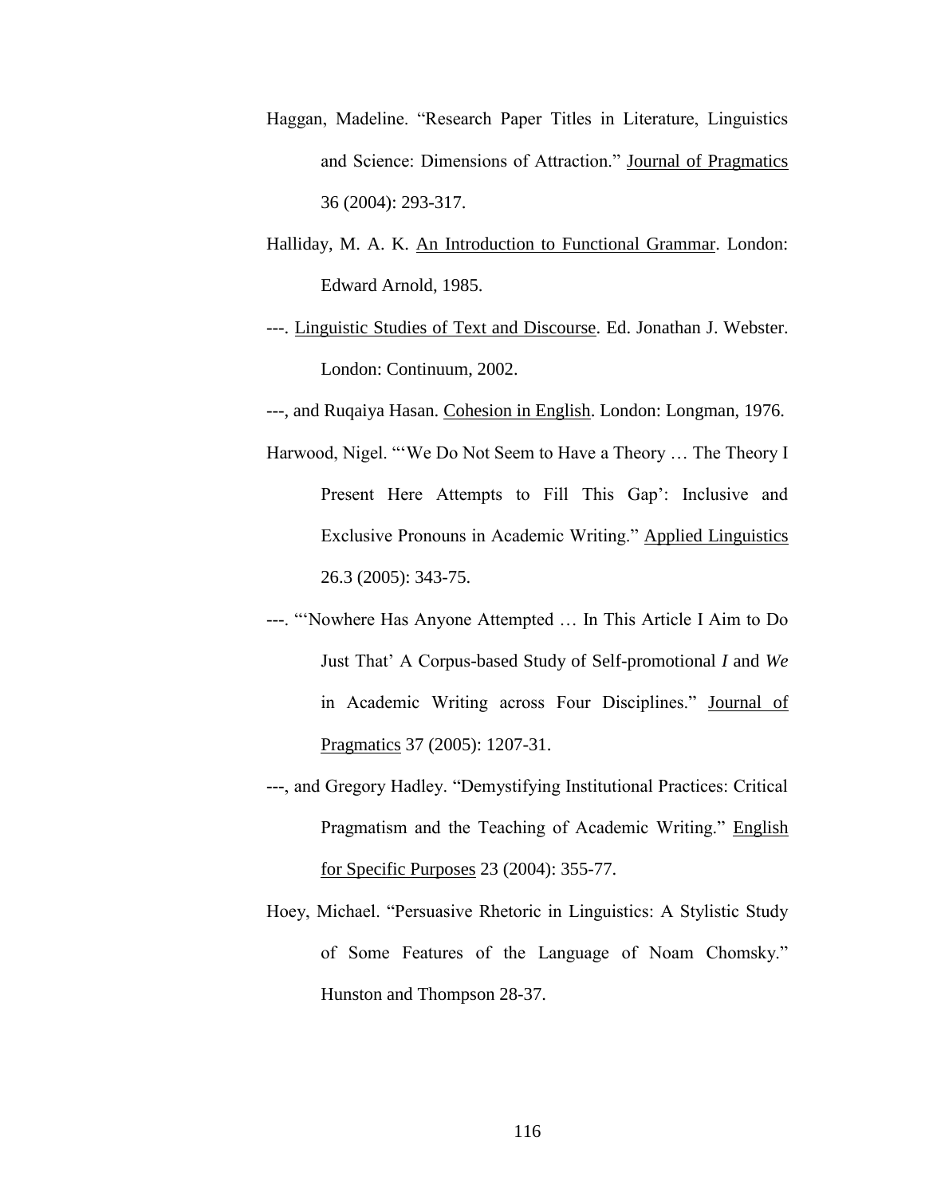Haggan, Madeline. "Research Paper Titles in Literature, Linguistics and Science: Dimensions of Attraction." <u>Journal of Pragmatics</u> 36 (2004): 293-317.

Halliday, M. A. K. <u>An Introduction to Functional Grammar</u>. London: Edward Arnold, 1985.

---. <u>Linguistic Studies of Text and Discourse</u>. Ed. Jonathan J. Webster. London: Continuum, 2002.

---, and Ruqaiya Hasan. <u>Cohesion in English</u>. London: Longman, 1976.

Harwood, Nigel. "'We Do Not Seem to Have a Theory … The Theory I Present Here Attempts to Fill This Gap': Inclusive and Exclusive Pronouns in Academic Writing." <u>Applied Linguistics</u> 26.3 (2005): 343-75.

---. "'Nowhere Has Anyone Attempted … In This Article I Aim to Do Just That' A Corpus-based Study of Self-promotional *I* and *We* in Academic Writing across Four Disciplines." <u>Journal of Pragmatics</u> 37 (2005): 1207-31.

---, and Gregory Hadley. "Demystifying Institutional Practices: Critical Pragmatism and the Teaching of Academic Writing." <u>English for Specific Purposes</u> 23 (2004): 355-77.

Hoey, Michael. "Persuasive Rhetoric in Linguistics: A Stylistic Study of Some Features of the Language of Noam Chomsky." Hunston and Thompson 28-37.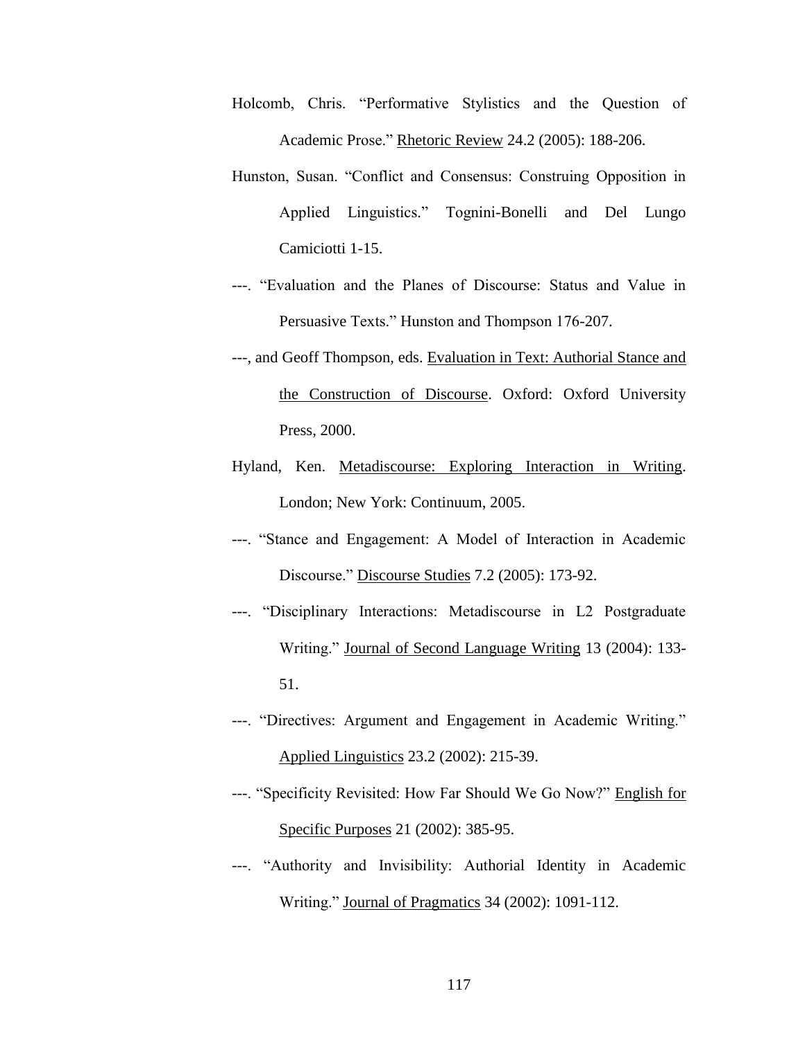Holcomb, Chris. "Performative Stylistics and the Question of Academic Prose." <u>Rhetoric Review</u> 24.2 (2005): 188-206.

Hunston, Susan. "Conflict and Consensus: Construing Opposition in Applied Linguistics." Tognini-Bonelli and Del Lungo Camiciotti 1-15.

---. "Evaluation and the Planes of Discourse: Status and Value in Persuasive Texts." Hunston and Thompson 176-207.

---, and Geoff Thompson, eds. <u>Evaluation in Text: Authorial Stance and the Construction of Discourse</u>. Oxford: Oxford University Press, 2000.

Hyland, Ken. <u>Metadiscourse: Exploring Interaction in Writing</u>. London; New York: Continuum, 2005.

---. "Stance and Engagement: A Model of Interaction in Academic Discourse." <u>Discourse Studies</u> 7.2 (2005): 173-92.

---. "Disciplinary Interactions: Metadiscourse in L2 Postgraduate Writing." <u>Journal of Second Language Writing</u> 13 (2004): 133-51.

---. "Directives: Argument and Engagement in Academic Writing." <u>Applied Linguistics</u> 23.2 (2002): 215-39.

---. "Specificity Revisited: How Far Should We Go Now?" <u>English for Specific Purposes</u> 21 (2002): 385-95.

---. "Authority and Invisibility: Authorial Identity in Academic Writing." <u>Journal of Pragmatics</u> 34 (2002): 1091-112.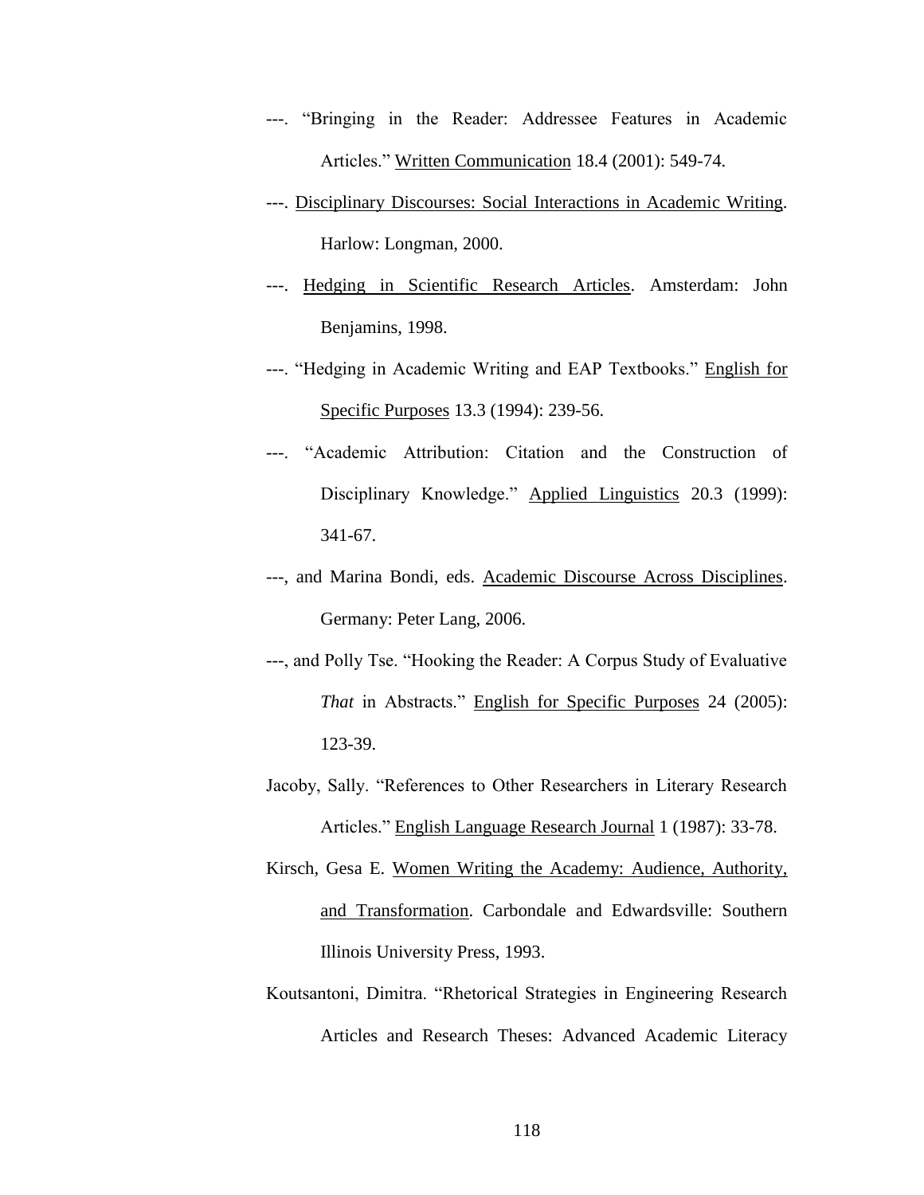---. “Bringing in the Reader: Addressee Features in Academic Articles.” <u>Written Communication</u> 18.4 (2001): 549-74.

---. <u>Disciplinary Discourses: Social Interactions in Academic Writing</u>. Harlow: Longman, 2000.

---. <u>Hedging in Scientific Research Articles</u>. Amsterdam: John Benjamins, 1998.

---. “Hedging in Academic Writing and EAP Textbooks.” <u>English for Specific Purposes</u> 13.3 (1994): 239-56.

---. “Academic Attribution: Citation and the Construction of Disciplinary Knowledge.” <u>Applied Linguistics</u> 20.3 (1999): 341-67.

---, and Marina Bondi, eds. <u>Academic Discourse Across Disciplines</u>. Germany: Peter Lang, 2006.

---, and Polly Tse. “Hooking the Reader: A Corpus Study of Evaluative *That* in Abstracts.” <u>English for Specific Purposes</u> 24 (2005): 123-39.

Jacoby, Sally. “References to Other Researchers in Literary Research Articles.” <u>English Language Research Journal</u> 1 (1987): 33-78.

Kirsch, Gesa E. <u>Women Writing the Academy: Audience, Authority, and Transformation</u>. Carbondale and Edwardsville: Southern Illinois University Press, 1993.

Koutsantoni, Dimitra. “Rhetorical Strategies in Engineering Research Articles and Research Theses: Advanced Academic Literacy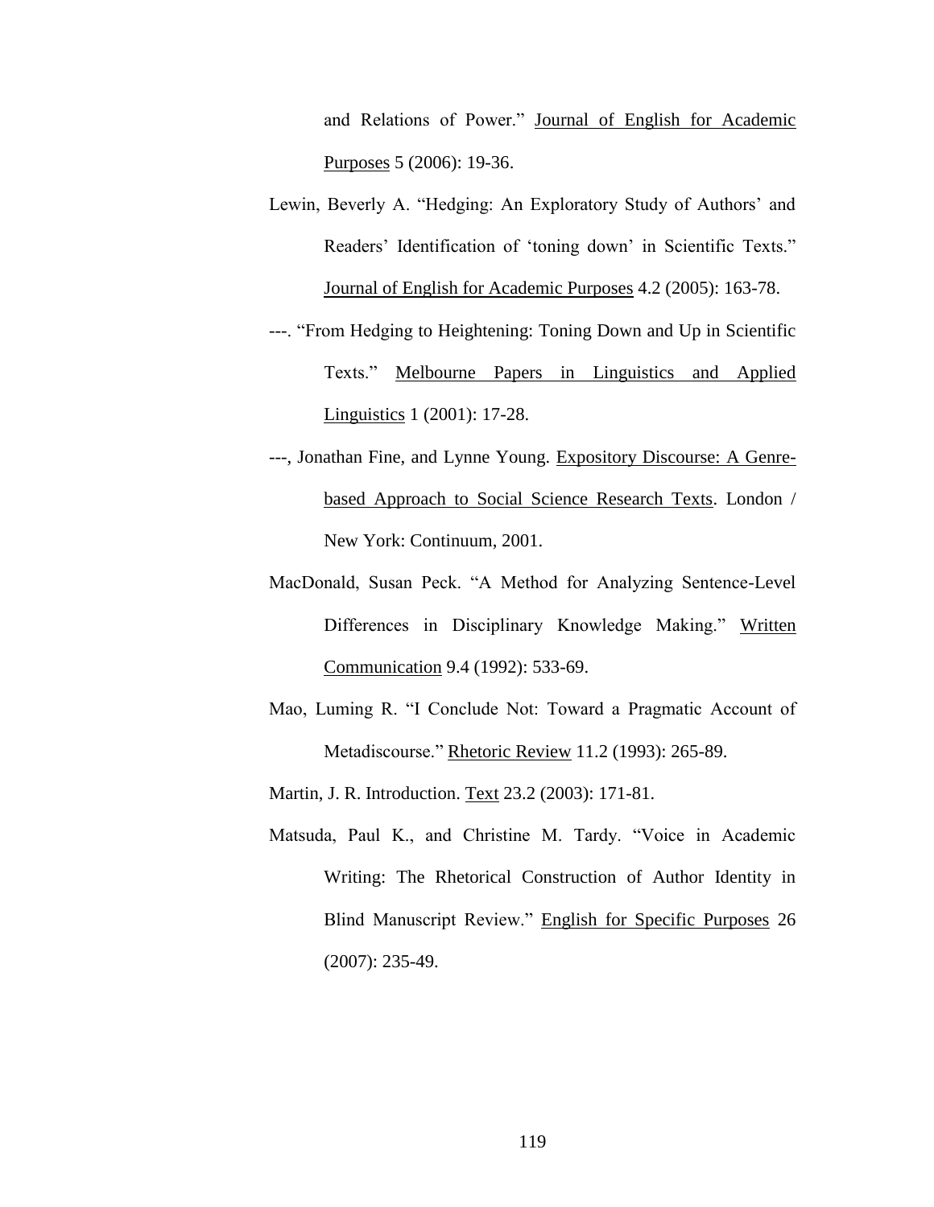and Relations of Power." Journal of English for Academic Purposes 5 (2006): 19-36.

Lewin, Beverly A. "Hedging: An Exploratory Study of Authors' and Readers' Identification of 'toning down' in Scientific Texts." Journal of English for Academic Purposes 4.2 (2005): 163-78.

---. "From Hedging to Heightening: Toning Down and Up in Scientific Texts." Melbourne Papers in Linguistics and Applied Linguistics 1 (2001): 17-28.

---, Jonathan Fine, and Lynne Young. Expository Discourse: A Genre-based Approach to Social Science Research Texts. London / New York: Continuum, 2001.

MacDonald, Susan Peck. "A Method for Analyzing Sentence-Level Differences in Disciplinary Knowledge Making." Written Communication 9.4 (1992): 533-69.

Mao, Luming R. "I Conclude Not: Toward a Pragmatic Account of Metadiscourse." Rhetoric Review 11.2 (1993): 265-89.

Martin, J. R. Introduction. Text 23.2 (2003): 171-81.

Matsuda, Paul K., and Christine M. Tardy. "Voice in Academic Writing: The Rhetorical Construction of Author Identity in Blind Manuscript Review." English for Specific Purposes 26 (2007): 235-49.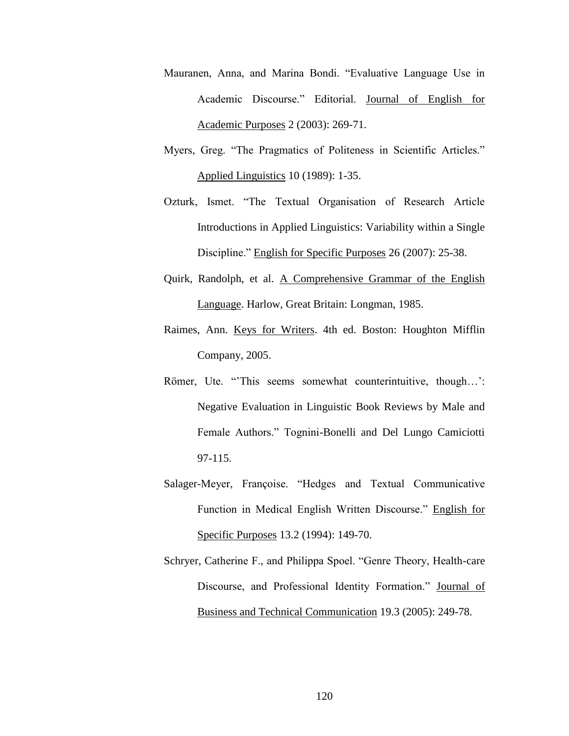Mauranen, Anna, and Marina Bondi. "Evaluative Language Use in Academic Discourse." Editorial. Journal of English for Academic Purposes 2 (2003): 269-71.

Myers, Greg. "The Pragmatics of Politeness in Scientific Articles." Applied Linguistics 10 (1989): 1-35.

Ozturk, Ismet. "The Textual Organisation of Research Article Introductions in Applied Linguistics: Variability within a Single Discipline." English for Specific Purposes 26 (2007): 25-38.

Quirk, Randolph, et al. A Comprehensive Grammar of the English Language. Harlow, Great Britain: Longman, 1985.

Raimes, Ann. Keys for Writers. 4th ed. Boston: Houghton Mifflin Company, 2005.

Römer, Ute. "'This seems somewhat counterintuitive, though…': Negative Evaluation in Linguistic Book Reviews by Male and Female Authors." Tognini-Bonelli and Del Lungo Camiciotti 97-115.

Salager-Meyer, Françoise. "Hedges and Textual Communicative Function in Medical English Written Discourse." English for Specific Purposes 13.2 (1994): 149-70.

Schryer, Catherine F., and Philippa Spoel. "Genre Theory, Health-care Discourse, and Professional Identity Formation." Journal of Business and Technical Communication 19.3 (2005): 249-78.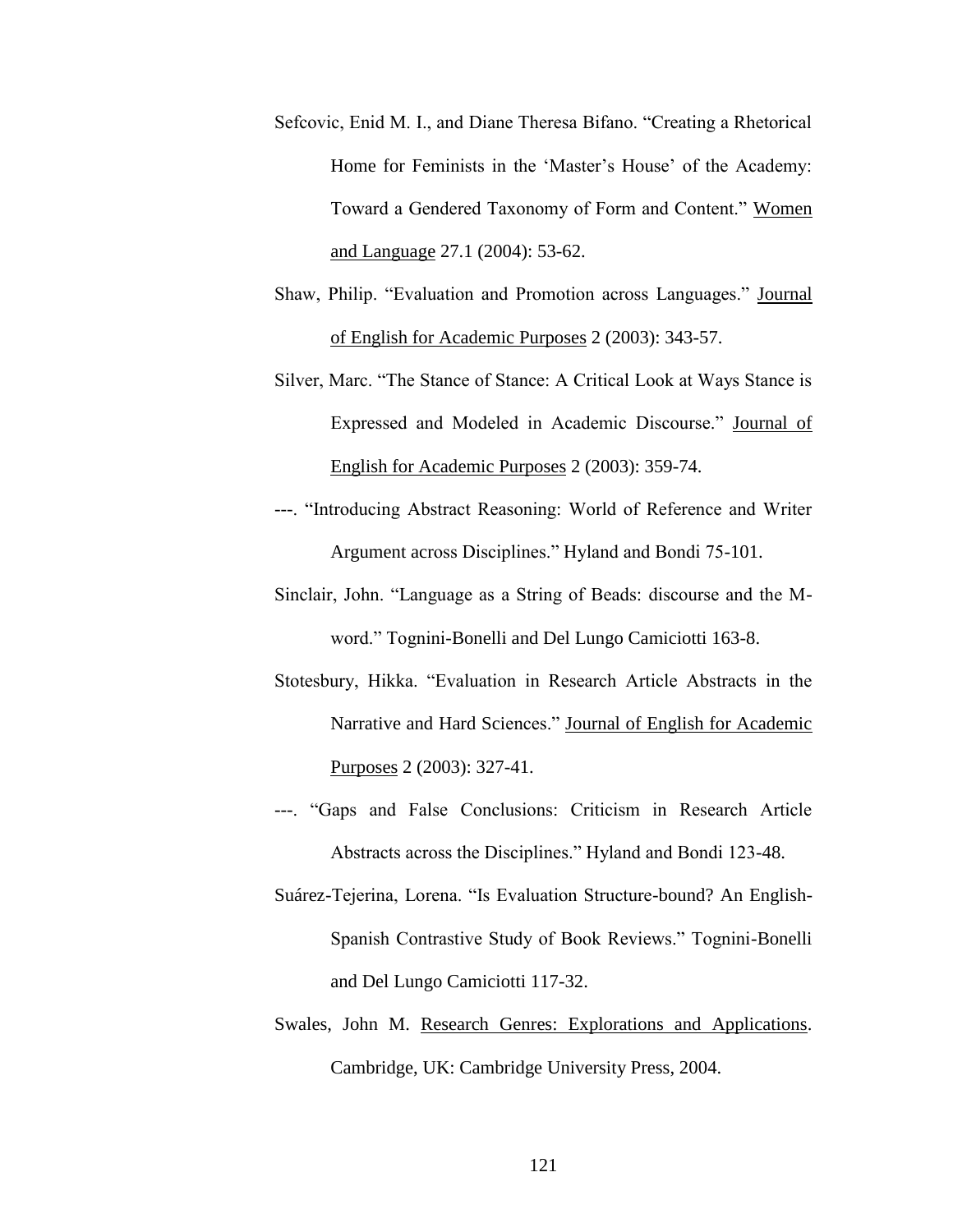Sefcovic, Enid M. I., and Diane Theresa Bifano. "Creating a Rhetorical Home for Feminists in the 'Master's House' of the Academy: Toward a Gendered Taxonomy of Form and Content." <u>Women and Language</u> 27.1 (2004): 53-62.

Shaw, Philip. "Evaluation and Promotion across Languages." <u>Journal of English for Academic Purposes</u> 2 (2003): 343-57.

Silver, Marc. "The Stance of Stance: A Critical Look at Ways Stance is Expressed and Modeled in Academic Discourse." <u>Journal of English for Academic Purposes</u> 2 (2003): 359-74.

---. "Introducing Abstract Reasoning: World of Reference and Writer Argument across Disciplines." Hyland and Bondi 75-101.

Sinclair, John. "Language as a String of Beads: discourse and the M-word." Tognini-Bonelli and Del Lungo Camiciotti 163-8.

Stotesbury, Hikka. "Evaluation in Research Article Abstracts in the Narrative and Hard Sciences." <u>Journal of English for Academic Purposes</u> 2 (2003): 327-41.

---. "Gaps and False Conclusions: Criticism in Research Article Abstracts across the Disciplines." Hyland and Bondi 123-48.

Suárez-Tejerina, Lorena. "Is Evaluation Structure-bound? An English-Spanish Contrastive Study of Book Reviews." Tognini-Bonelli and Del Lungo Camiciotti 117-32.

Swales, John M. <u>Research Genres: Explorations and Applications</u>. Cambridge, UK: Cambridge University Press, 2004.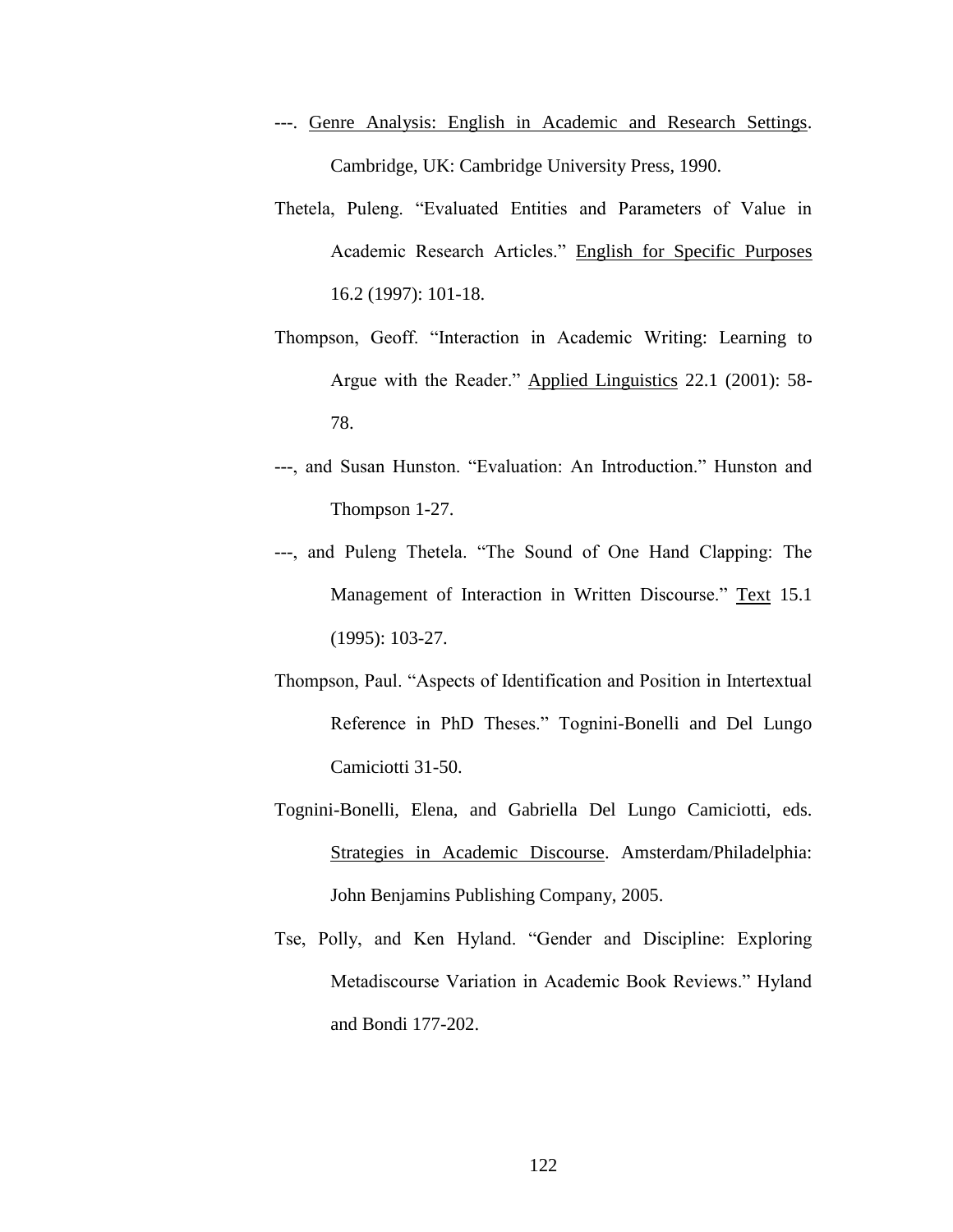---. <u>Genre Analysis: English in Academic and Research Settings</u>. Cambridge, UK: Cambridge University Press, 1990.

Thetela, Puleng. "Evaluated Entities and Parameters of Value in Academic Research Articles." <u>English for Specific Purposes</u> 16.2 (1997): 101-18.

Thompson, Geoff. "Interaction in Academic Writing: Learning to Argue with the Reader." <u>Applied Linguistics</u> 22.1 (2001): 58-78.

---, and Susan Hunston. "Evaluation: An Introduction." Hunston and Thompson 1-27.

---, and Puleng Thetela. "The Sound of One Hand Clapping: The Management of Interaction in Written Discourse." <u>Text</u> 15.1 (1995): 103-27.

Thompson, Paul. "Aspects of Identification and Position in Intertextual Reference in PhD Theses." Tognini-Bonelli and Del Lungo Camiciotti 31-50.

Tognini-Bonelli, Elena, and Gabriella Del Lungo Camiciotti, eds. <u>Strategies in Academic Discourse</u>. Amsterdam/Philadelphia: John Benjamins Publishing Company, 2005.

Tse, Polly, and Ken Hyland. "Gender and Discipline: Exploring Metadiscourse Variation in Academic Book Reviews." Hyland and Bondi 177-202.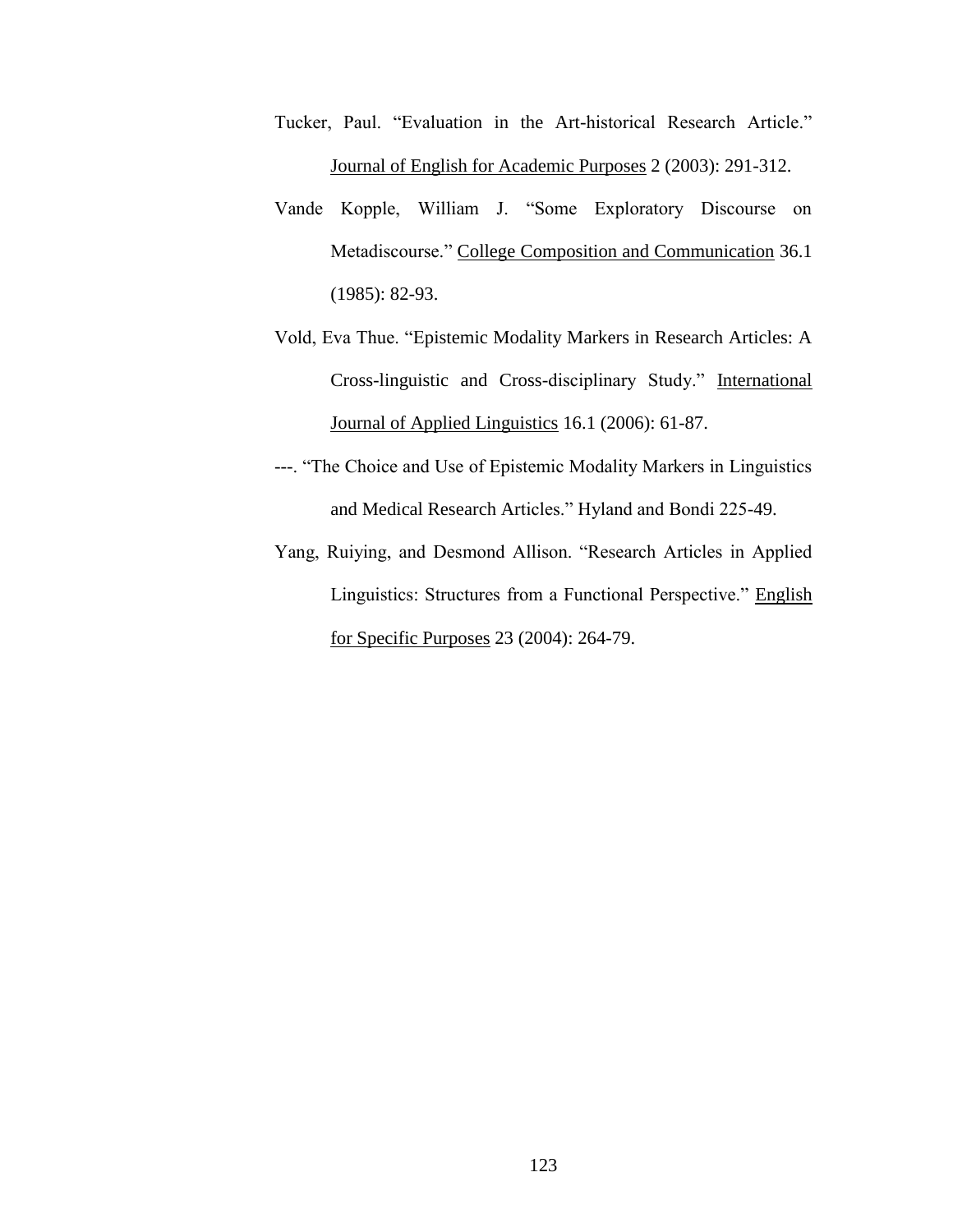Tucker, Paul. “Evaluation in the Art-historical Research Article.” Journal of English for Academic Purposes 2 (2003): 291-312.

Vande Kopple, William J. “Some Exploratory Discourse on Metadiscourse.” College Composition and Communication 36.1 (1985): 82-93.

Vold, Eva Thue. “Epistemic Modality Markers in Research Articles: A Cross-linguistic and Cross-disciplinary Study.” International Journal of Applied Linguistics 16.1 (2006): 61-87.

---. “The Choice and Use of Epistemic Modality Markers in Linguistics and Medical Research Articles.” Hyland and Bondi 225-49.

Yang, Ruiying, and Desmond Allison. “Research Articles in Applied Linguistics: Structures from a Functional Perspective.” English for Specific Purposes 23 (2004): 264-79.